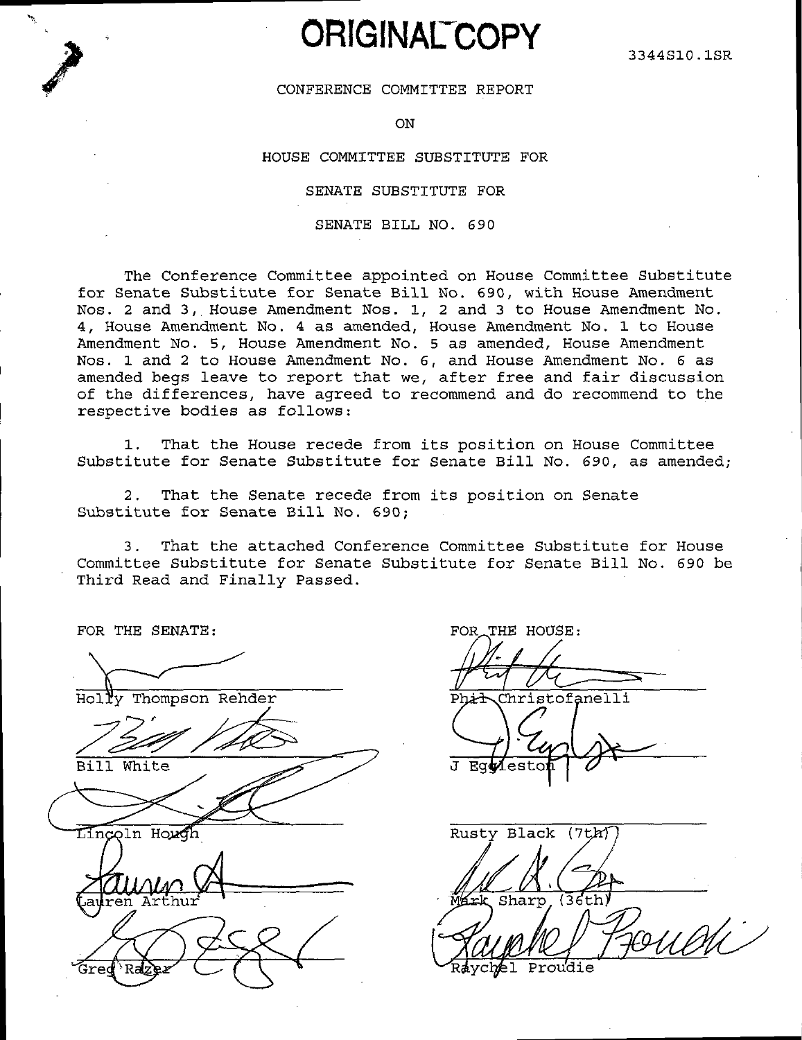# ORIGINAL COPY

3344S10.1SR

CONFERENCE COMMITTEE REPORT

ON

HOUSE COMMITTEE SUBSTITUTE FOR

SENATE SUBSTITUTE FOR

SENATE BILL NO. 690

The Conference Committee appointed on House Committee Substitute for Senate Substitute for Senate Bill No. 690, with House Amendment Nos. 2 and 3, House Amendment Nos. 1, 2 and 3 to House Amendment No. 4, House Amendment No. 4 as amended, House Amendment No. 1 to House Amendment No. 5, House Amendment No. 5 as amended, House Amendment Nos. 1 and 2 to House Amendment No. 6, and House Amendment No. 6 as amended begs leave to report that we, after free and fair discussion of the differences, have agreed to recommend and do recommend to the respective bodies as follows:

1. That the House recede from its position on House Committee Substitute for Senate Substitute for Senate Bill No. 690, as amended;

2. That the Senate recede from its position on Senate Substitute for Senate Bill No. 690;

3. That the attached Conference Committee Substitute for House Committee Substitute for Senate Substitute for Senate Bill No. 690 be Third Read and Finally Passed.

| FOR THE SENATE: | FOR THE HOUSE: |
|---|---|
| Holly Thompson Rehder | Phil Christofanelli |
| Bill White | J Eggleston |
| Lincoln Hough | Rusty Black (7th) |
| Lauren Arthur | Mark Sharp (36th) |
| Greg Razer | Raychel Proudie |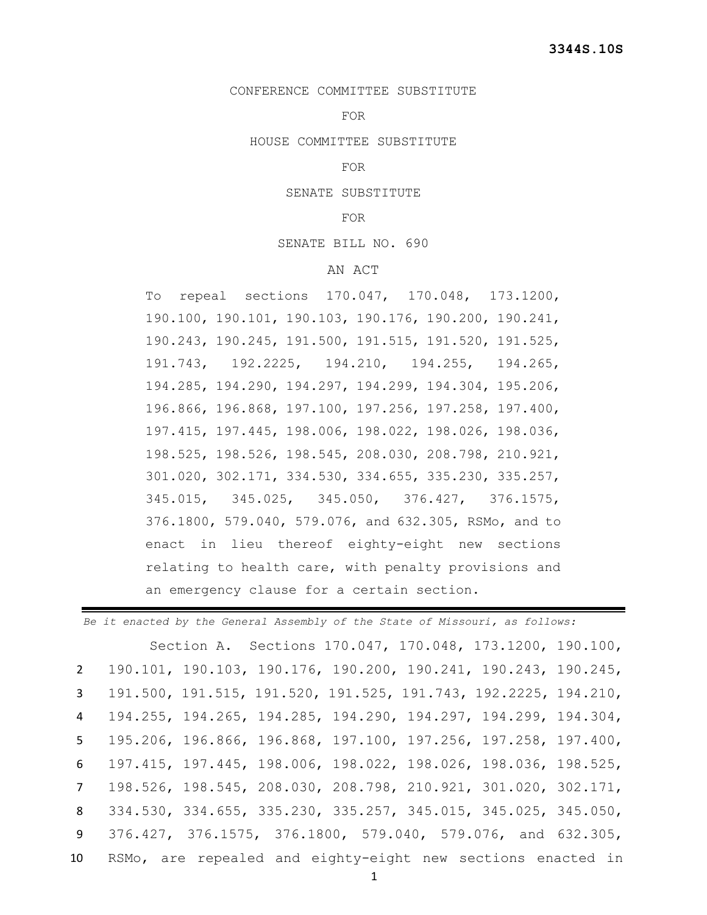**3344S.10S**

CONFERENCE COMMITTEE SUBSTITUTE

FOR

HOUSE COMMITTEE SUBSTITUTE

FOR

SENATE SUBSTITUTE

FOR

SENATE BILL NO. 690

AN ACT

To repeal sections 170.047, 170.048, 173.1200, 190.100, 190.101, 190.103, 190.176, 190.200, 190.241, 190.243, 190.245, 191.500, 191.515, 191.520, 191.525, 191.743, 192.2225, 194.210, 194.255, 194.265, 194.285, 194.290, 194.297, 194.299, 194.304, 195.206, 196.866, 196.868, 197.100, 197.256, 197.258, 197.400, 197.415, 197.445, 198.006, 198.022, 198.026, 198.036, 198.525, 198.526, 198.545, 208.030, 208.798, 210.921, 301.020, 302.171, 334.530, 334.655, 335.230, 335.257, 345.015, 345.025, 345.050, 376.427, 376.1575, 376.1800, 579.040, 579.076, and 632.305, RSMo, and to enact in lieu thereof eighty-eight new sections relating to health care, with penalty provisions and an emergency clause for a certain section.

---

*Be it enacted by the General Assembly of the State of Missouri, as follows:*

Section A. Sections 170.047, 170.048, 173.1200, 190.100,
2 190.101, 190.103, 190.176, 190.200, 190.241, 190.243, 190.245,
3 191.500, 191.515, 191.520, 191.525, 191.743, 192.2225, 194.210,
4 194.255, 194.265, 194.285, 194.290, 194.297, 194.299, 194.304,
5 195.206, 196.866, 196.868, 197.100, 197.256, 197.258, 197.400,
6 197.415, 197.445, 198.006, 198.022, 198.026, 198.036, 198.525,
7 198.526, 198.545, 208.030, 208.798, 210.921, 301.020, 302.171,
8 334.530, 334.655, 335.230, 335.257, 345.015, 345.025, 345.050,
9 376.427, 376.1575, 376.1800, 579.040, 579.076, and 632.305,
10 RSMo, are repealed and eighty-eight new sections enacted in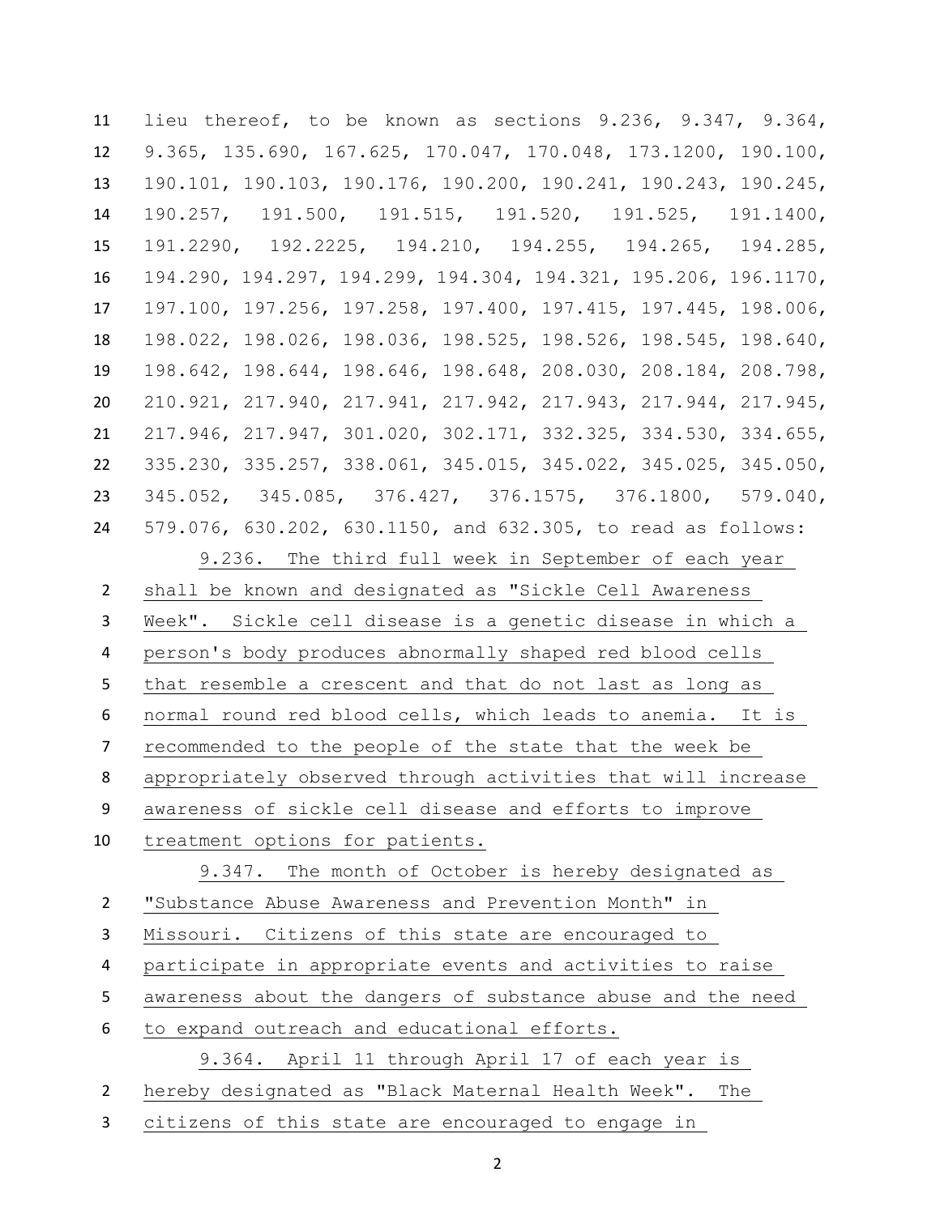lieu thereof, to be known as sections 9.236, 9.347, 9.364, 9.365, 135.690, 167.625, 170.047, 170.048, 173.1200, 190.100, 190.101, 190.103, 190.176, 190.200, 190.241, 190.243, 190.245, 190.257, 191.500, 191.515, 191.520, 191.525, 191.1400, 191.2290, 192.2225, 194.210, 194.255, 194.265, 194.285, 194.290, 194.297, 194.299, 194.304, 194.321, 195.206, 196.1170, 197.100, 197.256, 197.258, 197.400, 197.415, 197.445, 198.006, 198.022, 198.026, 198.036, 198.525, 198.526, 198.545, 198.640, 198.642, 198.644, 198.646, 198.648, 208.030, 208.184, 208.798, 210.921, 217.940, 217.941, 217.942, 217.943, 217.944, 217.945, 217.946, 217.947, 301.020, 302.171, 332.325, 334.530, 334.655, 335.230, 335.257, 338.061, 345.015, 345.022, 345.025, 345.050, 345.052, 345.085, 376.427, 376.1575, 376.1800, 579.040, 579.076, 630.202, 630.1150, and 632.305, to read as follows:

9.236. The third full week in September of each year shall be known and designated as "Sickle Cell Awareness Week". Sickle cell disease is a genetic disease in which a person's body produces abnormally shaped red blood cells that resemble a crescent and that do not last as long as normal round red blood cells, which leads to anemia. It is recommended to the people of the state that the week be appropriately observed through activities that will increase awareness of sickle cell disease and efforts to improve treatment options for patients.

9.347. The month of October is hereby designated as "Substance Abuse Awareness and Prevention Month" in Missouri. Citizens of this state are encouraged to participate in appropriate events and activities to raise awareness about the dangers of substance abuse and the need to expand outreach and educational efforts.

9.364. April 11 through April 17 of each year is hereby designated as "Black Maternal Health Week". The citizens of this state are encouraged to engage in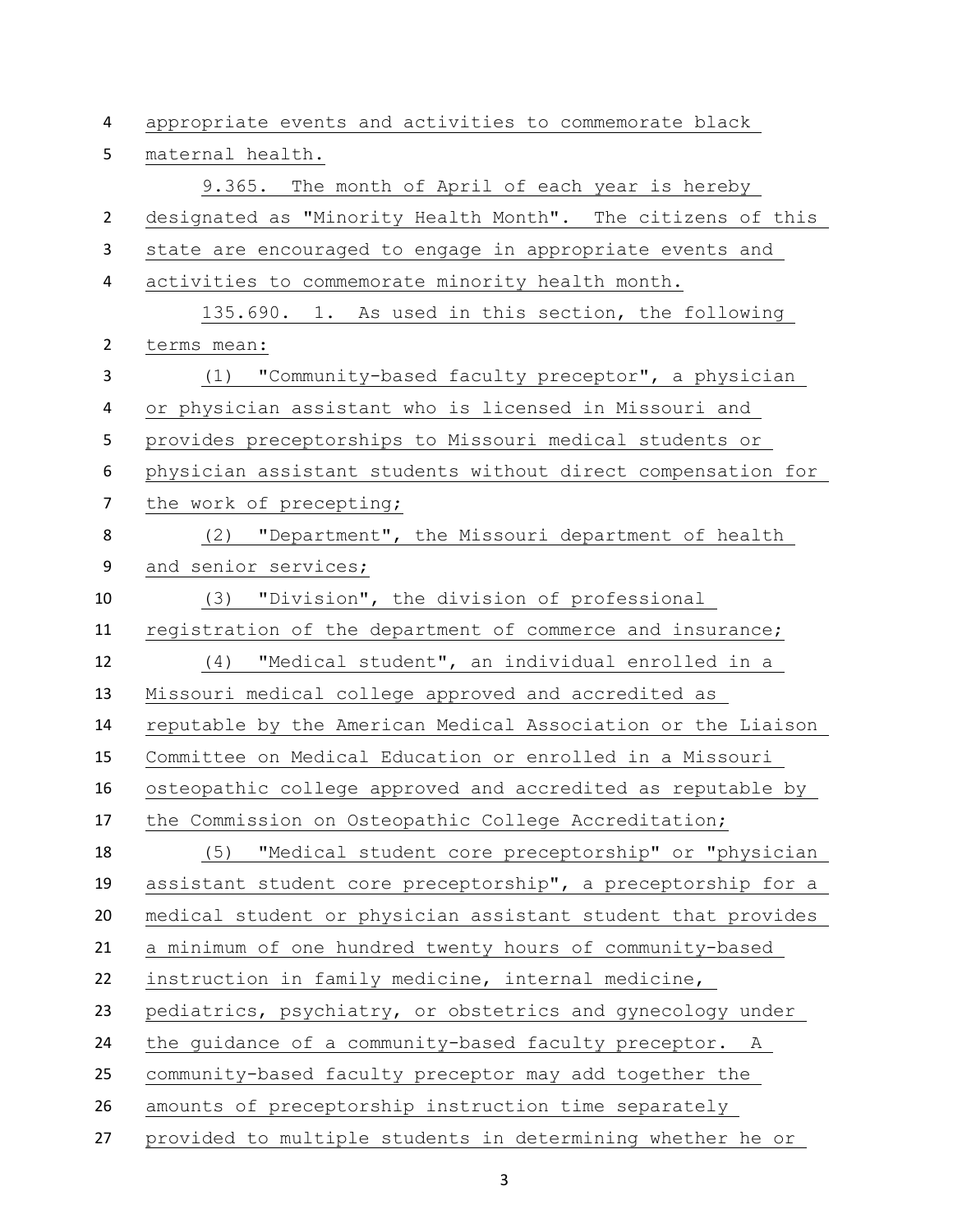appropriate events and activities to commemorate black maternal health.

9.365. The month of April of each year is hereby designated as "Minority Health Month". The citizens of this state are encouraged to engage in appropriate events and activities to commemorate minority health month.

135.690. 1. As used in this section, the following terms mean:

(1) "Community-based faculty preceptor", a physician or physician assistant who is licensed in Missouri and provides preceptorships to Missouri medical students or physician assistant students without direct compensation for the work of precepting;

(2) "Department", the Missouri department of health and senior services;

(3) "Division", the division of professional registration of the department of commerce and insurance;

(4) "Medical student", an individual enrolled in a Missouri medical college approved and accredited as reputable by the American Medical Association or the Liaison Committee on Medical Education or enrolled in a Missouri osteopathic college approved and accredited as reputable by the Commission on Osteopathic College Accreditation;

(5) "Medical student core preceptorship" or "physician assistant student core preceptorship", a preceptorship for a medical student or physician assistant student that provides a minimum of one hundred twenty hours of community-based instruction in family medicine, internal medicine, pediatrics, psychiatry, or obstetrics and gynecology under the guidance of a community-based faculty preceptor. A community-based faculty preceptor may add together the amounts of preceptorship instruction time separately provided to multiple students in determining whether he or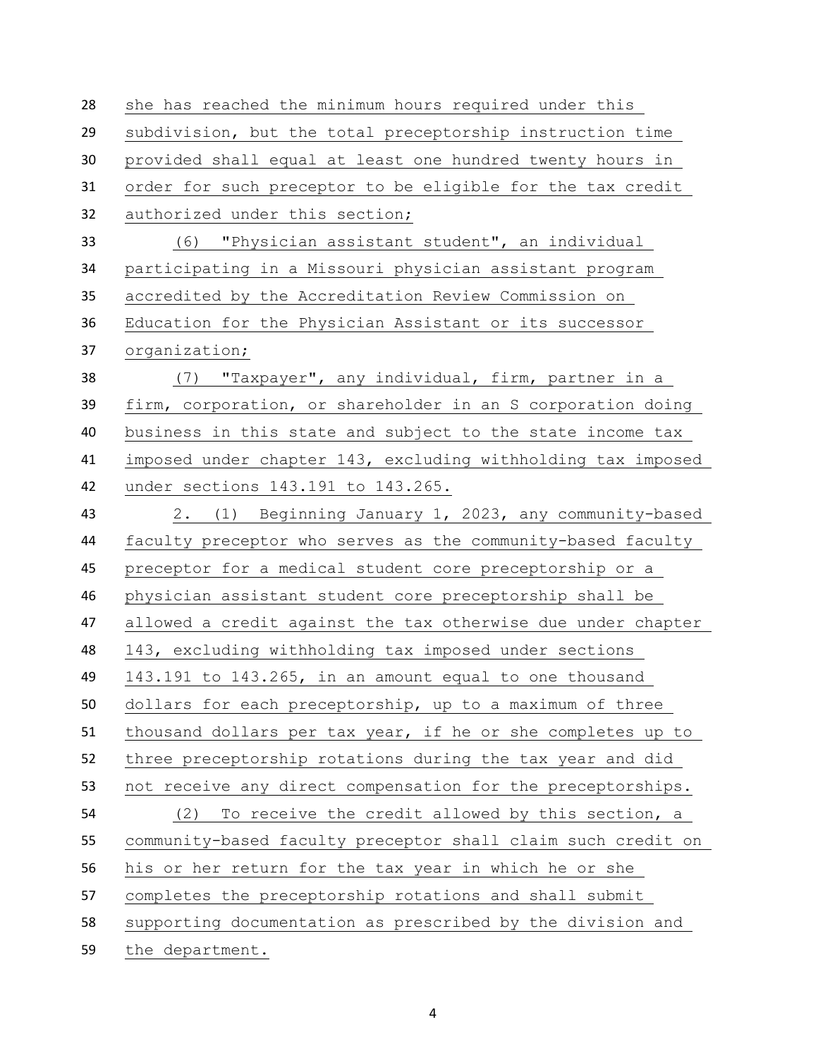she has reached the minimum hours required under this subdivision, but the total preceptorship instruction time provided shall equal at least one hundred twenty hours in order for such preceptor to be eligible for the tax credit authorized under this section;

(6) "Physician assistant student", an individual participating in a Missouri physician assistant program accredited by the Accreditation Review Commission on Education for the Physician Assistant or its successor organization;

(7) "Taxpayer", any individual, firm, partner in a firm, corporation, or shareholder in an S corporation doing business in this state and subject to the state income tax imposed under chapter 143, excluding withholding tax imposed under sections 143.191 to 143.265.

2. (1) Beginning January 1, 2023, any community-based faculty preceptor who serves as the community-based faculty preceptor for a medical student core preceptorship or a physician assistant student core preceptorship shall be allowed a credit against the tax otherwise due under chapter 143, excluding withholding tax imposed under sections 143.191 to 143.265, in an amount equal to one thousand dollars for each preceptorship, up to a maximum of three thousand dollars per tax year, if he or she completes up to three preceptorship rotations during the tax year and did not receive any direct compensation for the preceptorships.

(2) To receive the credit allowed by this section, a community-based faculty preceptor shall claim such credit on his or her return for the tax year in which he or she completes the preceptorship rotations and shall submit supporting documentation as prescribed by the division and the department.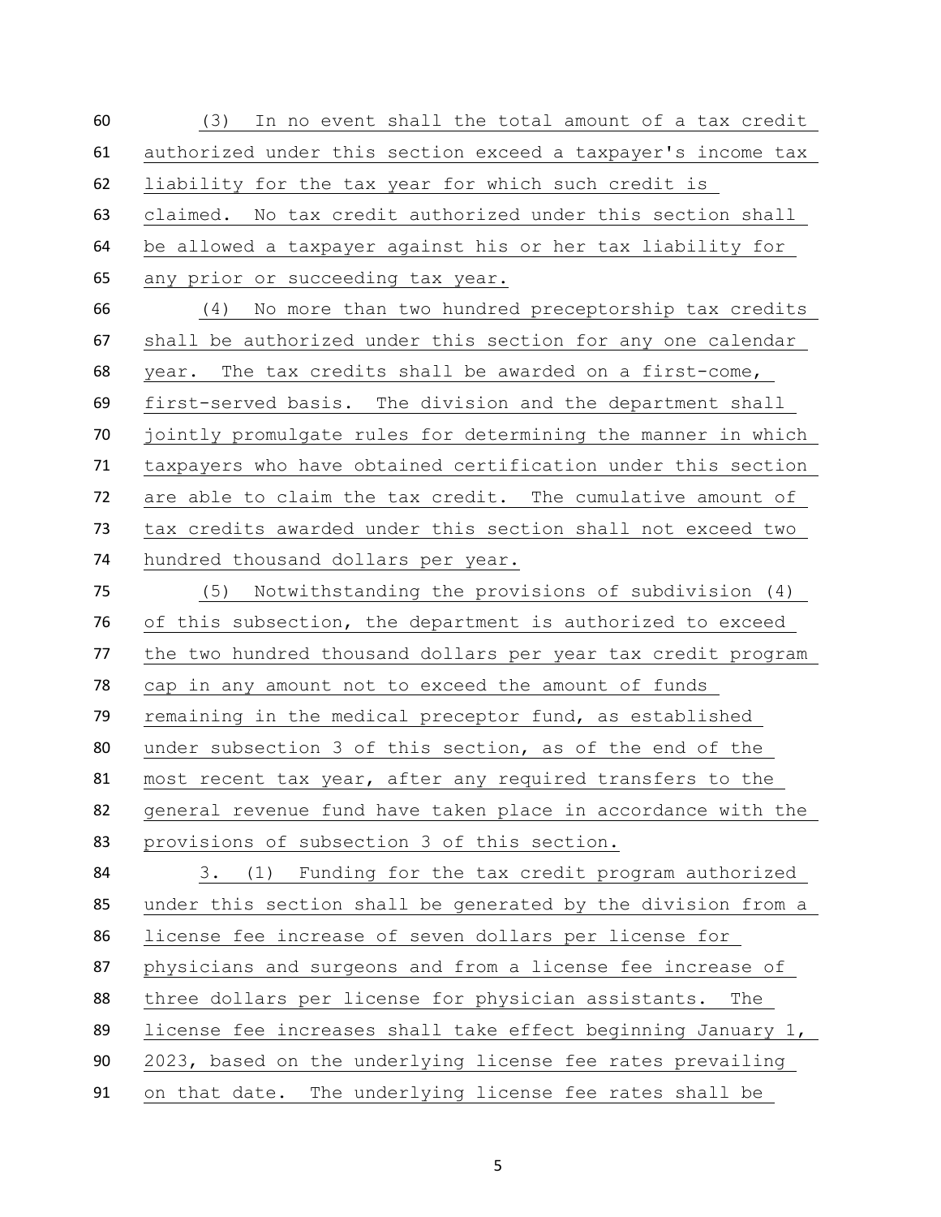(3) In no event shall the total amount of a tax credit authorized under this section exceed a taxpayer's income tax liability for the tax year for which such credit is claimed. No tax credit authorized under this section shall be allowed a taxpayer against his or her tax liability for any prior or succeeding tax year.

(4) No more than two hundred preceptorship tax credits shall be authorized under this section for any one calendar year. The tax credits shall be awarded on a first-come, first-served basis. The division and the department shall jointly promulgate rules for determining the manner in which taxpayers who have obtained certification under this section are able to claim the tax credit. The cumulative amount of tax credits awarded under this section shall not exceed two hundred thousand dollars per year.

(5) Notwithstanding the provisions of subdivision (4) of this subsection, the department is authorized to exceed the two hundred thousand dollars per year tax credit program cap in any amount not to exceed the amount of funds remaining in the medical preceptor fund, as established under subsection 3 of this section, as of the end of the most recent tax year, after any required transfers to the general revenue fund have taken place in accordance with the provisions of subsection 3 of this section.

3. (1) Funding for the tax credit program authorized under this section shall be generated by the division from a license fee increase of seven dollars per license for physicians and surgeons and from a license fee increase of three dollars per license for physician assistants. The license fee increases shall take effect beginning January 1, 2023, based on the underlying license fee rates prevailing on that date. The underlying license fee rates shall be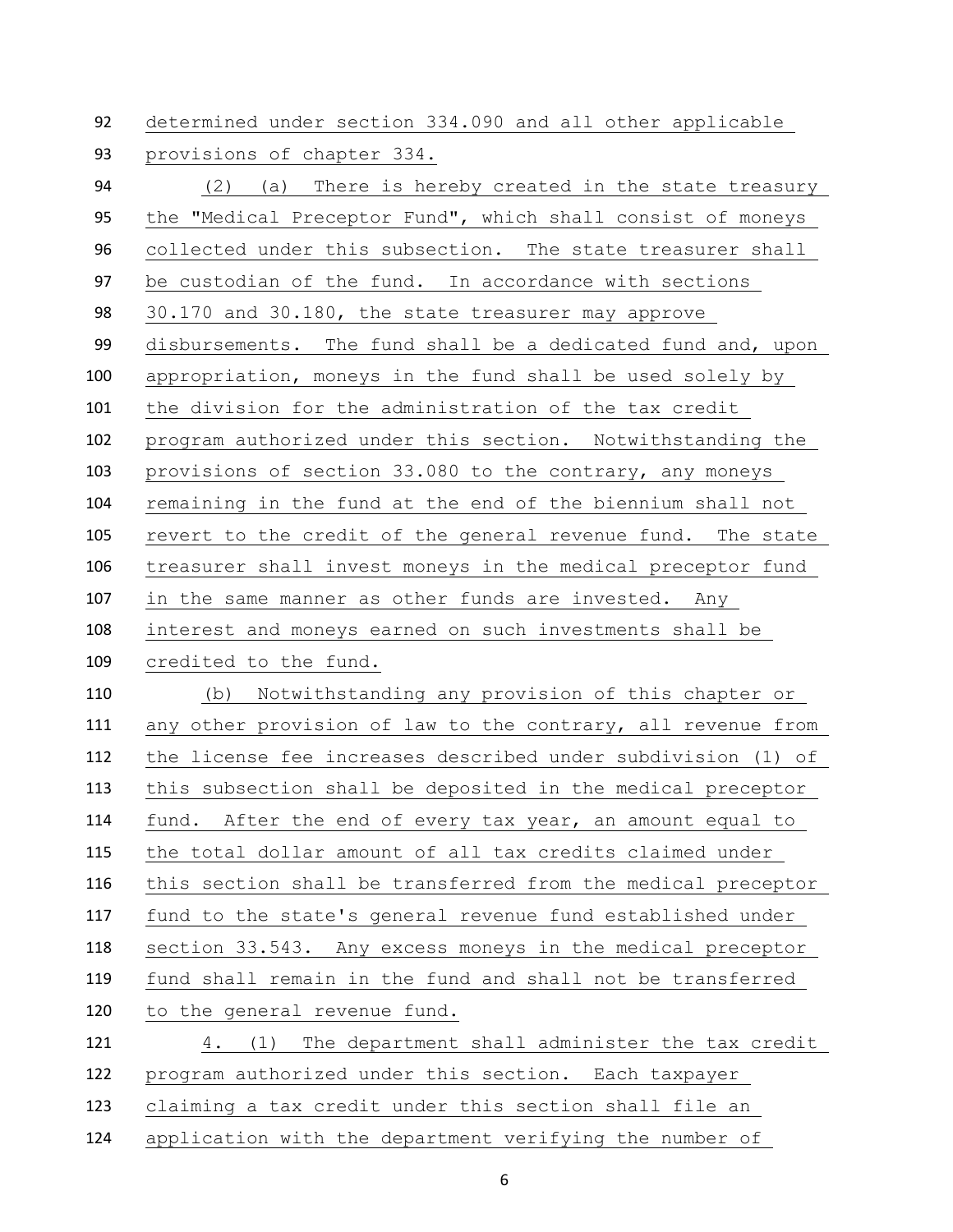determined under section 334.090 and all other applicable provisions of chapter 334.

(2) (a) There is hereby created in the state treasury the "Medical Preceptor Fund", which shall consist of moneys collected under this subsection. The state treasurer shall be custodian of the fund. In accordance with sections 30.170 and 30.180, the state treasurer may approve disbursements. The fund shall be a dedicated fund and, upon appropriation, moneys in the fund shall be used solely by the division for the administration of the tax credit program authorized under this section. Notwithstanding the provisions of section 33.080 to the contrary, any moneys remaining in the fund at the end of the biennium shall not revert to the credit of the general revenue fund. The state treasurer shall invest moneys in the medical preceptor fund in the same manner as other funds are invested. Any interest and moneys earned on such investments shall be credited to the fund.

(b) Notwithstanding any provision of this chapter or any other provision of law to the contrary, all revenue from the license fee increases described under subdivision (1) of this subsection shall be deposited in the medical preceptor fund. After the end of every tax year, an amount equal to the total dollar amount of all tax credits claimed under this section shall be transferred from the medical preceptor fund to the state's general revenue fund established under section 33.543. Any excess moneys in the medical preceptor fund shall remain in the fund and shall not be transferred to the general revenue fund.

4. (1) The department shall administer the tax credit program authorized under this section. Each taxpayer claiming a tax credit under this section shall file an application with the department verifying the number of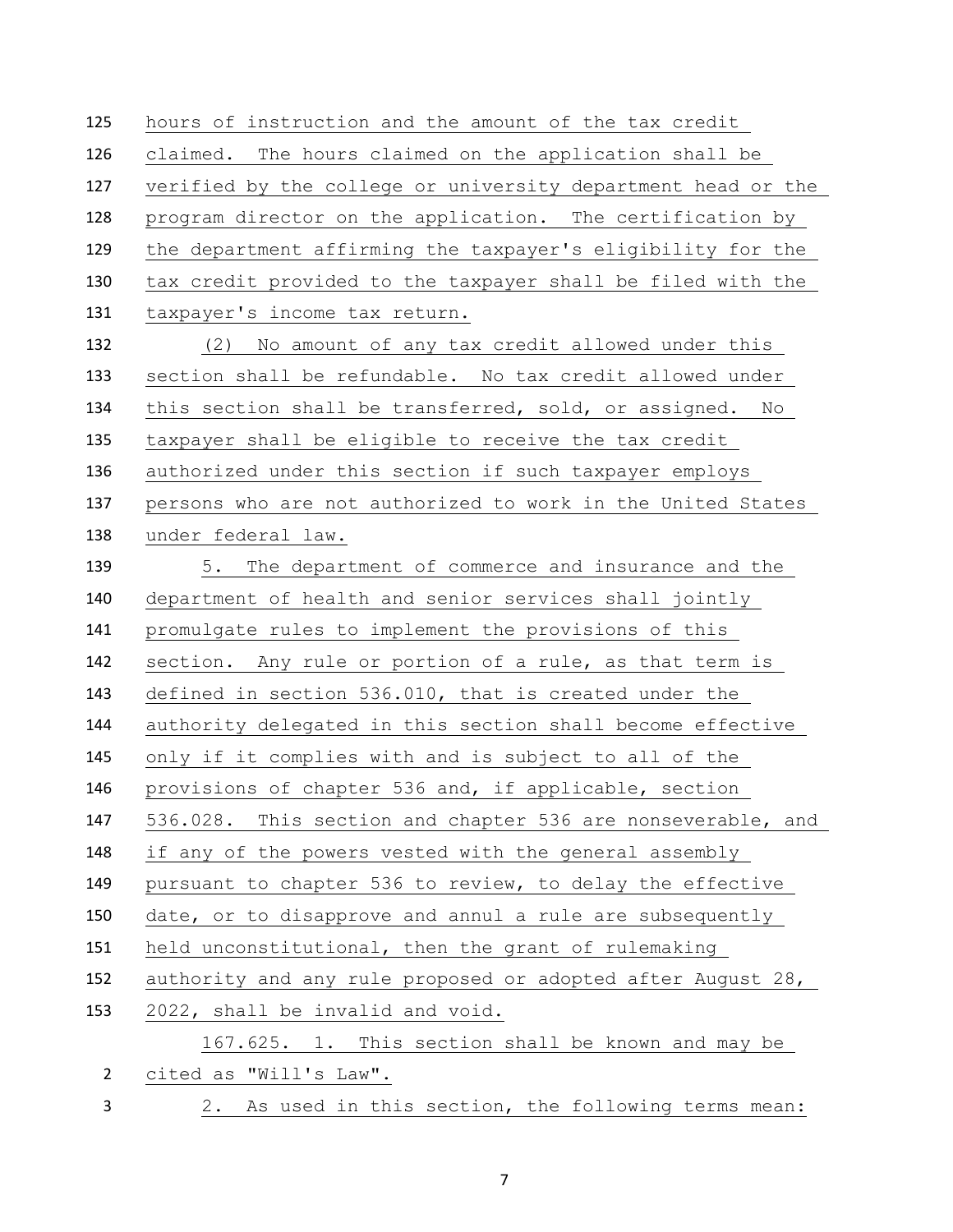hours of instruction and the amount of the tax credit claimed. The hours claimed on the application shall be verified by the college or university department head or the program director on the application. The certification by the department affirming the taxpayer's eligibility for the tax credit provided to the taxpayer shall be filed with the taxpayer's income tax return.

(2) No amount of any tax credit allowed under this section shall be refundable. No tax credit allowed under this section shall be transferred, sold, or assigned. No taxpayer shall be eligible to receive the tax credit authorized under this section if such taxpayer employs persons who are not authorized to work in the United States under federal law.

5. The department of commerce and insurance and the department of health and senior services shall jointly promulgate rules to implement the provisions of this section. Any rule or portion of a rule, as that term is defined in section 536.010, that is created under the authority delegated in this section shall become effective only if it complies with and is subject to all of the provisions of chapter 536 and, if applicable, section 536.028. This section and chapter 536 are nonseverable, and if any of the powers vested with the general assembly pursuant to chapter 536 to review, to delay the effective date, or to disapprove and annul a rule are subsequently held unconstitutional, then the grant of rulemaking authority and any rule proposed or adopted after August 28, 2022, shall be invalid and void.

167.625. 1. This section shall be known and may be cited as "Will's Law".

2. As used in this section, the following terms mean: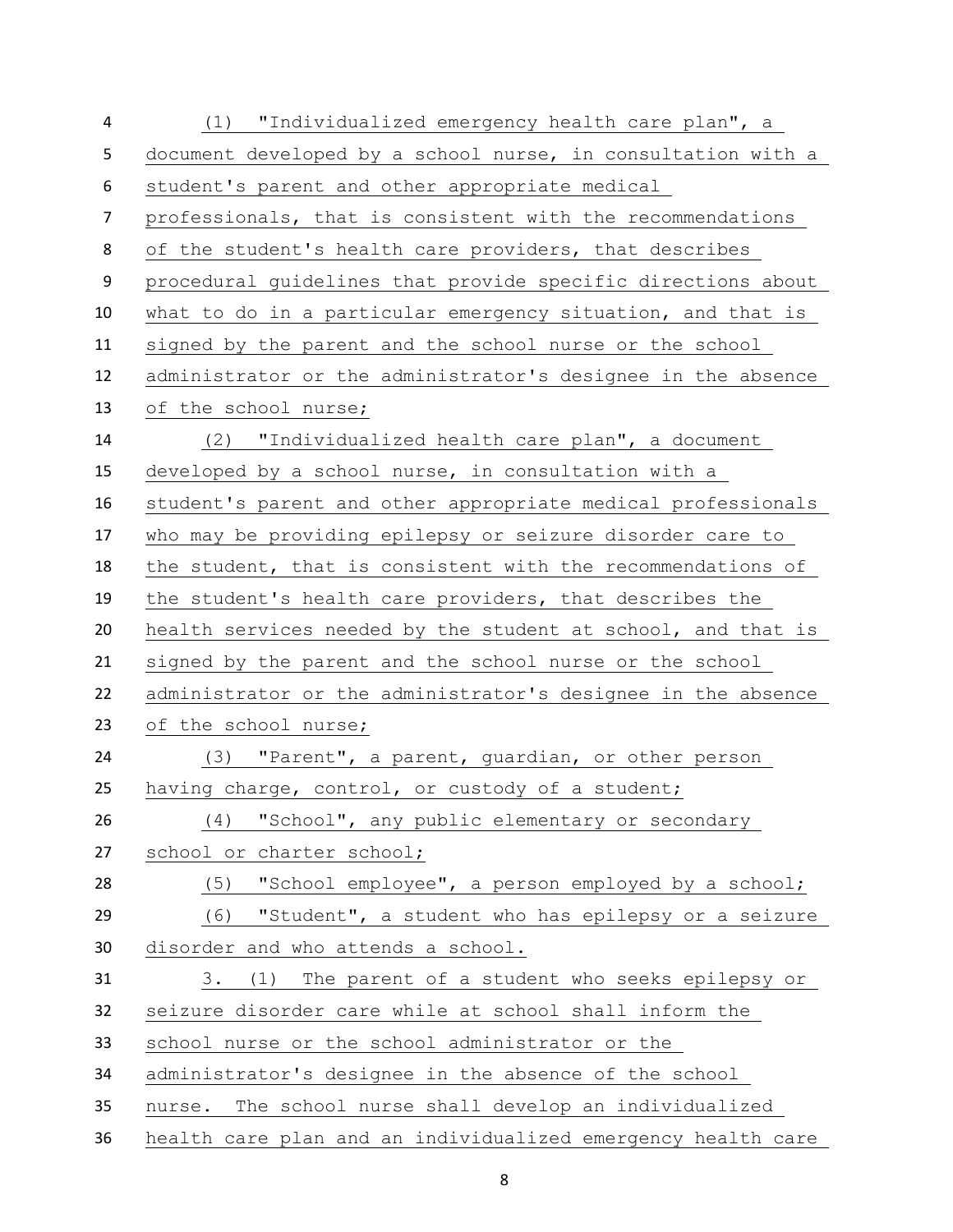(1) "Individualized emergency health care plan", a document developed by a school nurse, in consultation with a student's parent and other appropriate medical professionals, that is consistent with the recommendations of the student's health care providers, that describes procedural guidelines that provide specific directions about what to do in a particular emergency situation, and that is signed by the parent and the school nurse or the school administrator or the administrator's designee in the absence of the school nurse;

(2) "Individualized health care plan", a document developed by a school nurse, in consultation with a student's parent and other appropriate medical professionals who may be providing epilepsy or seizure disorder care to the student, that is consistent with the recommendations of the student's health care providers, that describes the health services needed by the student at school, and that is signed by the parent and the school nurse or the school administrator or the administrator's designee in the absence of the school nurse;

(3) "Parent", a parent, guardian, or other person having charge, control, or custody of a student;

(4) "School", any public elementary or secondary school or charter school;

(5) "School employee", a person employed by a school;

(6) "Student", a student who has epilepsy or a seizure disorder and who attends a school.

3. (1) The parent of a student who seeks epilepsy or seizure disorder care while at school shall inform the school nurse or the school administrator or the administrator's designee in the absence of the school nurse. The school nurse shall develop an individualized health care plan and an individualized emergency health care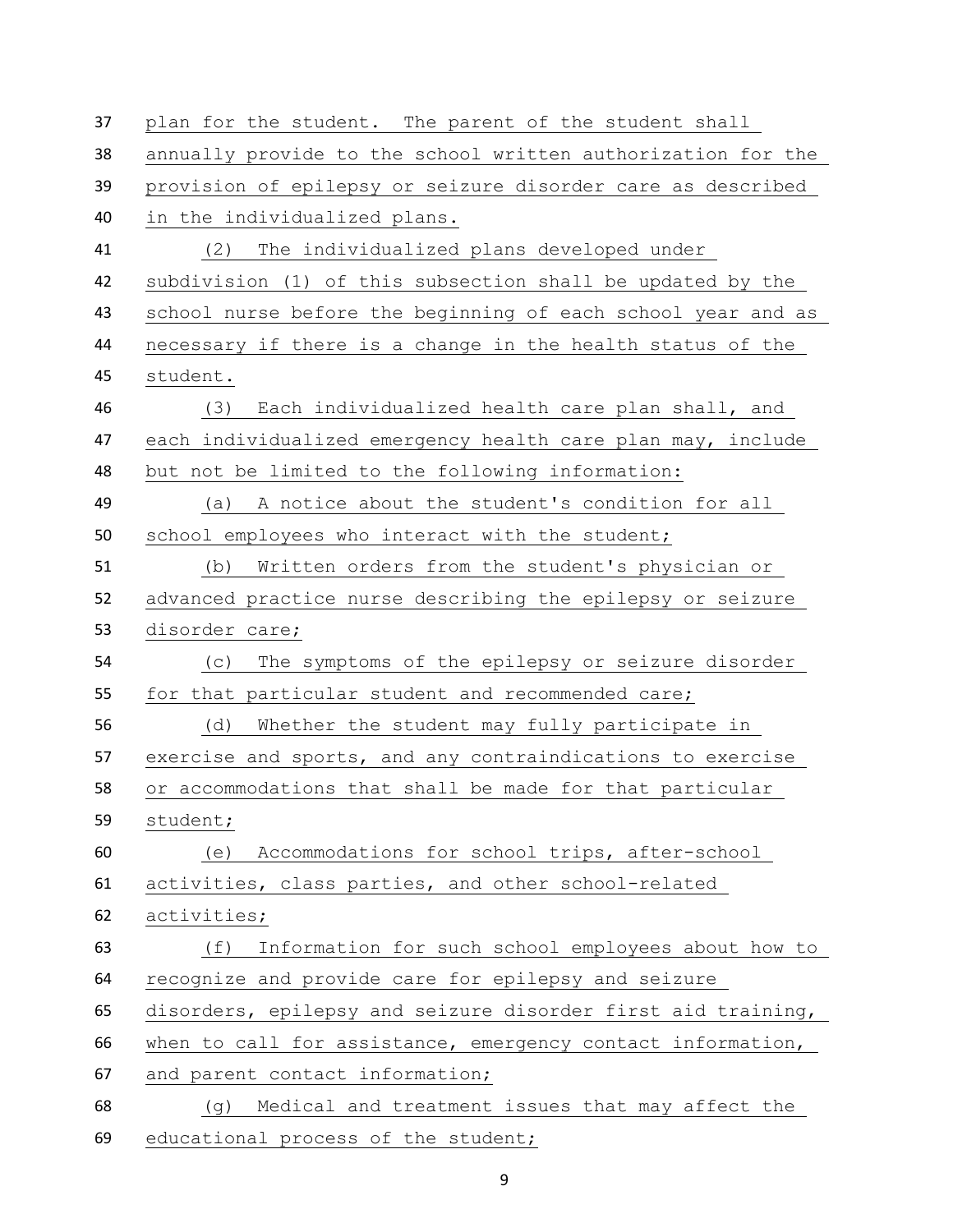plan for the student. The parent of the student shall annually provide to the school written authorization for the provision of epilepsy or seizure disorder care as described in the individualized plans.

(2) The individualized plans developed under subdivision (1) of this subsection shall be updated by the school nurse before the beginning of each school year and as necessary if there is a change in the health status of the student.

(3) Each individualized health care plan shall, and each individualized emergency health care plan may, include but not be limited to the following information:

(a) A notice about the student's condition for all school employees who interact with the student;

(b) Written orders from the student's physician or advanced practice nurse describing the epilepsy or seizure disorder care;

(c) The symptoms of the epilepsy or seizure disorder for that particular student and recommended care;

(d) Whether the student may fully participate in exercise and sports, and any contraindications to exercise or accommodations that shall be made for that particular student;

(e) Accommodations for school trips, after-school activities, class parties, and other school-related activities;

(f) Information for such school employees about how to recognize and provide care for epilepsy and seizure disorders, epilepsy and seizure disorder first aid training, when to call for assistance, emergency contact information, and parent contact information;

(g) Medical and treatment issues that may affect the educational process of the student;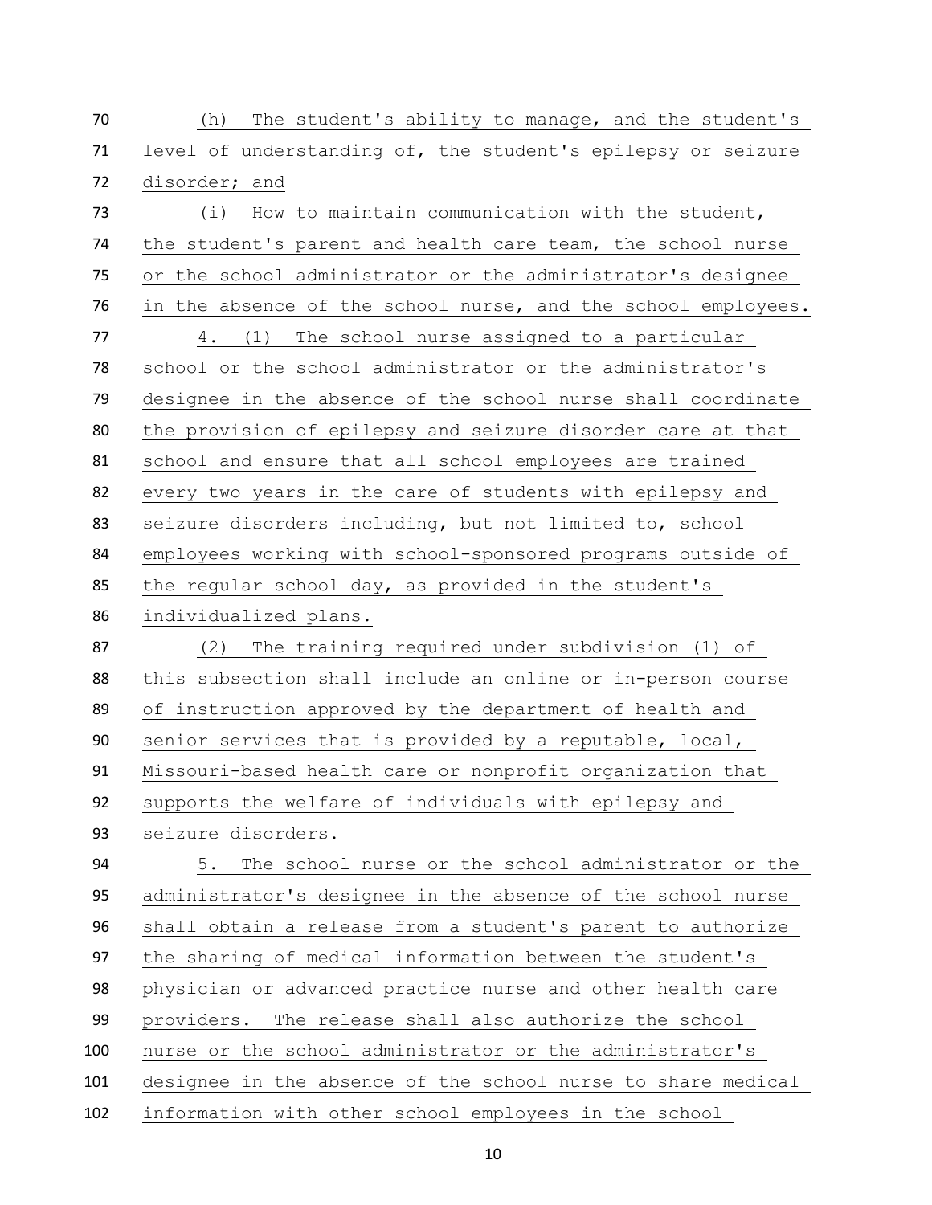(h) The student's ability to manage, and the student's level of understanding of, the student's epilepsy or seizure disorder; and

(i) How to maintain communication with the student, the student's parent and health care team, the school nurse or the school administrator or the administrator's designee in the absence of the school nurse, and the school employees.

4. (1) The school nurse assigned to a particular school or the school administrator or the administrator's designee in the absence of the school nurse shall coordinate the provision of epilepsy and seizure disorder care at that school and ensure that all school employees are trained every two years in the care of students with epilepsy and seizure disorders including, but not limited to, school employees working with school-sponsored programs outside of the regular school day, as provided in the student's individualized plans.

(2) The training required under subdivision (1) of this subsection shall include an online or in-person course of instruction approved by the department of health and senior services that is provided by a reputable, local, Missouri-based health care or nonprofit organization that supports the welfare of individuals with epilepsy and seizure disorders.

5. The school nurse or the school administrator or the administrator's designee in the absence of the school nurse shall obtain a release from a student's parent to authorize the sharing of medical information between the student's physician or advanced practice nurse and other health care providers. The release shall also authorize the school nurse or the school administrator or the administrator's designee in the absence of the school nurse to share medical information with other school employees in the school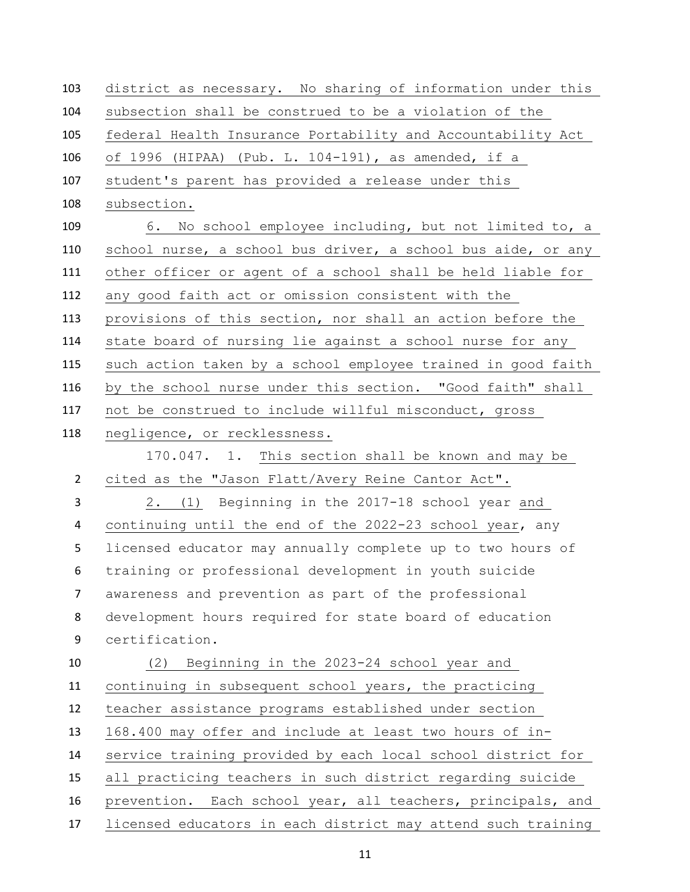district as necessary. No sharing of information under this subsection shall be construed to be a violation of the federal Health Insurance Portability and Accountability Act of 1996 (HIPAA) (Pub. L. 104-191), as amended, if a student's parent has provided a release under this subsection.

6. No school employee including, but not limited to, a school nurse, a school bus driver, a school bus aide, or any other officer or agent of a school shall be held liable for any good faith act or omission consistent with the provisions of this section, nor shall an action before the state board of nursing lie against a school nurse for any such action taken by a school employee trained in good faith by the school nurse under this section. "Good faith" shall not be construed to include willful misconduct, gross negligence, or recklessness.

170.047. 1. This section shall be known and may be cited as the "Jason Flatt/Avery Reine Cantor Act".

2. (1) Beginning in the 2017-18 school year and continuing until the end of the 2022-23 school year, any licensed educator may annually complete up to two hours of training or professional development in youth suicide awareness and prevention as part of the professional development hours required for state board of education certification.

(2) Beginning in the 2023-24 school year and continuing in subsequent school years, the practicing teacher assistance programs established under section 168.400 may offer and include at least two hours of in-service training provided by each local school district for all practicing teachers in such district regarding suicide prevention. Each school year, all teachers, principals, and licensed educators in each district may attend such training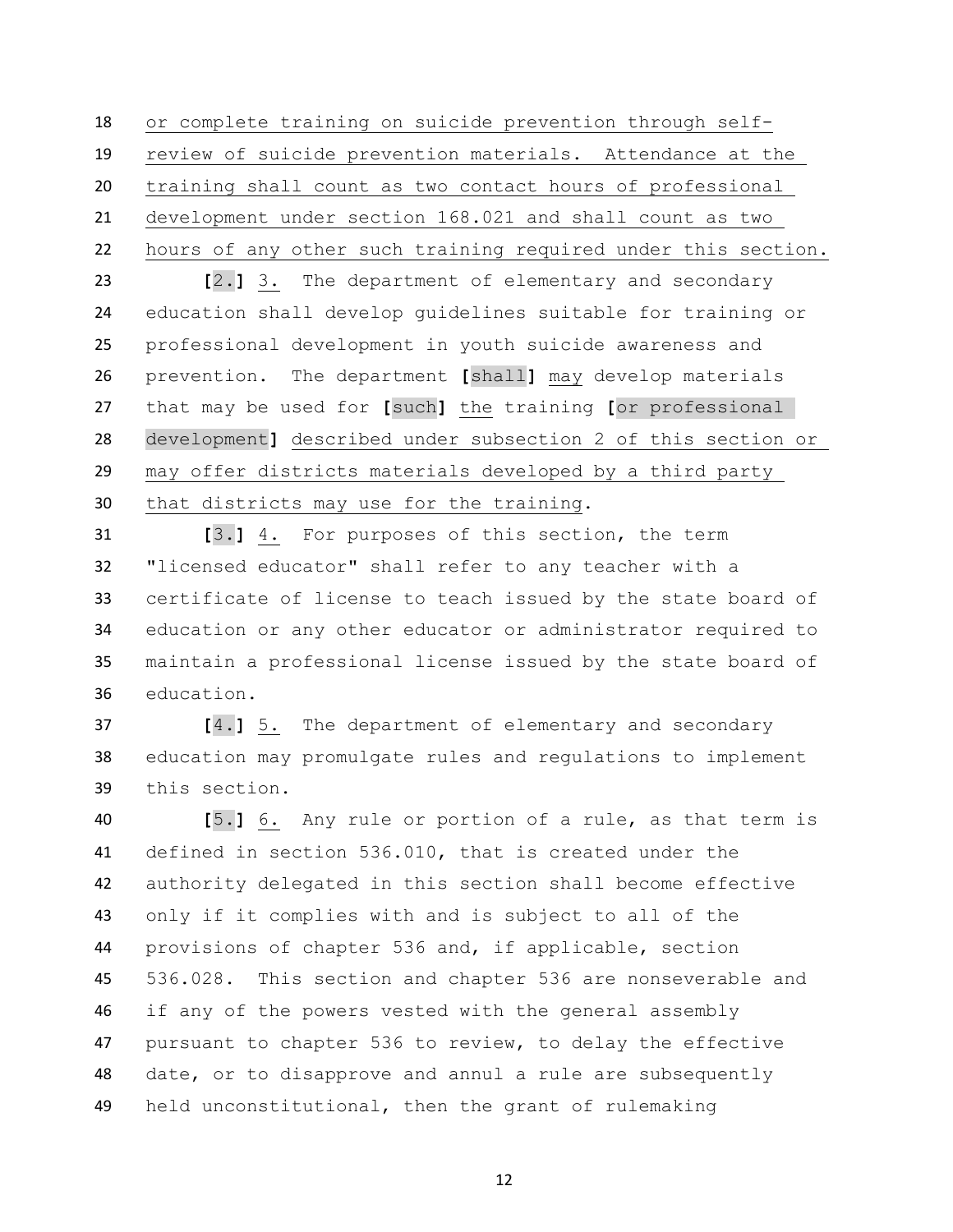18 or complete training on suicide prevention through self-
19 review of suicide prevention materials. Attendance at the
20 training shall count as two contact hours of professional
21 development under section 168.021 and shall count as two
22 hours of any other such training required under this section.

23 [2.] 3. The department of elementary and secondary
24 education shall develop guidelines suitable for training or
25 professional development in youth suicide awareness and
26 prevention. The department [shall] may develop materials
27 that may be used for [such] the training [or professional
28 development] described under subsection 2 of this section or
29 may offer districts materials developed by a third party
30 that districts may use for the training.

31 [3.] 4. For purposes of this section, the term
32 "licensed educator" shall refer to any teacher with a
33 certificate of license to teach issued by the state board of
34 education or any other educator or administrator required to
35 maintain a professional license issued by the state board of
36 education.

37 [4.] 5. The department of elementary and secondary
38 education may promulgate rules and regulations to implement
39 this section.

40 [5.] 6. Any rule or portion of a rule, as that term is
41 defined in section 536.010, that is created under the
42 authority delegated in this section shall become effective
43 only if it complies with and is subject to all of the
44 provisions of chapter 536 and, if applicable, section
45 536.028. This section and chapter 536 are nonseverable and
46 if any of the powers vested with the general assembly
47 pursuant to chapter 536 to review, to delay the effective
48 date, or to disapprove and annul a rule are subsequently
49 held unconstitutional, then the grant of rulemaking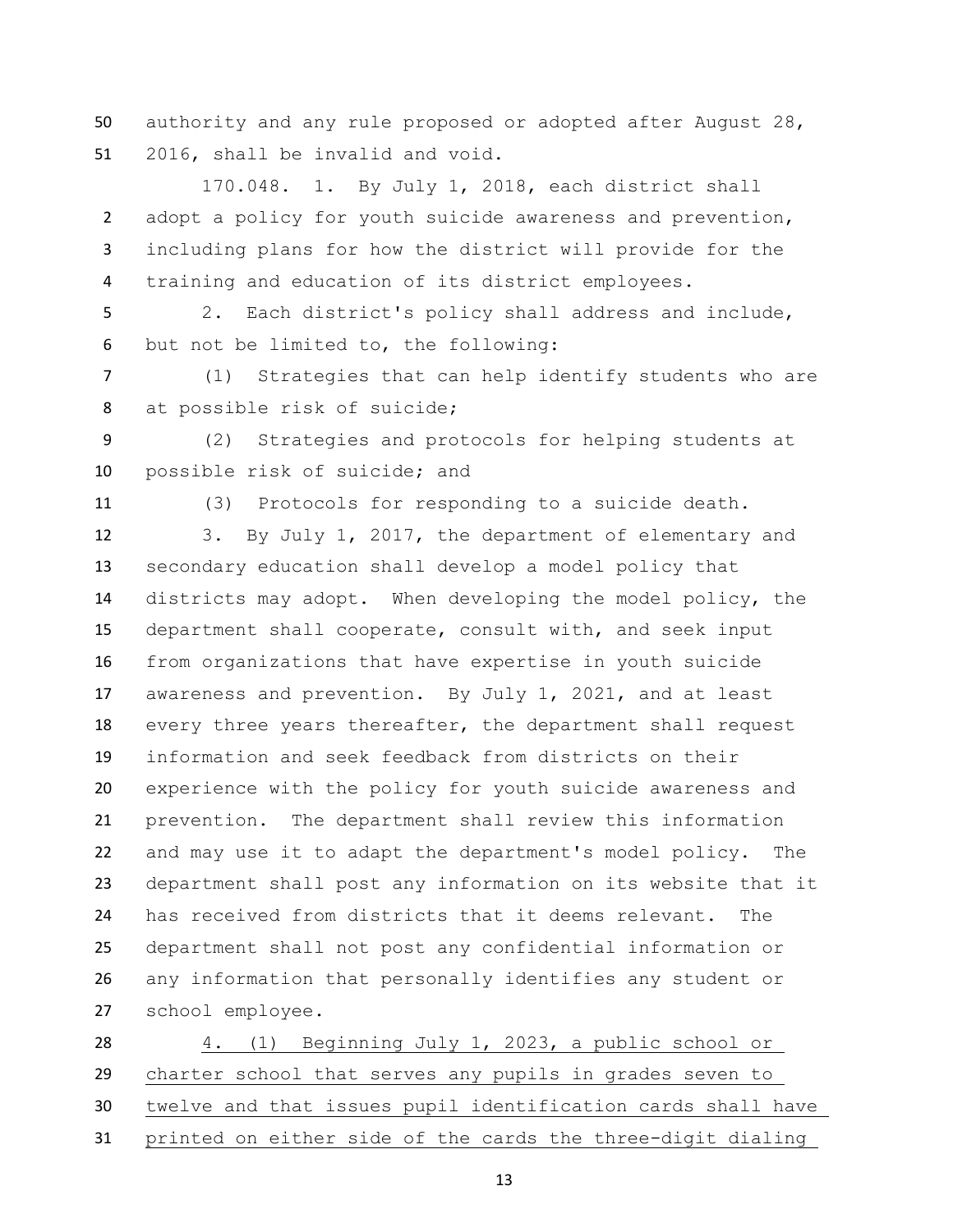authority and any rule proposed or adopted after August 28, 2016, shall be invalid and void.

170.048. 1. By July 1, 2018, each district shall adopt a policy for youth suicide awareness and prevention, including plans for how the district will provide for the training and education of its district employees.

2. Each district's policy shall address and include, but not be limited to, the following:

(1) Strategies that can help identify students who are at possible risk of suicide;

(2) Strategies and protocols for helping students at possible risk of suicide; and

(3) Protocols for responding to a suicide death.

3. By July 1, 2017, the department of elementary and secondary education shall develop a model policy that districts may adopt. When developing the model policy, the department shall cooperate, consult with, and seek input from organizations that have expertise in youth suicide awareness and prevention. By July 1, 2021, and at least every three years thereafter, the department shall request information and seek feedback from districts on their experience with the policy for youth suicide awareness and prevention. The department shall review this information and may use it to adapt the department's model policy. The department shall post any information on its website that it has received from districts that it deems relevant. The department shall not post any confidential information or any information that personally identifies any student or school employee.

4. (1) Beginning July 1, 2023, a public school or charter school that serves any pupils in grades seven to twelve and that issues pupil identification cards shall have printed on either side of the cards the three-digit dialing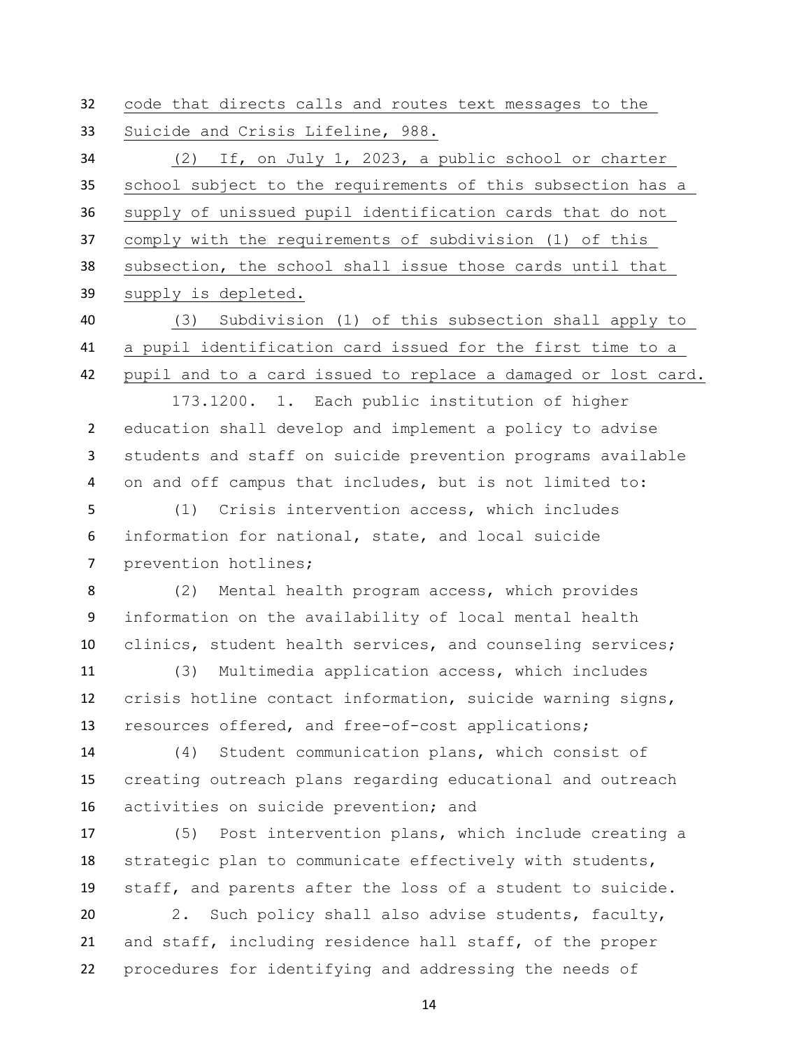code that directs calls and routes text messages to the Suicide and Crisis Lifeline, 988.

(2) If, on July 1, 2023, a public school or charter school subject to the requirements of this subsection has a supply of unissued pupil identification cards that do not comply with the requirements of subdivision (1) of this subsection, the school shall issue those cards until that supply is depleted.

(3) Subdivision (1) of this subsection shall apply to a pupil identification card issued for the first time to a pupil and to a card issued to replace a damaged or lost card.

173.1200. 1. Each public institution of higher education shall develop and implement a policy to advise students and staff on suicide prevention programs available on and off campus that includes, but is not limited to:

(1) Crisis intervention access, which includes information for national, state, and local suicide prevention hotlines;

(2) Mental health program access, which provides information on the availability of local mental health clinics, student health services, and counseling services;

(3) Multimedia application access, which includes crisis hotline contact information, suicide warning signs, resources offered, and free-of-cost applications;

(4) Student communication plans, which consist of creating outreach plans regarding educational and outreach activities on suicide prevention; and

(5) Post intervention plans, which include creating a strategic plan to communicate effectively with students, staff, and parents after the loss of a student to suicide.

2. Such policy shall also advise students, faculty, and staff, including residence hall staff, of the proper procedures for identifying and addressing the needs of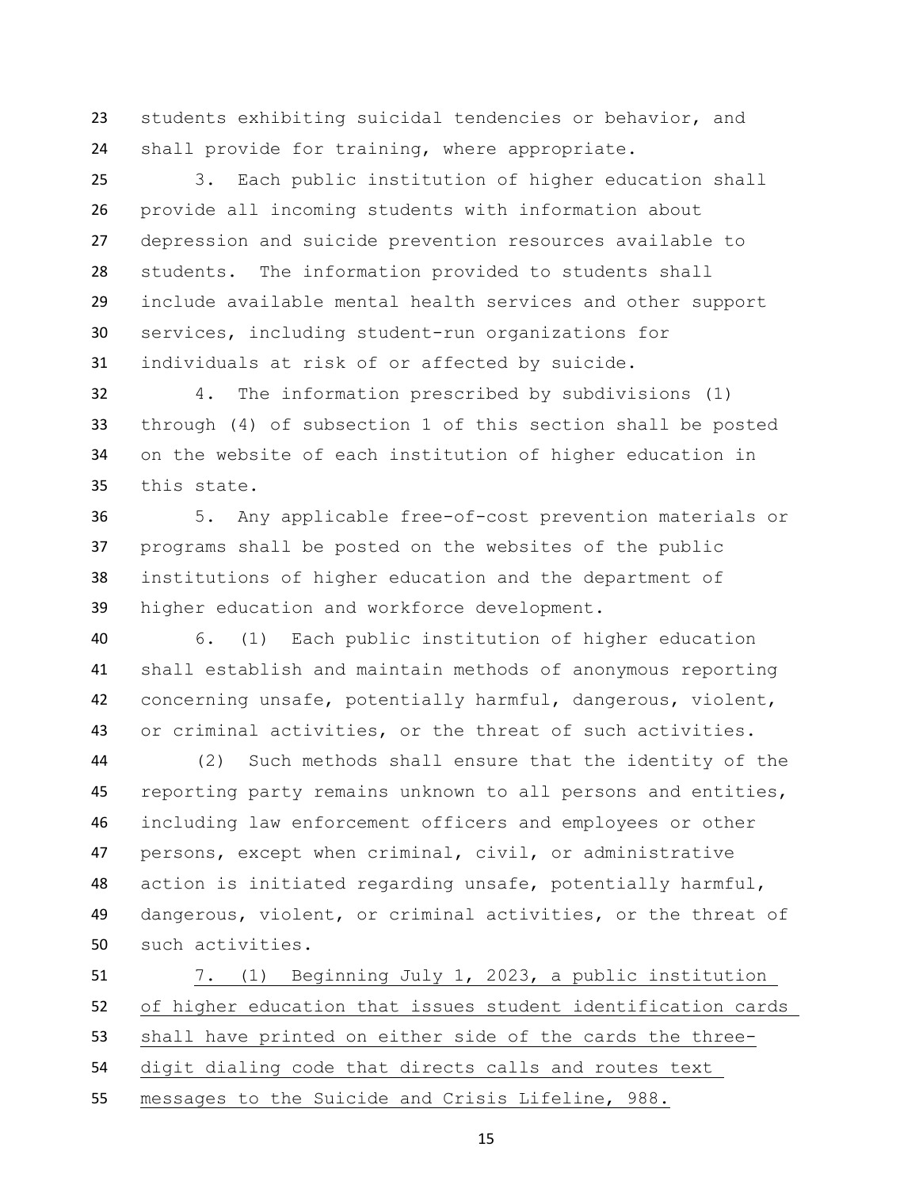students exhibiting suicidal tendencies or behavior, and shall provide for training, where appropriate.

3. Each public institution of higher education shall provide all incoming students with information about depression and suicide prevention resources available to students. The information provided to students shall include available mental health services and other support services, including student-run organizations for individuals at risk of or affected by suicide.

4. The information prescribed by subdivisions (1) through (4) of subsection 1 of this section shall be posted on the website of each institution of higher education in this state.

5. Any applicable free-of-cost prevention materials or programs shall be posted on the websites of the public institutions of higher education and the department of higher education and workforce development.

6. (1) Each public institution of higher education shall establish and maintain methods of anonymous reporting concerning unsafe, potentially harmful, dangerous, violent, or criminal activities, or the threat of such activities.

(2) Such methods shall ensure that the identity of the reporting party remains unknown to all persons and entities, including law enforcement officers and employees or other persons, except when criminal, civil, or administrative action is initiated regarding unsafe, potentially harmful, dangerous, violent, or criminal activities, or the threat of such activities.

7. (1) Beginning July 1, 2023, a public institution of higher education that issues student identification cards shall have printed on either side of the cards the three-digit dialing code that directs calls and routes text messages to the Suicide and Crisis Lifeline, 988.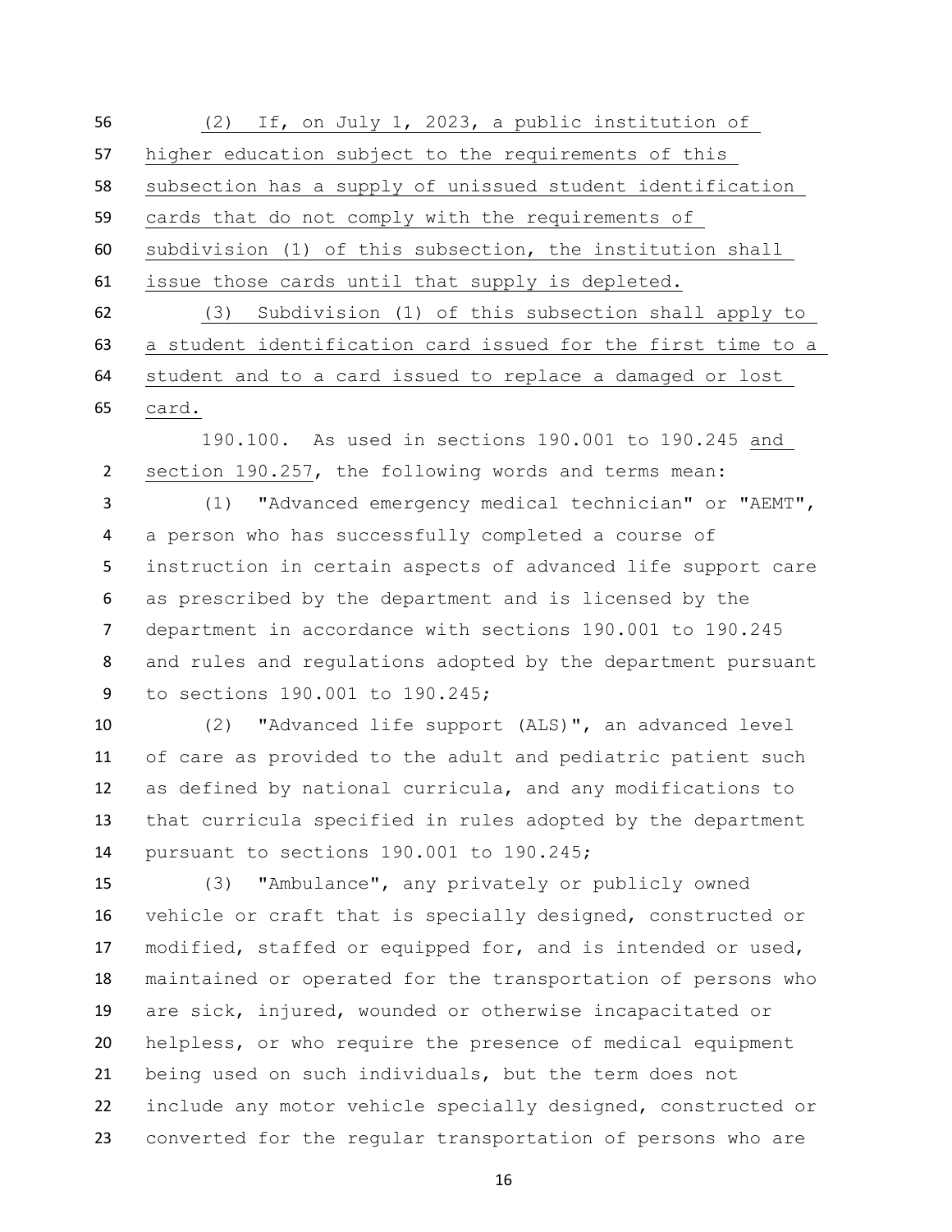(2) If, on July 1, 2023, a public institution of higher education subject to the requirements of this subsection has a supply of unissued student identification cards that do not comply with the requirements of subdivision (1) of this subsection, the institution shall issue those cards until that supply is depleted.

(3) Subdivision (1) of this subsection shall apply to a student identification card issued for the first time to a student and to a card issued to replace a damaged or lost card.

190.100. As used in sections 190.001 to 190.245 and section 190.257, the following words and terms mean:

(1) "Advanced emergency medical technician" or "AEMT", a person who has successfully completed a course of instruction in certain aspects of advanced life support care as prescribed by the department and is licensed by the department in accordance with sections 190.001 to 190.245 and rules and regulations adopted by the department pursuant to sections 190.001 to 190.245;

(2) "Advanced life support (ALS)", an advanced level of care as provided to the adult and pediatric patient such as defined by national curricula, and any modifications to that curricula specified in rules adopted by the department pursuant to sections 190.001 to 190.245;

(3) "Ambulance", any privately or publicly owned vehicle or craft that is specially designed, constructed or modified, staffed or equipped for, and is intended or used, maintained or operated for the transportation of persons who are sick, injured, wounded or otherwise incapacitated or helpless, or who require the presence of medical equipment being used on such individuals, but the term does not include any motor vehicle specially designed, constructed or converted for the regular transportation of persons who are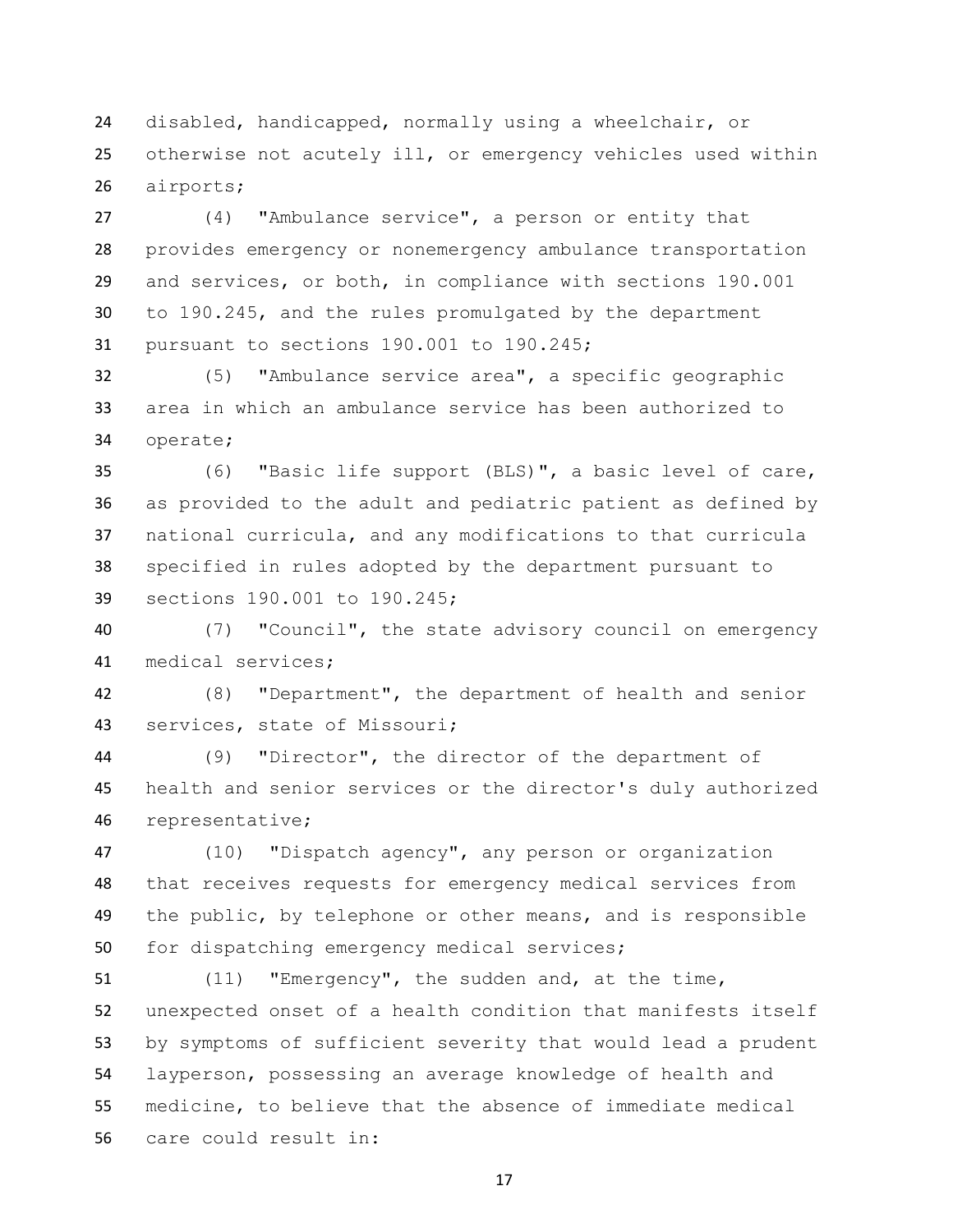disabled, handicapped, normally using a wheelchair, or otherwise not acutely ill, or emergency vehicles used within airports;

(4) "Ambulance service", a person or entity that provides emergency or nonemergency ambulance transportation and services, or both, in compliance with sections 190.001 to 190.245, and the rules promulgated by the department pursuant to sections 190.001 to 190.245;

(5) "Ambulance service area", a specific geographic area in which an ambulance service has been authorized to operate;

(6) "Basic life support (BLS)", a basic level of care, as provided to the adult and pediatric patient as defined by national curricula, and any modifications to that curricula specified in rules adopted by the department pursuant to sections 190.001 to 190.245;

(7) "Council", the state advisory council on emergency medical services;

(8) "Department", the department of health and senior services, state of Missouri;

(9) "Director", the director of the department of health and senior services or the director's duly authorized representative;

(10) "Dispatch agency", any person or organization that receives requests for emergency medical services from the public, by telephone or other means, and is responsible for dispatching emergency medical services;

(11) "Emergency", the sudden and, at the time, unexpected onset of a health condition that manifests itself by symptoms of sufficient severity that would lead a prudent layperson, possessing an average knowledge of health and medicine, to believe that the absence of immediate medical care could result in: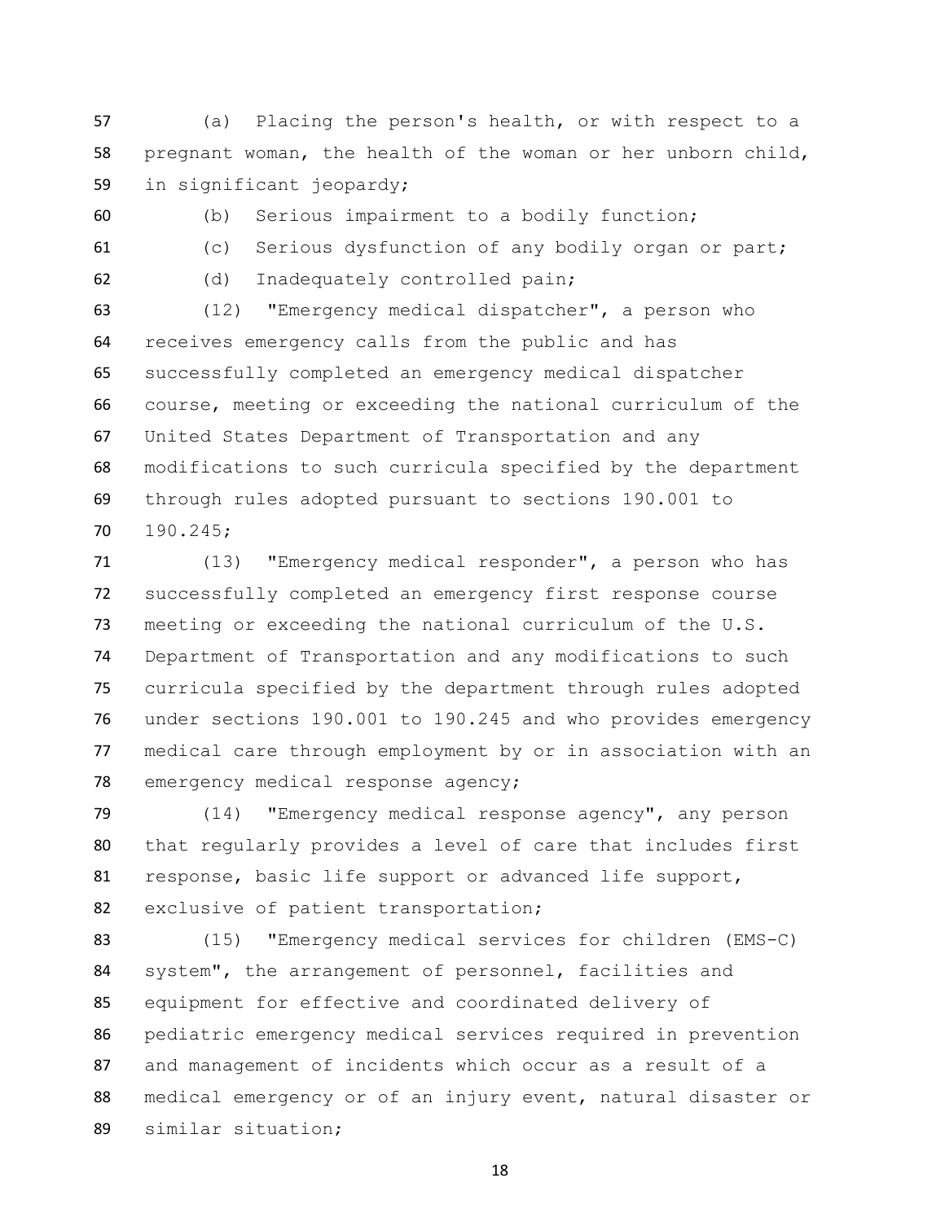(a) Placing the person's health, or with respect to a pregnant woman, the health of the woman or her unborn child, in significant jeopardy;

(b) Serious impairment to a bodily function;

(c) Serious dysfunction of any bodily organ or part;

(d) Inadequately controlled pain;

(12) "Emergency medical dispatcher", a person who receives emergency calls from the public and has successfully completed an emergency medical dispatcher course, meeting or exceeding the national curriculum of the United States Department of Transportation and any modifications to such curricula specified by the department through rules adopted pursuant to sections 190.001 to 190.245;

(13) "Emergency medical responder", a person who has successfully completed an emergency first response course meeting or exceeding the national curriculum of the U.S. Department of Transportation and any modifications to such curricula specified by the department through rules adopted under sections 190.001 to 190.245 and who provides emergency medical care through employment by or in association with an emergency medical response agency;

(14) "Emergency medical response agency", any person that regularly provides a level of care that includes first response, basic life support or advanced life support, exclusive of patient transportation;

(15) "Emergency medical services for children (EMS-C) system", the arrangement of personnel, facilities and equipment for effective and coordinated delivery of pediatric emergency medical services required in prevention and management of incidents which occur as a result of a medical emergency or of an injury event, natural disaster or similar situation;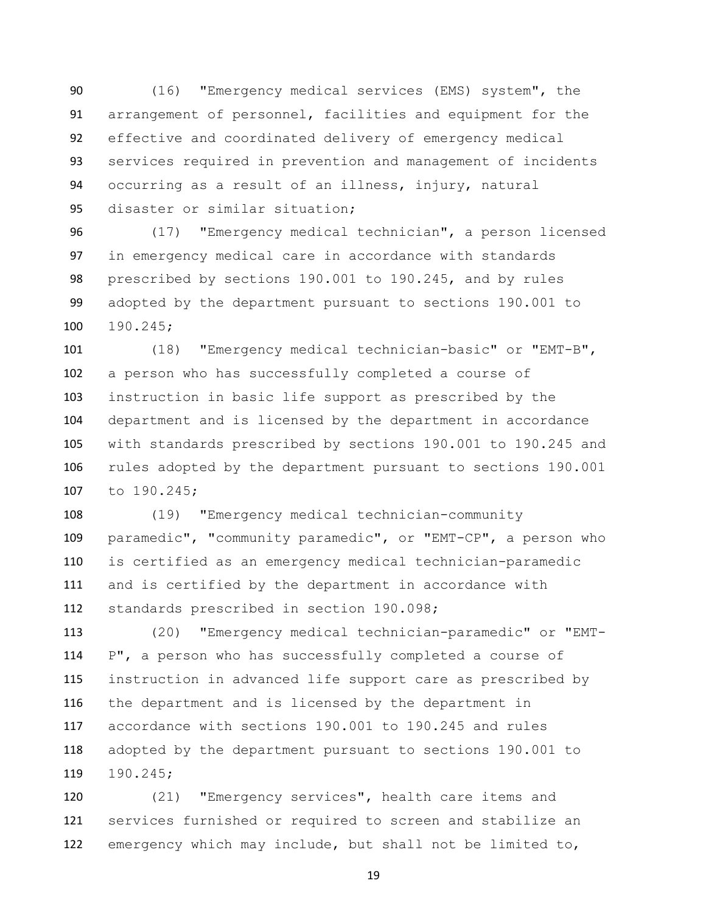(16) "Emergency medical services (EMS) system", the arrangement of personnel, facilities and equipment for the effective and coordinated delivery of emergency medical services required in prevention and management of incidents occurring as a result of an illness, injury, natural disaster or similar situation;

(17) "Emergency medical technician", a person licensed in emergency medical care in accordance with standards prescribed by sections 190.001 to 190.245, and by rules adopted by the department pursuant to sections 190.001 to 190.245;

(18) "Emergency medical technician-basic" or "EMT-B", a person who has successfully completed a course of instruction in basic life support as prescribed by the department and is licensed by the department in accordance with standards prescribed by sections 190.001 to 190.245 and rules adopted by the department pursuant to sections 190.001 to 190.245;

(19) "Emergency medical technician-community paramedic", "community paramedic", or "EMT-CP", a person who is certified as an emergency medical technician-paramedic and is certified by the department in accordance with standards prescribed in section 190.098;

(20) "Emergency medical technician-paramedic" or "EMT-P", a person who has successfully completed a course of instruction in advanced life support care as prescribed by the department and is licensed by the department in accordance with sections 190.001 to 190.245 and rules adopted by the department pursuant to sections 190.001 to 190.245;

(21) "Emergency services", health care items and services furnished or required to screen and stabilize an emergency which may include, but shall not be limited to,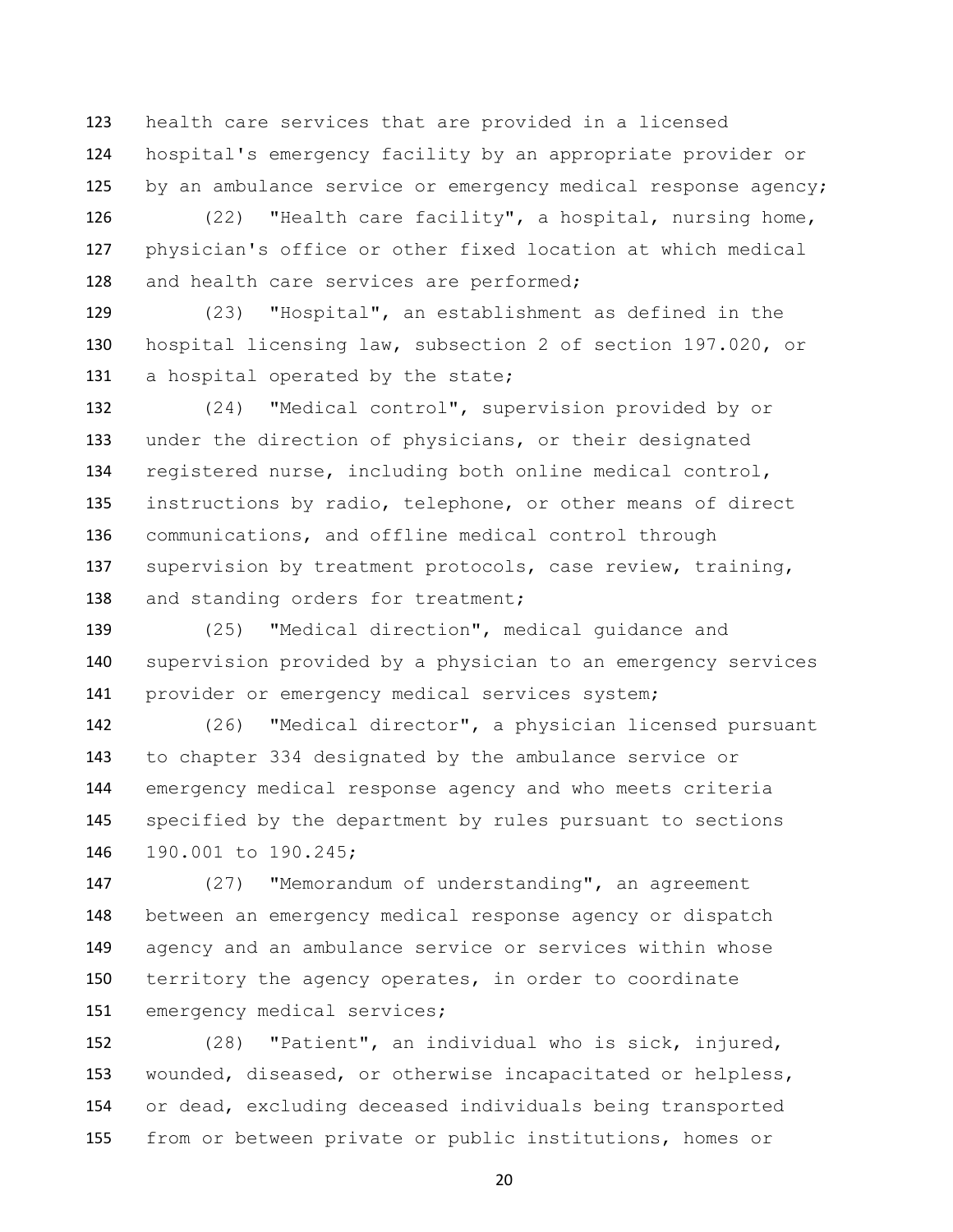health care services that are provided in a licensed hospital's emergency facility by an appropriate provider or by an ambulance service or emergency medical response agency;

(22) "Health care facility", a hospital, nursing home, physician's office or other fixed location at which medical and health care services are performed;

(23) "Hospital", an establishment as defined in the hospital licensing law, subsection 2 of section 197.020, or a hospital operated by the state;

(24) "Medical control", supervision provided by or under the direction of physicians, or their designated registered nurse, including both online medical control, instructions by radio, telephone, or other means of direct communications, and offline medical control through supervision by treatment protocols, case review, training, and standing orders for treatment;

(25) "Medical direction", medical guidance and supervision provided by a physician to an emergency services provider or emergency medical services system;

(26) "Medical director", a physician licensed pursuant to chapter 334 designated by the ambulance service or emergency medical response agency and who meets criteria specified by the department by rules pursuant to sections 190.001 to 190.245;

(27) "Memorandum of understanding", an agreement between an emergency medical response agency or dispatch agency and an ambulance service or services within whose territory the agency operates, in order to coordinate emergency medical services;

(28) "Patient", an individual who is sick, injured, wounded, diseased, or otherwise incapacitated or helpless, or dead, excluding deceased individuals being transported from or between private or public institutions, homes or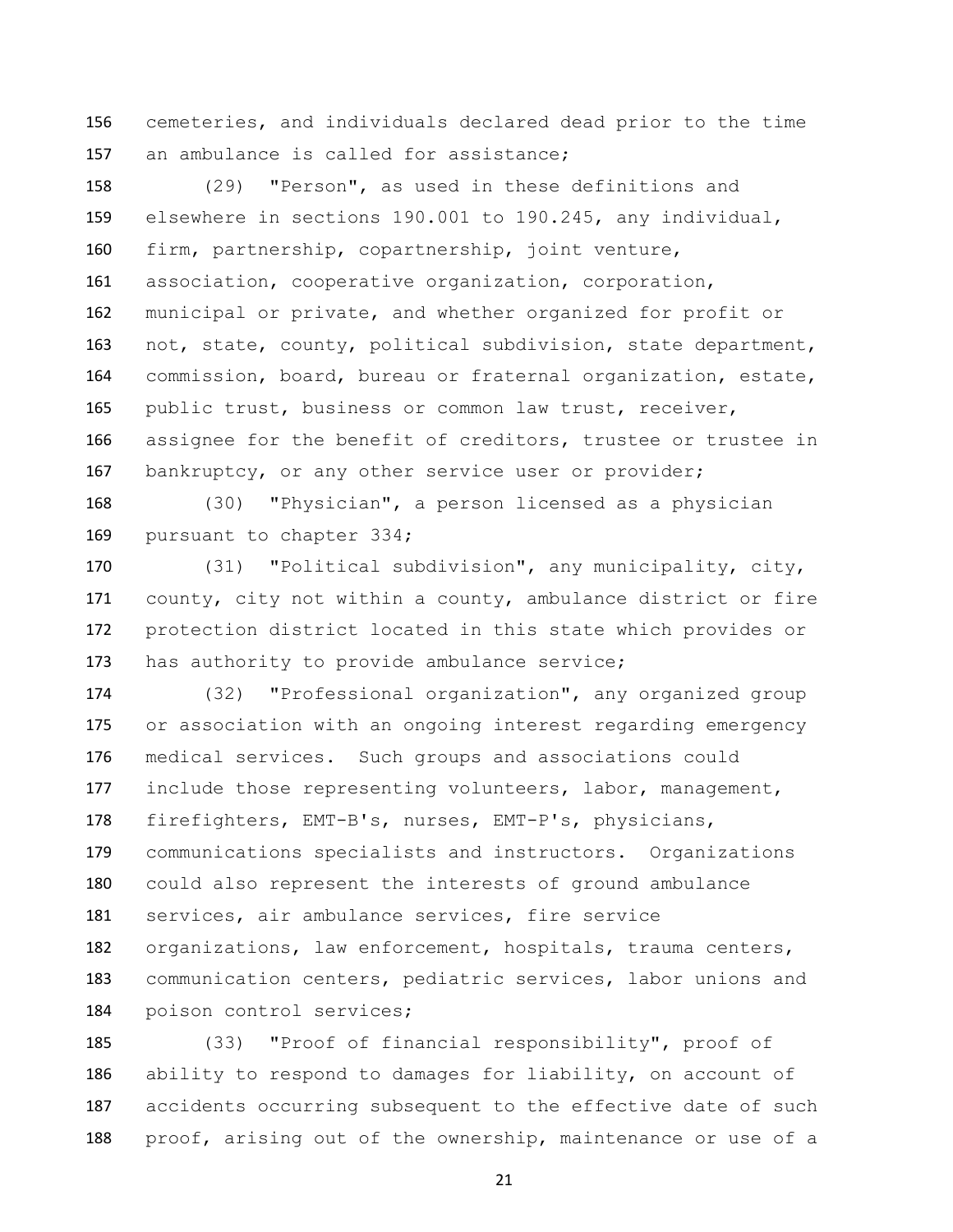cemeteries, and individuals declared dead prior to the time an ambulance is called for assistance;

(29) "Person", as used in these definitions and elsewhere in sections 190.001 to 190.245, any individual, firm, partnership, copartnership, joint venture, association, cooperative organization, corporation, municipal or private, and whether organized for profit or not, state, county, political subdivision, state department, commission, board, bureau or fraternal organization, estate, public trust, business or common law trust, receiver, assignee for the benefit of creditors, trustee or trustee in bankruptcy, or any other service user or provider;

(30) "Physician", a person licensed as a physician pursuant to chapter 334;

(31) "Political subdivision", any municipality, city, county, city not within a county, ambulance district or fire protection district located in this state which provides or has authority to provide ambulance service;

(32) "Professional organization", any organized group or association with an ongoing interest regarding emergency medical services. Such groups and associations could include those representing volunteers, labor, management, firefighters, EMT-B's, nurses, EMT-P's, physicians, communications specialists and instructors. Organizations could also represent the interests of ground ambulance services, air ambulance services, fire service organizations, law enforcement, hospitals, trauma centers, communication centers, pediatric services, labor unions and poison control services;

(33) "Proof of financial responsibility", proof of ability to respond to damages for liability, on account of accidents occurring subsequent to the effective date of such proof, arising out of the ownership, maintenance or use of a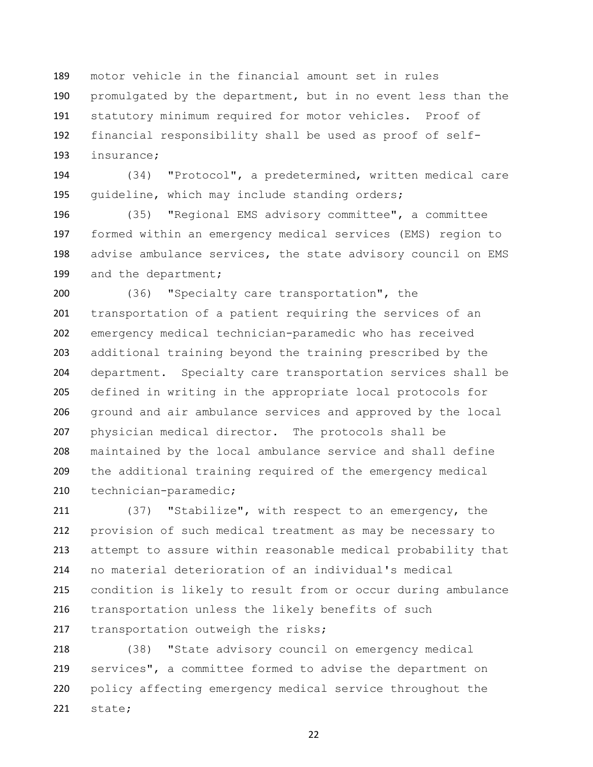motor vehicle in the financial amount set in rules promulgated by the department, but in no event less than the statutory minimum required for motor vehicles. Proof of financial responsibility shall be used as proof of self-insurance;

(34) "Protocol", a predetermined, written medical care guideline, which may include standing orders;

(35) "Regional EMS advisory committee", a committee formed within an emergency medical services (EMS) region to advise ambulance services, the state advisory council on EMS and the department;

(36) "Specialty care transportation", the transportation of a patient requiring the services of an emergency medical technician-paramedic who has received additional training beyond the training prescribed by the department. Specialty care transportation services shall be defined in writing in the appropriate local protocols for ground and air ambulance services and approved by the local physician medical director. The protocols shall be maintained by the local ambulance service and shall define the additional training required of the emergency medical technician-paramedic;

(37) "Stabilize", with respect to an emergency, the provision of such medical treatment as may be necessary to attempt to assure within reasonable medical probability that no material deterioration of an individual's medical condition is likely to result from or occur during ambulance transportation unless the likely benefits of such transportation outweigh the risks;

(38) "State advisory council on emergency medical services", a committee formed to advise the department on policy affecting emergency medical service throughout the state;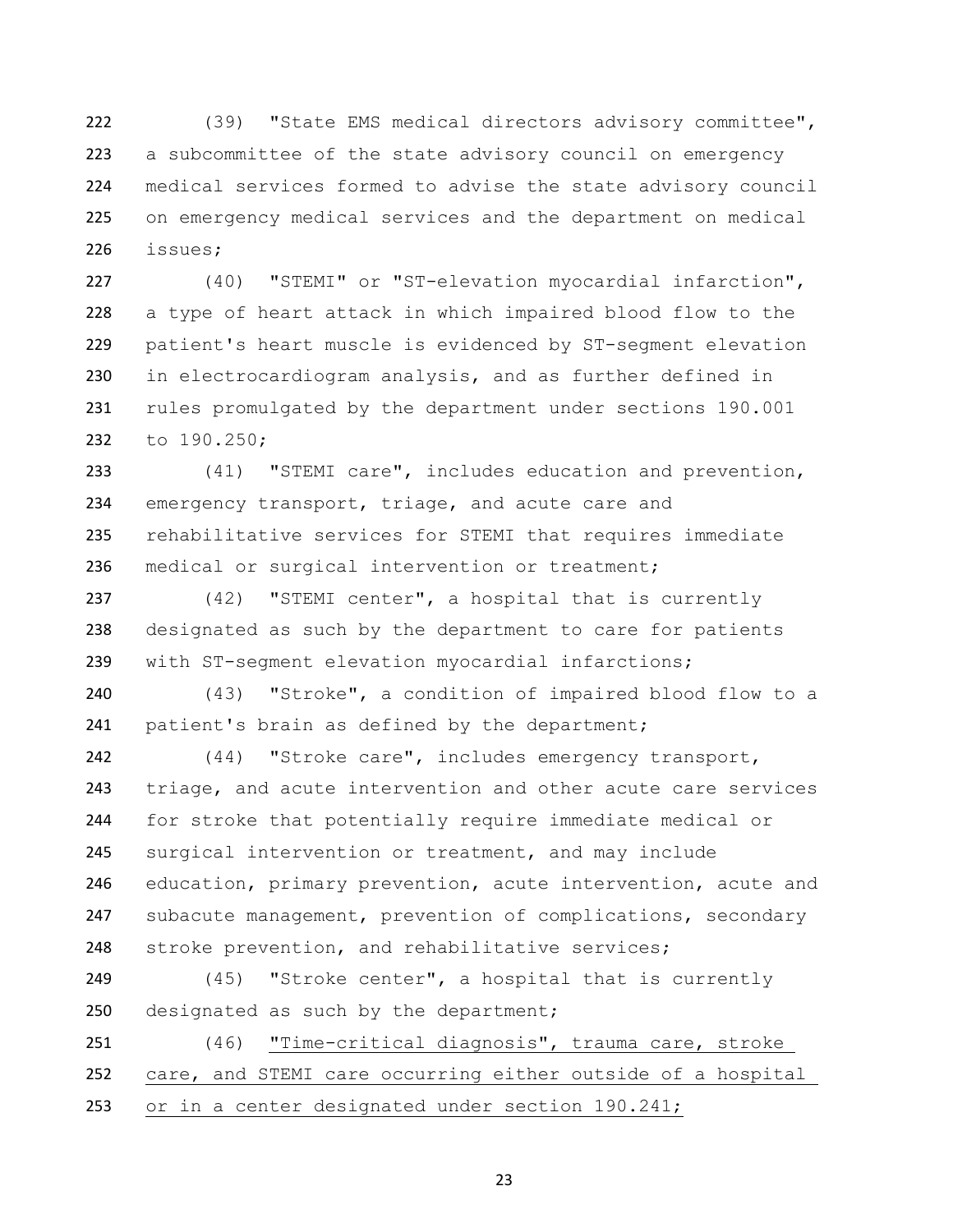(39) "State EMS medical directors advisory committee", a subcommittee of the state advisory council on emergency medical services formed to advise the state advisory council on emergency medical services and the department on medical issues;

(40) "STEMI" or "ST-elevation myocardial infarction", a type of heart attack in which impaired blood flow to the patient's heart muscle is evidenced by ST-segment elevation in electrocardiogram analysis, and as further defined in rules promulgated by the department under sections 190.001 to 190.250;

(41) "STEMI care", includes education and prevention, emergency transport, triage, and acute care and rehabilitative services for STEMI that requires immediate medical or surgical intervention or treatment;

(42) "STEMI center", a hospital that is currently designated as such by the department to care for patients with ST-segment elevation myocardial infarctions;

(43) "Stroke", a condition of impaired blood flow to a patient's brain as defined by the department;

(44) "Stroke care", includes emergency transport, triage, and acute intervention and other acute care services for stroke that potentially require immediate medical or surgical intervention or treatment, and may include education, primary prevention, acute intervention, acute and subacute management, prevention of complications, secondary stroke prevention, and rehabilitative services;

(45) "Stroke center", a hospital that is currently designated as such by the department;

(46) <u>"Time-critical diagnosis", trauma care, stroke care, and STEMI care occurring either outside of a hospital or in a center designated under section 190.241;</u>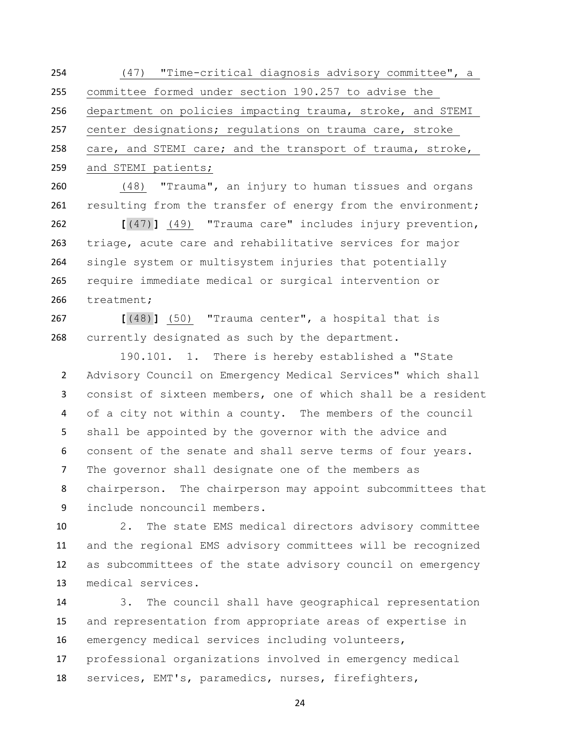(47) "Time-critical diagnosis advisory committee", a committee formed under section 190.257 to advise the department on policies impacting trauma, stroke, and STEMI center designations; regulations on trauma care, stroke care, and STEMI care; and the transport of trauma, stroke, and STEMI patients;

(48) "Trauma", an injury to human tissues and organs resulting from the transfer of energy from the environment;

[(47)] (49) "Trauma care" includes injury prevention, triage, acute care and rehabilitative services for major single system or multisystem injuries that potentially require immediate medical or surgical intervention or treatment;

[(48)] (50) "Trauma center", a hospital that is currently designated as such by the department.

190.101. 1. There is hereby established a "State Advisory Council on Emergency Medical Services" which shall consist of sixteen members, one of which shall be a resident of a city not within a county. The members of the council shall be appointed by the governor with the advice and consent of the senate and shall serve terms of four years. The governor shall designate one of the members as chairperson. The chairperson may appoint subcommittees that include noncouncil members.

2. The state EMS medical directors advisory committee and the regional EMS advisory committees will be recognized as subcommittees of the state advisory council on emergency medical services.

3. The council shall have geographical representation and representation from appropriate areas of expertise in emergency medical services including volunteers, professional organizations involved in emergency medical services, EMT's, paramedics, nurses, firefighters,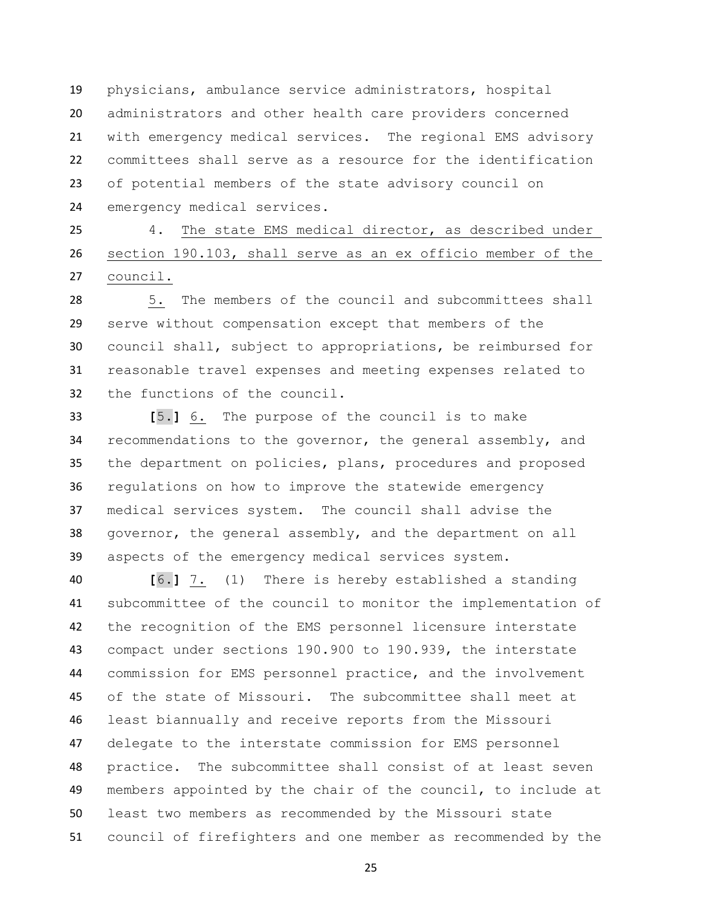physicians, ambulance service administrators, hospital administrators and other health care providers concerned with emergency medical services. The regional EMS advisory committees shall serve as a resource for the identification of potential members of the state advisory council on emergency medical services.

4. The state EMS medical director, as described under section 190.103, shall serve as an ex officio member of the council.

5. The members of the council and subcommittees shall serve without compensation except that members of the council shall, subject to appropriations, be reimbursed for reasonable travel expenses and meeting expenses related to the functions of the council.

[5.] 6. The purpose of the council is to make recommendations to the governor, the general assembly, and the department on policies, plans, procedures and proposed regulations on how to improve the statewide emergency medical services system. The council shall advise the governor, the general assembly, and the department on all aspects of the emergency medical services system.

[6.] 7. (1) There is hereby established a standing subcommittee of the council to monitor the implementation of the recognition of the EMS personnel licensure interstate compact under sections 190.900 to 190.939, the interstate commission for EMS personnel practice, and the involvement of the state of Missouri. The subcommittee shall meet at least biannually and receive reports from the Missouri delegate to the interstate commission for EMS personnel practice. The subcommittee shall consist of at least seven members appointed by the chair of the council, to include at least two members as recommended by the Missouri state council of firefighters and one member as recommended by the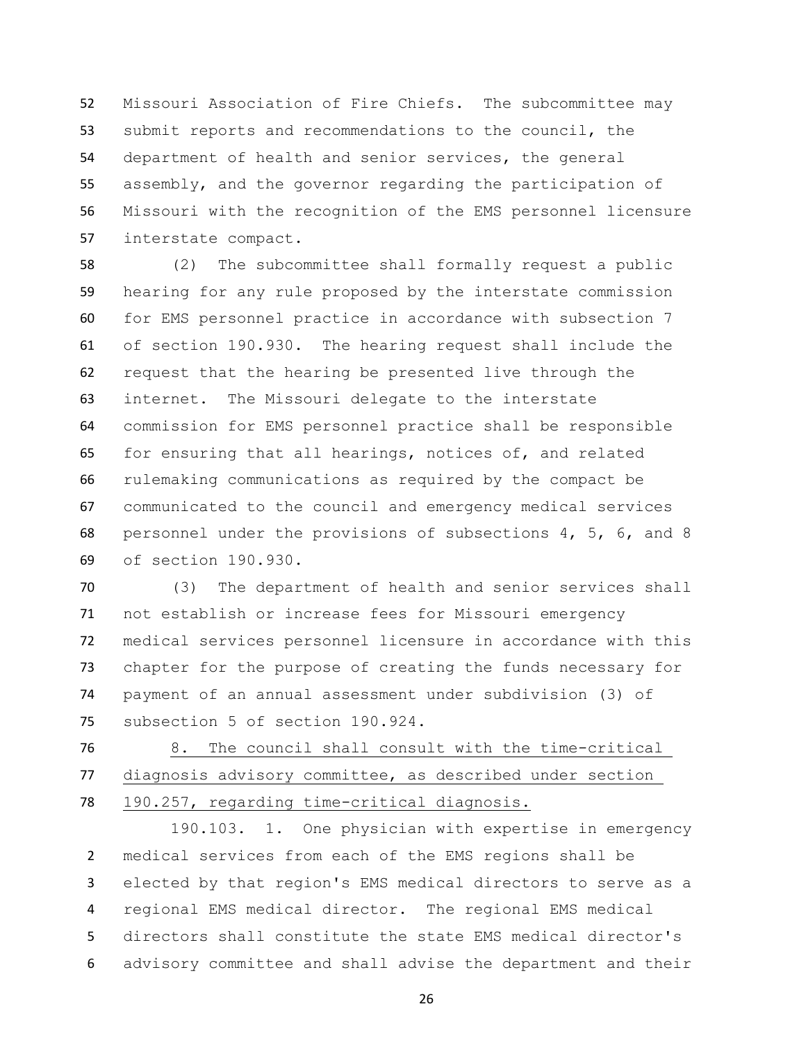Missouri Association of Fire Chiefs. The subcommittee may submit reports and recommendations to the council, the department of health and senior services, the general assembly, and the governor regarding the participation of Missouri with the recognition of the EMS personnel licensure interstate compact.

(2) The subcommittee shall formally request a public hearing for any rule proposed by the interstate commission for EMS personnel practice in accordance with subsection 7 of section 190.930. The hearing request shall include the request that the hearing be presented live through the internet. The Missouri delegate to the interstate commission for EMS personnel practice shall be responsible for ensuring that all hearings, notices of, and related rulemaking communications as required by the compact be communicated to the council and emergency medical services personnel under the provisions of subsections 4, 5, 6, and 8 of section 190.930.

(3) The department of health and senior services shall not establish or increase fees for Missouri emergency medical services personnel licensure in accordance with this chapter for the purpose of creating the funds necessary for payment of an annual assessment under subdivision (3) of subsection 5 of section 190.924.

8. The council shall consult with the time-critical diagnosis advisory committee, as described under section 190.257, regarding time-critical diagnosis.

190.103. 1. One physician with expertise in emergency medical services from each of the EMS regions shall be elected by that region's EMS medical directors to serve as a regional EMS medical director. The regional EMS medical directors shall constitute the state EMS medical director's advisory committee and shall advise the department and their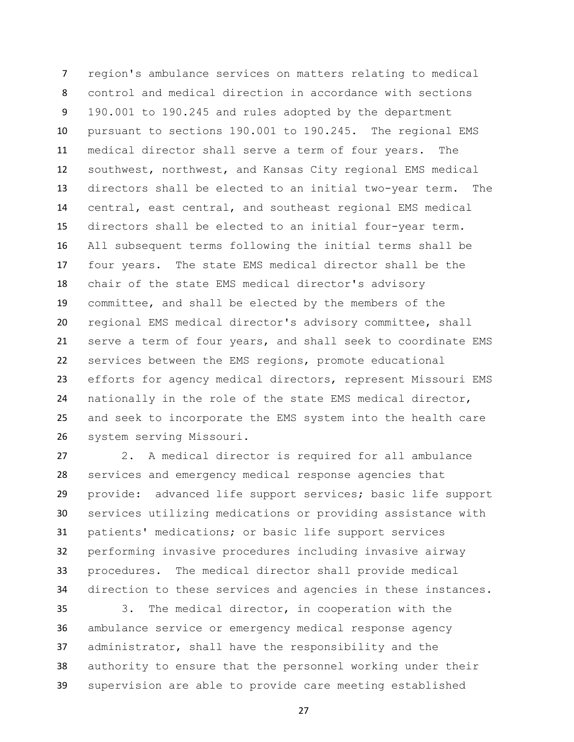region's ambulance services on matters relating to medical control and medical direction in accordance with sections 190.001 to 190.245 and rules adopted by the department pursuant to sections 190.001 to 190.245. The regional EMS medical director shall serve a term of four years. The southwest, northwest, and Kansas City regional EMS medical directors shall be elected to an initial two-year term. The central, east central, and southeast regional EMS medical directors shall be elected to an initial four-year term. All subsequent terms following the initial terms shall be four years. The state EMS medical director shall be the chair of the state EMS medical director's advisory committee, and shall be elected by the members of the regional EMS medical director's advisory committee, shall serve a term of four years, and shall seek to coordinate EMS services between the EMS regions, promote educational efforts for agency medical directors, represent Missouri EMS nationally in the role of the state EMS medical director, and seek to incorporate the EMS system into the health care system serving Missouri.

2. A medical director is required for all ambulance services and emergency medical response agencies that provide: advanced life support services; basic life support services utilizing medications or providing assistance with patients' medications; or basic life support services performing invasive procedures including invasive airway procedures. The medical director shall provide medical direction to these services and agencies in these instances.

3. The medical director, in cooperation with the ambulance service or emergency medical response agency administrator, shall have the responsibility and the authority to ensure that the personnel working under their supervision are able to provide care meeting established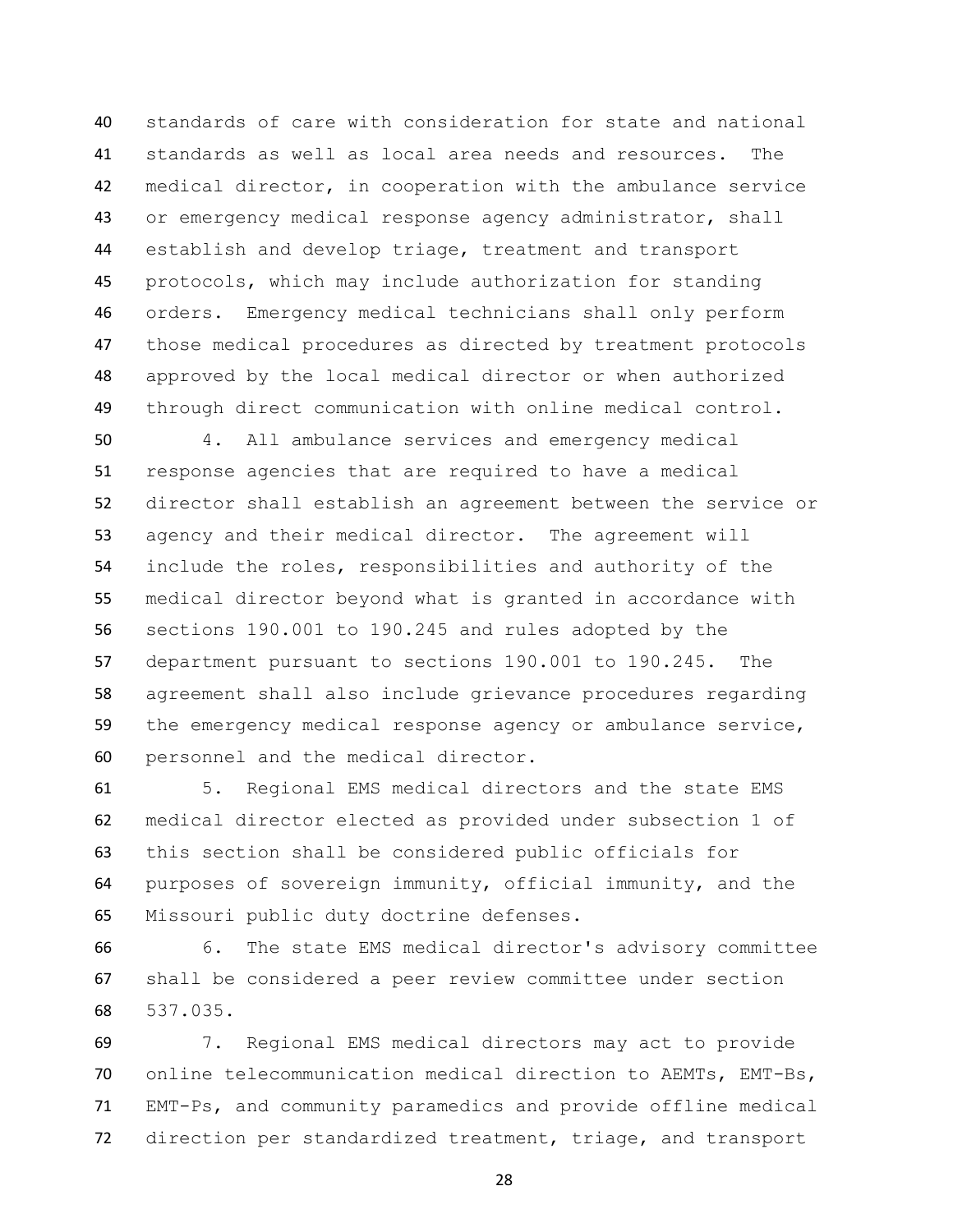standards of care with consideration for state and national standards as well as local area needs and resources. The medical director, in cooperation with the ambulance service or emergency medical response agency administrator, shall establish and develop triage, treatment and transport protocols, which may include authorization for standing orders. Emergency medical technicians shall only perform those medical procedures as directed by treatment protocols approved by the local medical director or when authorized through direct communication with online medical control.

4. All ambulance services and emergency medical response agencies that are required to have a medical director shall establish an agreement between the service or agency and their medical director. The agreement will include the roles, responsibilities and authority of the medical director beyond what is granted in accordance with sections 190.001 to 190.245 and rules adopted by the department pursuant to sections 190.001 to 190.245. The agreement shall also include grievance procedures regarding the emergency medical response agency or ambulance service, personnel and the medical director.

5. Regional EMS medical directors and the state EMS medical director elected as provided under subsection 1 of this section shall be considered public officials for purposes of sovereign immunity, official immunity, and the Missouri public duty doctrine defenses.

6. The state EMS medical director's advisory committee shall be considered a peer review committee under section 537.035.

7. Regional EMS medical directors may act to provide online telecommunication medical direction to AEMTs, EMT-Bs, EMT-Ps, and community paramedics and provide offline medical direction per standardized treatment, triage, and transport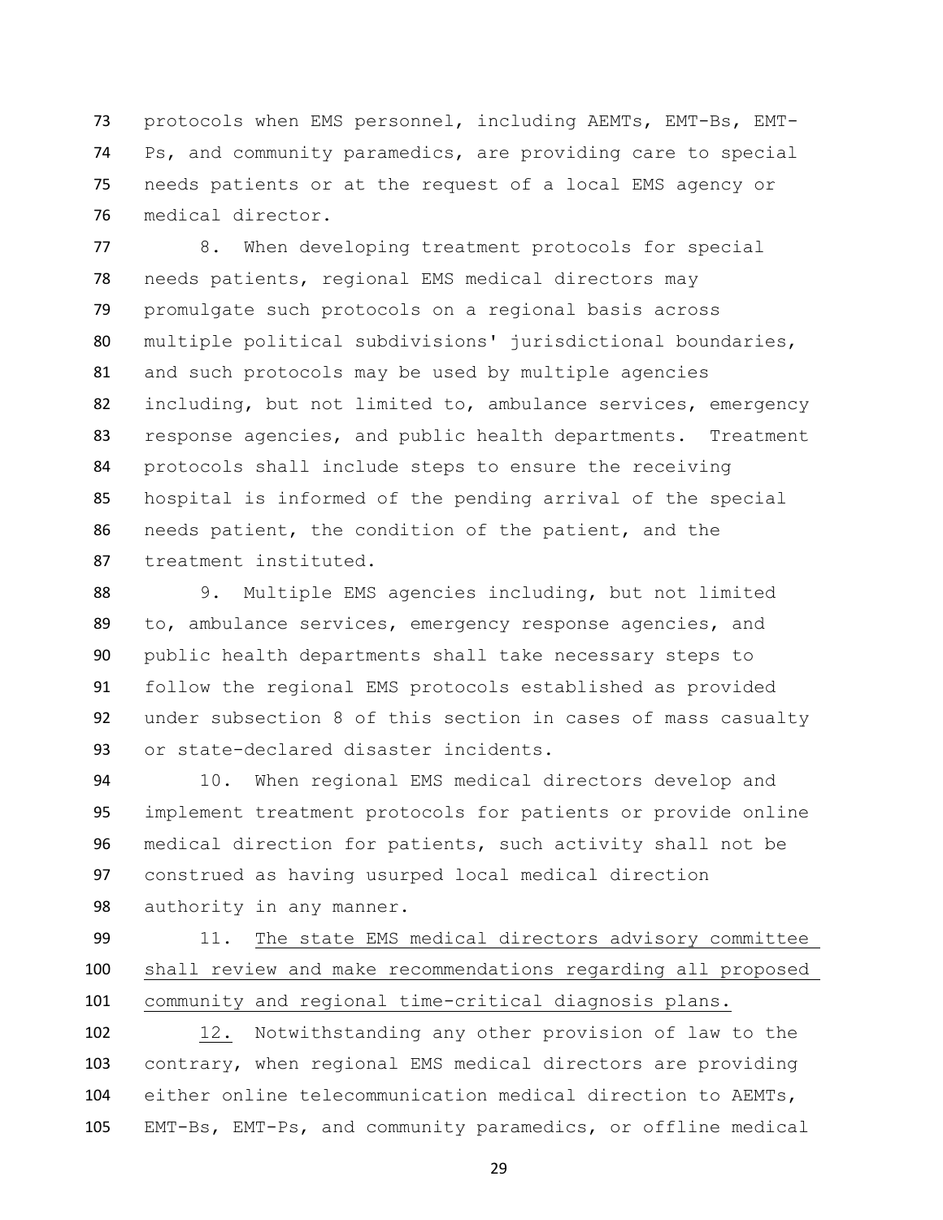protocols when EMS personnel, including AEMTs, EMT-Bs, EMT-Ps, and community paramedics, are providing care to special needs patients or at the request of a local EMS agency or medical director.

8. When developing treatment protocols for special needs patients, regional EMS medical directors may promulgate such protocols on a regional basis across multiple political subdivisions' jurisdictional boundaries, and such protocols may be used by multiple agencies including, but not limited to, ambulance services, emergency response agencies, and public health departments. Treatment protocols shall include steps to ensure the receiving hospital is informed of the pending arrival of the special needs patient, the condition of the patient, and the treatment instituted.

9. Multiple EMS agencies including, but not limited to, ambulance services, emergency response agencies, and public health departments shall take necessary steps to follow the regional EMS protocols established as provided under subsection 8 of this section in cases of mass casualty or state-declared disaster incidents.

10. When regional EMS medical directors develop and implement treatment protocols for patients or provide online medical direction for patients, such activity shall not be construed as having usurped local medical direction authority in any manner.

11. The state EMS medical directors advisory committee shall review and make recommendations regarding all proposed community and regional time-critical diagnosis plans.

12. Notwithstanding any other provision of law to the contrary, when regional EMS medical directors are providing either online telecommunication medical direction to AEMTs, EMT-Bs, EMT-Ps, and community paramedics, or offline medical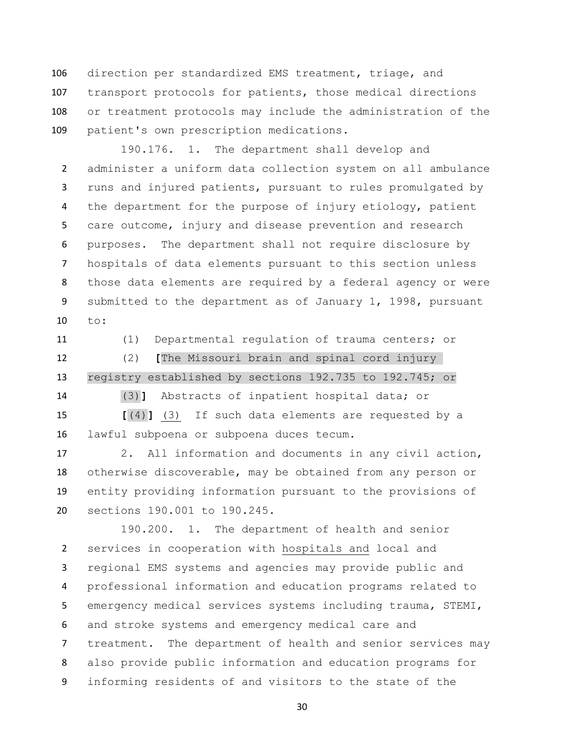direction per standardized EMS treatment, triage, and transport protocols for patients, those medical directions or treatment protocols may include the administration of the patient's own prescription medications.

190.176. 1. The department shall develop and administer a uniform data collection system on all ambulance runs and injured patients, pursuant to rules promulgated by the department for the purpose of injury etiology, patient care outcome, injury and disease prevention and research purposes. The department shall not require disclosure by hospitals of data elements pursuant to this section unless those data elements are required by a federal agency or were submitted to the department as of January 1, 1998, pursuant to:

(1) Departmental regulation of trauma centers; or

(2) **[**The Missouri brain and spinal cord injury registry established by sections 192.735 to 192.745; or

(3)**]** Abstracts of inpatient hospital data; or

**[**(4)**]** <u>(3)</u> If such data elements are requested by a lawful subpoena or subpoena duces tecum.

2. All information and documents in any civil action, otherwise discoverable, may be obtained from any person or entity providing information pursuant to the provisions of sections 190.001 to 190.245.

190.200. 1. The department of health and senior services in cooperation with <u>hospitals and</u> local and regional EMS systems and agencies may provide public and professional information and education programs related to emergency medical services systems including trauma, STEMI, and stroke systems and emergency medical care and treatment. The department of health and senior services may also provide public information and education programs for informing residents of and visitors to the state of the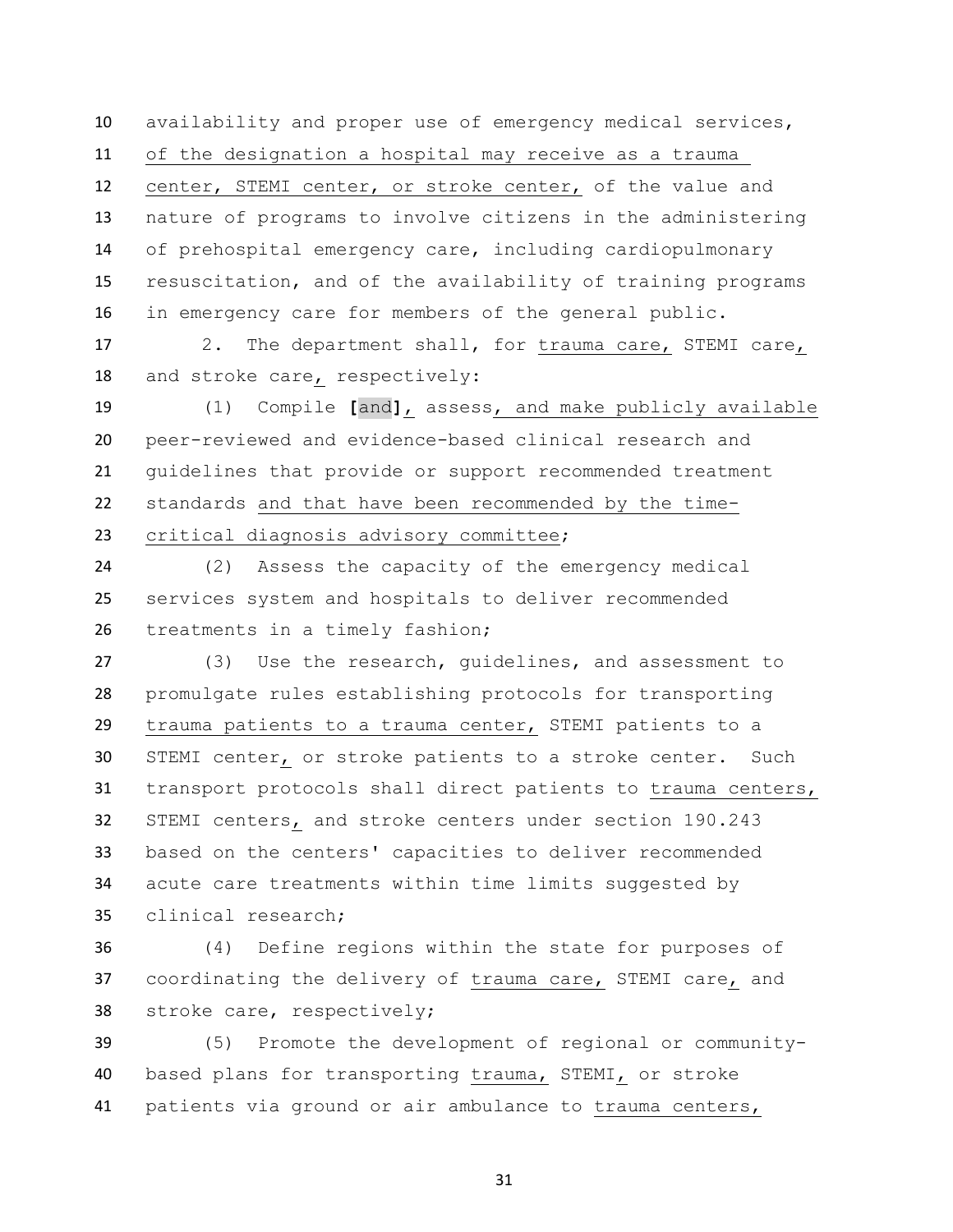availability and proper use of emergency medical services, of the designation a hospital may receive as a trauma center, STEMI center, or stroke center, of the value and nature of programs to involve citizens in the administering of prehospital emergency care, including cardiopulmonary resuscitation, and of the availability of training programs in emergency care for members of the general public.

2. The department shall, for trauma care, STEMI care, and stroke care, respectively:

(1) Compile **[**and**]**, assess, and make publicly available peer-reviewed and evidence-based clinical research and guidelines that provide or support recommended treatment standards and that have been recommended by the time-critical diagnosis advisory committee;

(2) Assess the capacity of the emergency medical services system and hospitals to deliver recommended treatments in a timely fashion;

(3) Use the research, guidelines, and assessment to promulgate rules establishing protocols for transporting trauma patients to a trauma center, STEMI patients to a STEMI center, or stroke patients to a stroke center. Such transport protocols shall direct patients to trauma centers, STEMI centers, and stroke centers under section 190.243 based on the centers' capacities to deliver recommended acute care treatments within time limits suggested by clinical research;

(4) Define regions within the state for purposes of coordinating the delivery of trauma care, STEMI care, and stroke care, respectively;

(5) Promote the development of regional or community-based plans for transporting trauma, STEMI, or stroke patients via ground or air ambulance to trauma centers,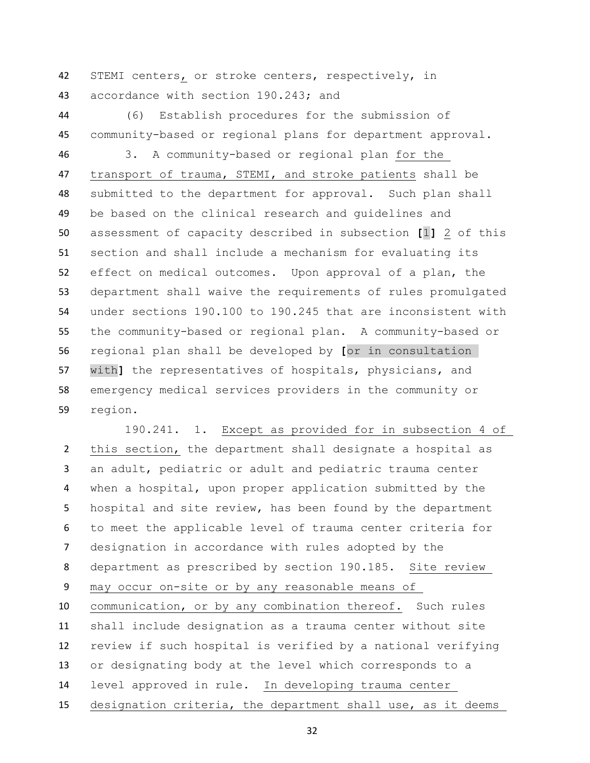STEMI centers, or stroke centers, respectively, in accordance with section 190.243; and

(6) Establish procedures for the submission of community-based or regional plans for department approval.

3. A community-based or regional plan for the transport of trauma, STEMI, and stroke patients shall be submitted to the department for approval. Such plan shall be based on the clinical research and guidelines and assessment of capacity described in subsection [1] 2 of this section and shall include a mechanism for evaluating its effect on medical outcomes. Upon approval of a plan, the department shall waive the requirements of rules promulgated under sections 190.100 to 190.245 that are inconsistent with the community-based or regional plan. A community-based or regional plan shall be developed by [or in consultation with] the representatives of hospitals, physicians, and emergency medical services providers in the community or region.

190.241. 1. Except as provided for in subsection 4 of this section, the department shall designate a hospital as an adult, pediatric or adult and pediatric trauma center when a hospital, upon proper application submitted by the hospital and site review, has been found by the department to meet the applicable level of trauma center criteria for designation in accordance with rules adopted by the department as prescribed by section 190.185. Site review may occur on-site or by any reasonable means of communication, or by any combination thereof. Such rules shall include designation as a trauma center without site review if such hospital is verified by a national verifying or designating body at the level which corresponds to a level approved in rule. In developing trauma center designation criteria, the department shall use, as it deems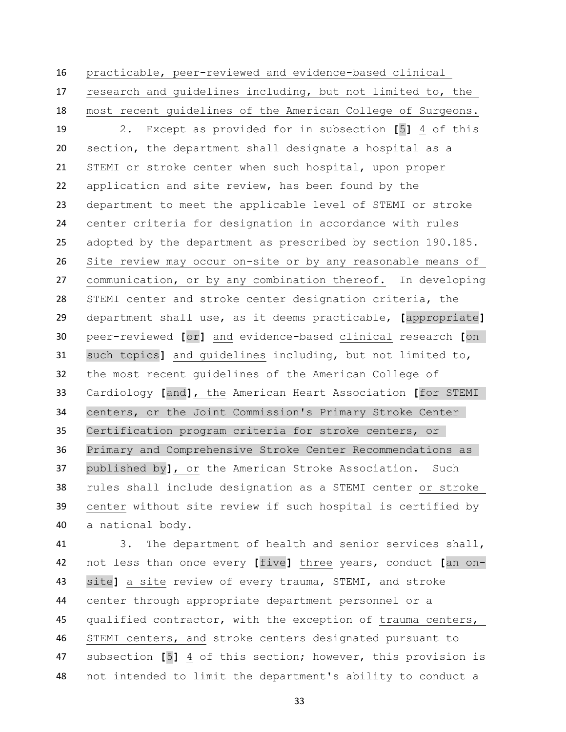practicable, peer-reviewed and evidence-based clinical research and guidelines including, but not limited to, the most recent guidelines of the American College of Surgeons.

2. Except as provided for in subsection [5] 4 of this section, the department shall designate a hospital as a STEMI or stroke center when such hospital, upon proper application and site review, has been found by the department to meet the applicable level of STEMI or stroke center criteria for designation in accordance with rules adopted by the department as prescribed by section 190.185. Site review may occur on-site or by any reasonable means of communication, or by any combination thereof. In developing STEMI center and stroke center designation criteria, the department shall use, as it deems practicable, [appropriate] peer-reviewed [or] and evidence-based clinical research [on such topics] and guidelines including, but not limited to, the most recent guidelines of the American College of Cardiology [and], the American Heart Association [for STEMI centers, or the Joint Commission's Primary Stroke Center Certification program criteria for stroke centers, or Primary and Comprehensive Stroke Center Recommendations as published by], or the American Stroke Association. Such rules shall include designation as a STEMI center or stroke center without site review if such hospital is certified by a national body.

3. The department of health and senior services shall, not less than once every [five] three years, conduct [an on-site] a site review of every trauma, STEMI, and stroke center through appropriate department personnel or a qualified contractor, with the exception of trauma centers, STEMI centers, and stroke centers designated pursuant to subsection [5] 4 of this section; however, this provision is not intended to limit the department's ability to conduct a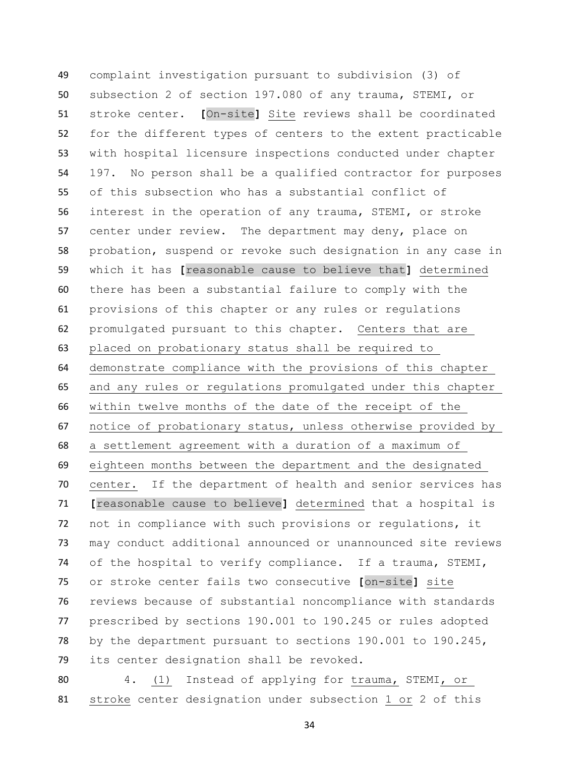complaint investigation pursuant to subdivision (3) of subsection 2 of section 197.080 of any trauma, STEMI, or stroke center. [On-site] Site reviews shall be coordinated for the different types of centers to the extent practicable with hospital licensure inspections conducted under chapter 197. No person shall be a qualified contractor for purposes of this subsection who has a substantial conflict of interest in the operation of any trauma, STEMI, or stroke center under review. The department may deny, place on probation, suspend or revoke such designation in any case in which it has [reasonable cause to believe that] determined there has been a substantial failure to comply with the provisions of this chapter or any rules or regulations promulgated pursuant to this chapter. Centers that are placed on probationary status shall be required to demonstrate compliance with the provisions of this chapter and any rules or regulations promulgated under this chapter within twelve months of the date of the receipt of the notice of probationary status, unless otherwise provided by a settlement agreement with a duration of a maximum of eighteen months between the department and the designated center. If the department of health and senior services has [reasonable cause to believe] determined that a hospital is not in compliance with such provisions or regulations, it may conduct additional announced or unannounced site reviews of the hospital to verify compliance. If a trauma, STEMI, or stroke center fails two consecutive [on-site] site reviews because of substantial noncompliance with standards prescribed by sections 190.001 to 190.245 or rules adopted by the department pursuant to sections 190.001 to 190.245, its center designation shall be revoked.

4. (1) Instead of applying for trauma, STEMI, or stroke center designation under subsection 1 or 2 of this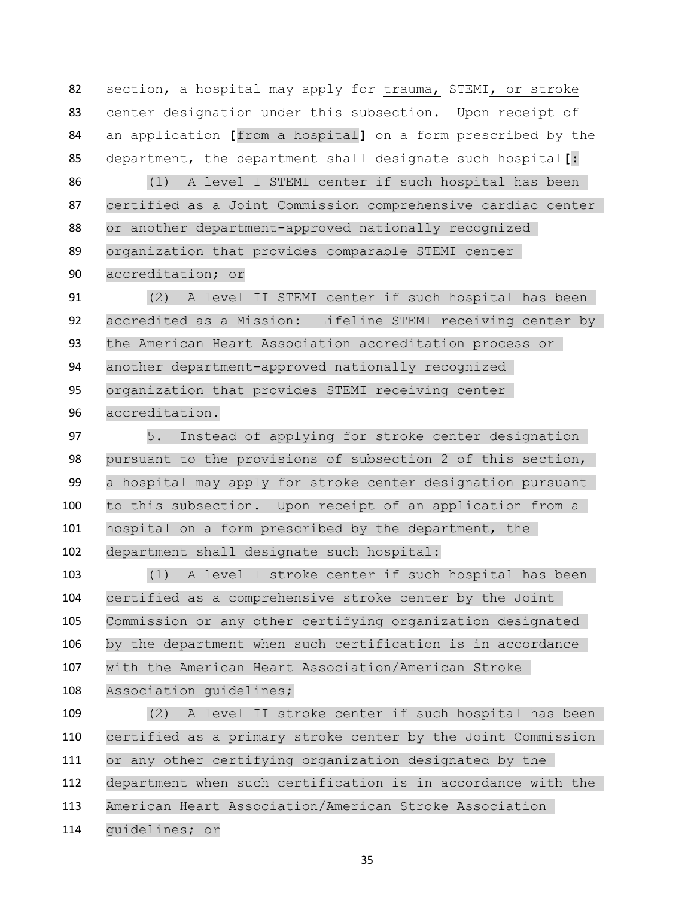82 section, a hospital may apply for trauma, STEMI, or stroke
83 center designation under this subsection. Upon receipt of
84 an application [from a hospital] on a form prescribed by the
85 department, the department shall designate such hospital[:

86 (1) A level I STEMI center if such hospital has been
87 certified as a Joint Commission comprehensive cardiac center
88 or another department-approved nationally recognized
89 organization that provides comparable STEMI center
90 accreditation; or

91 (2) A level II STEMI center if such hospital has been
92 accredited as a Mission: Lifeline STEMI receiving center by
93 the American Heart Association accreditation process or
94 another department-approved nationally recognized
95 organization that provides STEMI receiving center
96 accreditation.

97 5. Instead of applying for stroke center designation
98 pursuant to the provisions of subsection 2 of this section,
99 a hospital may apply for stroke center designation pursuant
100 to this subsection. Upon receipt of an application from a
101 hospital on a form prescribed by the department, the
102 department shall designate such hospital:

103 (1) A level I stroke center if such hospital has been
104 certified as a comprehensive stroke center by the Joint
105 Commission or any other certifying organization designated
106 by the department when such certification is in accordance
107 with the American Heart Association/American Stroke
108 Association guidelines;

109 (2) A level II stroke center if such hospital has been
110 certified as a primary stroke center by the Joint Commission
111 or any other certifying organization designated by the
112 department when such certification is in accordance with the
113 American Heart Association/American Stroke Association
114 guidelines; or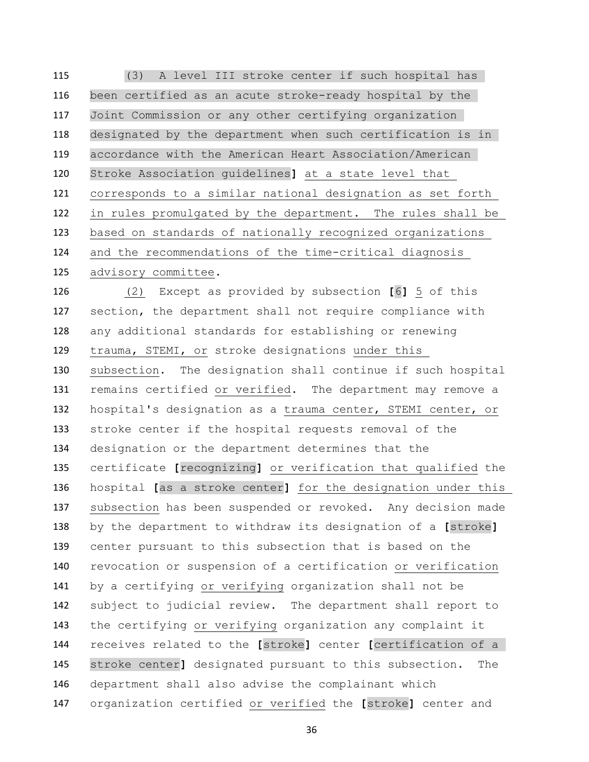(3) A level III stroke center if such hospital has been certified as an acute stroke-ready hospital by the Joint Commission or any other certifying organization designated by the department when such certification is in accordance with the American Heart Association/American Stroke Association guidelines] at a state level that corresponds to a similar national designation as set forth in rules promulgated by the department. The rules shall be based on standards of nationally recognized organizations and the recommendations of the time-critical diagnosis advisory committee.

(2) Except as provided by subsection [6] 5 of this section, the department shall not require compliance with any additional standards for establishing or renewing trauma, STEMI, or stroke designations under this subsection. The designation shall continue if such hospital remains certified or verified. The department may remove a hospital's designation as a trauma center, STEMI center, or stroke center if the hospital requests removal of the designation or the department determines that the certificate [recognizing] or verification that qualified the hospital [as a stroke center] for the designation under this subsection has been suspended or revoked. Any decision made by the department to withdraw its designation of a [stroke] center pursuant to this subsection that is based on the revocation or suspension of a certification or verification by a certifying or verifying organization shall not be subject to judicial review. The department shall report to the certifying or verifying organization any complaint it receives related to the [stroke] center [certification of a stroke center] designated pursuant to this subsection. The department shall also advise the complainant which organization certified or verified the [stroke] center and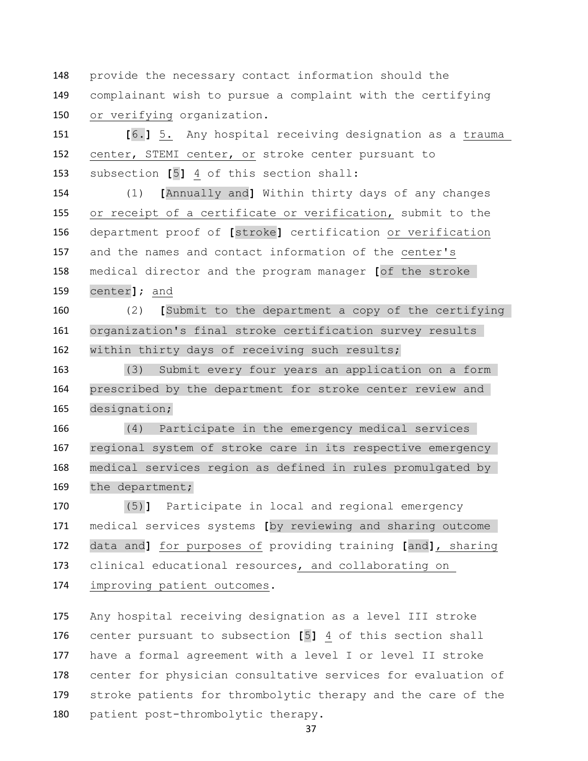provide the necessary contact information should the complainant wish to pursue a complaint with the certifying or verifying organization.

[6.] 5. Any hospital receiving designation as a trauma center, STEMI center, or stroke center pursuant to subsection [5] 4 of this section shall:

(1) [Annually and] Within thirty days of any changes or receipt of a certificate or verification, submit to the department proof of [stroke] certification or verification and the names and contact information of the center's medical director and the program manager [of the stroke center]; and

(2) [Submit to the department a copy of the certifying organization's final stroke certification survey results within thirty days of receiving such results;

(3) Submit every four years an application on a form prescribed by the department for stroke center review and designation;

(4) Participate in the emergency medical services regional system of stroke care in its respective emergency medical services region as defined in rules promulgated by the department;

(5)] Participate in local and regional emergency medical services systems [by reviewing and sharing outcome data and] for purposes of providing training [and], sharing clinical educational resources, and collaborating on improving patient outcomes.

Any hospital receiving designation as a level III stroke center pursuant to subsection [5] 4 of this section shall have a formal agreement with a level I or level II stroke center for physician consultative services for evaluation of stroke patients for thrombolytic therapy and the care of the patient post-thrombolytic therapy.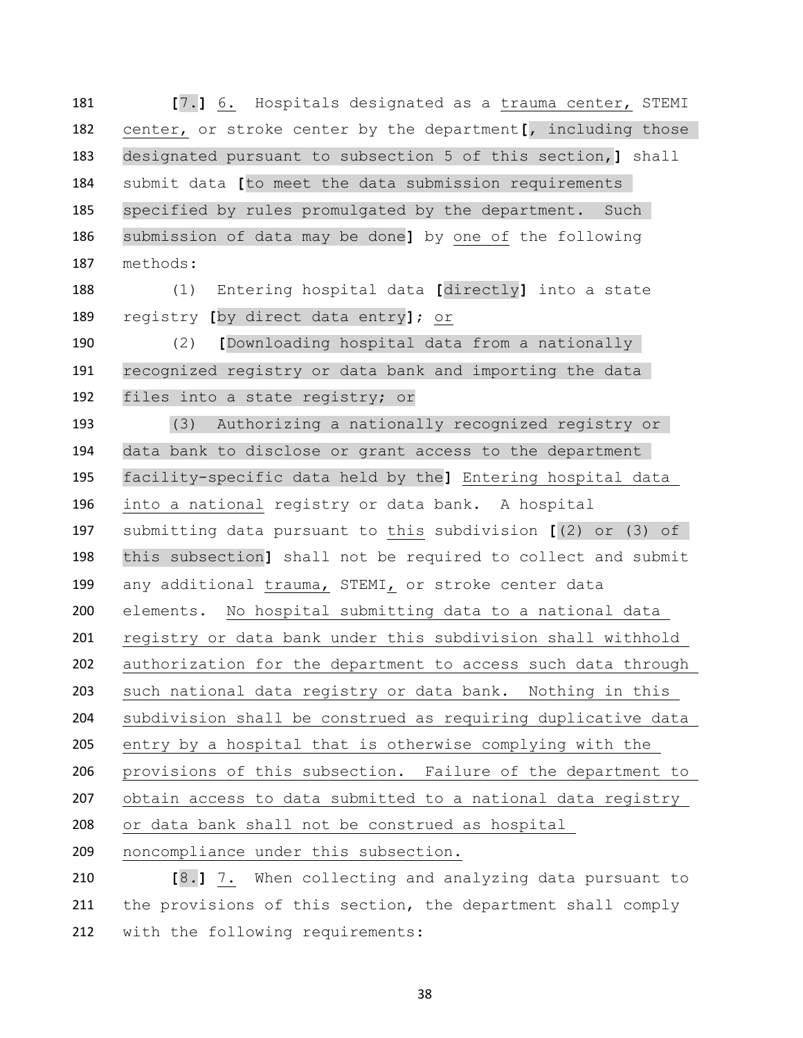[7.] 6. Hospitals designated as a trauma center, STEMI center, or stroke center by the department[, including those designated pursuant to subsection 5 of this section,] shall submit data [to meet the data submission requirements specified by rules promulgated by the department. Such submission of data may be done] by one of the following methods:

(1) Entering hospital data [directly] into a state registry [by direct data entry]; or

(2) [Downloading hospital data from a nationally recognized registry or data bank and importing the data files into a state registry; or

(3) Authorizing a nationally recognized registry or data bank to disclose or grant access to the department facility-specific data held by the] Entering hospital data into a national registry or data bank. A hospital submitting data pursuant to this subdivision [(2) or (3) of this subsection] shall not be required to collect and submit any additional trauma, STEMI, or stroke center data elements. No hospital submitting data to a national data registry or data bank under this subdivision shall withhold authorization for the department to access such data through such national data registry or data bank. Nothing in this subdivision shall be construed as requiring duplicative data entry by a hospital that is otherwise complying with the provisions of this subsection. Failure of the department to obtain access to data submitted to a national data registry or data bank shall not be construed as hospital noncompliance under this subsection.

[8.] 7. When collecting and analyzing data pursuant to the provisions of this section, the department shall comply with the following requirements: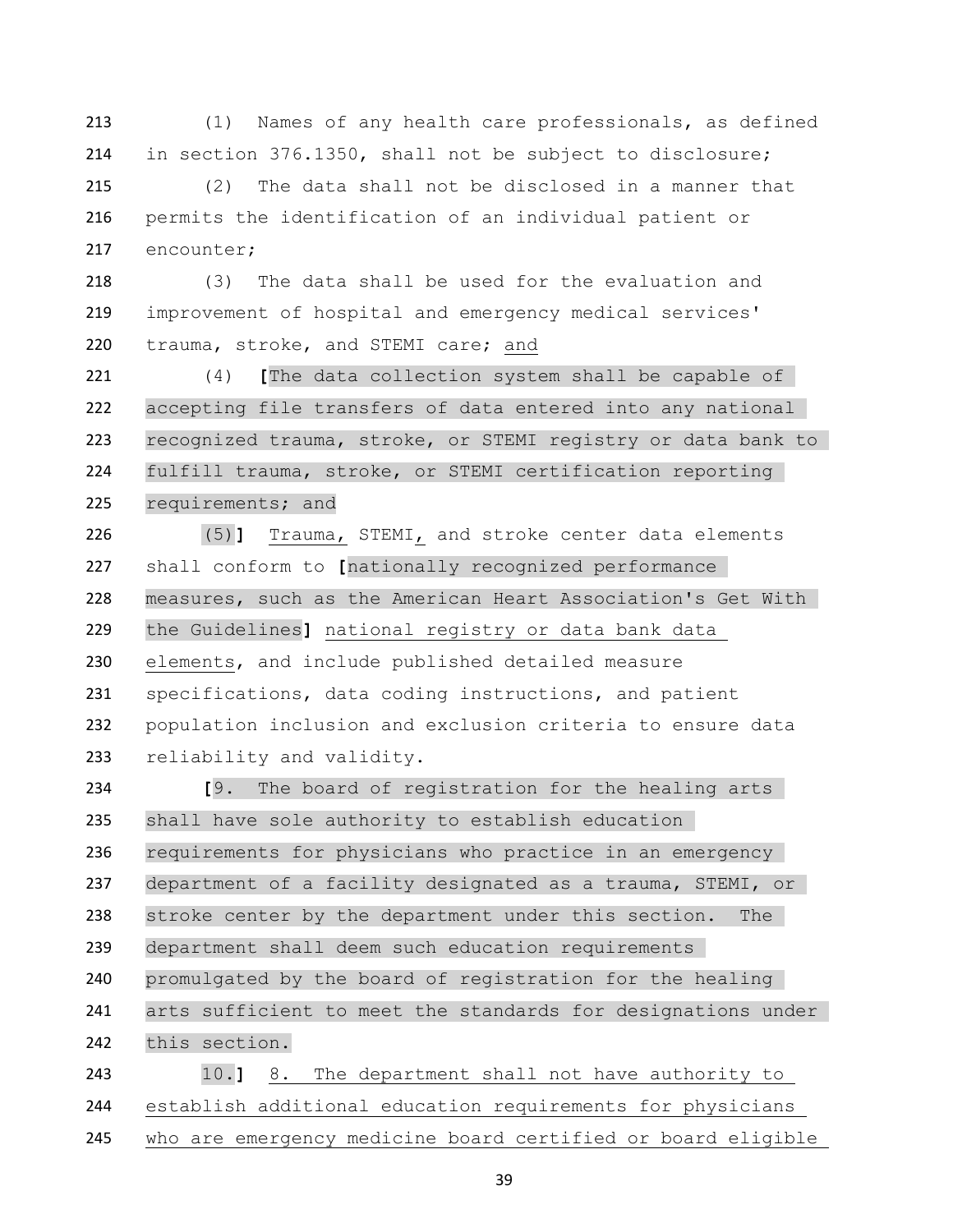213 (1) Names of any health care professionals, as defined
214 in section 376.1350, shall not be subject to disclosure;

215 (2) The data shall not be disclosed in a manner that
216 permits the identification of an individual patient or
217 encounter;

218 (3) The data shall be used for the evaluation and
219 improvement of hospital and emergency medical services'
220 trauma, stroke, and STEMI care; and

221 (4) [The data collection system shall be capable of
222 accepting file transfers of data entered into any national
223 recognized trauma, stroke, or STEMI registry or data bank to
224 fulfill trauma, stroke, or STEMI certification reporting
225 requirements; and

226 (5)] Trauma, STEMI, and stroke center data elements
227 shall conform to [nationally recognized performance
228 measures, such as the American Heart Association's Get With
229 the Guidelines] national registry or data bank data
230 elements, and include published detailed measure
231 specifications, data coding instructions, and patient
232 population inclusion and exclusion criteria to ensure data
233 reliability and validity.

234 [9. The board of registration for the healing arts
235 shall have sole authority to establish education
236 requirements for physicians who practice in an emergency
237 department of a facility designated as a trauma, STEMI, or
238 stroke center by the department under this section. The
239 department shall deem such education requirements
240 promulgated by the board of registration for the healing
241 arts sufficient to meet the standards for designations under
242 this section.

243 10.] 8. The department shall not have authority to
244 establish additional education requirements for physicians
245 who are emergency medicine board certified or board eligible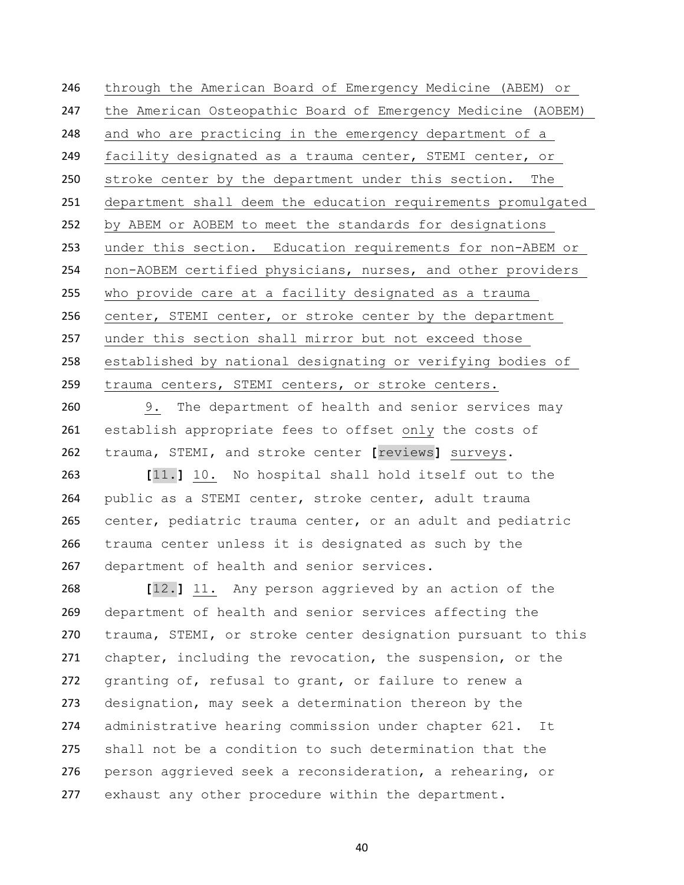through the American Board of Emergency Medicine (ABEM) or the American Osteopathic Board of Emergency Medicine (AOBEM) and who are practicing in the emergency department of a facility designated as a trauma center, STEMI center, or stroke center by the department under this section. The department shall deem the education requirements promulgated by ABEM or AOBEM to meet the standards for designations under this section. Education requirements for non-ABEM or non-AOBEM certified physicians, nurses, and other providers who provide care at a facility designated as a trauma center, STEMI center, or stroke center by the department under this section shall mirror but not exceed those established by national designating or verifying bodies of trauma centers, STEMI centers, or stroke centers.

9. The department of health and senior services may establish appropriate fees to offset only the costs of trauma, STEMI, and stroke center [reviews] surveys.

[11.] 10. No hospital shall hold itself out to the public as a STEMI center, stroke center, adult trauma center, pediatric trauma center, or an adult and pediatric trauma center unless it is designated as such by the department of health and senior services.

[12.] 11. Any person aggrieved by an action of the department of health and senior services affecting the trauma, STEMI, or stroke center designation pursuant to this chapter, including the revocation, the suspension, or the granting of, refusal to grant, or failure to renew a designation, may seek a determination thereon by the administrative hearing commission under chapter 621. It shall not be a condition to such determination that the person aggrieved seek a reconsideration, a rehearing, or exhaust any other procedure within the department.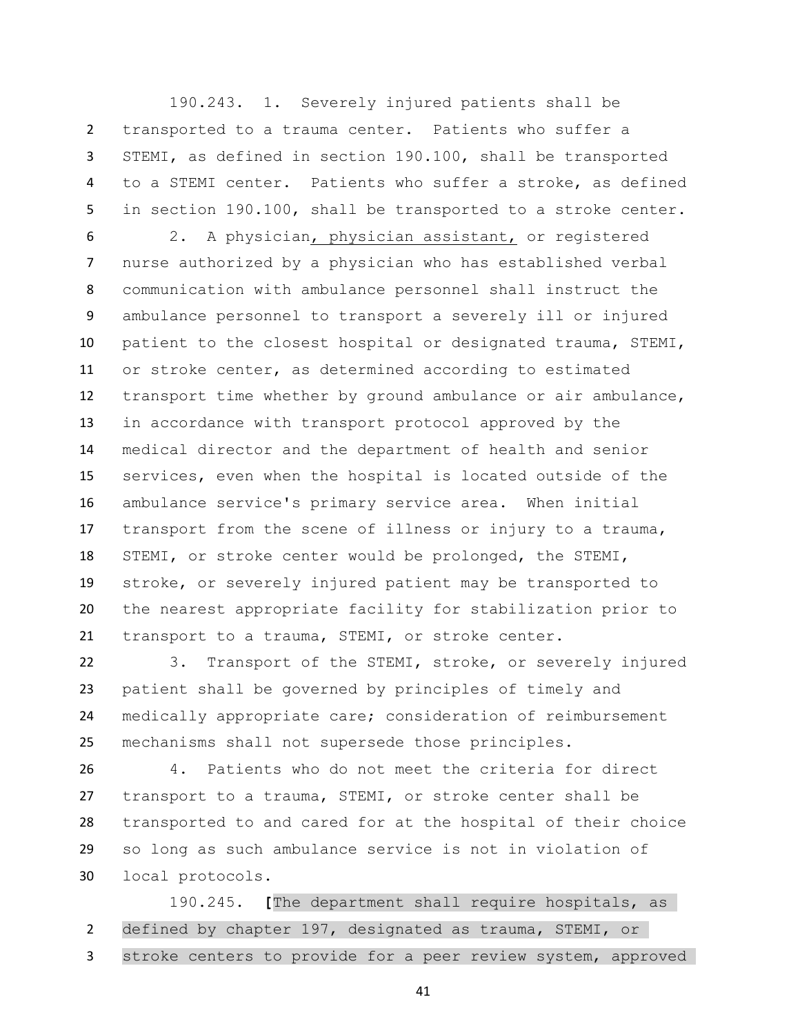190.243. 1. Severely injured patients shall be transported to a trauma center. Patients who suffer a STEMI, as defined in section 190.100, shall be transported to a STEMI center. Patients who suffer a stroke, as defined in section 190.100, shall be transported to a stroke center.

2. A physician<u>, physician assistant,</u> or registered nurse authorized by a physician who has established verbal communication with ambulance personnel shall instruct the ambulance personnel to transport a severely ill or injured patient to the closest hospital or designated trauma, STEMI, or stroke center, as determined according to estimated transport time whether by ground ambulance or air ambulance, in accordance with transport protocol approved by the medical director and the department of health and senior services, even when the hospital is located outside of the ambulance service's primary service area. When initial transport from the scene of illness or injury to a trauma, STEMI, or stroke center would be prolonged, the STEMI, stroke, or severely injured patient may be transported to the nearest appropriate facility for stabilization prior to transport to a trauma, STEMI, or stroke center.

3. Transport of the STEMI, stroke, or severely injured patient shall be governed by principles of timely and medically appropriate care; consideration of reimbursement mechanisms shall not supersede those principles.

4. Patients who do not meet the criteria for direct transport to a trauma, STEMI, or stroke center shall be transported to and cared for at the hospital of their choice so long as such ambulance service is not in violation of local protocols.

190.245. **[**The department shall require hospitals, as defined by chapter 197, designated as trauma, STEMI, or stroke centers to provide for a peer review system, approved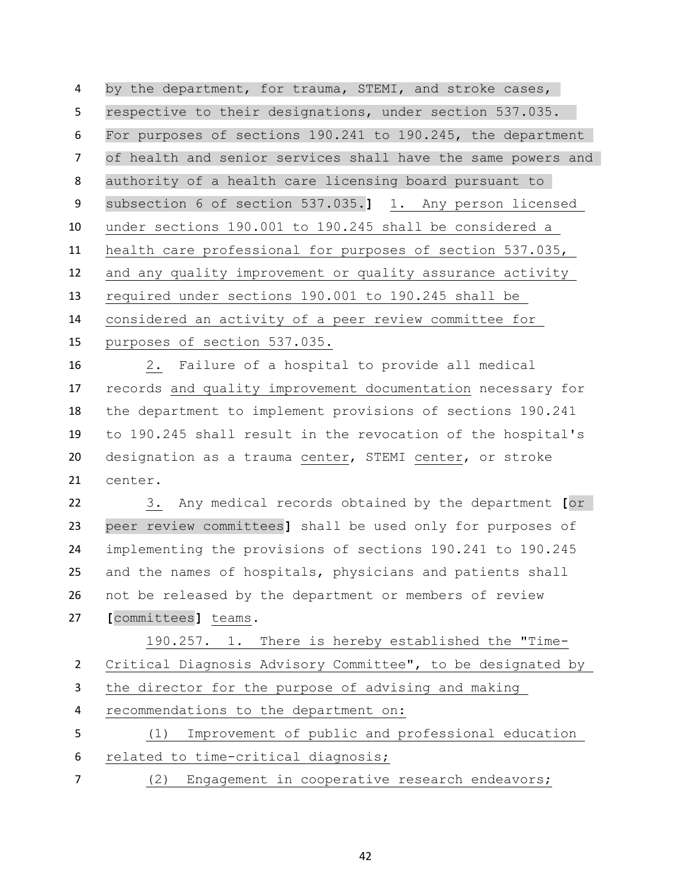by the department, for trauma, STEMI, and stroke cases, respective to their designations, under section 537.035. For purposes of sections 190.241 to 190.245, the department of health and senior services shall have the same powers and authority of a health care licensing board pursuant to subsection 6 of section 537.035.] 1. Any person licensed under sections 190.001 to 190.245 shall be considered a health care professional for purposes of section 537.035, and any quality improvement or quality assurance activity required under sections 190.001 to 190.245 shall be considered an activity of a peer review committee for purposes of section 537.035.

2. Failure of a hospital to provide all medical records and quality improvement documentation necessary for the department to implement provisions of sections 190.241 to 190.245 shall result in the revocation of the hospital's designation as a trauma center, STEMI center, or stroke center.

3. Any medical records obtained by the department [or peer review committees] shall be used only for purposes of implementing the provisions of sections 190.241 to 190.245 and the names of hospitals, physicians and patients shall not be released by the department or members of review [committees] teams.

190.257. 1. There is hereby established the "Time-Critical Diagnosis Advisory Committee", to be designated by the director for the purpose of advising and making recommendations to the department on:

(1) Improvement of public and professional education related to time-critical diagnosis;

(2) Engagement in cooperative research endeavors;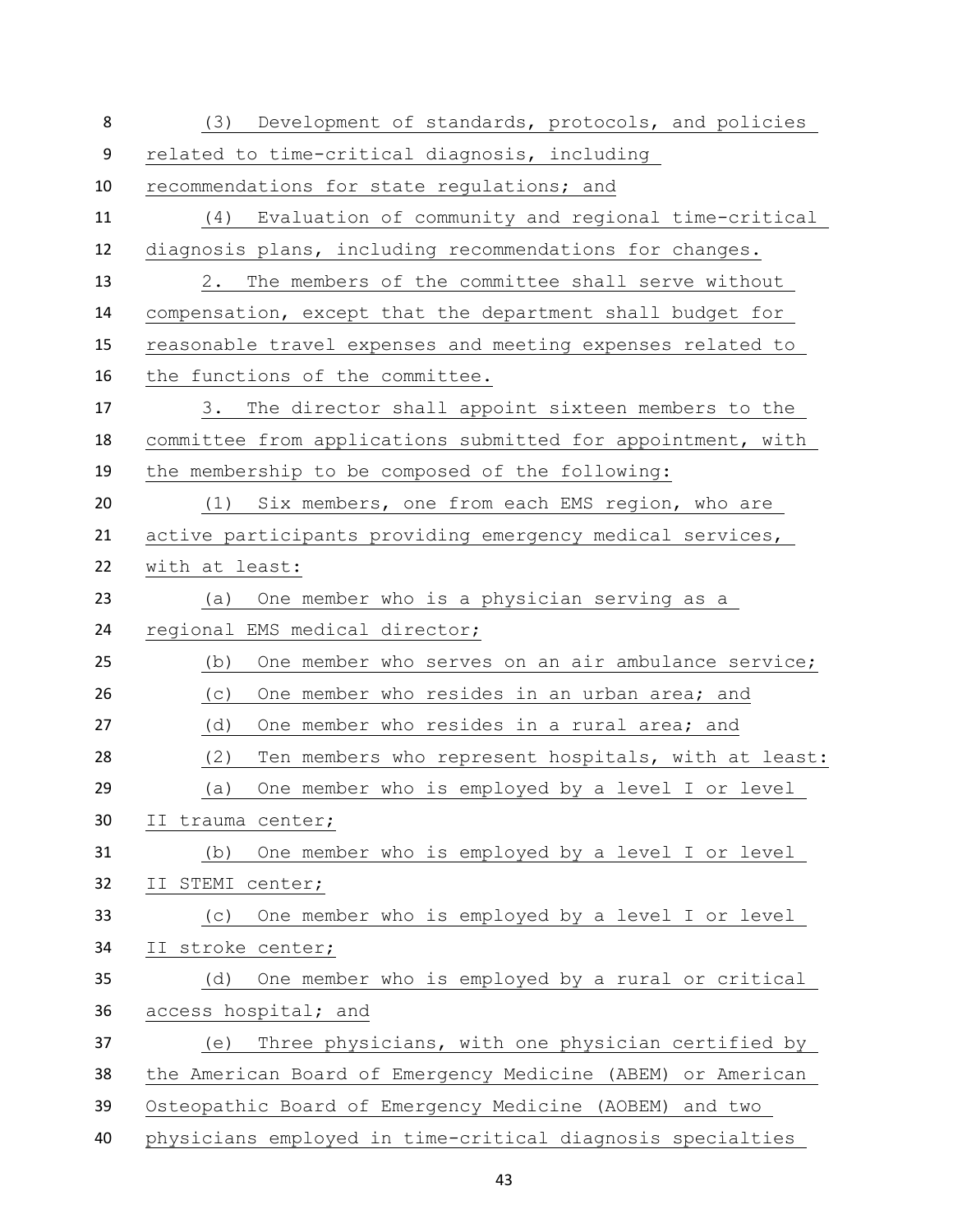(3) Development of standards, protocols, and policies related to time-critical diagnosis, including recommendations for state regulations; and

(4) Evaluation of community and regional time-critical diagnosis plans, including recommendations for changes.

2. The members of the committee shall serve without compensation, except that the department shall budget for reasonable travel expenses and meeting expenses related to the functions of the committee.

3. The director shall appoint sixteen members to the committee from applications submitted for appointment, with the membership to be composed of the following:

(1) Six members, one from each EMS region, who are active participants providing emergency medical services, with at least:

(a) One member who is a physician serving as a regional EMS medical director;

(b) One member who serves on an air ambulance service;

(c) One member who resides in an urban area; and

(d) One member who resides in a rural area; and

(2) Ten members who represent hospitals, with at least:

(a) One member who is employed by a level I or level II trauma center;

(b) One member who is employed by a level I or level II STEMI center;

(c) One member who is employed by a level I or level II stroke center;

(d) One member who is employed by a rural or critical access hospital; and

(e) Three physicians, with one physician certified by the American Board of Emergency Medicine (ABEM) or American Osteopathic Board of Emergency Medicine (AOBEM) and two physicians employed in time-critical diagnosis specialties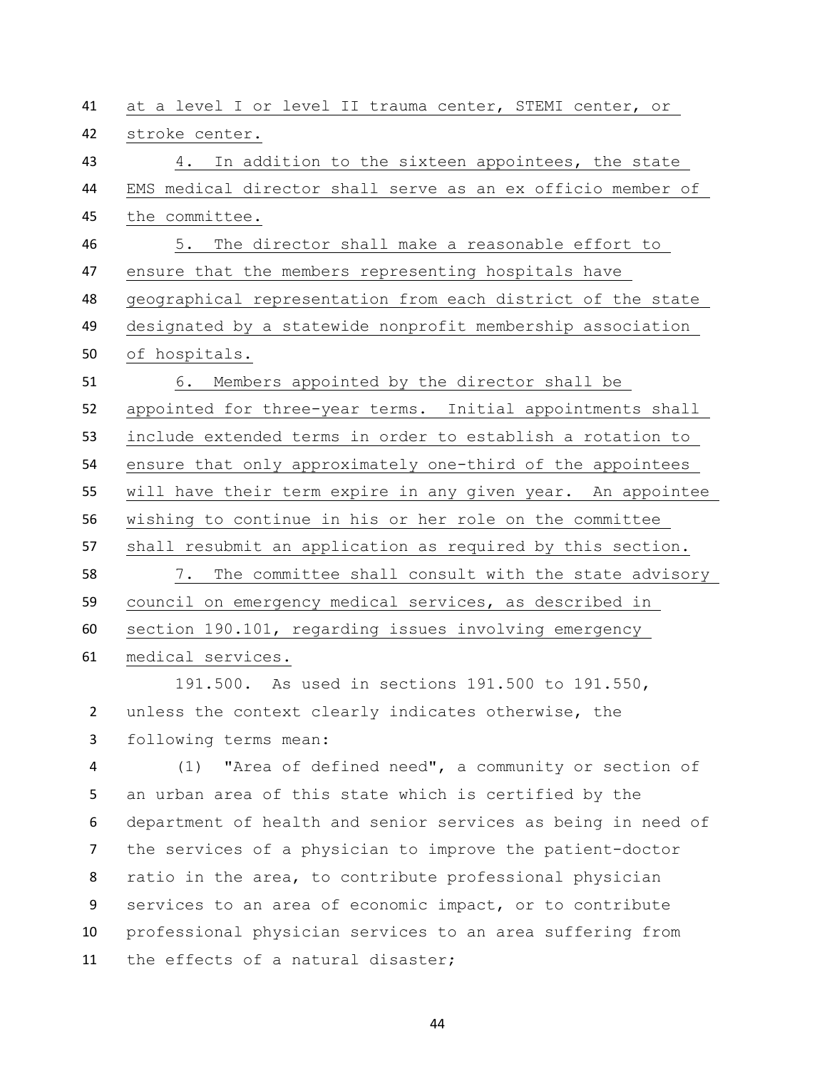at a level I or level II trauma center, STEMI center, or stroke center.

4. In addition to the sixteen appointees, the state EMS medical director shall serve as an ex officio member of the committee.

5. The director shall make a reasonable effort to ensure that the members representing hospitals have geographical representation from each district of the state designated by a statewide nonprofit membership association of hospitals.

6. Members appointed by the director shall be appointed for three-year terms. Initial appointments shall include extended terms in order to establish a rotation to ensure that only approximately one-third of the appointees will have their term expire in any given year. An appointee wishing to continue in his or her role on the committee shall resubmit an application as required by this section.

7. The committee shall consult with the state advisory council on emergency medical services, as described in section 190.101, regarding issues involving emergency medical services.

191.500. As used in sections 191.500 to 191.550, unless the context clearly indicates otherwise, the following terms mean:

(1) "Area of defined need", a community or section of an urban area of this state which is certified by the department of health and senior services as being in need of the services of a physician to improve the patient-doctor ratio in the area, to contribute professional physician services to an area of economic impact, or to contribute professional physician services to an area suffering from the effects of a natural disaster;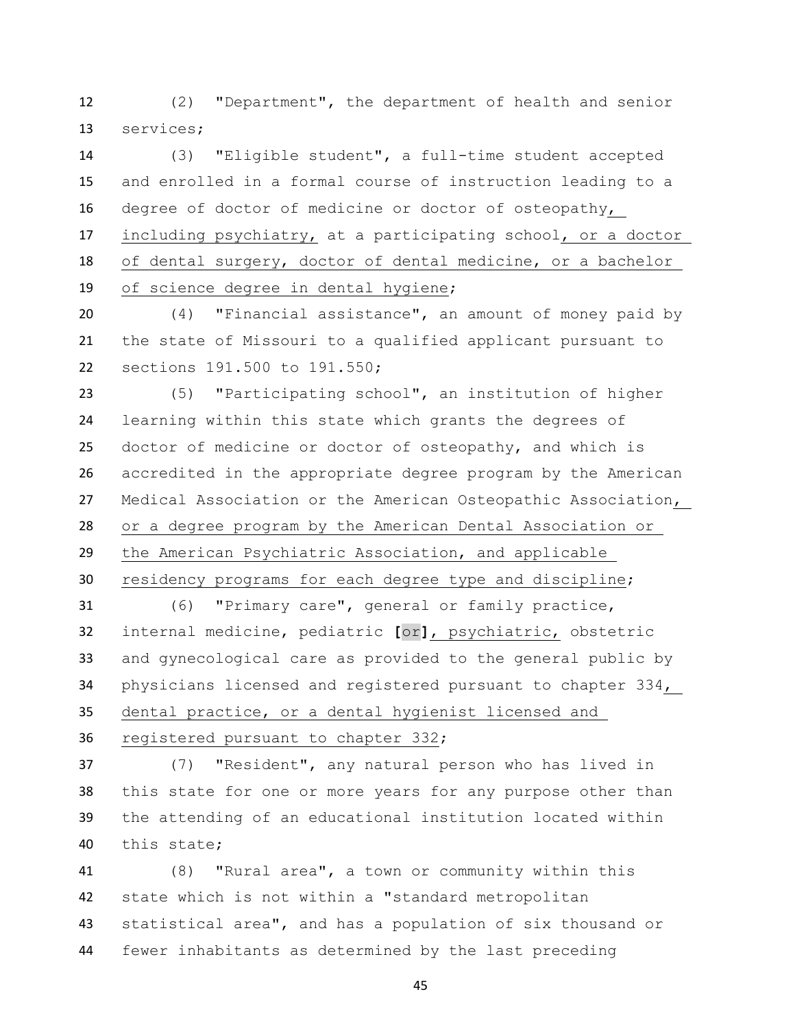(2) "Department", the department of health and senior services;

(3) "Eligible student", a full-time student accepted and enrolled in a formal course of instruction leading to a degree of doctor of medicine or doctor of osteopathy, including psychiatry, at a participating school, or a doctor of dental surgery, doctor of dental medicine, or a bachelor of science degree in dental hygiene;

(4) "Financial assistance", an amount of money paid by the state of Missouri to a qualified applicant pursuant to sections 191.500 to 191.550;

(5) "Participating school", an institution of higher learning within this state which grants the degrees of doctor of medicine or doctor of osteopathy, and which is accredited in the appropriate degree program by the American Medical Association or the American Osteopathic Association, or a degree program by the American Dental Association or the American Psychiatric Association, and applicable residency programs for each degree type and discipline;

(6) "Primary care", general or family practice, internal medicine, pediatric [or], psychiatric, obstetric and gynecological care as provided to the general public by physicians licensed and registered pursuant to chapter 334, dental practice, or a dental hygienist licensed and registered pursuant to chapter 332;

(7) "Resident", any natural person who has lived in this state for one or more years for any purpose other than the attending of an educational institution located within this state;

(8) "Rural area", a town or community within this state which is not within a "standard metropolitan statistical area", and has a population of six thousand or fewer inhabitants as determined by the last preceding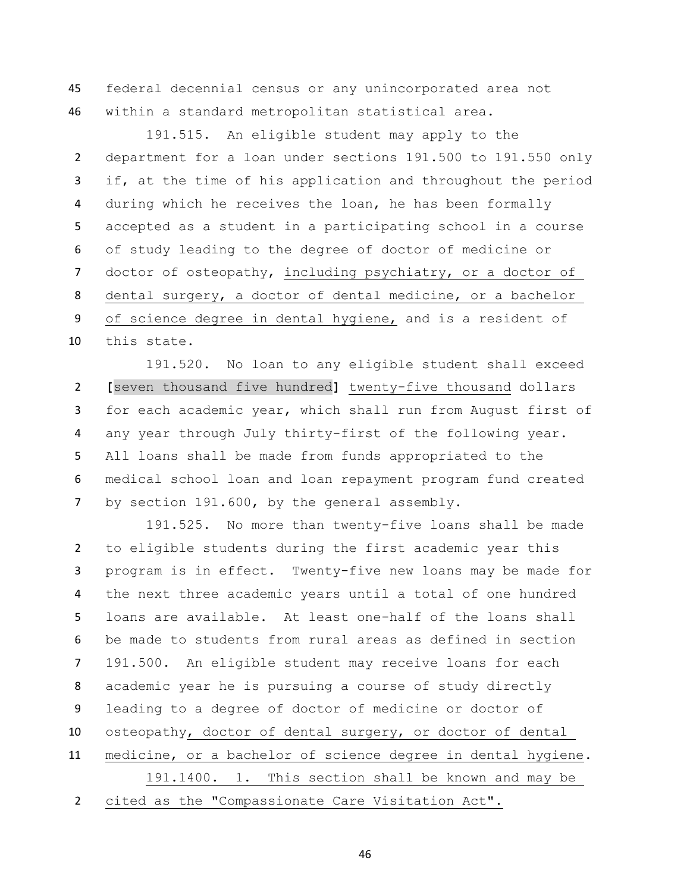federal decennial census or any unincorporated area not within a standard metropolitan statistical area.

191.515. An eligible student may apply to the department for a loan under sections 191.500 to 191.550 only if, at the time of his application and throughout the period during which he receives the loan, he has been formally accepted as a student in a participating school in a course of study leading to the degree of doctor of medicine or doctor of osteopathy, <u>including psychiatry, or a doctor of dental surgery, a doctor of dental medicine, or a bachelor of science degree in dental hygiene,</u> and is a resident of this state.

191.520. No loan to any eligible student shall exceed **[**seven thousand five hundred**]** <u>twenty-five thousand</u> dollars for each academic year, which shall run from August first of any year through July thirty-first of the following year. All loans shall be made from funds appropriated to the medical school loan and loan repayment program fund created by section 191.600, by the general assembly.

191.525. No more than twenty-five loans shall be made to eligible students during the first academic year this program is in effect. Twenty-five new loans may be made for the next three academic years until a total of one hundred loans are available. At least one-half of the loans shall be made to students from rural areas as defined in section 191.500. An eligible student may receive loans for each academic year he is pursuing a course of study directly leading to a degree of doctor of medicine or doctor of osteopathy<u>, doctor of dental surgery, or doctor of dental medicine, or a bachelor of science degree in dental hygiene</u>.

<u>191.1400. 1. This section shall be known and may be cited as the "Compassionate Care Visitation Act".</u>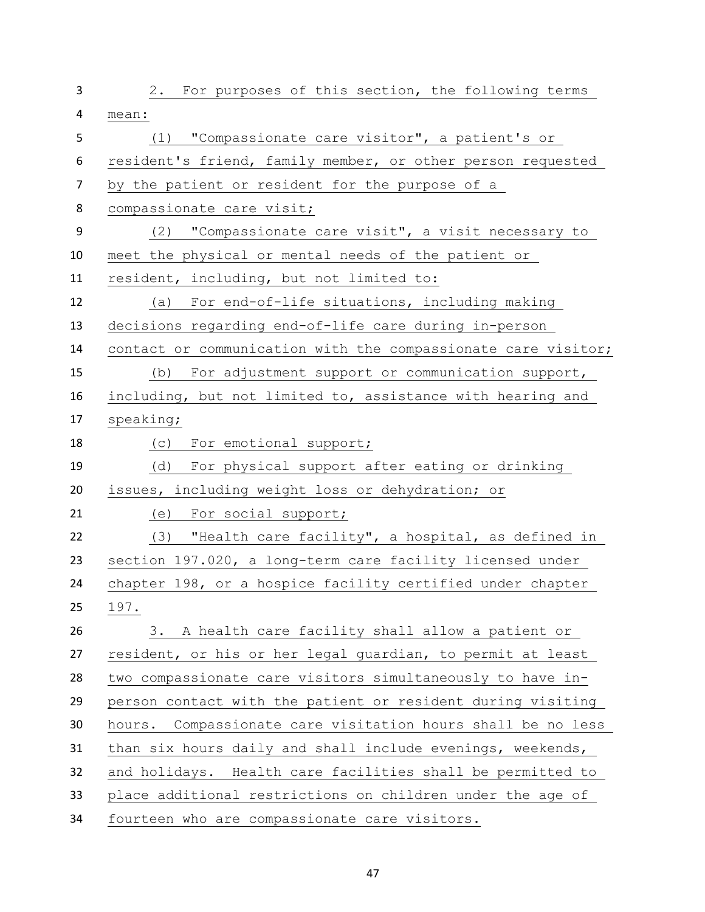2. For purposes of this section, the following terms mean:

(1) "Compassionate care visitor", a patient's or resident's friend, family member, or other person requested by the patient or resident for the purpose of a compassionate care visit;

(2) "Compassionate care visit", a visit necessary to meet the physical or mental needs of the patient or resident, including, but not limited to:

(a) For end-of-life situations, including making decisions regarding end-of-life care during in-person contact or communication with the compassionate care visitor;

(b) For adjustment support or communication support, including, but not limited to, assistance with hearing and speaking;

(c) For emotional support;

(d) For physical support after eating or drinking issues, including weight loss or dehydration; or

(e) For social support;

(3) "Health care facility", a hospital, as defined in section 197.020, a long-term care facility licensed under chapter 198, or a hospice facility certified under chapter 197.

3. A health care facility shall allow a patient or resident, or his or her legal guardian, to permit at least two compassionate care visitors simultaneously to have in-person contact with the patient or resident during visiting hours. Compassionate care visitation hours shall be no less than six hours daily and shall include evenings, weekends, and holidays. Health care facilities shall be permitted to place additional restrictions on children under the age of fourteen who are compassionate care visitors.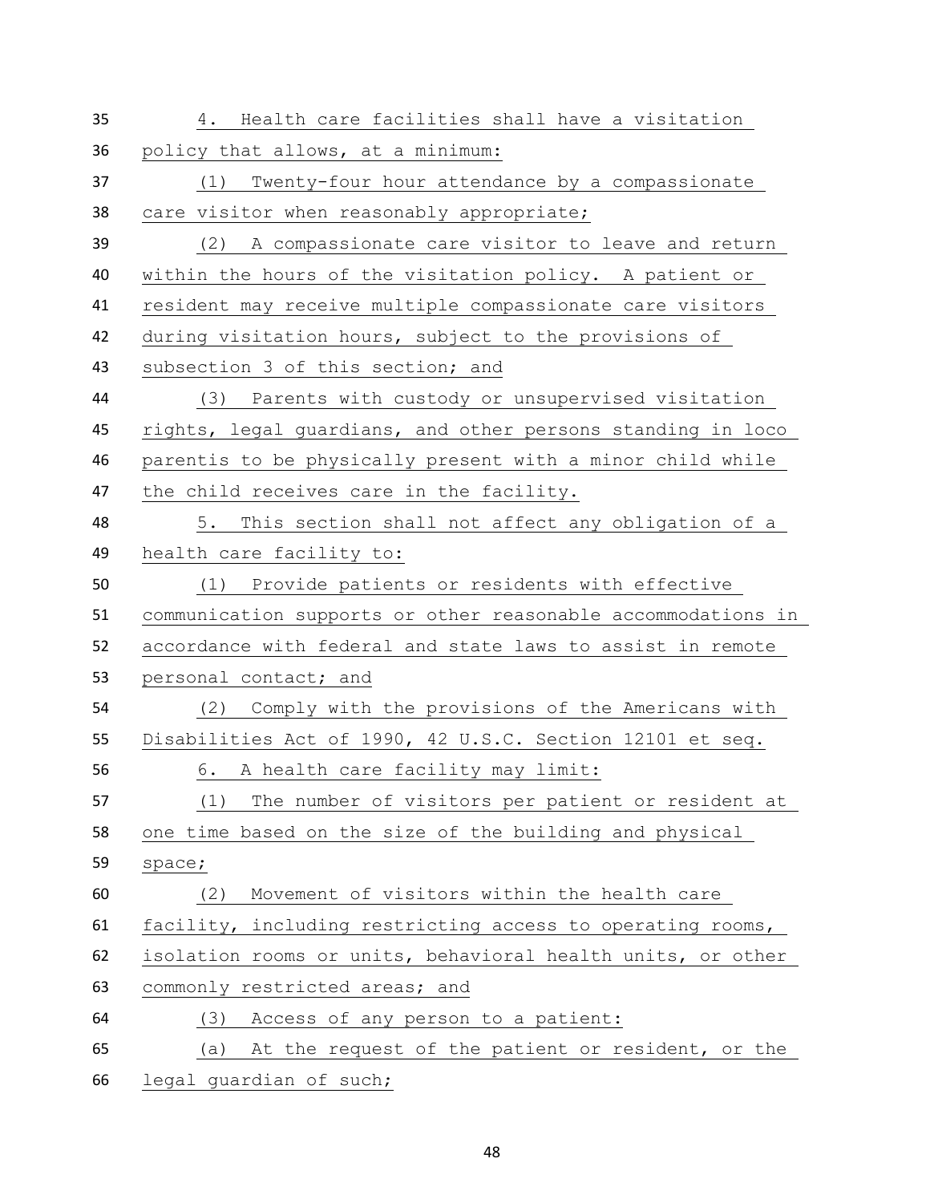4. Health care facilities shall have a visitation policy that allows, at a minimum:

(1) Twenty-four hour attendance by a compassionate care visitor when reasonably appropriate;

(2) A compassionate care visitor to leave and return within the hours of the visitation policy. A patient or resident may receive multiple compassionate care visitors during visitation hours, subject to the provisions of subsection 3 of this section; and

(3) Parents with custody or unsupervised visitation rights, legal guardians, and other persons standing in loco parentis to be physically present with a minor child while the child receives care in the facility.

5. This section shall not affect any obligation of a health care facility to:

(1) Provide patients or residents with effective communication supports or other reasonable accommodations in accordance with federal and state laws to assist in remote personal contact; and

(2) Comply with the provisions of the Americans with Disabilities Act of 1990, 42 U.S.C. Section 12101 et seq.

6. A health care facility may limit:

(1) The number of visitors per patient or resident at one time based on the size of the building and physical space;

(2) Movement of visitors within the health care facility, including restricting access to operating rooms, isolation rooms or units, behavioral health units, or other commonly restricted areas; and

(3) Access of any person to a patient:

(a) At the request of the patient or resident, or the legal guardian of such;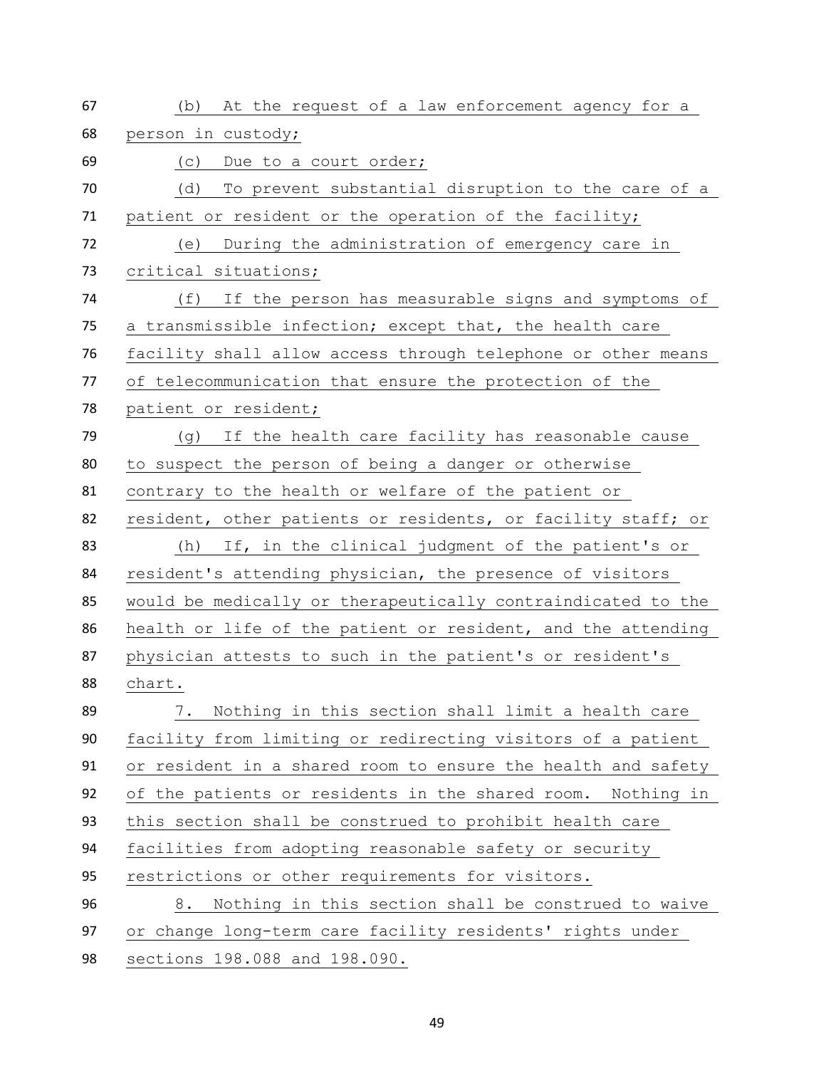(b) At the request of a law enforcement agency for a person in custody;

(c) Due to a court order;

(d) To prevent substantial disruption to the care of a patient or resident or the operation of the facility;

(e) During the administration of emergency care in critical situations;

(f) If the person has measurable signs and symptoms of a transmissible infection; except that, the health care facility shall allow access through telephone or other means of telecommunication that ensure the protection of the patient or resident;

(g) If the health care facility has reasonable cause to suspect the person of being a danger or otherwise contrary to the health or welfare of the patient or resident, other patients or residents, or facility staff; or

(h) If, in the clinical judgment of the patient's or resident's attending physician, the presence of visitors would be medically or therapeutically contraindicated to the health or life of the patient or resident, and the attending physician attests to such in the patient's or resident's chart.

7. Nothing in this section shall limit a health care facility from limiting or redirecting visitors of a patient or resident in a shared room to ensure the health and safety of the patients or residents in the shared room. Nothing in this section shall be construed to prohibit health care facilities from adopting reasonable safety or security restrictions or other requirements for visitors.

8. Nothing in this section shall be construed to waive or change long-term care facility residents' rights under sections 198.088 and 198.090.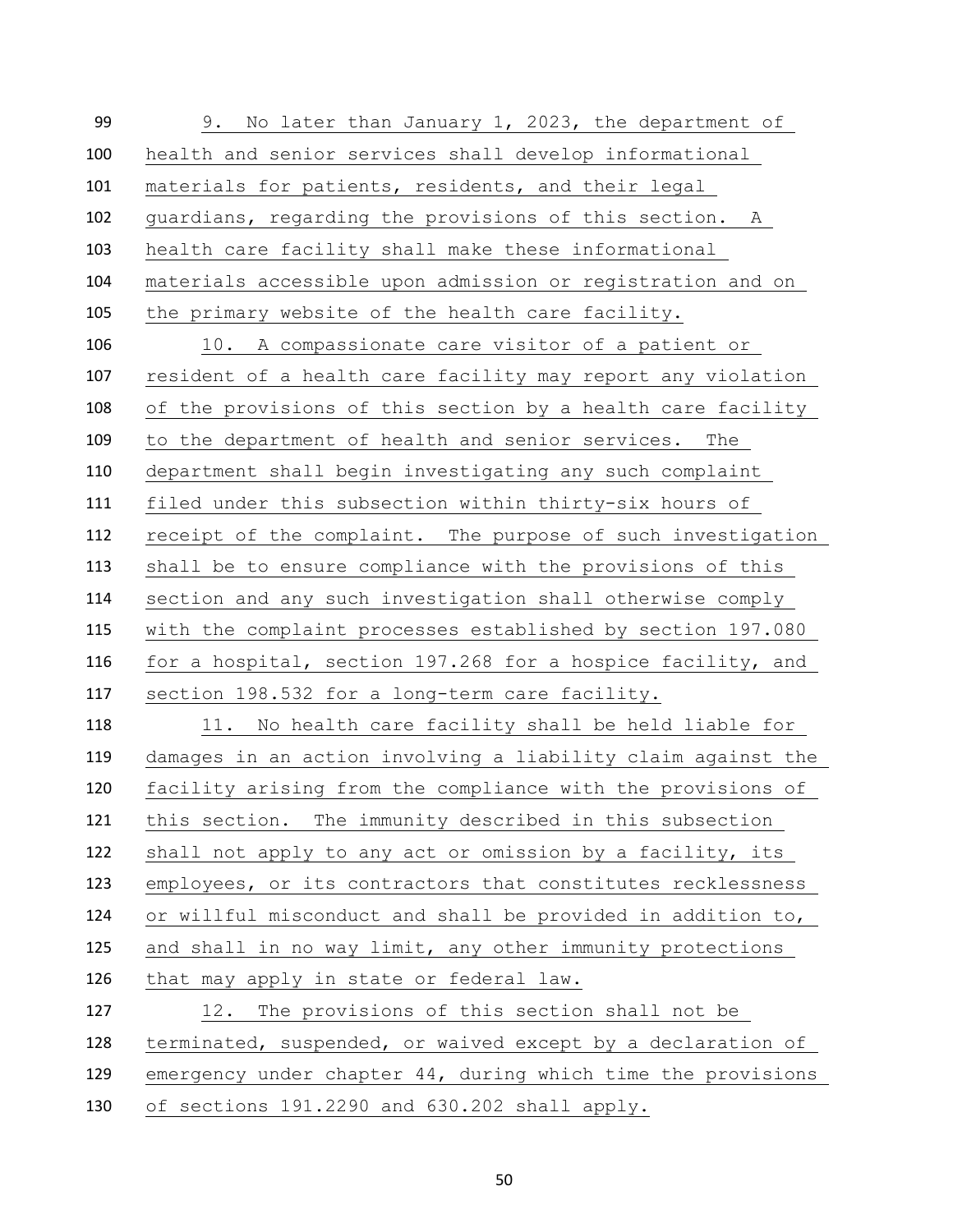9. No later than January 1, 2023, the department of health and senior services shall develop informational materials for patients, residents, and their legal guardians, regarding the provisions of this section. A health care facility shall make these informational materials accessible upon admission or registration and on the primary website of the health care facility.

10. A compassionate care visitor of a patient or resident of a health care facility may report any violation of the provisions of this section by a health care facility to the department of health and senior services. The department shall begin investigating any such complaint filed under this subsection within thirty-six hours of receipt of the complaint. The purpose of such investigation shall be to ensure compliance with the provisions of this section and any such investigation shall otherwise comply with the complaint processes established by section 197.080 for a hospital, section 197.268 for a hospice facility, and section 198.532 for a long-term care facility.

11. No health care facility shall be held liable for damages in an action involving a liability claim against the facility arising from the compliance with the provisions of this section. The immunity described in this subsection shall not apply to any act or omission by a facility, its employees, or its contractors that constitutes recklessness or willful misconduct and shall be provided in addition to, and shall in no way limit, any other immunity protections that may apply in state or federal law.

12. The provisions of this section shall not be terminated, suspended, or waived except by a declaration of emergency under chapter 44, during which time the provisions of sections 191.2290 and 630.202 shall apply.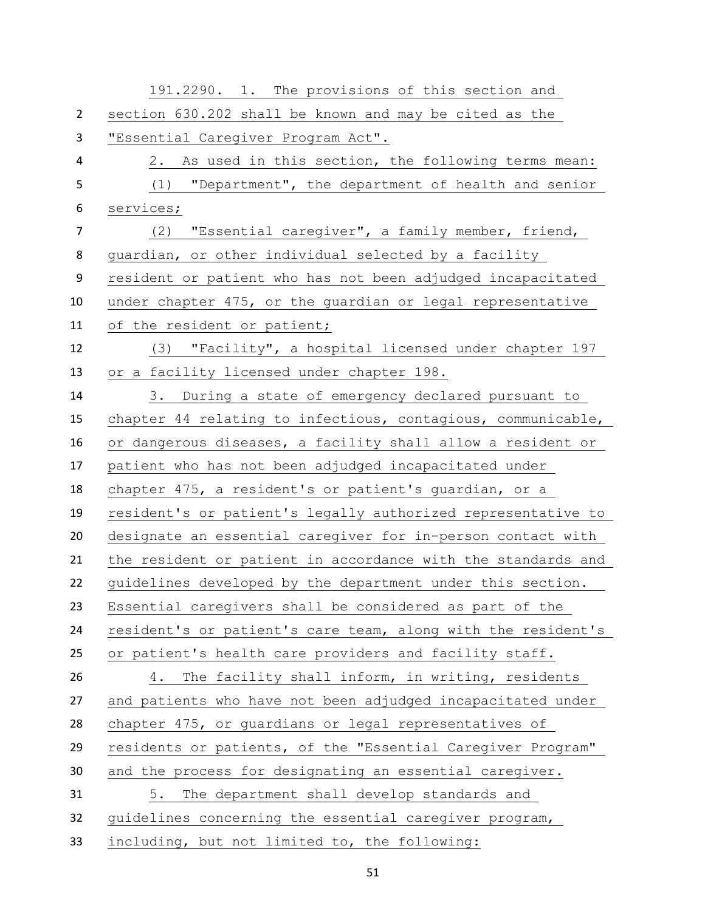191.2290. 1. The provisions of this section and section 630.202 shall be known and may be cited as the "Essential Caregiver Program Act".

2. As used in this section, the following terms mean:

(1) "Department", the department of health and senior services;

(2) "Essential caregiver", a family member, friend, guardian, or other individual selected by a facility resident or patient who has not been adjudged incapacitated under chapter 475, or the guardian or legal representative of the resident or patient;

(3) "Facility", a hospital licensed under chapter 197 or a facility licensed under chapter 198.

3. During a state of emergency declared pursuant to chapter 44 relating to infectious, contagious, communicable, or dangerous diseases, a facility shall allow a resident or patient who has not been adjudged incapacitated under chapter 475, a resident's or patient's guardian, or a resident's or patient's legally authorized representative to designate an essential caregiver for in-person contact with the resident or patient in accordance with the standards and guidelines developed by the department under this section. Essential caregivers shall be considered as part of the resident's or patient's care team, along with the resident's or patient's health care providers and facility staff.

4. The facility shall inform, in writing, residents and patients who have not been adjudged incapacitated under chapter 475, or guardians or legal representatives of residents or patients, of the "Essential Caregiver Program" and the process for designating an essential caregiver.

5. The department shall develop standards and guidelines concerning the essential caregiver program, including, but not limited to, the following: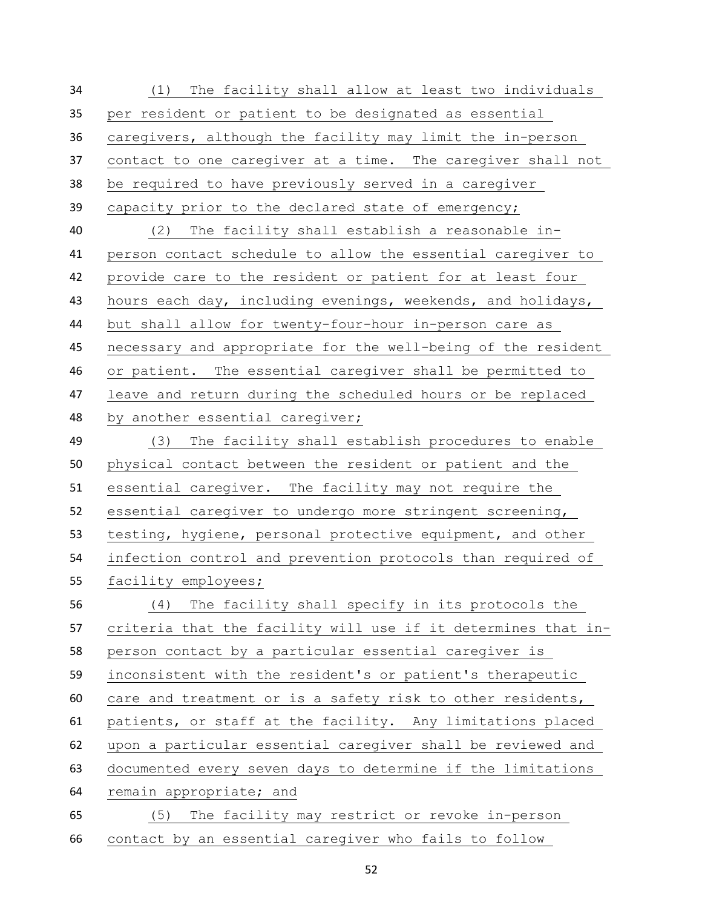(1) The facility shall allow at least two individuals per resident or patient to be designated as essential caregivers, although the facility may limit the in-person contact to one caregiver at a time. The caregiver shall not be required to have previously served in a caregiver capacity prior to the declared state of emergency;

(2) The facility shall establish a reasonable in-person contact schedule to allow the essential caregiver to provide care to the resident or patient for at least four hours each day, including evenings, weekends, and holidays, but shall allow for twenty-four-hour in-person care as necessary and appropriate for the well-being of the resident or patient. The essential caregiver shall be permitted to leave and return during the scheduled hours or be replaced by another essential caregiver;

(3) The facility shall establish procedures to enable physical contact between the resident or patient and the essential caregiver. The facility may not require the essential caregiver to undergo more stringent screening, testing, hygiene, personal protective equipment, and other infection control and prevention protocols than required of facility employees;

(4) The facility shall specify in its protocols the criteria that the facility will use if it determines that in-person contact by a particular essential caregiver is inconsistent with the resident's or patient's therapeutic care and treatment or is a safety risk to other residents, patients, or staff at the facility. Any limitations placed upon a particular essential caregiver shall be reviewed and documented every seven days to determine if the limitations remain appropriate; and

(5) The facility may restrict or revoke in-person contact by an essential caregiver who fails to follow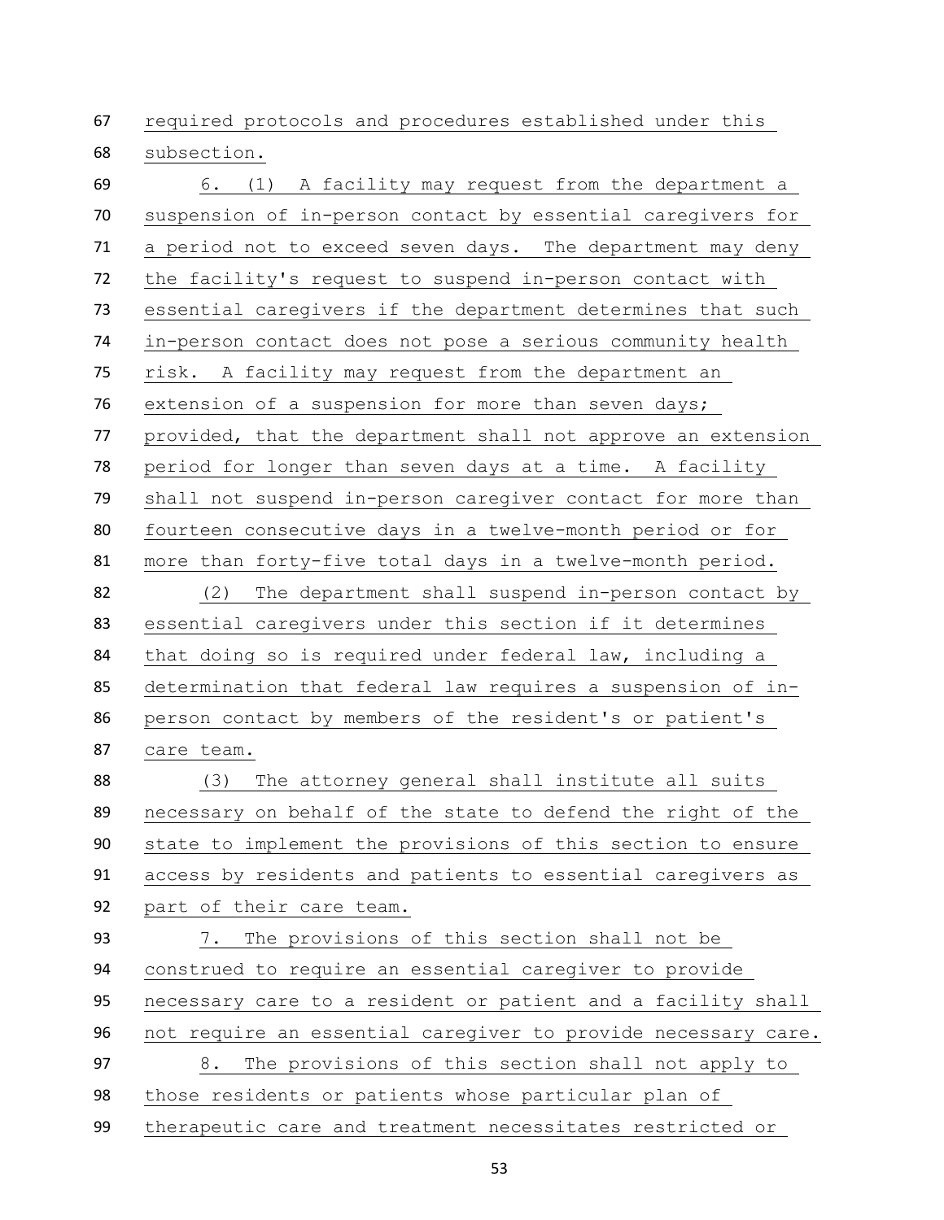required protocols and procedures established under this subsection.

6. (1) A facility may request from the department a suspension of in-person contact by essential caregivers for a period not to exceed seven days. The department may deny the facility's request to suspend in-person contact with essential caregivers if the department determines that such in-person contact does not pose a serious community health risk. A facility may request from the department an extension of a suspension for more than seven days; provided, that the department shall not approve an extension period for longer than seven days at a time. A facility shall not suspend in-person caregiver contact for more than fourteen consecutive days in a twelve-month period or for more than forty-five total days in a twelve-month period.

(2) The department shall suspend in-person contact by essential caregivers under this section if it determines that doing so is required under federal law, including a determination that federal law requires a suspension of in-person contact by members of the resident's or patient's care team.

(3) The attorney general shall institute all suits necessary on behalf of the state to defend the right of the state to implement the provisions of this section to ensure access by residents and patients to essential caregivers as part of their care team.

7. The provisions of this section shall not be construed to require an essential caregiver to provide necessary care to a resident or patient and a facility shall not require an essential caregiver to provide necessary care.

8. The provisions of this section shall not apply to those residents or patients whose particular plan of therapeutic care and treatment necessitates restricted or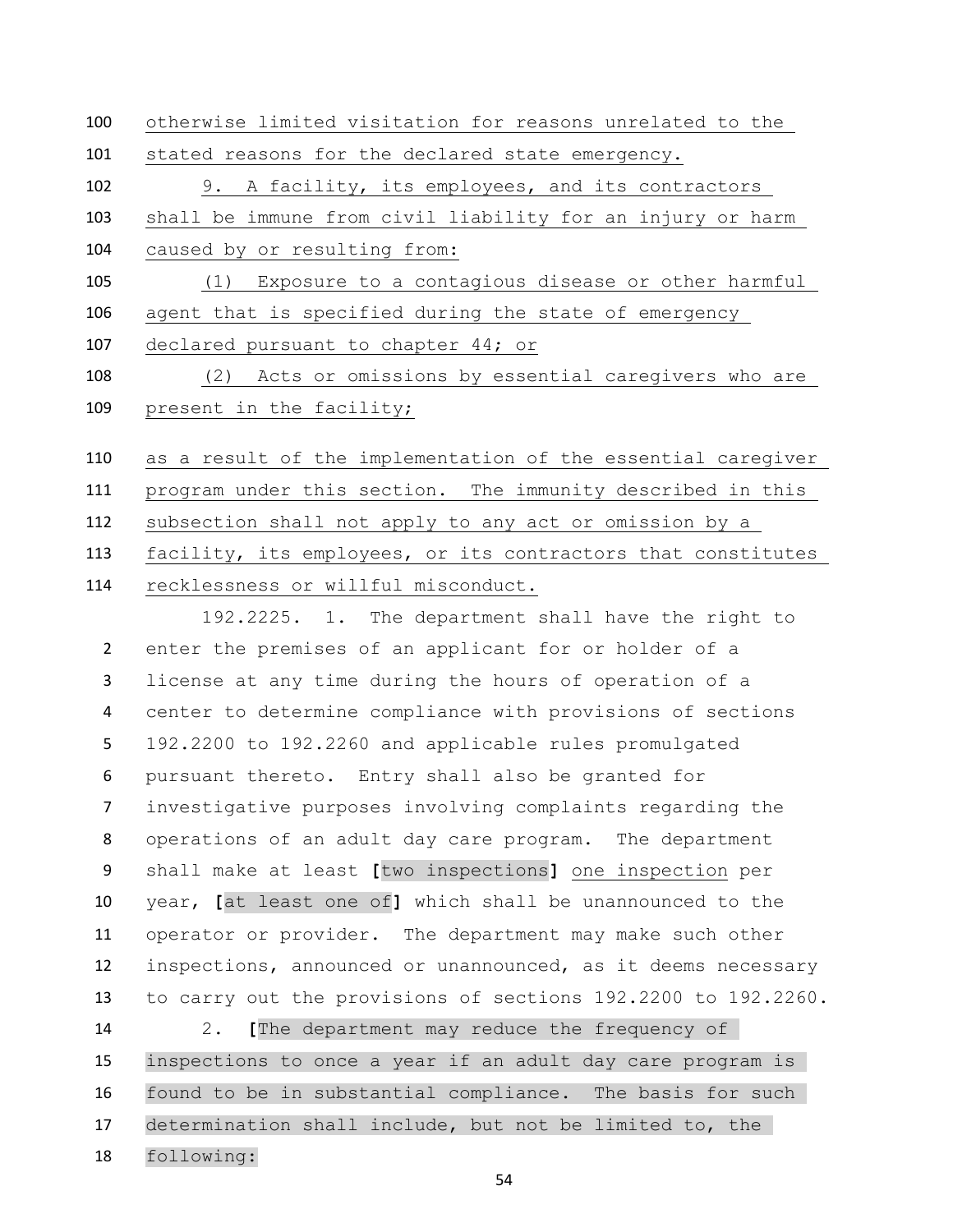otherwise limited visitation for reasons unrelated to the stated reasons for the declared state emergency.

9. A facility, its employees, and its contractors shall be immune from civil liability for an injury or harm caused by or resulting from:

(1) Exposure to a contagious disease or other harmful agent that is specified during the state of emergency declared pursuant to chapter 44; or

(2) Acts or omissions by essential caregivers who are present in the facility;

as a result of the implementation of the essential caregiver program under this section. The immunity described in this subsection shall not apply to any act or omission by a facility, its employees, or its contractors that constitutes recklessness or willful misconduct.

192.2225. 1. The department shall have the right to enter the premises of an applicant for or holder of a license at any time during the hours of operation of a center to determine compliance with provisions of sections 192.2200 to 192.2260 and applicable rules promulgated pursuant thereto. Entry shall also be granted for investigative purposes involving complaints regarding the operations of an adult day care program. The department shall make at least [two inspections] one inspection per year, [at least one of] which shall be unannounced to the operator or provider. The department may make such other inspections, announced or unannounced, as it deems necessary to carry out the provisions of sections 192.2200 to 192.2260.

2. [The department may reduce the frequency of inspections to once a year if an adult day care program is found to be in substantial compliance. The basis for such determination shall include, but not be limited to, the following: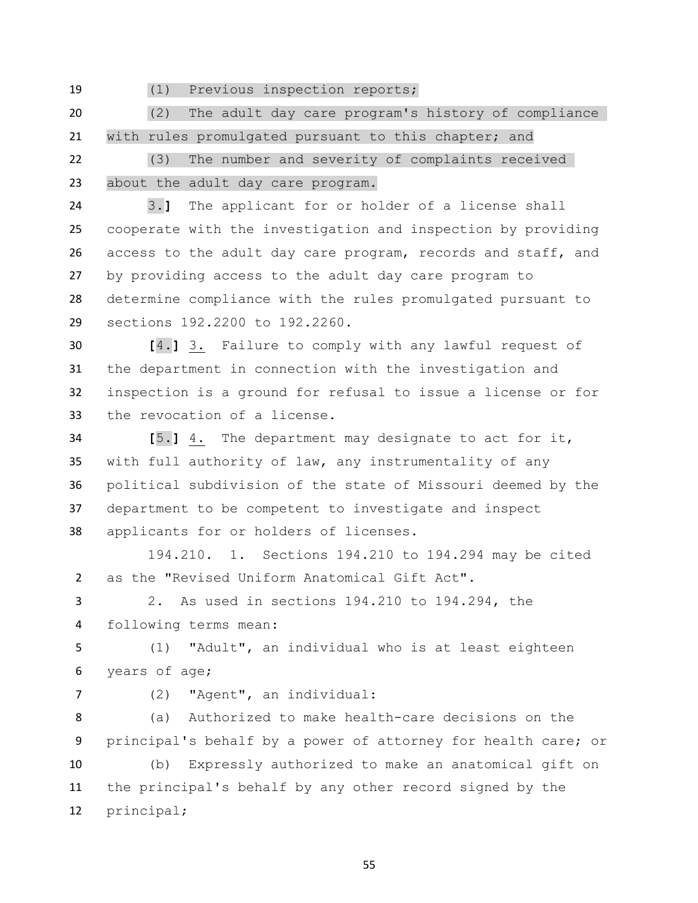(1) Previous inspection reports;

(2) The adult day care program's history of compliance with rules promulgated pursuant to this chapter; and

(3) The number and severity of complaints received about the adult day care program.

3.] The applicant for or holder of a license shall cooperate with the investigation and inspection by providing access to the adult day care program, records and staff, and by providing access to the adult day care program to determine compliance with the rules promulgated pursuant to sections 192.2200 to 192.2260.

[4.] 3. Failure to comply with any lawful request of the department in connection with the investigation and inspection is a ground for refusal to issue a license or for the revocation of a license.

[5.] 4. The department may designate to act for it, with full authority of law, any instrumentality of any political subdivision of the state of Missouri deemed by the department to be competent to investigate and inspect applicants for or holders of licenses.

194.210. 1. Sections 194.210 to 194.294 may be cited as the "Revised Uniform Anatomical Gift Act".

2. As used in sections 194.210 to 194.294, the following terms mean:

(1) "Adult", an individual who is at least eighteen years of age;

(2) "Agent", an individual:

(a) Authorized to make health-care decisions on the principal's behalf by a power of attorney for health care; or

(b) Expressly authorized to make an anatomical gift on the principal's behalf by any other record signed by the principal;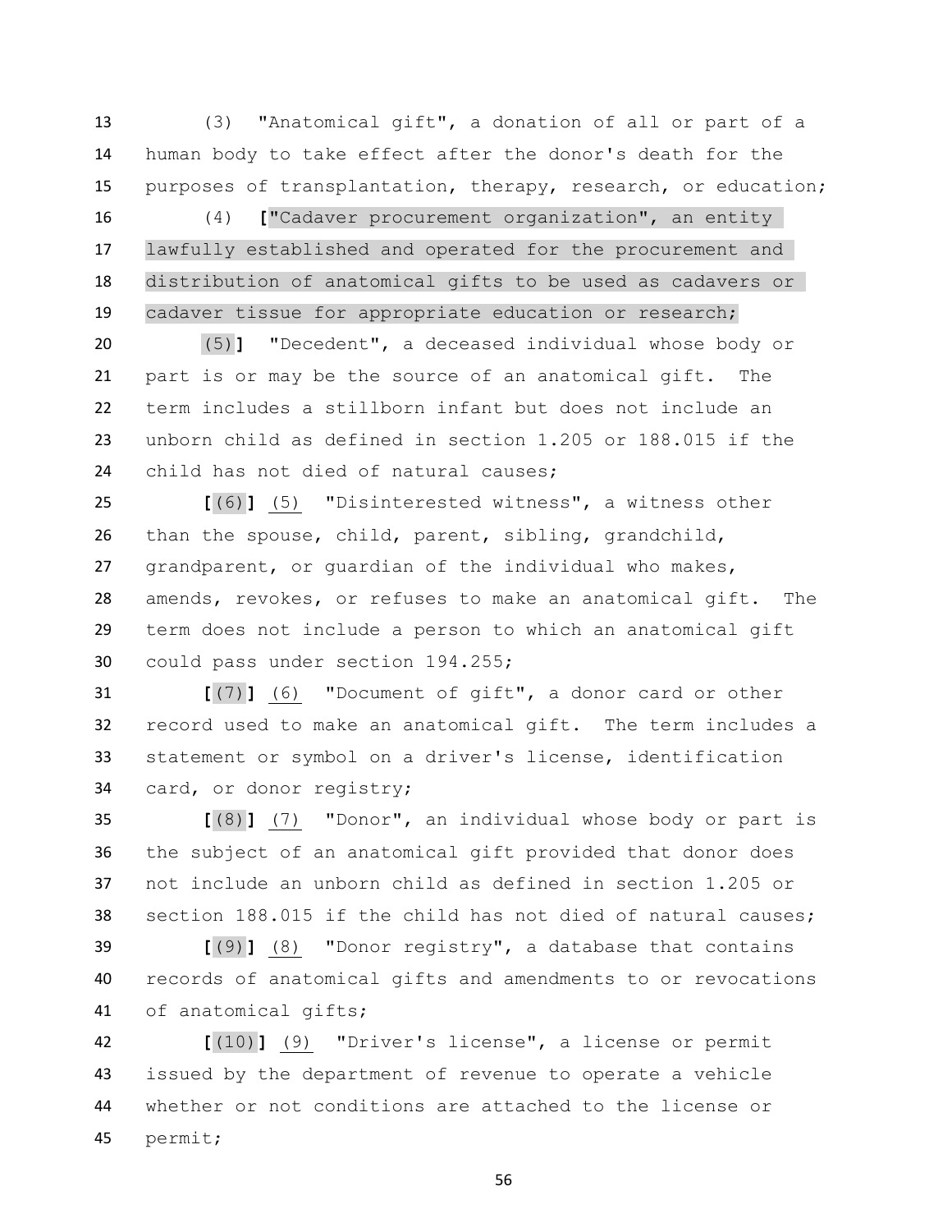(3) "Anatomical gift", a donation of all or part of a human body to take effect after the donor's death for the purposes of transplantation, therapy, research, or education;

(4) **[**"Cadaver procurement organization", an entity lawfully established and operated for the procurement and distribution of anatomical gifts to be used as cadavers or cadaver tissue for appropriate education or research;

(5)**]** "Decedent", a deceased individual whose body or part is or may be the source of an anatomical gift. The term includes a stillborn infant but does not include an unborn child as defined in section 1.205 or 188.015 if the child has not died of natural causes;

**[**(6)**]** (5) "Disinterested witness", a witness other than the spouse, child, parent, sibling, grandchild, grandparent, or guardian of the individual who makes, amends, revokes, or refuses to make an anatomical gift. The term does not include a person to which an anatomical gift could pass under section 194.255;

**[**(7)**]** (6) "Document of gift", a donor card or other record used to make an anatomical gift. The term includes a statement or symbol on a driver's license, identification card, or donor registry;

**[**(8)**]** (7) "Donor", an individual whose body or part is the subject of an anatomical gift provided that donor does not include an unborn child as defined in section 1.205 or section 188.015 if the child has not died of natural causes;

**[**(9)**]** (8) "Donor registry", a database that contains records of anatomical gifts and amendments to or revocations of anatomical gifts;

**[**(10)**]** (9) "Driver's license", a license or permit issued by the department of revenue to operate a vehicle whether or not conditions are attached to the license or permit;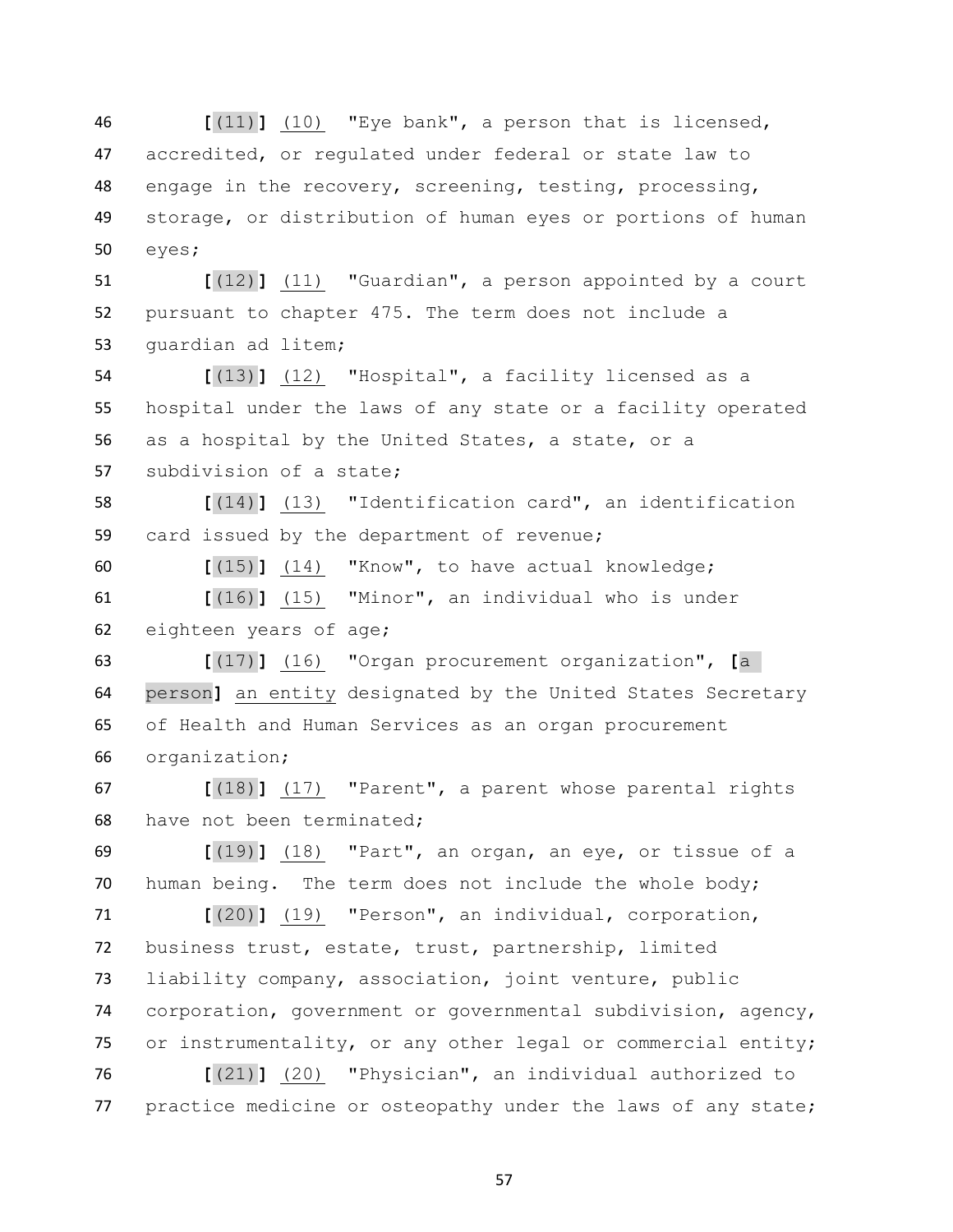[(11)] (10) "Eye bank", a person that is licensed, accredited, or regulated under federal or state law to engage in the recovery, screening, testing, processing, storage, or distribution of human eyes or portions of human eyes;

[(12)] (11) "Guardian", a person appointed by a court pursuant to chapter 475. The term does not include a guardian ad litem;

[(13)] (12) "Hospital", a facility licensed as a hospital under the laws of any state or a facility operated as a hospital by the United States, a state, or a subdivision of a state;

[(14)] (13) "Identification card", an identification card issued by the department of revenue;

[(15)] (14) "Know", to have actual knowledge;

[(16)] (15) "Minor", an individual who is under eighteen years of age;

[(17)] (16) "Organ procurement organization", [a person] an entity designated by the United States Secretary of Health and Human Services as an organ procurement organization;

[(18)] (17) "Parent", a parent whose parental rights have not been terminated;

[(19)] (18) "Part", an organ, an eye, or tissue of a human being. The term does not include the whole body;

[(20)] (19) "Person", an individual, corporation, business trust, estate, trust, partnership, limited liability company, association, joint venture, public corporation, government or governmental subdivision, agency, or instrumentality, or any other legal or commercial entity;

[(21)] (20) "Physician", an individual authorized to practice medicine or osteopathy under the laws of any state;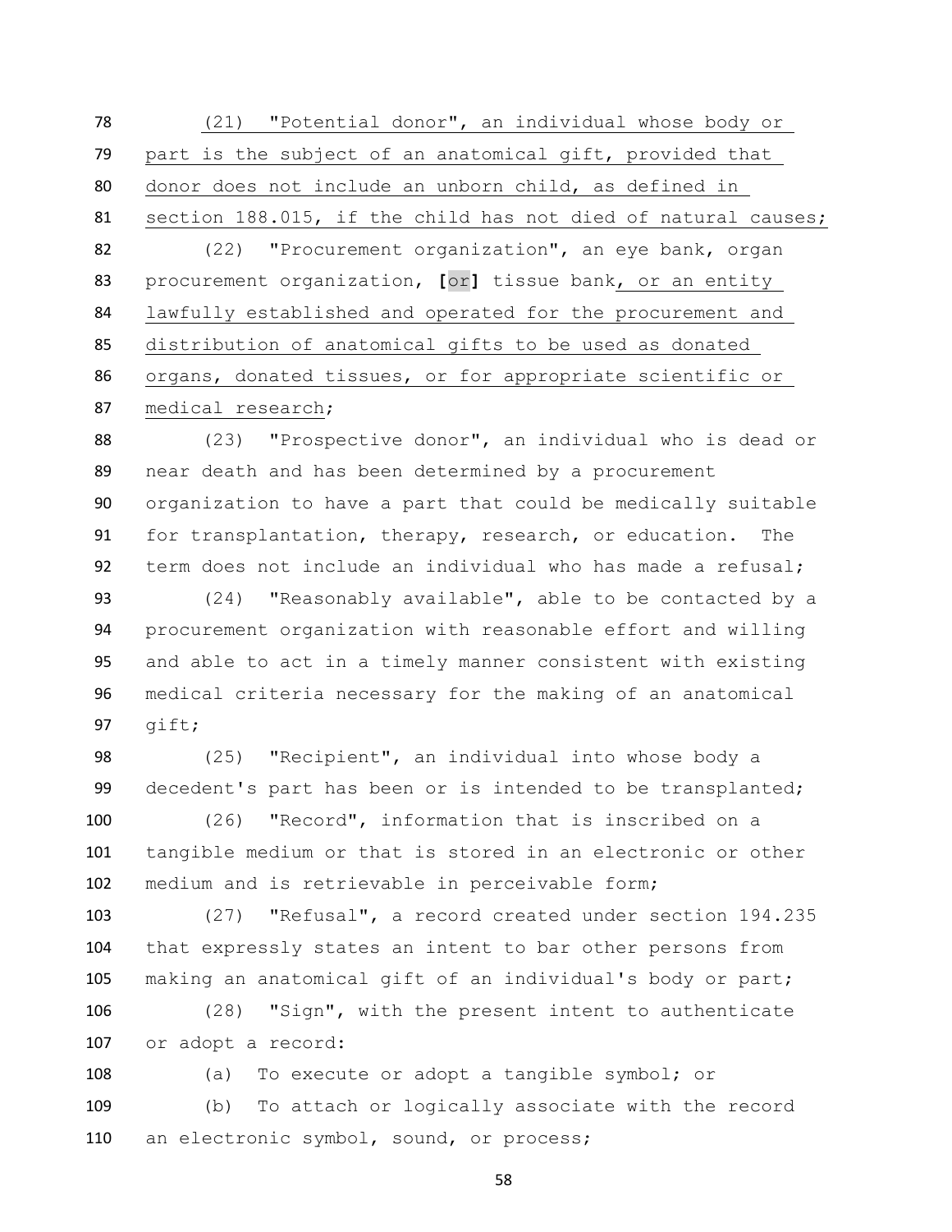(21) "Potential donor", an individual whose body or part is the subject of an anatomical gift, provided that donor does not include an unborn child, as defined in section 188.015, if the child has not died of natural causes;

(22) "Procurement organization", an eye bank, organ procurement organization, **[**or**]** tissue bank, or an entity lawfully established and operated for the procurement and distribution of anatomical gifts to be used as donated organs, donated tissues, or for appropriate scientific or medical research;

(23) "Prospective donor", an individual who is dead or near death and has been determined by a procurement organization to have a part that could be medically suitable for transplantation, therapy, research, or education. The term does not include an individual who has made a refusal;

(24) "Reasonably available", able to be contacted by a procurement organization with reasonable effort and willing and able to act in a timely manner consistent with existing medical criteria necessary for the making of an anatomical gift;

(25) "Recipient", an individual into whose body a decedent's part has been or is intended to be transplanted;

(26) "Record", information that is inscribed on a tangible medium or that is stored in an electronic or other medium and is retrievable in perceivable form;

(27) "Refusal", a record created under section 194.235 that expressly states an intent to bar other persons from making an anatomical gift of an individual's body or part;

(28) "Sign", with the present intent to authenticate or adopt a record:

(a) To execute or adopt a tangible symbol; or

(b) To attach or logically associate with the record an electronic symbol, sound, or process;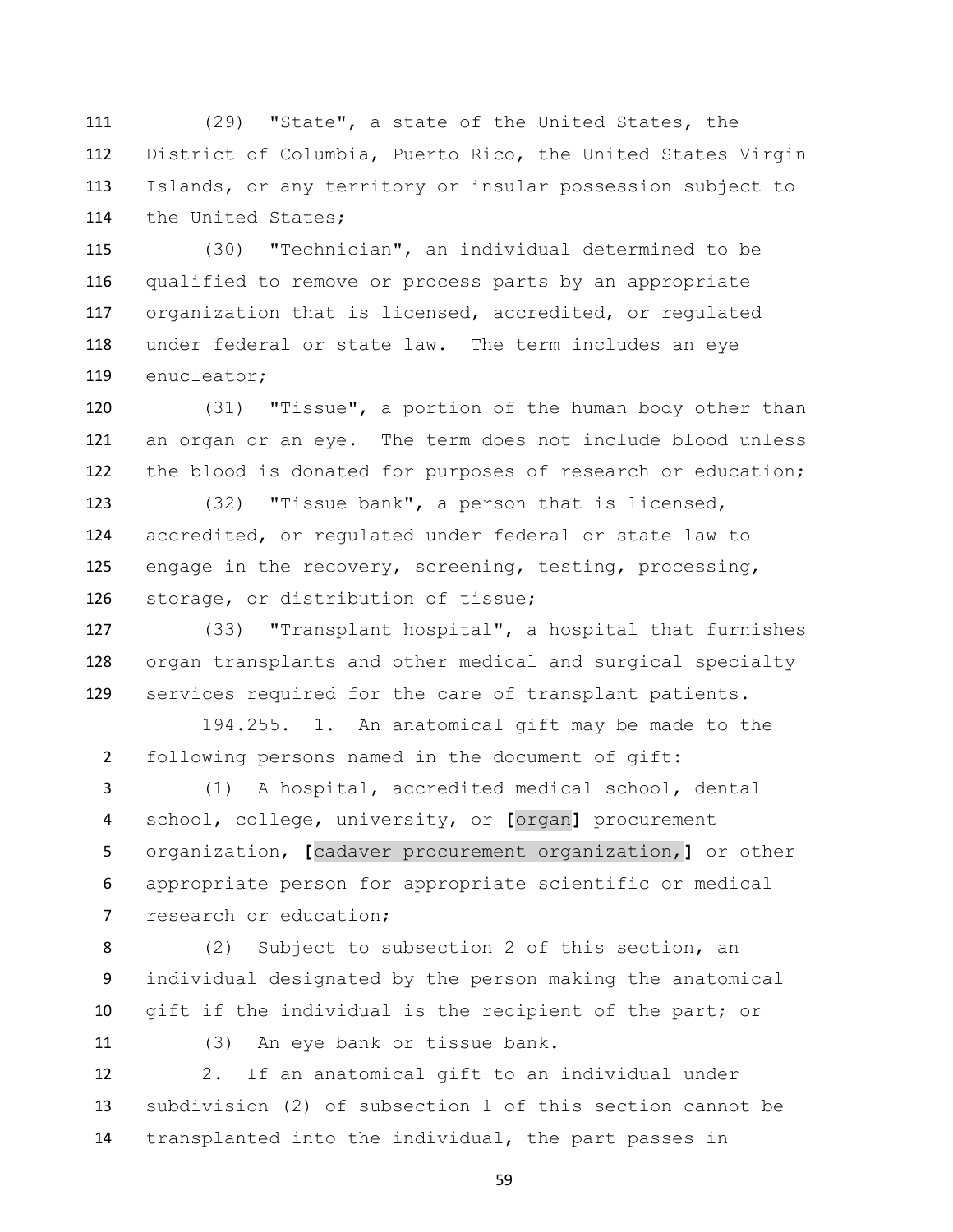(29) "State", a state of the United States, the District of Columbia, Puerto Rico, the United States Virgin Islands, or any territory or insular possession subject to the United States;

(30) "Technician", an individual determined to be qualified to remove or process parts by an appropriate organization that is licensed, accredited, or regulated under federal or state law. The term includes an eye enucleator;

(31) "Tissue", a portion of the human body other than an organ or an eye. The term does not include blood unless the blood is donated for purposes of research or education;

(32) "Tissue bank", a person that is licensed, accredited, or regulated under federal or state law to engage in the recovery, screening, testing, processing, storage, or distribution of tissue;

(33) "Transplant hospital", a hospital that furnishes organ transplants and other medical and surgical specialty services required for the care of transplant patients.

194.255. 1. An anatomical gift may be made to the following persons named in the document of gift:

(1) A hospital, accredited medical school, dental school, college, university, or **[**organ**]** procurement organization, **[**cadaver procurement organization,**]** or other appropriate person for appropriate scientific or medical research or education;

(2) Subject to subsection 2 of this section, an individual designated by the person making the anatomical gift if the individual is the recipient of the part; or

(3) An eye bank or tissue bank.

2. If an anatomical gift to an individual under subdivision (2) of subsection 1 of this section cannot be transplanted into the individual, the part passes in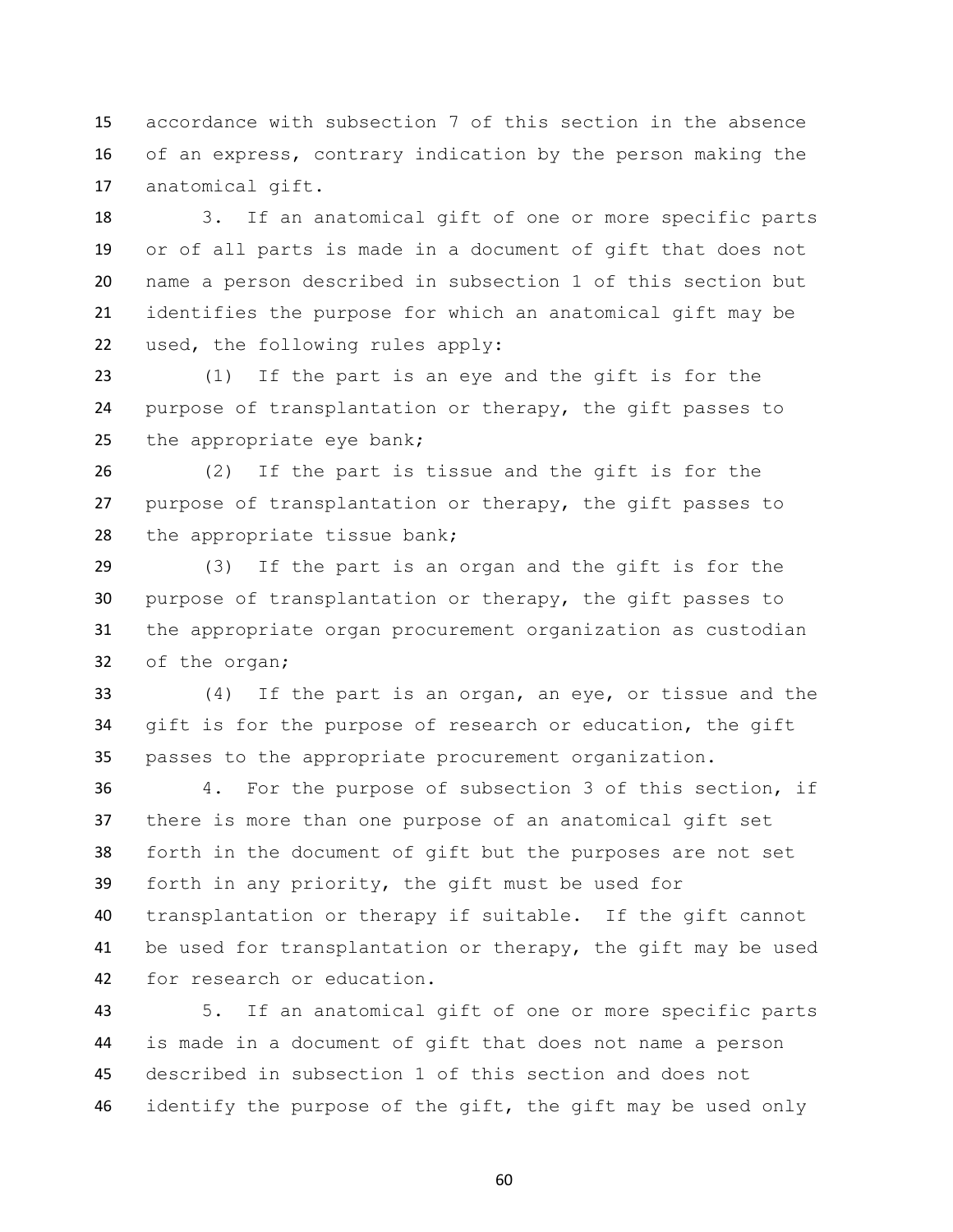accordance with subsection 7 of this section in the absence of an express, contrary indication by the person making the anatomical gift.

3. If an anatomical gift of one or more specific parts or of all parts is made in a document of gift that does not name a person described in subsection 1 of this section but identifies the purpose for which an anatomical gift may be used, the following rules apply:

(1) If the part is an eye and the gift is for the purpose of transplantation or therapy, the gift passes to the appropriate eye bank;

(2) If the part is tissue and the gift is for the purpose of transplantation or therapy, the gift passes to the appropriate tissue bank;

(3) If the part is an organ and the gift is for the purpose of transplantation or therapy, the gift passes to the appropriate organ procurement organization as custodian of the organ;

(4) If the part is an organ, an eye, or tissue and the gift is for the purpose of research or education, the gift passes to the appropriate procurement organization.

4. For the purpose of subsection 3 of this section, if there is more than one purpose of an anatomical gift set forth in the document of gift but the purposes are not set forth in any priority, the gift must be used for transplantation or therapy if suitable. If the gift cannot be used for transplantation or therapy, the gift may be used for research or education.

5. If an anatomical gift of one or more specific parts is made in a document of gift that does not name a person described in subsection 1 of this section and does not identify the purpose of the gift, the gift may be used only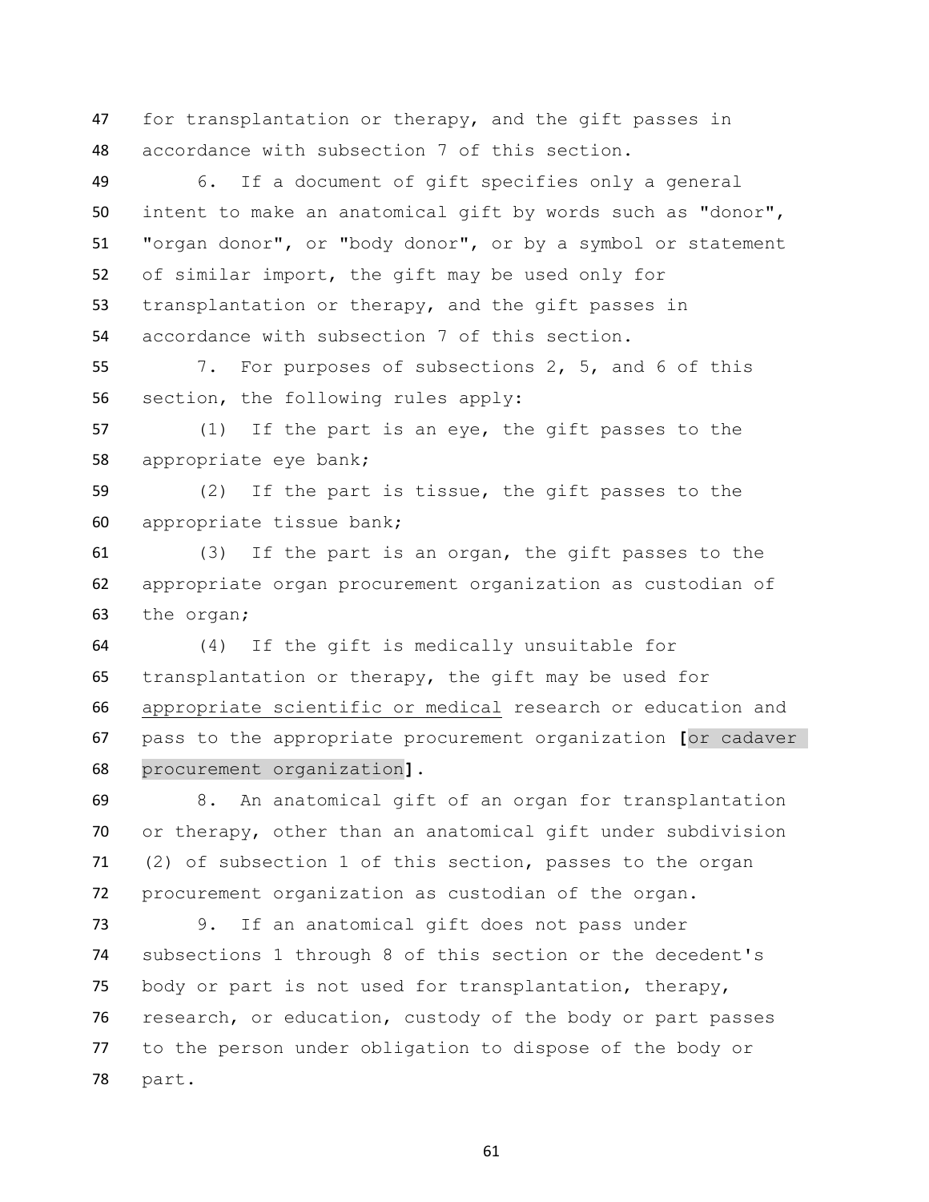for transplantation or therapy, and the gift passes in accordance with subsection 7 of this section.

6. If a document of gift specifies only a general intent to make an anatomical gift by words such as "donor", "organ donor", or "body donor", or by a symbol or statement of similar import, the gift may be used only for transplantation or therapy, and the gift passes in accordance with subsection 7 of this section.

7. For purposes of subsections 2, 5, and 6 of this section, the following rules apply:

(1) If the part is an eye, the gift passes to the appropriate eye bank;

(2) If the part is tissue, the gift passes to the appropriate tissue bank;

(3) If the part is an organ, the gift passes to the appropriate organ procurement organization as custodian of the organ;

(4) If the gift is medically unsuitable for transplantation or therapy, the gift may be used for appropriate scientific or medical research or education and pass to the appropriate procurement organization **[**or cadaver procurement organization**]**.

8. An anatomical gift of an organ for transplantation or therapy, other than an anatomical gift under subdivision (2) of subsection 1 of this section, passes to the organ procurement organization as custodian of the organ.

9. If an anatomical gift does not pass under subsections 1 through 8 of this section or the decedent's body or part is not used for transplantation, therapy, research, or education, custody of the body or part passes to the person under obligation to dispose of the body or part.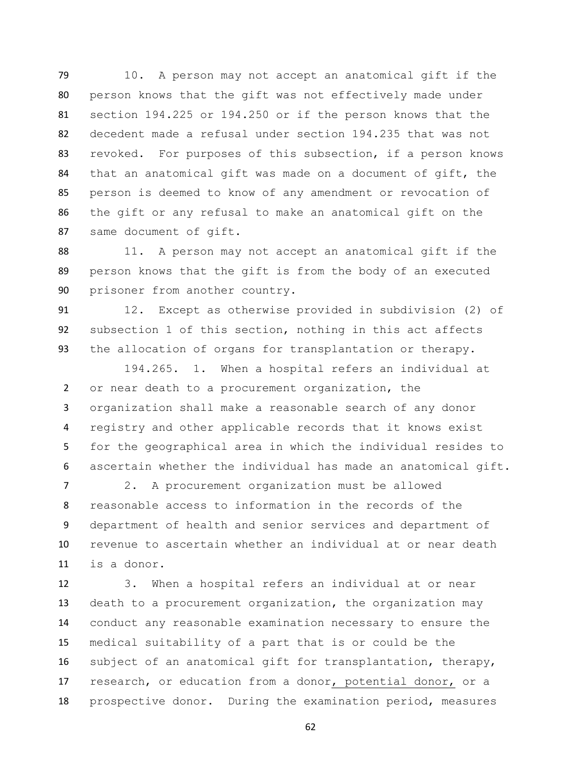10. A person may not accept an anatomical gift if the person knows that the gift was not effectively made under section 194.225 or 194.250 or if the person knows that the decedent made a refusal under section 194.235 that was not revoked. For purposes of this subsection, if a person knows that an anatomical gift was made on a document of gift, the person is deemed to know of any amendment or revocation of the gift or any refusal to make an anatomical gift on the same document of gift.

11. A person may not accept an anatomical gift if the person knows that the gift is from the body of an executed prisoner from another country.

12. Except as otherwise provided in subdivision (2) of subsection 1 of this section, nothing in this act affects the allocation of organs for transplantation or therapy.

194.265. 1. When a hospital refers an individual at or near death to a procurement organization, the organization shall make a reasonable search of any donor registry and other applicable records that it knows exist for the geographical area in which the individual resides to ascertain whether the individual has made an anatomical gift.

2. A procurement organization must be allowed reasonable access to information in the records of the department of health and senior services and department of revenue to ascertain whether an individual at or near death is a donor.

3. When a hospital refers an individual at or near death to a procurement organization, the organization may conduct any reasonable examination necessary to ensure the medical suitability of a part that is or could be the subject of an anatomical gift for transplantation, therapy, research, or education from a donor, potential donor, or a prospective donor. During the examination period, measures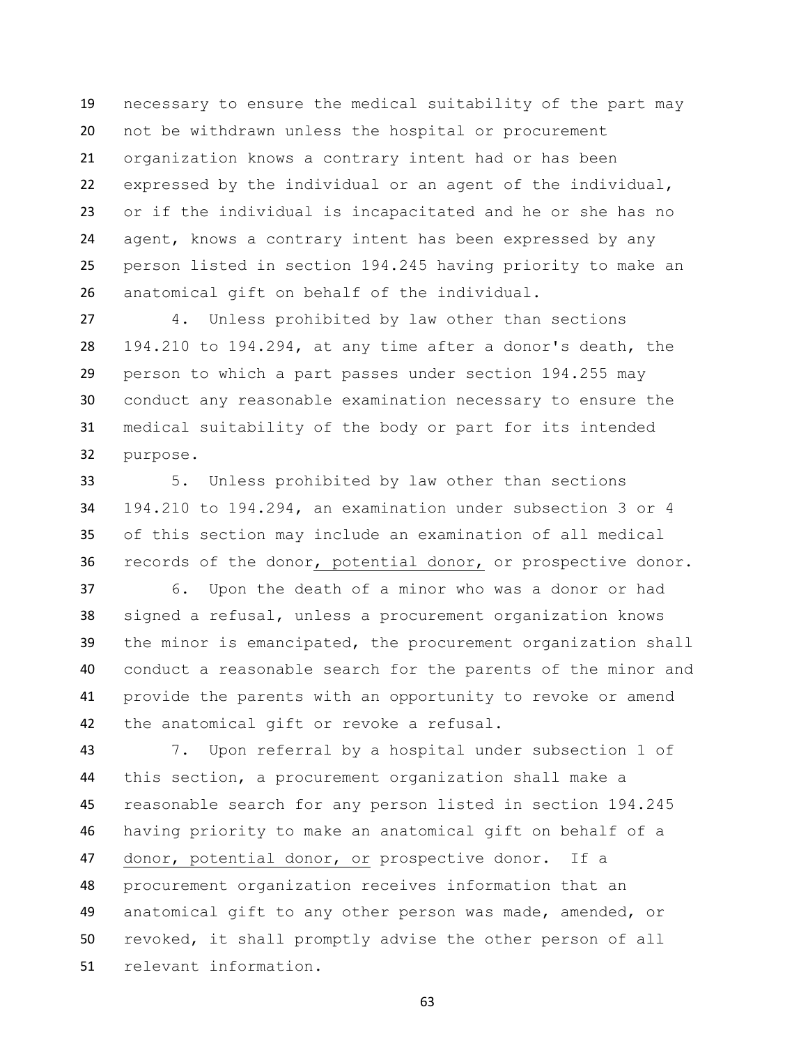necessary to ensure the medical suitability of the part may not be withdrawn unless the hospital or procurement organization knows a contrary intent had or has been expressed by the individual or an agent of the individual, or if the individual is incapacitated and he or she has no agent, knows a contrary intent has been expressed by any person listed in section 194.245 having priority to make an anatomical gift on behalf of the individual.

4. Unless prohibited by law other than sections 194.210 to 194.294, at any time after a donor's death, the person to which a part passes under section 194.255 may conduct any reasonable examination necessary to ensure the medical suitability of the body or part for its intended purpose.

5. Unless prohibited by law other than sections 194.210 to 194.294, an examination under subsection 3 or 4 of this section may include an examination of all medical records of the donor<u>, potential donor,</u> or prospective donor.

6. Upon the death of a minor who was a donor or had signed a refusal, unless a procurement organization knows the minor is emancipated, the procurement organization shall conduct a reasonable search for the parents of the minor and provide the parents with an opportunity to revoke or amend the anatomical gift or revoke a refusal.

7. Upon referral by a hospital under subsection 1 of this section, a procurement organization shall make a reasonable search for any person listed in section 194.245 having priority to make an anatomical gift on behalf of a <u>donor, potential donor, or</u> prospective donor. If a procurement organization receives information that an anatomical gift to any other person was made, amended, or revoked, it shall promptly advise the other person of all relevant information.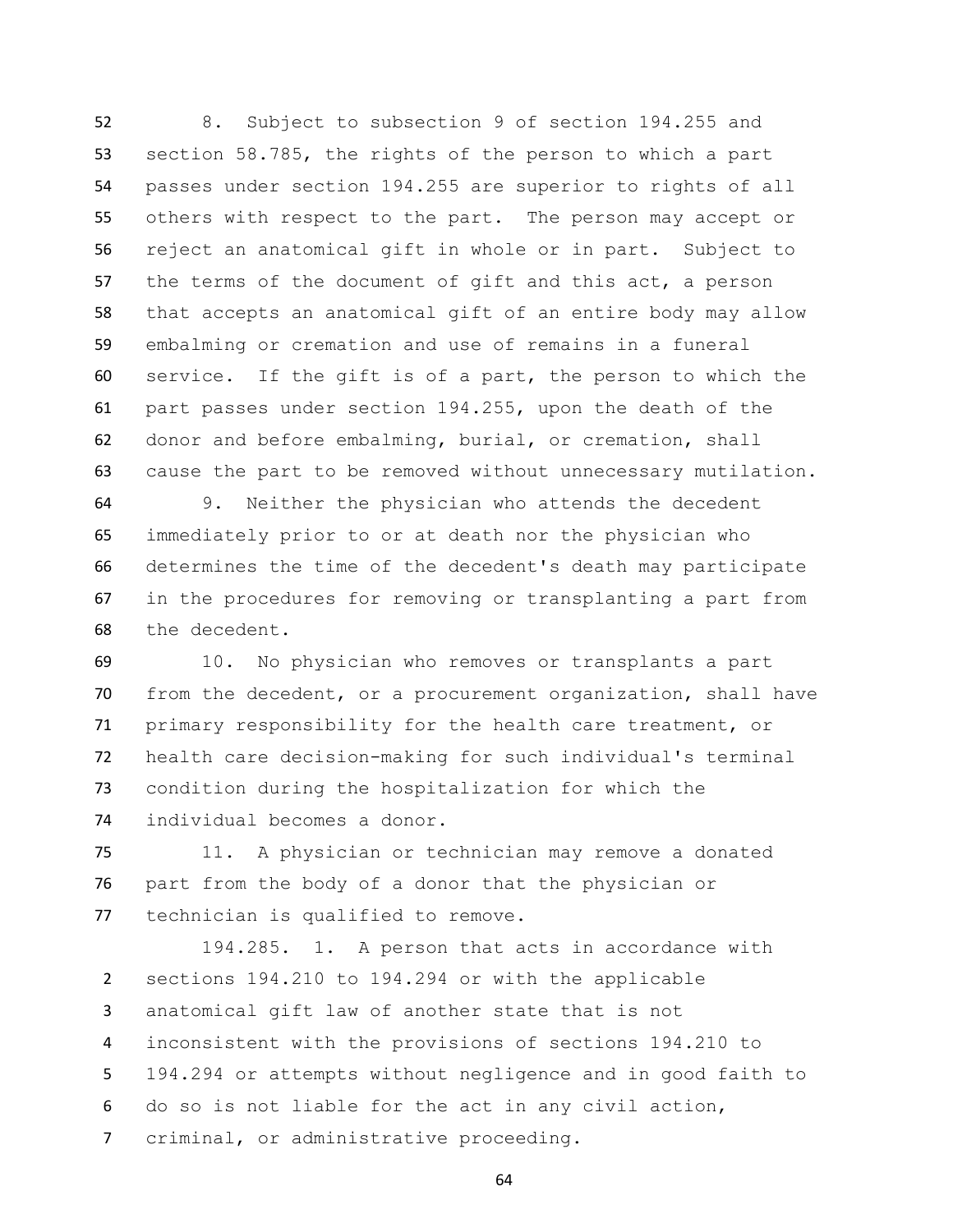8. Subject to subsection 9 of section 194.255 and section 58.785, the rights of the person to which a part passes under section 194.255 are superior to rights of all others with respect to the part. The person may accept or reject an anatomical gift in whole or in part. Subject to the terms of the document of gift and this act, a person that accepts an anatomical gift of an entire body may allow embalming or cremation and use of remains in a funeral service. If the gift is of a part, the person to which the part passes under section 194.255, upon the death of the donor and before embalming, burial, or cremation, shall cause the part to be removed without unnecessary mutilation.

9. Neither the physician who attends the decedent immediately prior to or at death nor the physician who determines the time of the decedent's death may participate in the procedures for removing or transplanting a part from the decedent.

10. No physician who removes or transplants a part from the decedent, or a procurement organization, shall have primary responsibility for the health care treatment, or health care decision-making for such individual's terminal condition during the hospitalization for which the individual becomes a donor.

11. A physician or technician may remove a donated part from the body of a donor that the physician or technician is qualified to remove.

194.285. 1. A person that acts in accordance with sections 194.210 to 194.294 or with the applicable anatomical gift law of another state that is not inconsistent with the provisions of sections 194.210 to 194.294 or attempts without negligence and in good faith to do so is not liable for the act in any civil action, criminal, or administrative proceeding.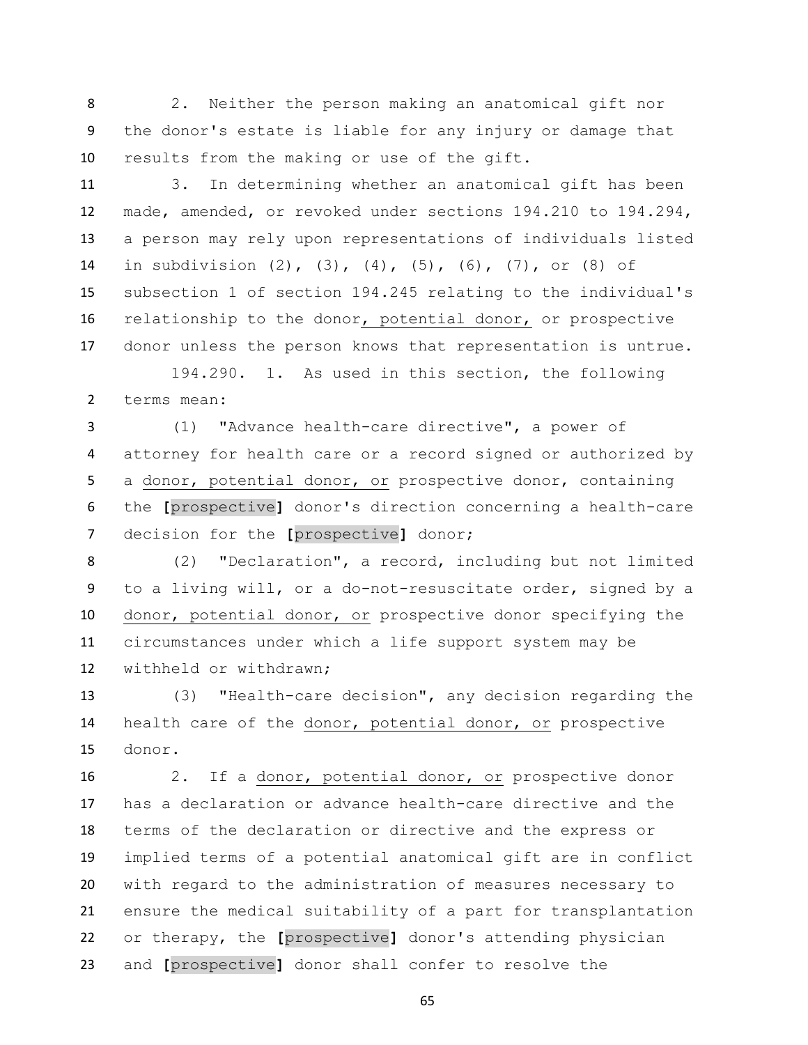2. Neither the person making an anatomical gift nor the donor's estate is liable for any injury or damage that results from the making or use of the gift.

3. In determining whether an anatomical gift has been made, amended, or revoked under sections 194.210 to 194.294, a person may rely upon representations of individuals listed in subdivision (2), (3), (4), (5), (6), (7), or (8) of subsection 1 of section 194.245 relating to the individual's relationship to the donor, potential donor, or prospective donor unless the person knows that representation is untrue.

194.290. 1. As used in this section, the following terms mean:

(1) "Advance health-care directive", a power of attorney for health care or a record signed or authorized by a donor, potential donor, or prospective donor, containing the **[**prospective**]** donor's direction concerning a health-care decision for the **[**prospective**]** donor;

(2) "Declaration", a record, including but not limited to a living will, or a do-not-resuscitate order, signed by a donor, potential donor, or prospective donor specifying the circumstances under which a life support system may be withheld or withdrawn;

(3) "Health-care decision", any decision regarding the health care of the donor, potential donor, or prospective donor.

2. If a donor, potential donor, or prospective donor has a declaration or advance health-care directive and the terms of the declaration or directive and the express or implied terms of a potential anatomical gift are in conflict with regard to the administration of measures necessary to ensure the medical suitability of a part for transplantation or therapy, the **[**prospective**]** donor's attending physician and **[**prospective**]** donor shall confer to resolve the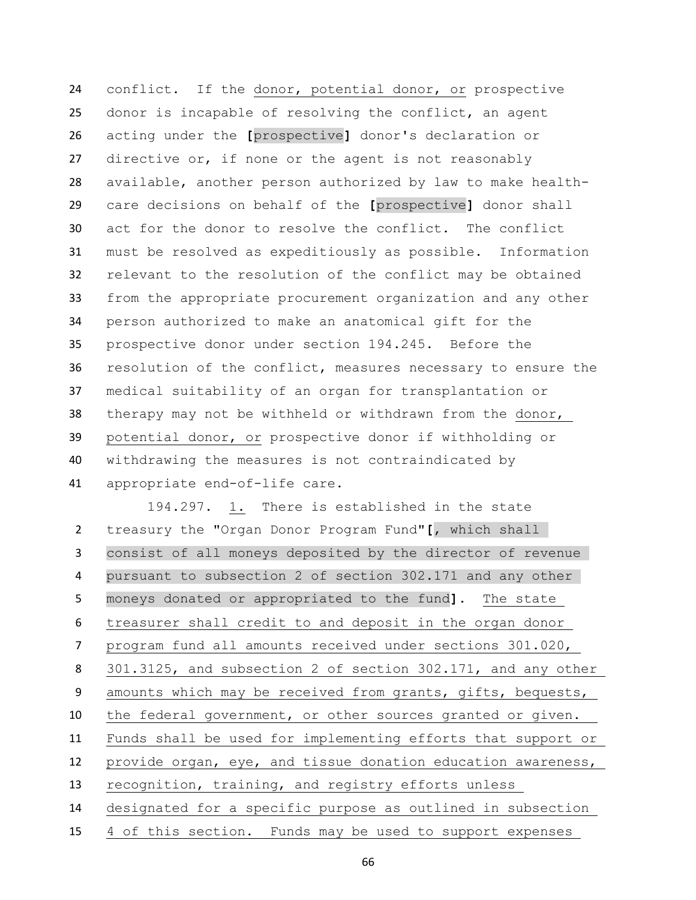conflict. If the donor, potential donor, or prospective donor is incapable of resolving the conflict, an agent acting under the [prospective] donor's declaration or directive or, if none or the agent is not reasonably available, another person authorized by law to make health-care decisions on behalf of the [prospective] donor shall act for the donor to resolve the conflict. The conflict must be resolved as expeditiously as possible. Information relevant to the resolution of the conflict may be obtained from the appropriate procurement organization and any other person authorized to make an anatomical gift for the prospective donor under section 194.245. Before the resolution of the conflict, measures necessary to ensure the medical suitability of an organ for transplantation or therapy may not be withheld or withdrawn from the donor, potential donor, or prospective donor if withholding or withdrawing the measures is not contraindicated by appropriate end-of-life care.

194.297. 1. There is established in the state treasury the "Organ Donor Program Fund"[, which shall consist of all moneys deposited by the director of revenue pursuant to subsection 2 of section 302.171 and any other moneys donated or appropriated to the fund]. The state treasurer shall credit to and deposit in the organ donor program fund all amounts received under sections 301.020, 301.3125, and subsection 2 of section 302.171, and any other amounts which may be received from grants, gifts, bequests, the federal government, or other sources granted or given. Funds shall be used for implementing efforts that support or provide organ, eye, and tissue donation education awareness, recognition, training, and registry efforts unless designated for a specific purpose as outlined in subsection 4 of this section. Funds may be used to support expenses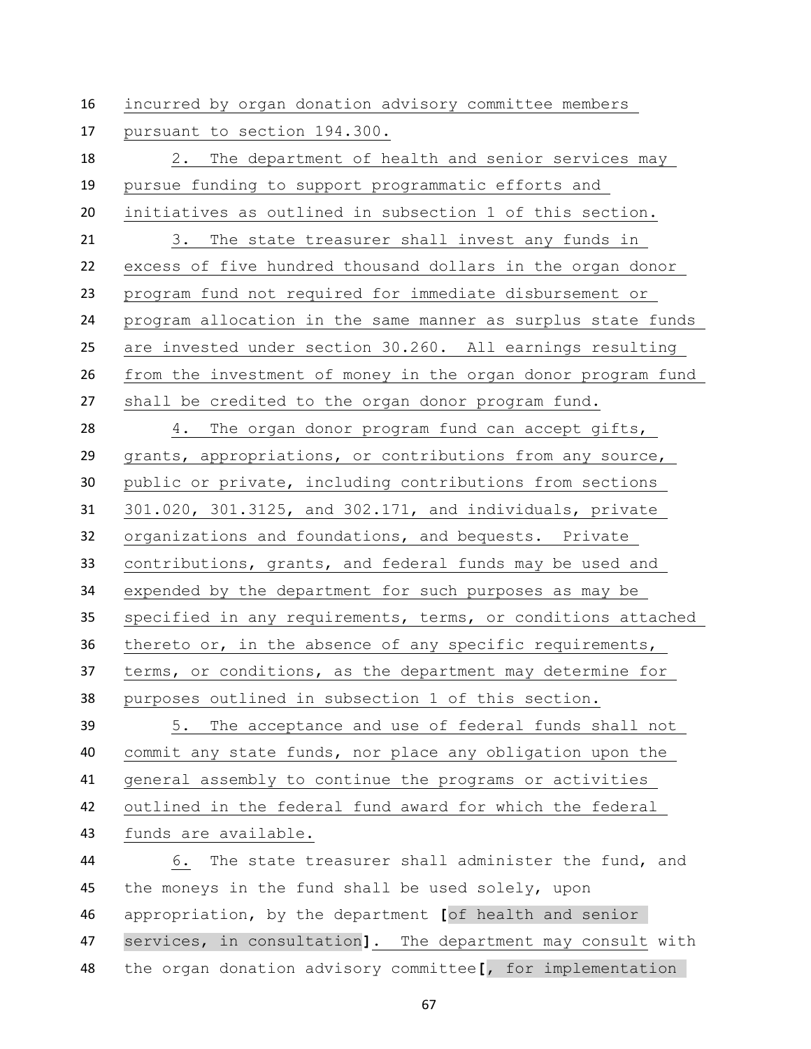incurred by organ donation advisory committee members pursuant to section 194.300.

2. The department of health and senior services may pursue funding to support programmatic efforts and initiatives as outlined in subsection 1 of this section.

3. The state treasurer shall invest any funds in excess of five hundred thousand dollars in the organ donor program fund not required for immediate disbursement or program allocation in the same manner as surplus state funds are invested under section 30.260. All earnings resulting from the investment of money in the organ donor program fund shall be credited to the organ donor program fund.

4. The organ donor program fund can accept gifts, grants, appropriations, or contributions from any source, public or private, including contributions from sections 301.020, 301.3125, and 302.171, and individuals, private organizations and foundations, and bequests. Private contributions, grants, and federal funds may be used and expended by the department for such purposes as may be specified in any requirements, terms, or conditions attached thereto or, in the absence of any specific requirements, terms, or conditions, as the department may determine for purposes outlined in subsection 1 of this section.

5. The acceptance and use of federal funds shall not commit any state funds, nor place any obligation upon the general assembly to continue the programs or activities outlined in the federal fund award for which the federal funds are available.

6. The state treasurer shall administer the fund, and the moneys in the fund shall be used solely, upon appropriation, by the department [of health and senior services, in consultation]. The department may consult with the organ donation advisory committee[, for implementation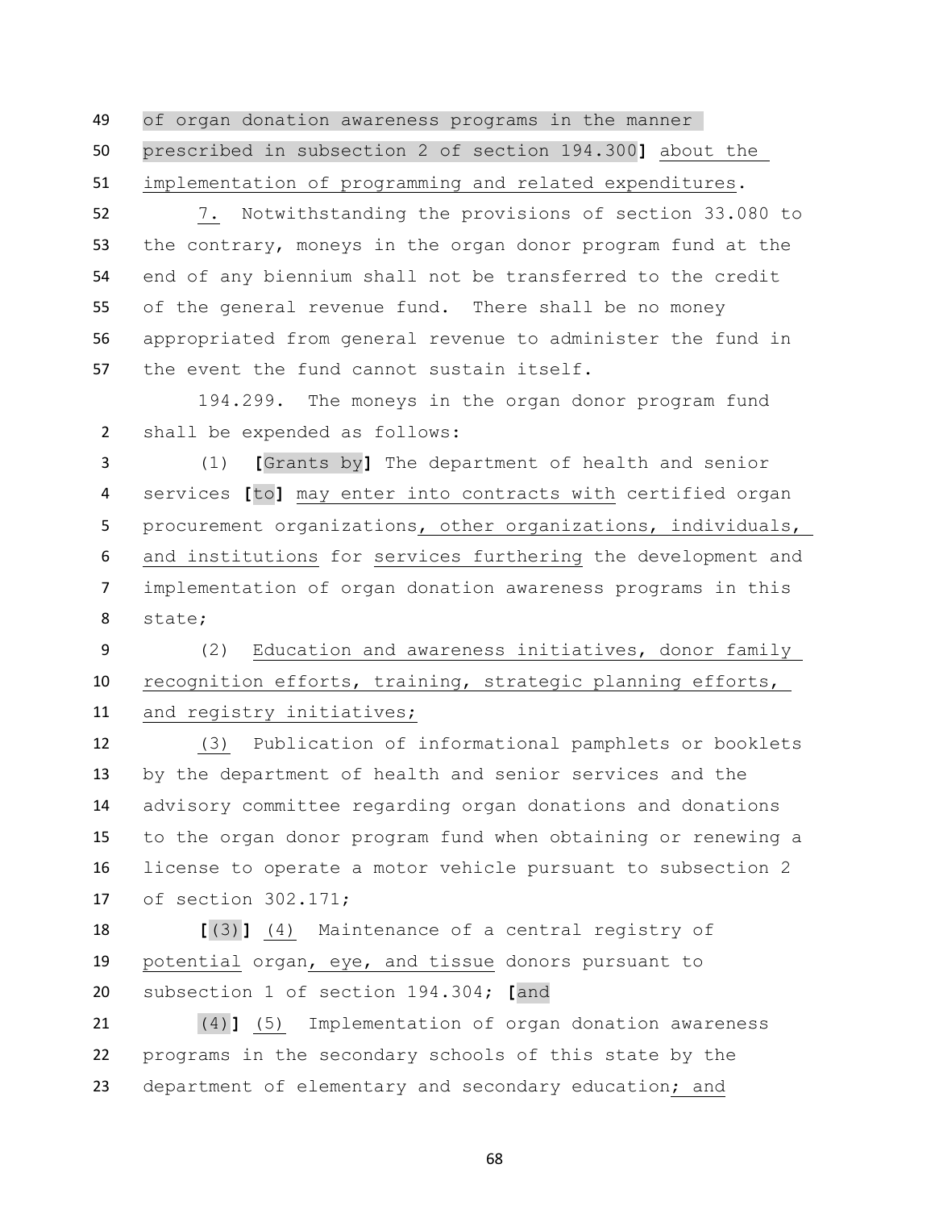of organ donation awareness programs in the manner prescribed in subsection 2 of section 194.300] about the implementation of programming and related expenditures.

7. Notwithstanding the provisions of section 33.080 to the contrary, moneys in the organ donor program fund at the end of any biennium shall not be transferred to the credit of the general revenue fund. There shall be no money appropriated from general revenue to administer the fund in the event the fund cannot sustain itself.

194.299. The moneys in the organ donor program fund shall be expended as follows:

(1) [Grants by] The department of health and senior services [to] may enter into contracts with certified organ procurement organizations, other organizations, individuals, and institutions for services furthering the development and implementation of organ donation awareness programs in this state;

(2) Education and awareness initiatives, donor family recognition efforts, training, strategic planning efforts, and registry initiatives;

(3) Publication of informational pamphlets or booklets by the department of health and senior services and the advisory committee regarding organ donations and donations to the organ donor program fund when obtaining or renewing a license to operate a motor vehicle pursuant to subsection 2 of section 302.171;

[(3)] (4) Maintenance of a central registry of potential organ, eye, and tissue donors pursuant to subsection 1 of section 194.304; [and

(4)] (5) Implementation of organ donation awareness programs in the secondary schools of this state by the department of elementary and secondary education; and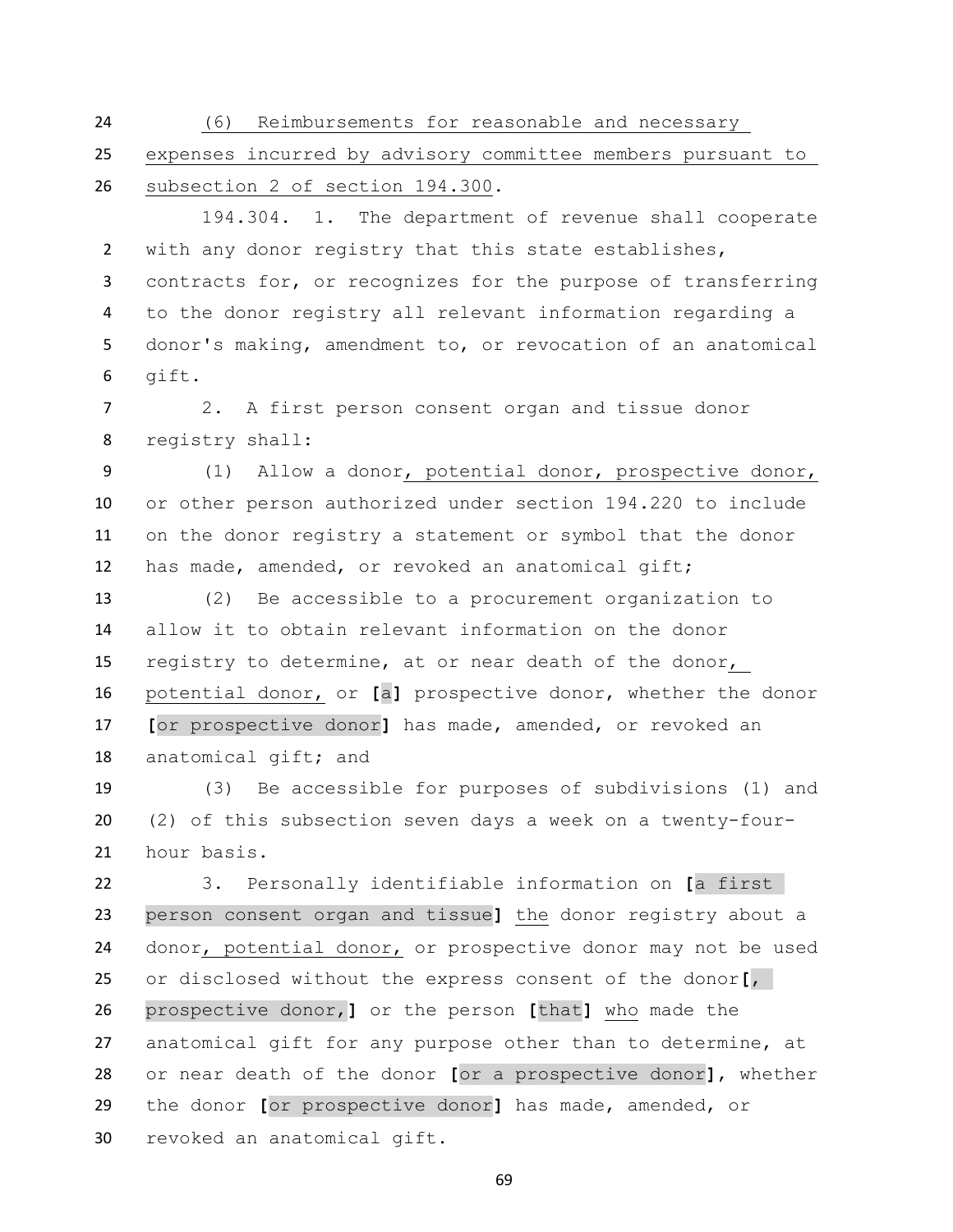(6) Reimbursements for reasonable and necessary expenses incurred by advisory committee members pursuant to subsection 2 of section 194.300.

194.304. 1. The department of revenue shall cooperate with any donor registry that this state establishes, contracts for, or recognizes for the purpose of transferring to the donor registry all relevant information regarding a donor's making, amendment to, or revocation of an anatomical gift.

2. A first person consent organ and tissue donor registry shall:

(1) Allow a donor, potential donor, prospective donor, or other person authorized under section 194.220 to include on the donor registry a statement or symbol that the donor has made, amended, or revoked an anatomical gift;

(2) Be accessible to a procurement organization to allow it to obtain relevant information on the donor registry to determine, at or near death of the donor, potential donor, or [a] prospective donor, whether the donor [or prospective donor] has made, amended, or revoked an anatomical gift; and

(3) Be accessible for purposes of subdivisions (1) and (2) of this subsection seven days a week on a twenty-four-hour basis.

3. Personally identifiable information on [a first person consent organ and tissue] the donor registry about a donor, potential donor, or prospective donor may not be used or disclosed without the express consent of the donor[, prospective donor,] or the person [that] who made the anatomical gift for any purpose other than to determine, at or near death of the donor [or a prospective donor], whether the donor [or prospective donor] has made, amended, or revoked an anatomical gift.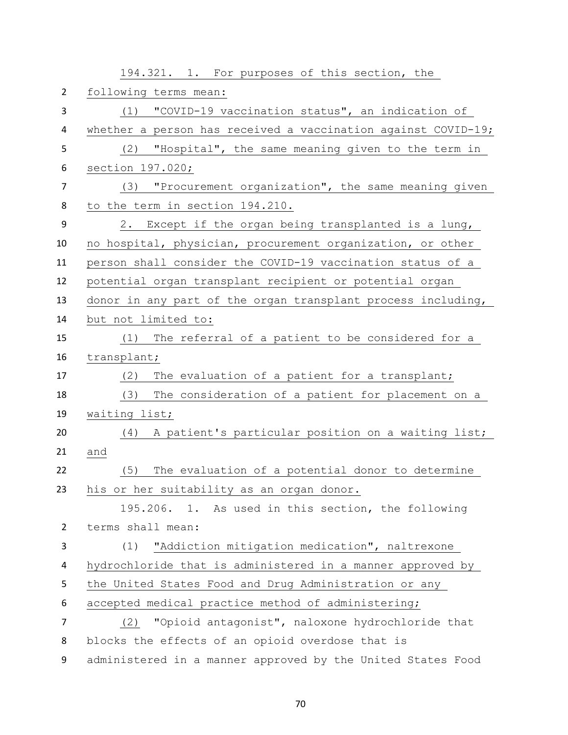194.321. 1. For purposes of this section, the following terms mean:

(1) "COVID-19 vaccination status", an indication of whether a person has received a vaccination against COVID-19;

(2) "Hospital", the same meaning given to the term in section 197.020;

(3) "Procurement organization", the same meaning given to the term in section 194.210.

2. Except if the organ being transplanted is a lung, no hospital, physician, procurement organization, or other person shall consider the COVID-19 vaccination status of a potential organ transplant recipient or potential organ donor in any part of the organ transplant process including, but not limited to:

(1) The referral of a patient to be considered for a transplant;

(2) The evaluation of a patient for a transplant;

(3) The consideration of a patient for placement on a waiting list;

(4) A patient's particular position on a waiting list; and

(5) The evaluation of a potential donor to determine his or her suitability as an organ donor.

195.206. 1. As used in this section, the following terms shall mean:

(1) "Addiction mitigation medication", naltrexone hydrochloride that is administered in a manner approved by the United States Food and Drug Administration or any accepted medical practice method of administering;

(2) "Opioid antagonist", naloxone hydrochloride that blocks the effects of an opioid overdose that is administered in a manner approved by the United States Food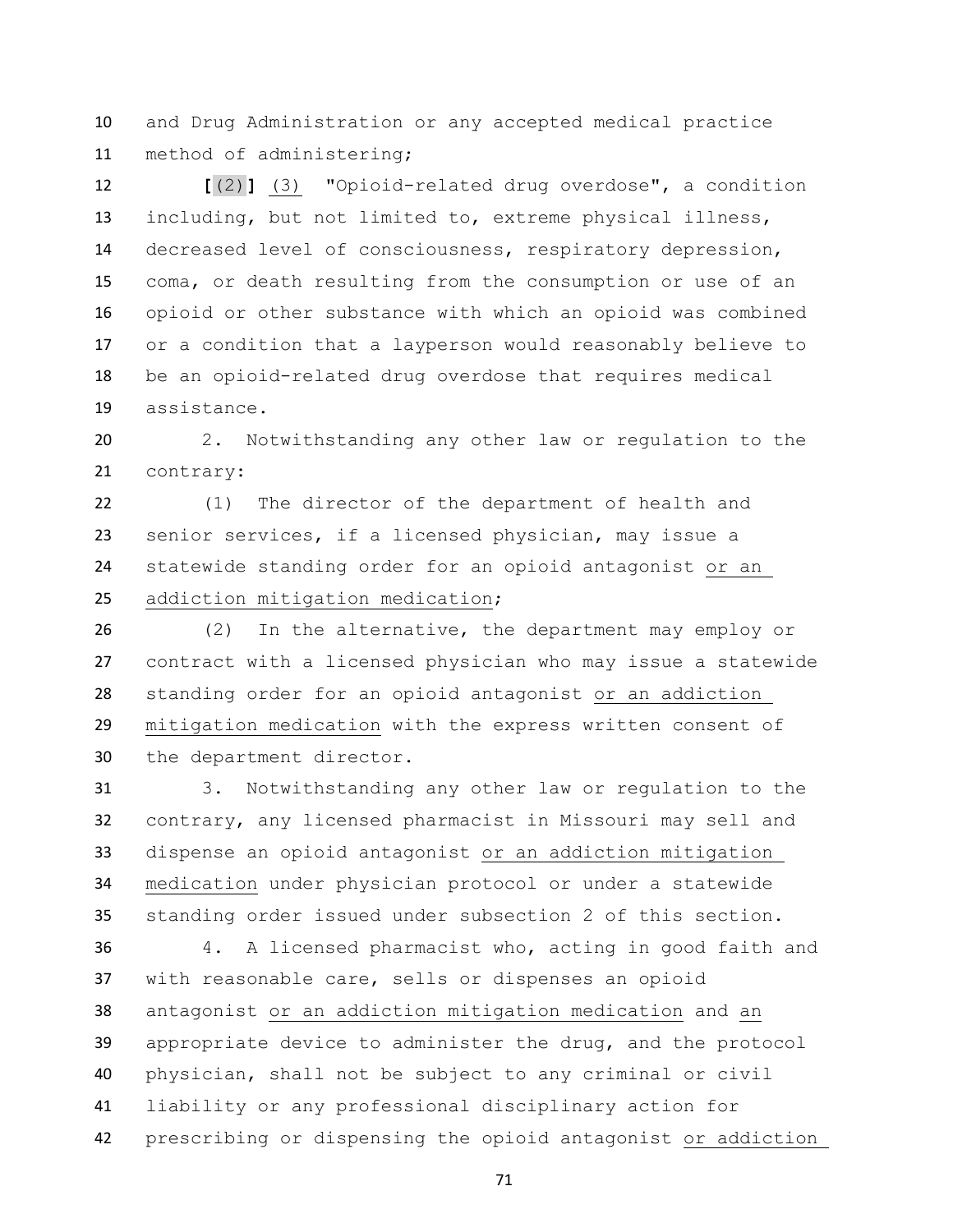and Drug Administration or any accepted medical practice method of administering;

[(2)] (3) "Opioid-related drug overdose", a condition including, but not limited to, extreme physical illness, decreased level of consciousness, respiratory depression, coma, or death resulting from the consumption or use of an opioid or other substance with which an opioid was combined or a condition that a layperson would reasonably believe to be an opioid-related drug overdose that requires medical assistance.

2. Notwithstanding any other law or regulation to the contrary:

(1) The director of the department of health and senior services, if a licensed physician, may issue a statewide standing order for an opioid antagonist or an addiction mitigation medication;

(2) In the alternative, the department may employ or contract with a licensed physician who may issue a statewide standing order for an opioid antagonist or an addiction mitigation medication with the express written consent of the department director.

3. Notwithstanding any other law or regulation to the contrary, any licensed pharmacist in Missouri may sell and dispense an opioid antagonist or an addiction mitigation medication under physician protocol or under a statewide standing order issued under subsection 2 of this section.

4. A licensed pharmacist who, acting in good faith and with reasonable care, sells or dispenses an opioid antagonist or an addiction mitigation medication and an appropriate device to administer the drug, and the protocol physician, shall not be subject to any criminal or civil liability or any professional disciplinary action for prescribing or dispensing the opioid antagonist or addiction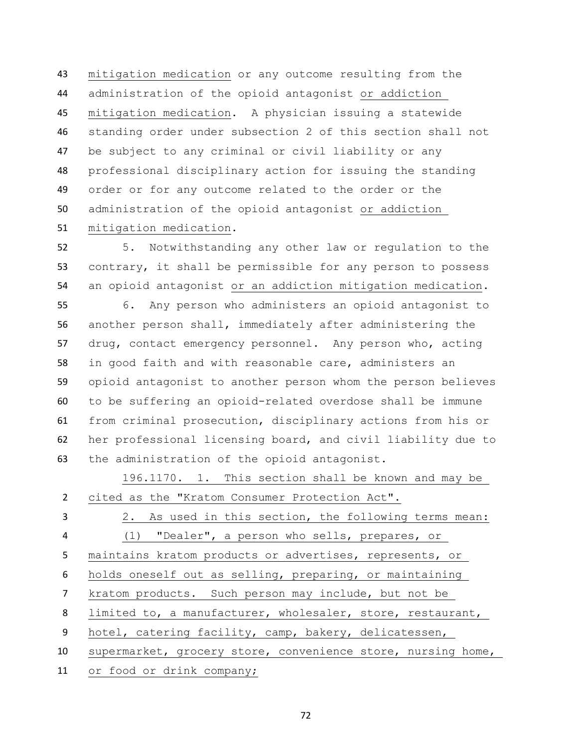mitigation medication or any outcome resulting from the administration of the opioid antagonist or addiction mitigation medication. A physician issuing a statewide standing order under subsection 2 of this section shall not be subject to any criminal or civil liability or any professional disciplinary action for issuing the standing order or for any outcome related to the order or the administration of the opioid antagonist or addiction mitigation medication.

5. Notwithstanding any other law or regulation to the contrary, it shall be permissible for any person to possess an opioid antagonist or an addiction mitigation medication.

6. Any person who administers an opioid antagonist to another person shall, immediately after administering the drug, contact emergency personnel. Any person who, acting in good faith and with reasonable care, administers an opioid antagonist to another person whom the person believes to be suffering an opioid-related overdose shall be immune from criminal prosecution, disciplinary actions from his or her professional licensing board, and civil liability due to the administration of the opioid antagonist.

196.1170. 1. This section shall be known and may be cited as the "Kratom Consumer Protection Act".

2. As used in this section, the following terms mean:

(1) "Dealer", a person who sells, prepares, or maintains kratom products or advertises, represents, or holds oneself out as selling, preparing, or maintaining kratom products. Such person may include, but not be limited to, a manufacturer, wholesaler, store, restaurant, hotel, catering facility, camp, bakery, delicatessen, supermarket, grocery store, convenience store, nursing home, or food or drink company;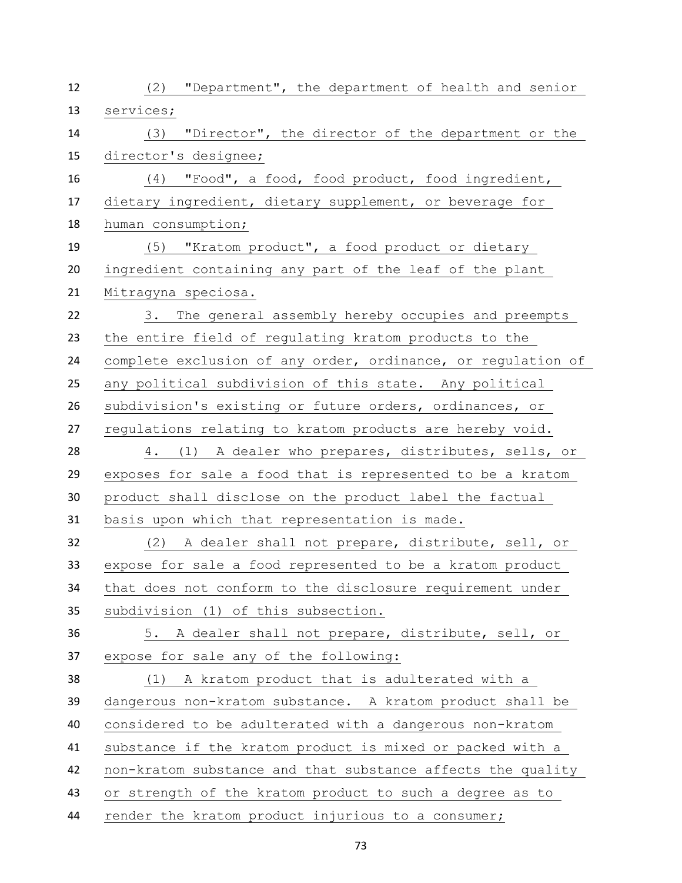(2) "Department", the department of health and senior services;

(3) "Director", the director of the department or the director's designee;

(4) "Food", a food, food product, food ingredient, dietary ingredient, dietary supplement, or beverage for human consumption;

(5) "Kratom product", a food product or dietary ingredient containing any part of the leaf of the plant Mitragyna speciosa.

3. The general assembly hereby occupies and preempts the entire field of regulating kratom products to the complete exclusion of any order, ordinance, or regulation of any political subdivision of this state. Any political subdivision's existing or future orders, ordinances, or regulations relating to kratom products are hereby void.

4. (1) A dealer who prepares, distributes, sells, or exposes for sale a food that is represented to be a kratom product shall disclose on the product label the factual basis upon which that representation is made.

(2) A dealer shall not prepare, distribute, sell, or expose for sale a food represented to be a kratom product that does not conform to the disclosure requirement under subdivision (1) of this subsection.

5. A dealer shall not prepare, distribute, sell, or expose for sale any of the following:

(1) A kratom product that is adulterated with a dangerous non-kratom substance. A kratom product shall be considered to be adulterated with a dangerous non-kratom substance if the kratom product is mixed or packed with a non-kratom substance and that substance affects the quality or strength of the kratom product to such a degree as to render the kratom product injurious to a consumer;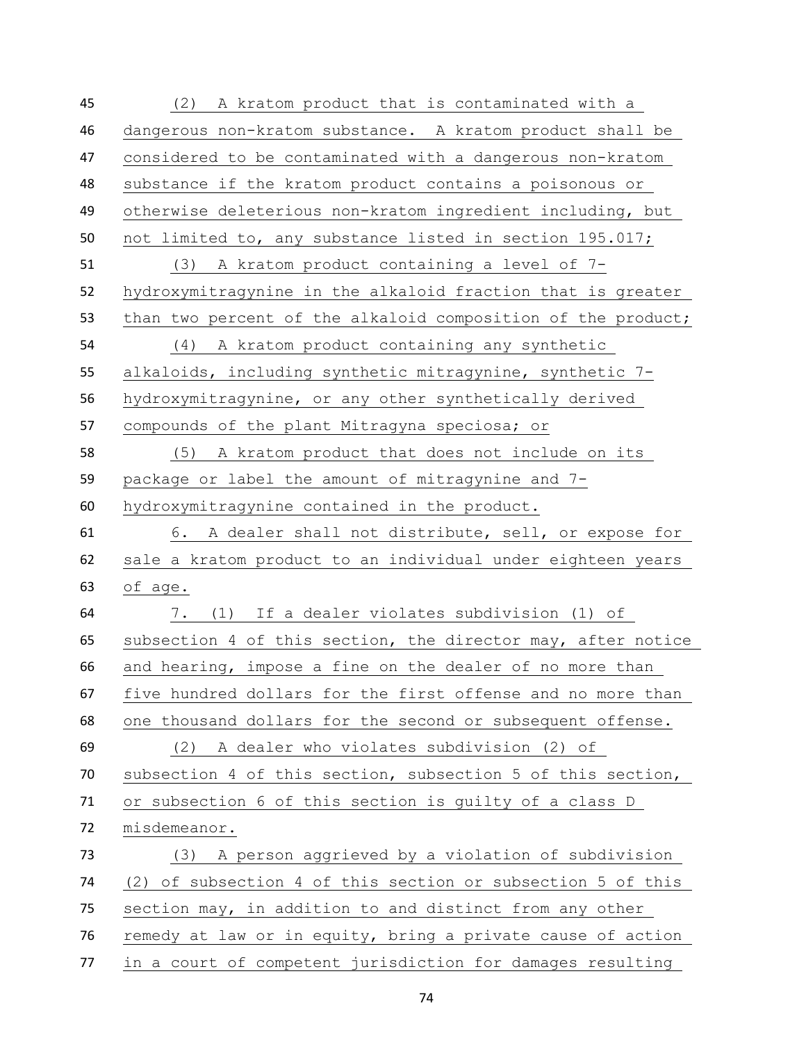(2) A kratom product that is contaminated with a dangerous non-kratom substance. A kratom product shall be considered to be contaminated with a dangerous non-kratom substance if the kratom product contains a poisonous or otherwise deleterious non-kratom ingredient including, but not limited to, any substance listed in section 195.017;

(3) A kratom product containing a level of 7-hydroxymitragynine in the alkaloid fraction that is greater than two percent of the alkaloid composition of the product;

(4) A kratom product containing any synthetic alkaloids, including synthetic mitragynine, synthetic 7-hydroxymitragynine, or any other synthetically derived compounds of the plant Mitragyna speciosa; or

(5) A kratom product that does not include on its package or label the amount of mitragynine and 7-hydroxymitragynine contained in the product.

6. A dealer shall not distribute, sell, or expose for sale a kratom product to an individual under eighteen years of age.

7. (1) If a dealer violates subdivision (1) of subsection 4 of this section, the director may, after notice and hearing, impose a fine on the dealer of no more than five hundred dollars for the first offense and no more than one thousand dollars for the second or subsequent offense.

(2) A dealer who violates subdivision (2) of subsection 4 of this section, subsection 5 of this section, or subsection 6 of this section is guilty of a class D misdemeanor.

(3) A person aggrieved by a violation of subdivision (2) of subsection 4 of this section or subsection 5 of this section may, in addition to and distinct from any other remedy at law or in equity, bring a private cause of action in a court of competent jurisdiction for damages resulting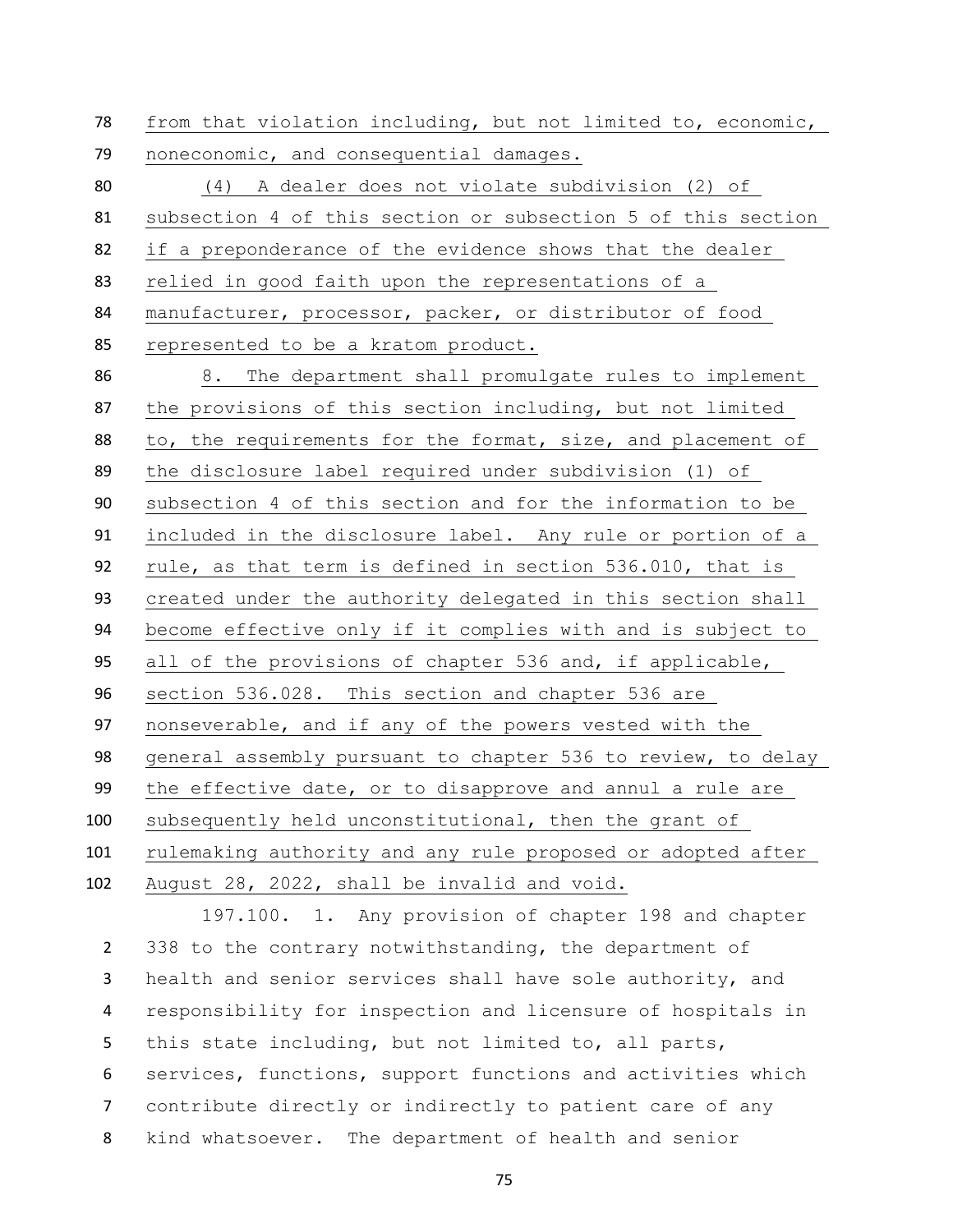from that violation including, but not limited to, economic, noneconomic, and consequential damages.

(4) A dealer does not violate subdivision (2) of subsection 4 of this section or subsection 5 of this section if a preponderance of the evidence shows that the dealer relied in good faith upon the representations of a manufacturer, processor, packer, or distributor of food represented to be a kratom product.

8. The department shall promulgate rules to implement the provisions of this section including, but not limited to, the requirements for the format, size, and placement of the disclosure label required under subdivision (1) of subsection 4 of this section and for the information to be included in the disclosure label. Any rule or portion of a rule, as that term is defined in section 536.010, that is created under the authority delegated in this section shall become effective only if it complies with and is subject to all of the provisions of chapter 536 and, if applicable, section 536.028. This section and chapter 536 are nonseverable, and if any of the powers vested with the general assembly pursuant to chapter 536 to review, to delay the effective date, or to disapprove and annul a rule are subsequently held unconstitutional, then the grant of rulemaking authority and any rule proposed or adopted after August 28, 2022, shall be invalid and void.

197.100. 1. Any provision of chapter 198 and chapter 338 to the contrary notwithstanding, the department of health and senior services shall have sole authority, and responsibility for inspection and licensure of hospitals in this state including, but not limited to, all parts, services, functions, support functions and activities which contribute directly or indirectly to patient care of any kind whatsoever. The department of health and senior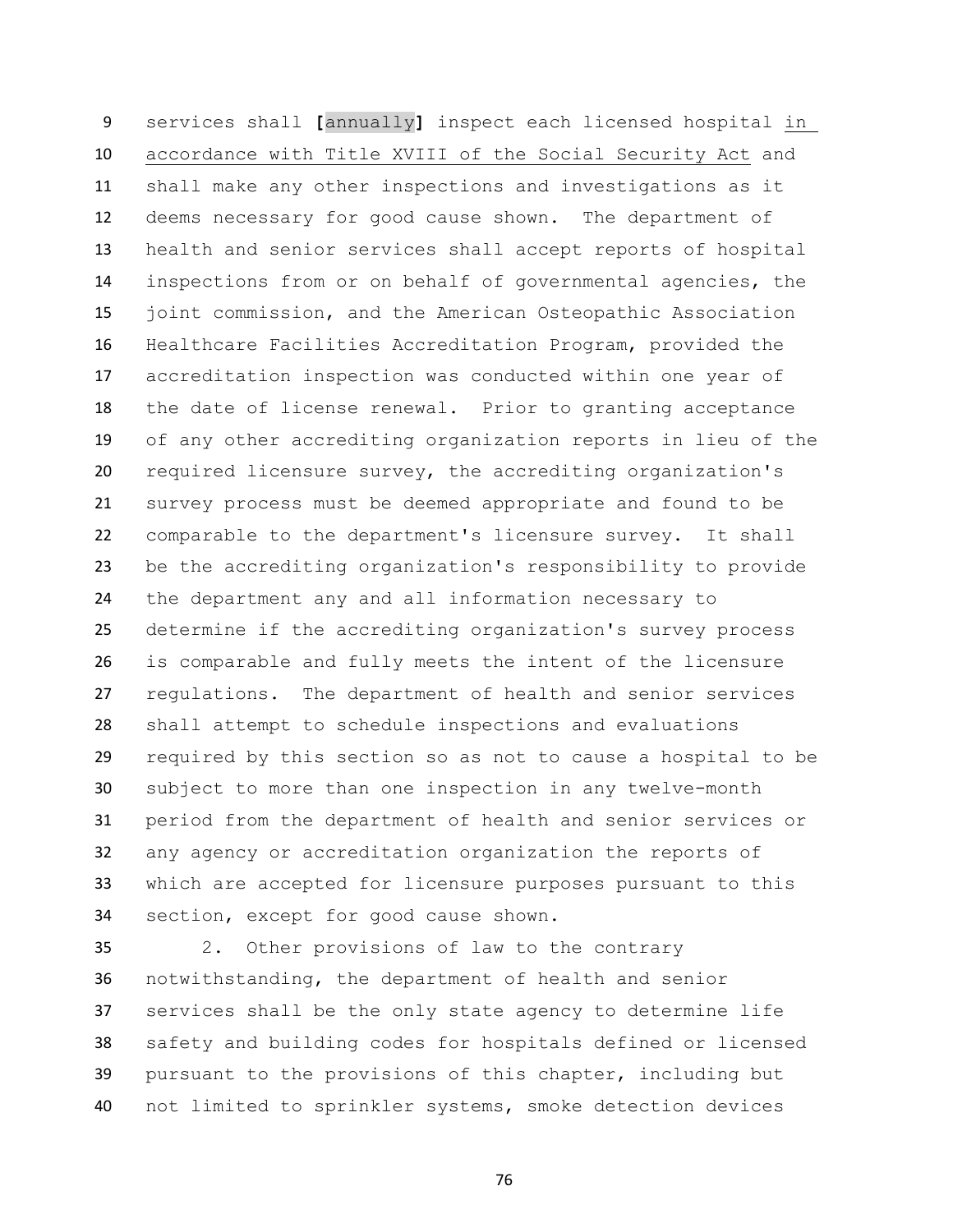services shall **[**annually**]** inspect each licensed hospital <u>in accordance with Title XVIII of the Social Security Act</u> and shall make any other inspections and investigations as it deems necessary for good cause shown. The department of health and senior services shall accept reports of hospital inspections from or on behalf of governmental agencies, the joint commission, and the American Osteopathic Association Healthcare Facilities Accreditation Program, provided the accreditation inspection was conducted within one year of the date of license renewal. Prior to granting acceptance of any other accrediting organization reports in lieu of the required licensure survey, the accrediting organization's survey process must be deemed appropriate and found to be comparable to the department's licensure survey. It shall be the accrediting organization's responsibility to provide the department any and all information necessary to determine if the accrediting organization's survey process is comparable and fully meets the intent of the licensure regulations. The department of health and senior services shall attempt to schedule inspections and evaluations required by this section so as not to cause a hospital to be subject to more than one inspection in any twelve-month period from the department of health and senior services or any agency or accreditation organization the reports of which are accepted for licensure purposes pursuant to this section, except for good cause shown.

2. Other provisions of law to the contrary notwithstanding, the department of health and senior services shall be the only state agency to determine life safety and building codes for hospitals defined or licensed pursuant to the provisions of this chapter, including but not limited to sprinkler systems, smoke detection devices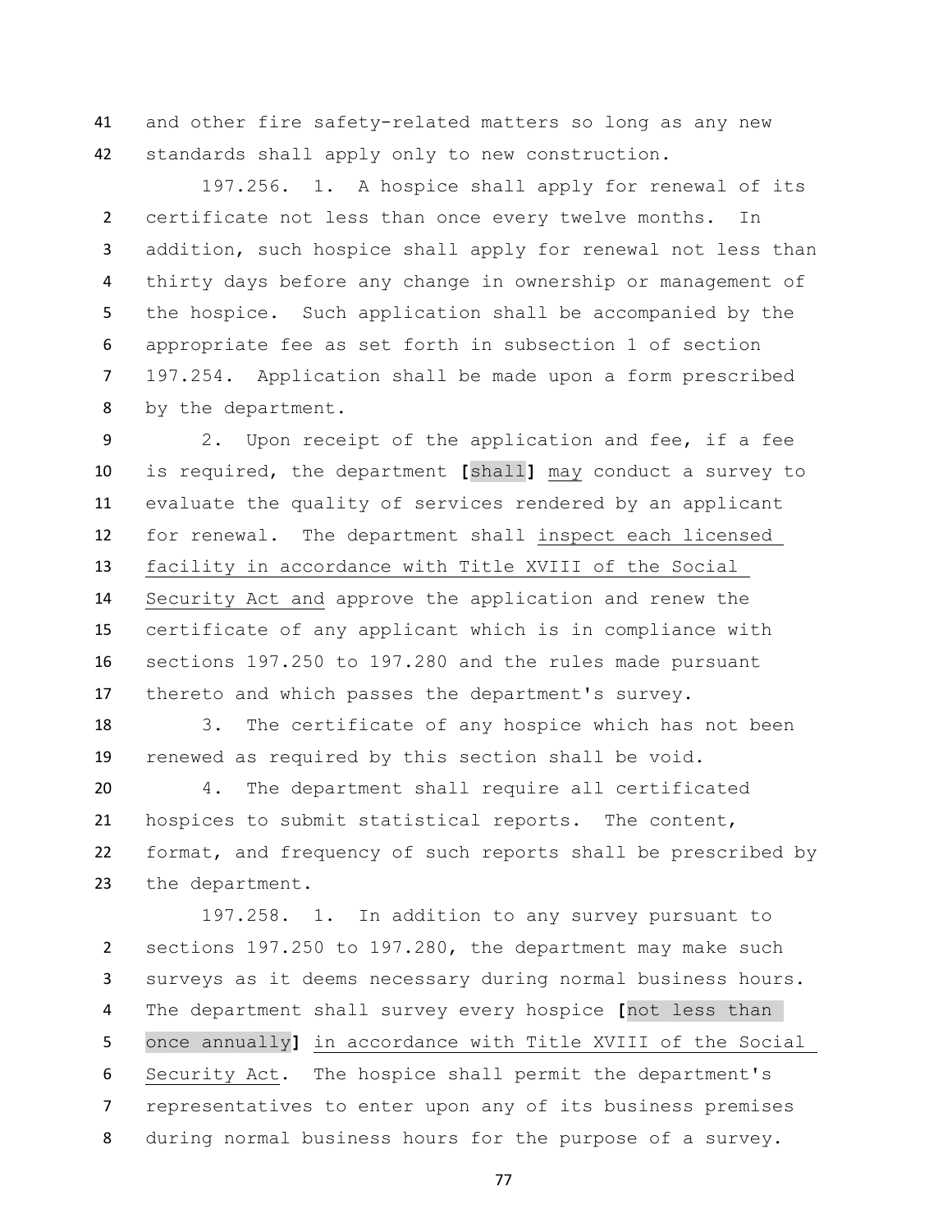and other fire safety-related matters so long as any new standards shall apply only to new construction.

197.256. 1. A hospice shall apply for renewal of its certificate not less than once every twelve months. In addition, such hospice shall apply for renewal not less than thirty days before any change in ownership or management of the hospice. Such application shall be accompanied by the appropriate fee as set forth in subsection 1 of section 197.254. Application shall be made upon a form prescribed by the department.

2. Upon receipt of the application and fee, if a fee is required, the department [shall] <u>may</u> conduct a survey to evaluate the quality of services rendered by an applicant for renewal. The department shall <u>inspect each licensed facility in accordance with Title XVIII of the Social Security Act and</u> approve the application and renew the certificate of any applicant which is in compliance with sections 197.250 to 197.280 and the rules made pursuant thereto and which passes the department's survey.

3. The certificate of any hospice which has not been renewed as required by this section shall be void.

4. The department shall require all certificated hospices to submit statistical reports. The content, format, and frequency of such reports shall be prescribed by the department.

197.258. 1. In addition to any survey pursuant to sections 197.250 to 197.280, the department may make such surveys as it deems necessary during normal business hours. The department shall survey every hospice [not less than once annually] <u>in accordance with Title XVIII of the Social Security Act</u>. The hospice shall permit the department's representatives to enter upon any of its business premises during normal business hours for the purpose of a survey.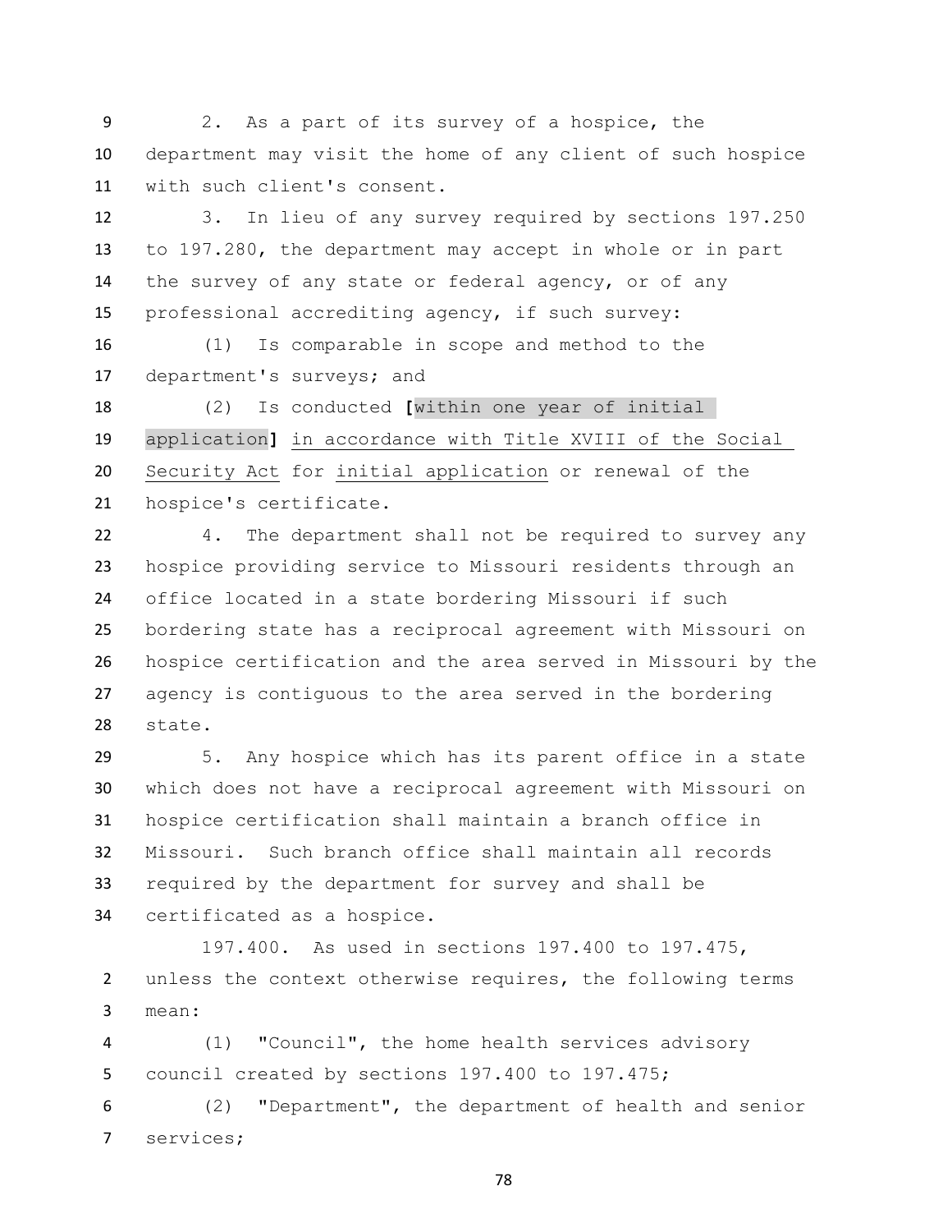2. As a part of its survey of a hospice, the department may visit the home of any client of such hospice with such client's consent.

3. In lieu of any survey required by sections 197.250 to 197.280, the department may accept in whole or in part the survey of any state or federal agency, or of any professional accrediting agency, if such survey:

(1) Is comparable in scope and method to the department's surveys; and

(2) Is conducted **[**within one year of initial application**]** <u>in accordance with Title XVIII of the Social Security Act</u> for <u>initial application</u> or renewal of the hospice's certificate.

4. The department shall not be required to survey any hospice providing service to Missouri residents through an office located in a state bordering Missouri if such bordering state has a reciprocal agreement with Missouri on hospice certification and the area served in Missouri by the agency is contiguous to the area served in the bordering state.

5. Any hospice which has its parent office in a state which does not have a reciprocal agreement with Missouri on hospice certification shall maintain a branch office in Missouri. Such branch office shall maintain all records required by the department for survey and shall be certificated as a hospice.

197.400. As used in sections 197.400 to 197.475, unless the context otherwise requires, the following terms mean:

(1) "Council", the home health services advisory council created by sections 197.400 to 197.475;

(2) "Department", the department of health and senior services;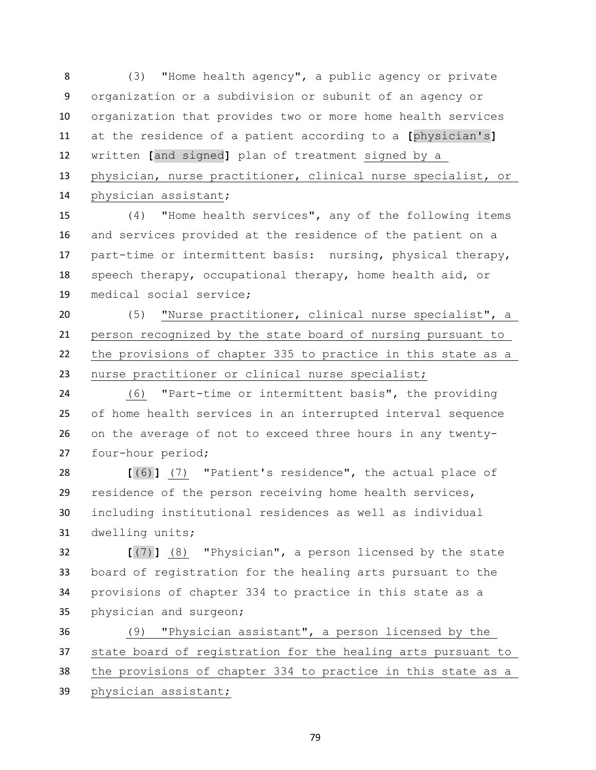(3) "Home health agency", a public agency or private organization or a subdivision or subunit of an agency or organization that provides two or more home health services at the residence of a patient according to a **[**physician's**]** written **[**and signed**]** plan of treatment signed by a physician, nurse practitioner, clinical nurse specialist, or physician assistant;

(4) "Home health services", any of the following items and services provided at the residence of the patient on a part-time or intermittent basis: nursing, physical therapy, speech therapy, occupational therapy, home health aid, or medical social service;

(5) "Nurse practitioner, clinical nurse specialist", a person recognized by the state board of nursing pursuant to the provisions of chapter 335 to practice in this state as a nurse practitioner or clinical nurse specialist;

(6) "Part-time or intermittent basis", the providing of home health services in an interrupted interval sequence on the average of not to exceed three hours in any twenty-four-hour period;

**[**(6)**]** (7) "Patient's residence", the actual place of residence of the person receiving home health services, including institutional residences as well as individual dwelling units;

**[**(7)**]** (8) "Physician", a person licensed by the state board of registration for the healing arts pursuant to the provisions of chapter 334 to practice in this state as a physician and surgeon;

(9) "Physician assistant", a person licensed by the state board of registration for the healing arts pursuant to the provisions of chapter 334 to practice in this state as a physician assistant;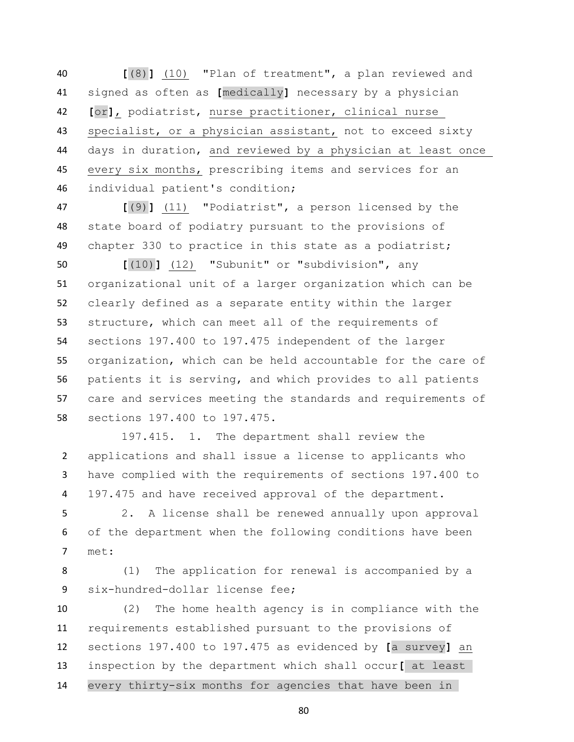[(8)] (10) "Plan of treatment", a plan reviewed and signed as often as [medically] necessary by a physician [or], podiatrist, nurse practitioner, clinical nurse specialist, or a physician assistant, not to exceed sixty days in duration, and reviewed by a physician at least once every six months, prescribing items and services for an individual patient's condition;

[(9)] (11) "Podiatrist", a person licensed by the state board of podiatry pursuant to the provisions of chapter 330 to practice in this state as a podiatrist;

[(10)] (12) "Subunit" or "subdivision", any organizational unit of a larger organization which can be clearly defined as a separate entity within the larger structure, which can meet all of the requirements of sections 197.400 to 197.475 independent of the larger organization, which can be held accountable for the care of patients it is serving, and which provides to all patients care and services meeting the standards and requirements of sections 197.400 to 197.475.

197.415. 1. The department shall review the applications and shall issue a license to applicants who have complied with the requirements of sections 197.400 to 197.475 and have received approval of the department.

2. A license shall be renewed annually upon approval of the department when the following conditions have been met:

(1) The application for renewal is accompanied by a six-hundred-dollar license fee;

(2) The home health agency is in compliance with the requirements established pursuant to the provisions of sections 197.400 to 197.475 as evidenced by [a survey] an inspection by the department which shall occur[ at least every thirty-six months for agencies that have been in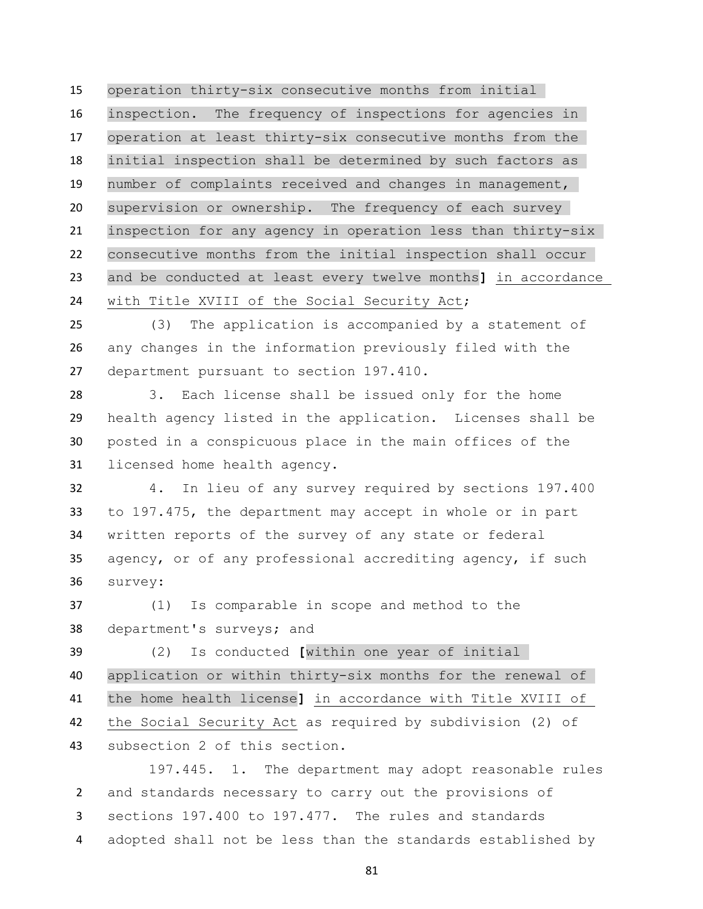operation thirty-six consecutive months from initial inspection. The frequency of inspections for agencies in operation at least thirty-six consecutive months from the initial inspection shall be determined by such factors as number of complaints received and changes in management, supervision or ownership. The frequency of each survey inspection for any agency in operation less than thirty-six consecutive months from the initial inspection shall occur and be conducted at least every twelve months] in accordance with Title XVIII of the Social Security Act;

(3) The application is accompanied by a statement of any changes in the information previously filed with the department pursuant to section 197.410.

3. Each license shall be issued only for the home health agency listed in the application. Licenses shall be posted in a conspicuous place in the main offices of the licensed home health agency.

4. In lieu of any survey required by sections 197.400 to 197.475, the department may accept in whole or in part written reports of the survey of any state or federal agency, or of any professional accrediting agency, if such survey:

(1) Is comparable in scope and method to the department's surveys; and

(2) Is conducted [within one year of initial application or within thirty-six months for the renewal of the home health license] in accordance with Title XVIII of the Social Security Act as required by subdivision (2) of subsection 2 of this section.

197.445. 1. The department may adopt reasonable rules and standards necessary to carry out the provisions of sections 197.400 to 197.477. The rules and standards adopted shall not be less than the standards established by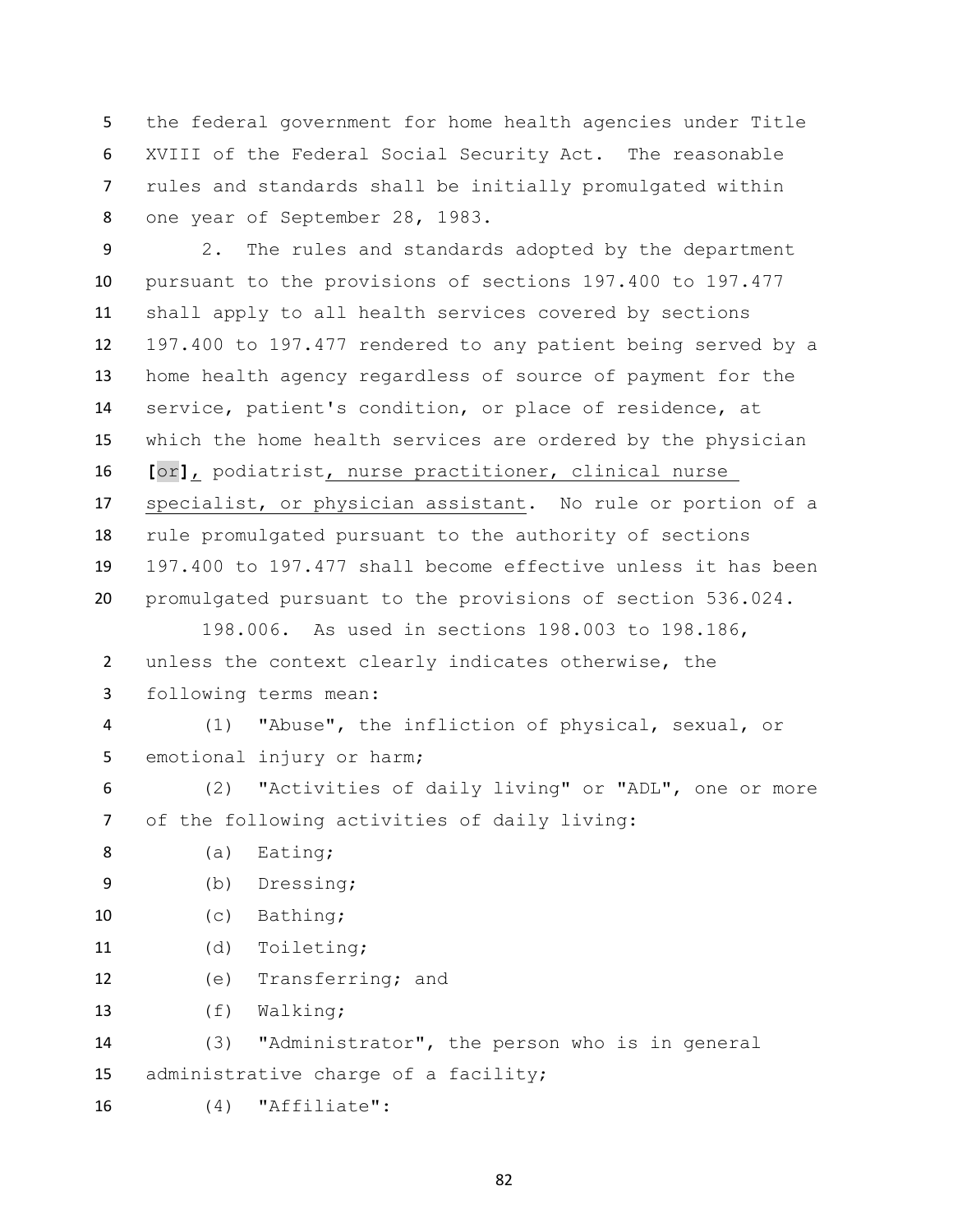the federal government for home health agencies under Title XVIII of the Federal Social Security Act. The reasonable rules and standards shall be initially promulgated within one year of September 28, 1983.

2. The rules and standards adopted by the department pursuant to the provisions of sections 197.400 to 197.477 shall apply to all health services covered by sections 197.400 to 197.477 rendered to any patient being served by a home health agency regardless of source of payment for the service, patient's condition, or place of residence, at which the home health services are ordered by the physician [or], podiatrist, nurse practitioner, clinical nurse specialist, or physician assistant. No rule or portion of a rule promulgated pursuant to the authority of sections 197.400 to 197.477 shall become effective unless it has been promulgated pursuant to the provisions of section 536.024.

198.006. As used in sections 198.003 to 198.186, unless the context clearly indicates otherwise, the following terms mean:

(1) "Abuse", the infliction of physical, sexual, or emotional injury or harm;

(2) "Activities of daily living" or "ADL", one or more of the following activities of daily living:

(a) Eating;

(b) Dressing;

(c) Bathing;

(d) Toileting;

(e) Transferring; and

(f) Walking;

(3) "Administrator", the person who is in general administrative charge of a facility;

(4) "Affiliate":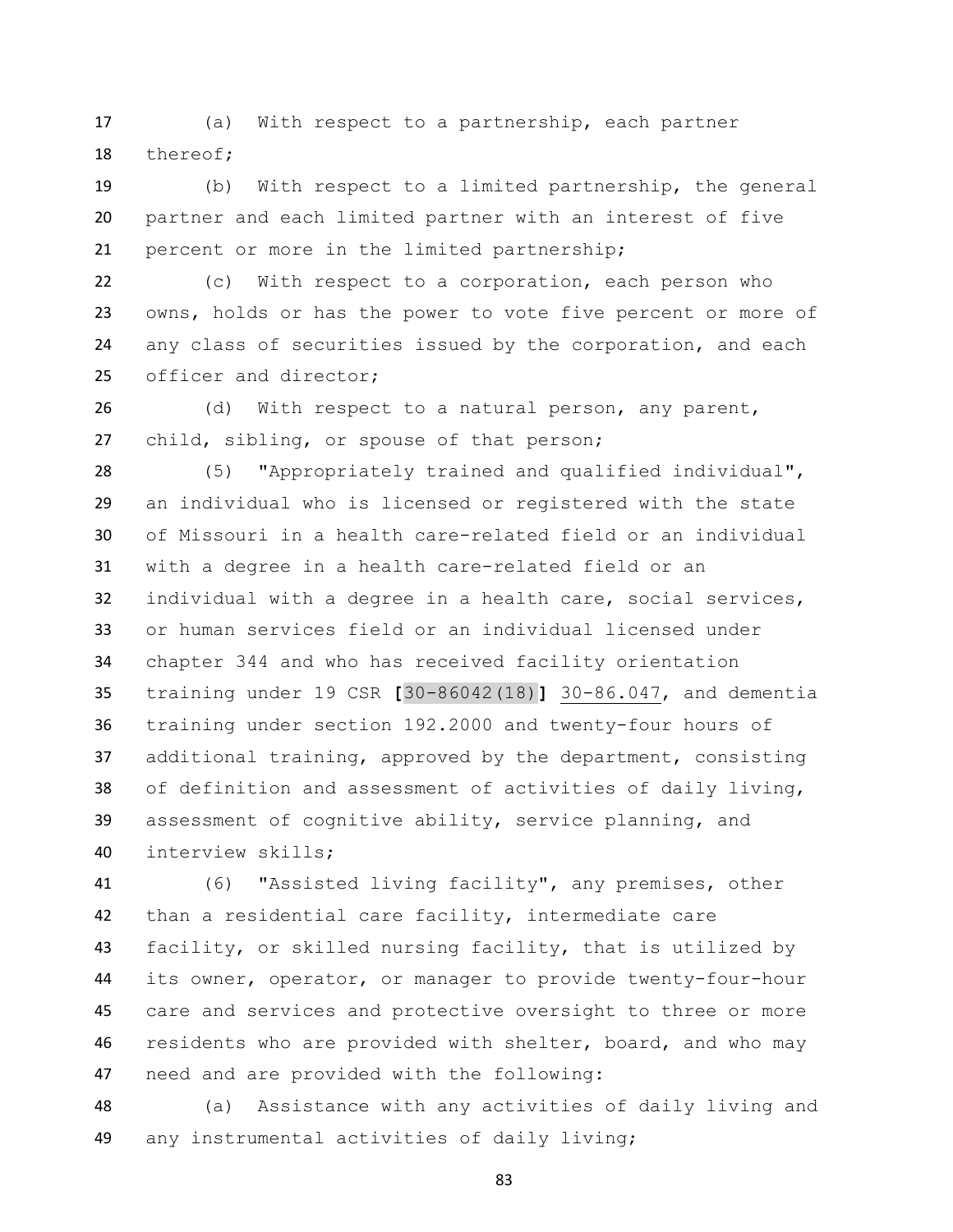(a) With respect to a partnership, each partner thereof;

(b) With respect to a limited partnership, the general partner and each limited partner with an interest of five percent or more in the limited partnership;

(c) With respect to a corporation, each person who owns, holds or has the power to vote five percent or more of any class of securities issued by the corporation, and each officer and director;

(d) With respect to a natural person, any parent, child, sibling, or spouse of that person;

(5) "Appropriately trained and qualified individual", an individual who is licensed or registered with the state of Missouri in a health care-related field or an individual with a degree in a health care-related field or an individual with a degree in a health care, social services, or human services field or an individual licensed under chapter 344 and who has received facility orientation training under 19 CSR [30-86042(18)] 30-86.047, and dementia training under section 192.2000 and twenty-four hours of additional training, approved by the department, consisting of definition and assessment of activities of daily living, assessment of cognitive ability, service planning, and interview skills;

(6) "Assisted living facility", any premises, other than a residential care facility, intermediate care facility, or skilled nursing facility, that is utilized by its owner, operator, or manager to provide twenty-four-hour care and services and protective oversight to three or more residents who are provided with shelter, board, and who may need and are provided with the following:

(a) Assistance with any activities of daily living and any instrumental activities of daily living;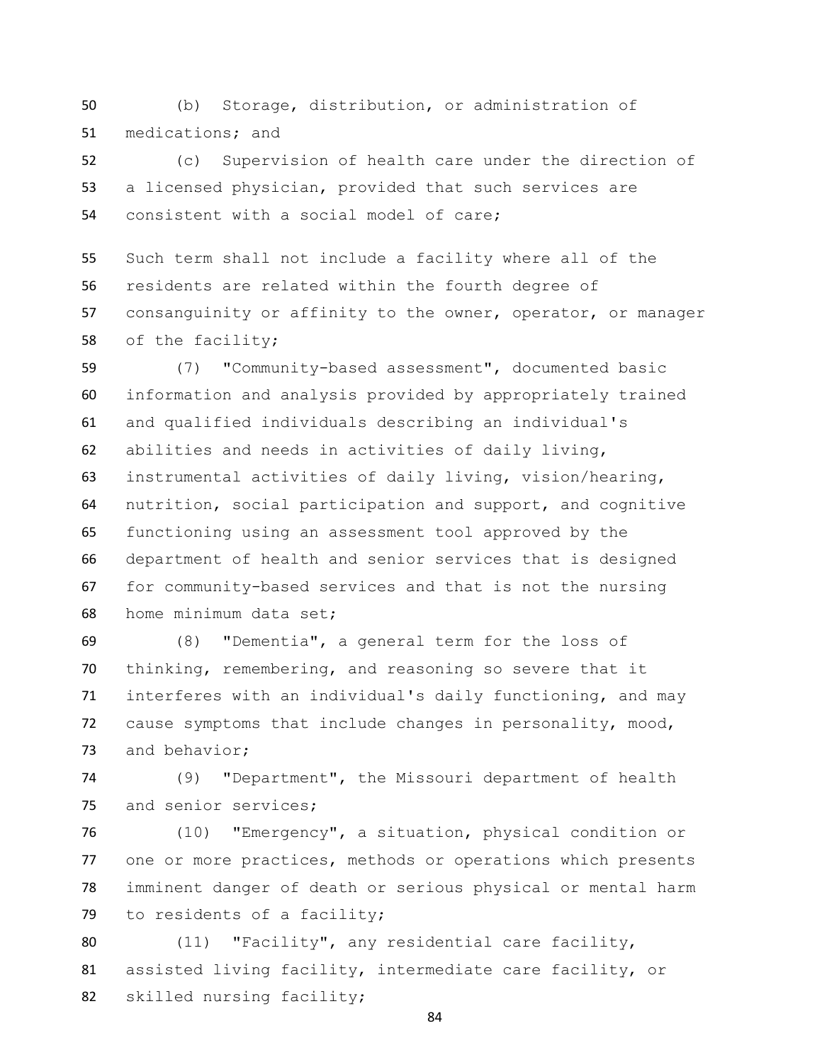(b) Storage, distribution, or administration of medications; and

(c) Supervision of health care under the direction of a licensed physician, provided that such services are consistent with a social model of care;

Such term shall not include a facility where all of the residents are related within the fourth degree of consanguinity or affinity to the owner, operator, or manager of the facility;

(7) "Community-based assessment", documented basic information and analysis provided by appropriately trained and qualified individuals describing an individual's abilities and needs in activities of daily living, instrumental activities of daily living, vision/hearing, nutrition, social participation and support, and cognitive functioning using an assessment tool approved by the department of health and senior services that is designed for community-based services and that is not the nursing home minimum data set;

(8) "Dementia", a general term for the loss of thinking, remembering, and reasoning so severe that it interferes with an individual's daily functioning, and may cause symptoms that include changes in personality, mood, and behavior;

(9) "Department", the Missouri department of health and senior services;

(10) "Emergency", a situation, physical condition or one or more practices, methods or operations which presents imminent danger of death or serious physical or mental harm to residents of a facility;

(11) "Facility", any residential care facility, assisted living facility, intermediate care facility, or skilled nursing facility;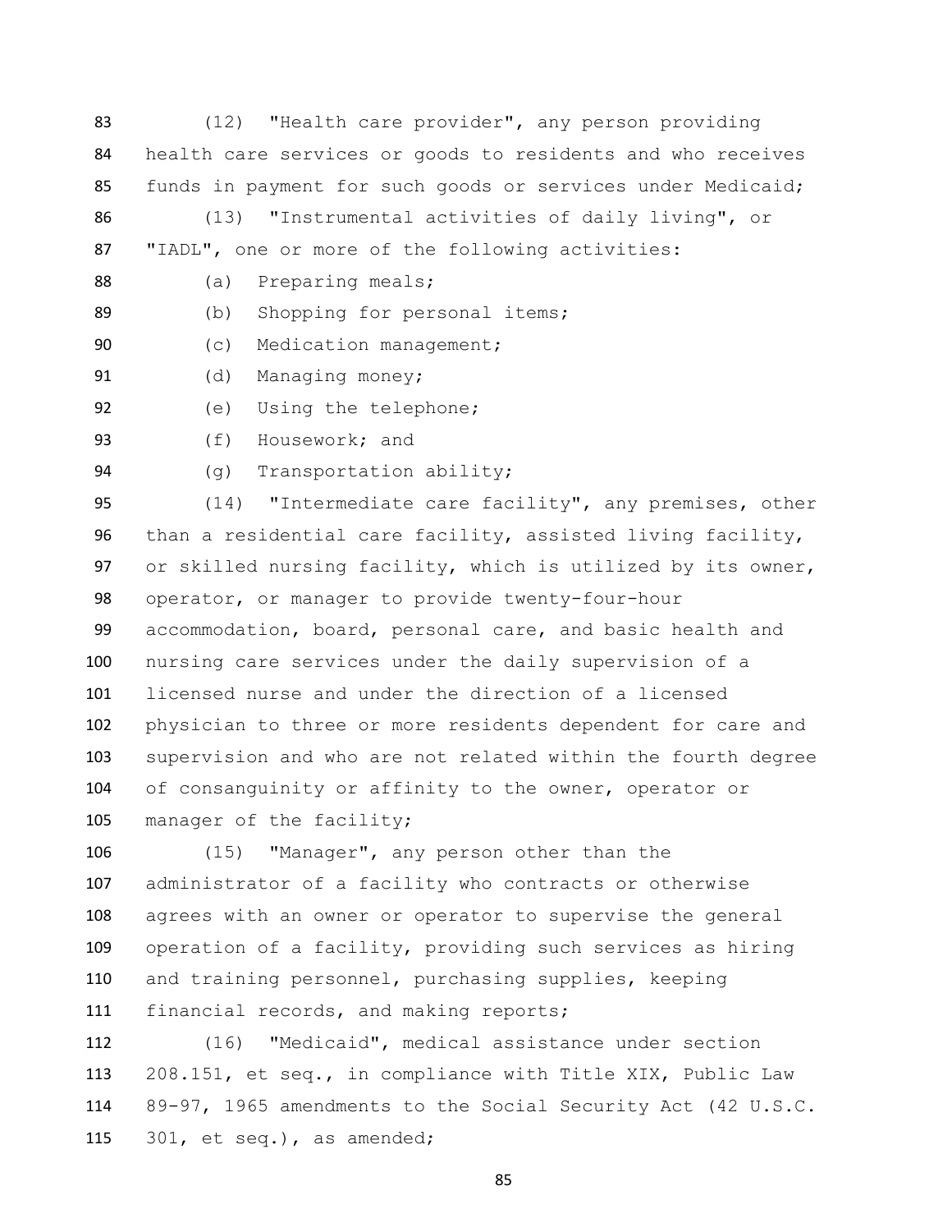(12) "Health care provider", any person providing health care services or goods to residents and who receives funds in payment for such goods or services under Medicaid;

(13) "Instrumental activities of daily living", or "IADL", one or more of the following activities:

(a) Preparing meals;

(b) Shopping for personal items;

(c) Medication management;

(d) Managing money;

(e) Using the telephone;

(f) Housework; and

(g) Transportation ability;

(14) "Intermediate care facility", any premises, other than a residential care facility, assisted living facility, or skilled nursing facility, which is utilized by its owner, operator, or manager to provide twenty-four-hour accommodation, board, personal care, and basic health and nursing care services under the daily supervision of a licensed nurse and under the direction of a licensed physician to three or more residents dependent for care and supervision and who are not related within the fourth degree of consanguinity or affinity to the owner, operator or manager of the facility;

(15) "Manager", any person other than the administrator of a facility who contracts or otherwise agrees with an owner or operator to supervise the general operation of a facility, providing such services as hiring and training personnel, purchasing supplies, keeping financial records, and making reports;

(16) "Medicaid", medical assistance under section 208.151, et seq., in compliance with Title XIX, Public Law 89-97, 1965 amendments to the Social Security Act (42 U.S.C. 301, et seq.), as amended;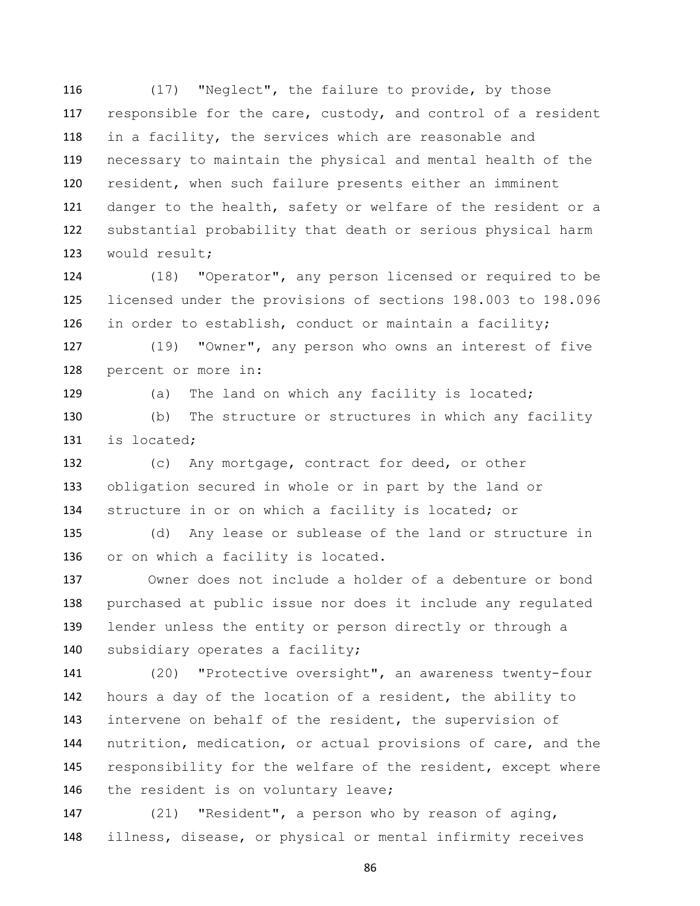(17) "Neglect", the failure to provide, by those responsible for the care, custody, and control of a resident in a facility, the services which are reasonable and necessary to maintain the physical and mental health of the resident, when such failure presents either an imminent danger to the health, safety or welfare of the resident or a substantial probability that death or serious physical harm would result;

(18) "Operator", any person licensed or required to be licensed under the provisions of sections 198.003 to 198.096 in order to establish, conduct or maintain a facility;

(19) "Owner", any person who owns an interest of five percent or more in:

(a) The land on which any facility is located;

(b) The structure or structures in which any facility is located;

(c) Any mortgage, contract for deed, or other obligation secured in whole or in part by the land or structure in or on which a facility is located; or

(d) Any lease or sublease of the land or structure in or on which a facility is located.

Owner does not include a holder of a debenture or bond purchased at public issue nor does it include any regulated lender unless the entity or person directly or through a subsidiary operates a facility;

(20) "Protective oversight", an awareness twenty-four hours a day of the location of a resident, the ability to intervene on behalf of the resident, the supervision of nutrition, medication, or actual provisions of care, and the responsibility for the welfare of the resident, except where the resident is on voluntary leave;

(21) "Resident", a person who by reason of aging, illness, disease, or physical or mental infirmity receives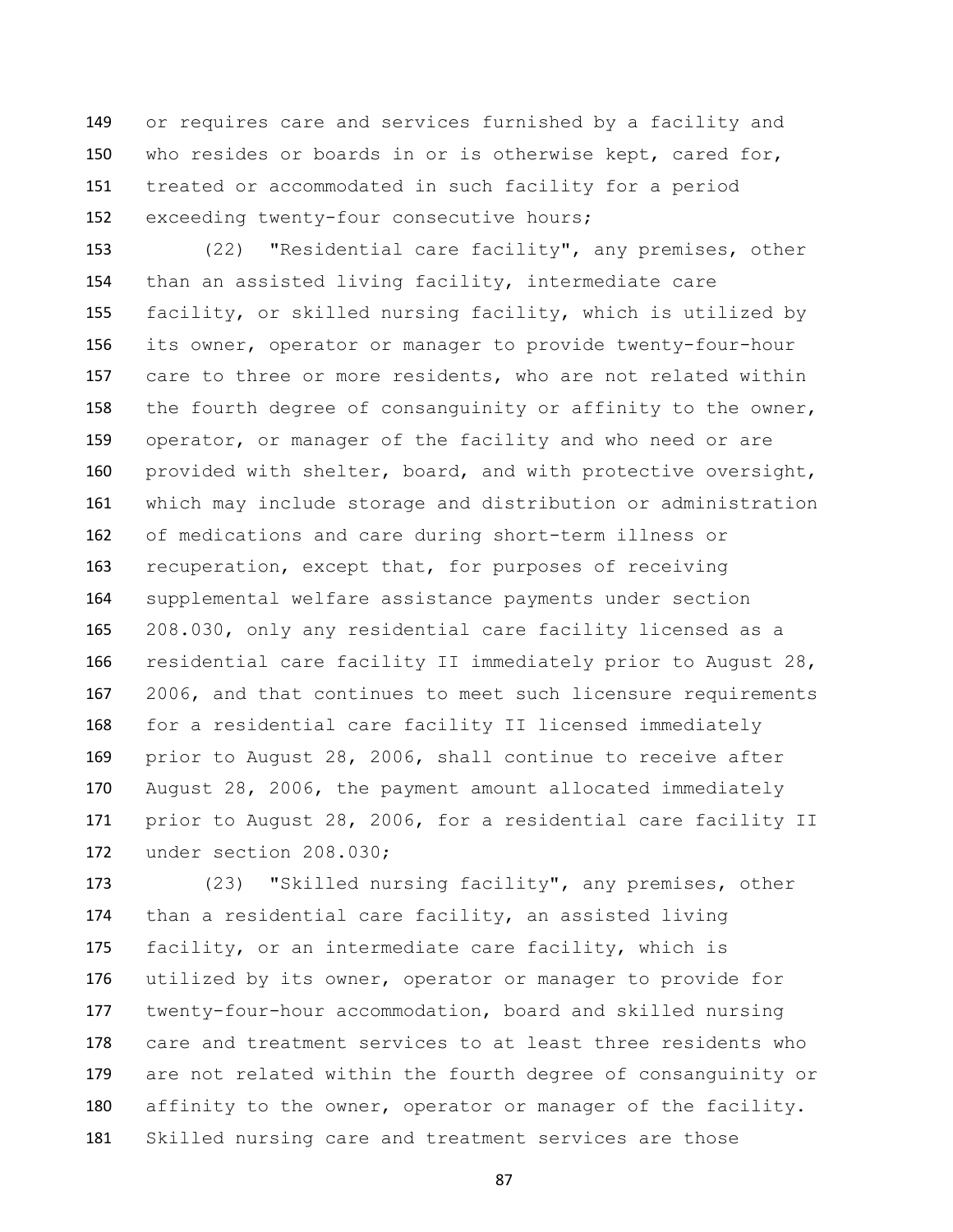or requires care and services furnished by a facility and who resides or boards in or is otherwise kept, cared for, treated or accommodated in such facility for a period exceeding twenty-four consecutive hours;

(22) "Residential care facility", any premises, other than an assisted living facility, intermediate care facility, or skilled nursing facility, which is utilized by its owner, operator or manager to provide twenty-four-hour care to three or more residents, who are not related within the fourth degree of consanguinity or affinity to the owner, operator, or manager of the facility and who need or are provided with shelter, board, and with protective oversight, which may include storage and distribution or administration of medications and care during short-term illness or recuperation, except that, for purposes of receiving supplemental welfare assistance payments under section 208.030, only any residential care facility licensed as a residential care facility II immediately prior to August 28, 2006, and that continues to meet such licensure requirements for a residential care facility II licensed immediately prior to August 28, 2006, shall continue to receive after August 28, 2006, the payment amount allocated immediately prior to August 28, 2006, for a residential care facility II under section 208.030;

(23) "Skilled nursing facility", any premises, other than a residential care facility, an assisted living facility, or an intermediate care facility, which is utilized by its owner, operator or manager to provide for twenty-four-hour accommodation, board and skilled nursing care and treatment services to at least three residents who are not related within the fourth degree of consanguinity or affinity to the owner, operator or manager of the facility. Skilled nursing care and treatment services are those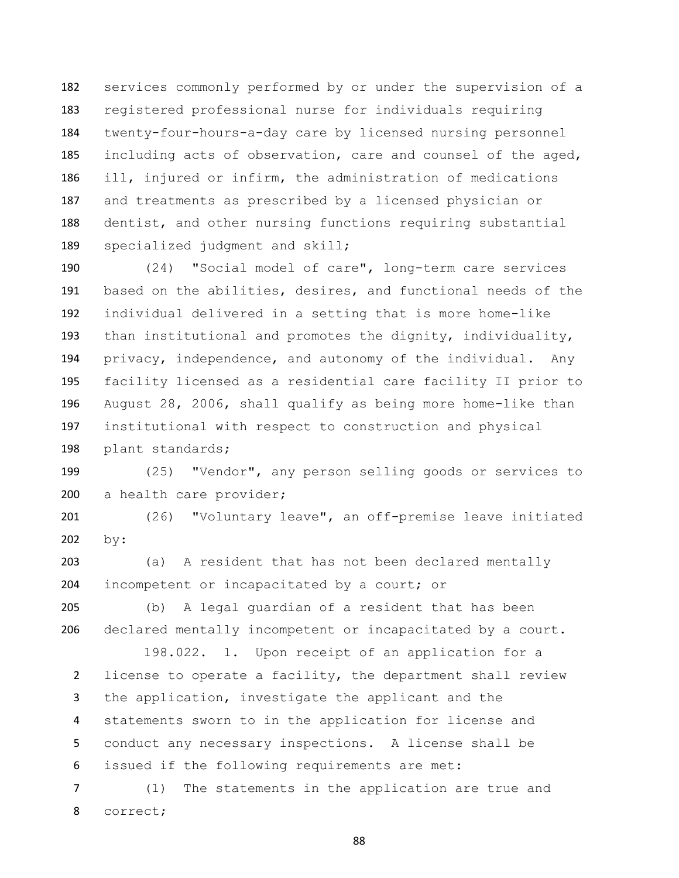services commonly performed by or under the supervision of a registered professional nurse for individuals requiring twenty-four-hours-a-day care by licensed nursing personnel including acts of observation, care and counsel of the aged, ill, injured or infirm, the administration of medications and treatments as prescribed by a licensed physician or dentist, and other nursing functions requiring substantial specialized judgment and skill;

(24) "Social model of care", long-term care services based on the abilities, desires, and functional needs of the individual delivered in a setting that is more home-like than institutional and promotes the dignity, individuality, privacy, independence, and autonomy of the individual. Any facility licensed as a residential care facility II prior to August 28, 2006, shall qualify as being more home-like than institutional with respect to construction and physical plant standards;

(25) "Vendor", any person selling goods or services to a health care provider;

(26) "Voluntary leave", an off-premise leave initiated by:

(a) A resident that has not been declared mentally incompetent or incapacitated by a court; or

(b) A legal guardian of a resident that has been declared mentally incompetent or incapacitated by a court.

198.022. 1. Upon receipt of an application for a license to operate a facility, the department shall review the application, investigate the applicant and the statements sworn to in the application for license and conduct any necessary inspections. A license shall be issued if the following requirements are met:

(1) The statements in the application are true and correct;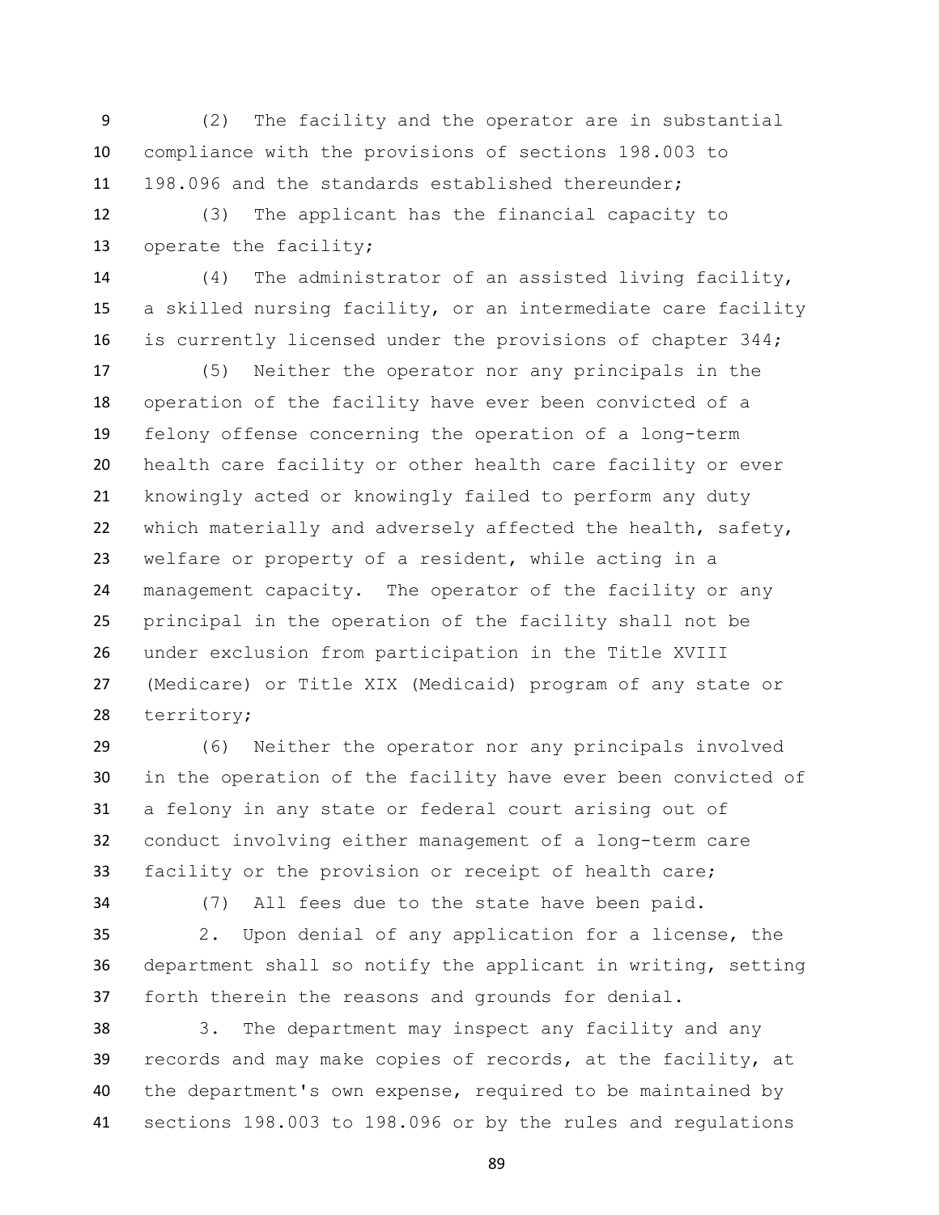(2) The facility and the operator are in substantial compliance with the provisions of sections 198.003 to 198.096 and the standards established thereunder;

(3) The applicant has the financial capacity to operate the facility;

(4) The administrator of an assisted living facility, a skilled nursing facility, or an intermediate care facility is currently licensed under the provisions of chapter 344;

(5) Neither the operator nor any principals in the operation of the facility have ever been convicted of a felony offense concerning the operation of a long-term health care facility or other health care facility or ever knowingly acted or knowingly failed to perform any duty which materially and adversely affected the health, safety, welfare or property of a resident, while acting in a management capacity. The operator of the facility or any principal in the operation of the facility shall not be under exclusion from participation in the Title XVIII (Medicare) or Title XIX (Medicaid) program of any state or territory;

(6) Neither the operator nor any principals involved in the operation of the facility have ever been convicted of a felony in any state or federal court arising out of conduct involving either management of a long-term care facility or the provision or receipt of health care;

(7) All fees due to the state have been paid.

2. Upon denial of any application for a license, the department shall so notify the applicant in writing, setting forth therein the reasons and grounds for denial.

3. The department may inspect any facility and any records and may make copies of records, at the facility, at the department's own expense, required to be maintained by sections 198.003 to 198.096 or by the rules and regulations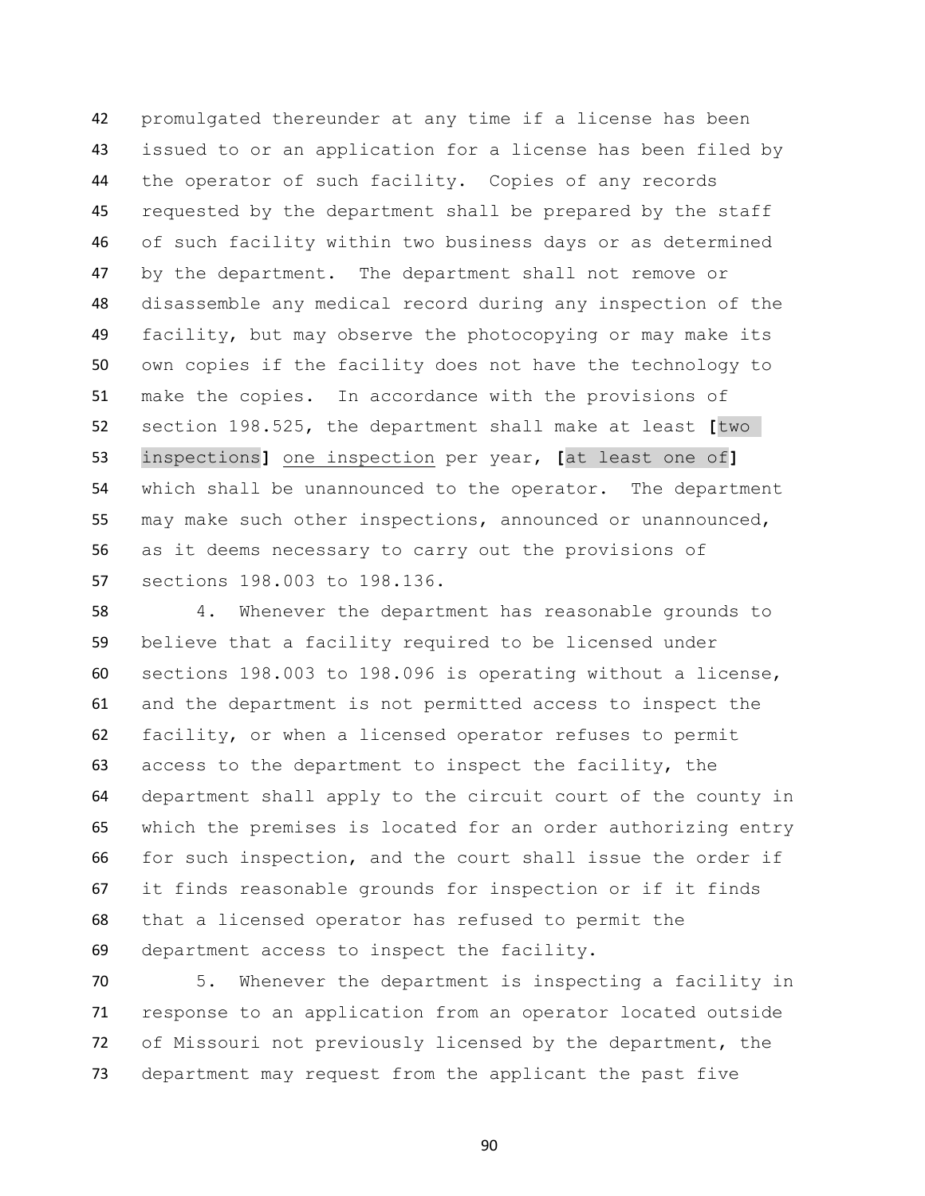promulgated thereunder at any time if a license has been issued to or an application for a license has been filed by the operator of such facility. Copies of any records requested by the department shall be prepared by the staff of such facility within two business days or as determined by the department. The department shall not remove or disassemble any medical record during any inspection of the facility, but may observe the photocopying or may make its own copies if the facility does not have the technology to make the copies. In accordance with the provisions of section 198.525, the department shall make at least [two inspections] one inspection per year, [at least one of] which shall be unannounced to the operator. The department may make such other inspections, announced or unannounced, as it deems necessary to carry out the provisions of sections 198.003 to 198.136.

4. Whenever the department has reasonable grounds to believe that a facility required to be licensed under sections 198.003 to 198.096 is operating without a license, and the department is not permitted access to inspect the facility, or when a licensed operator refuses to permit access to the department to inspect the facility, the department shall apply to the circuit court of the county in which the premises is located for an order authorizing entry for such inspection, and the court shall issue the order if it finds reasonable grounds for inspection or if it finds that a licensed operator has refused to permit the department access to inspect the facility.

5. Whenever the department is inspecting a facility in response to an application from an operator located outside of Missouri not previously licensed by the department, the department may request from the applicant the past five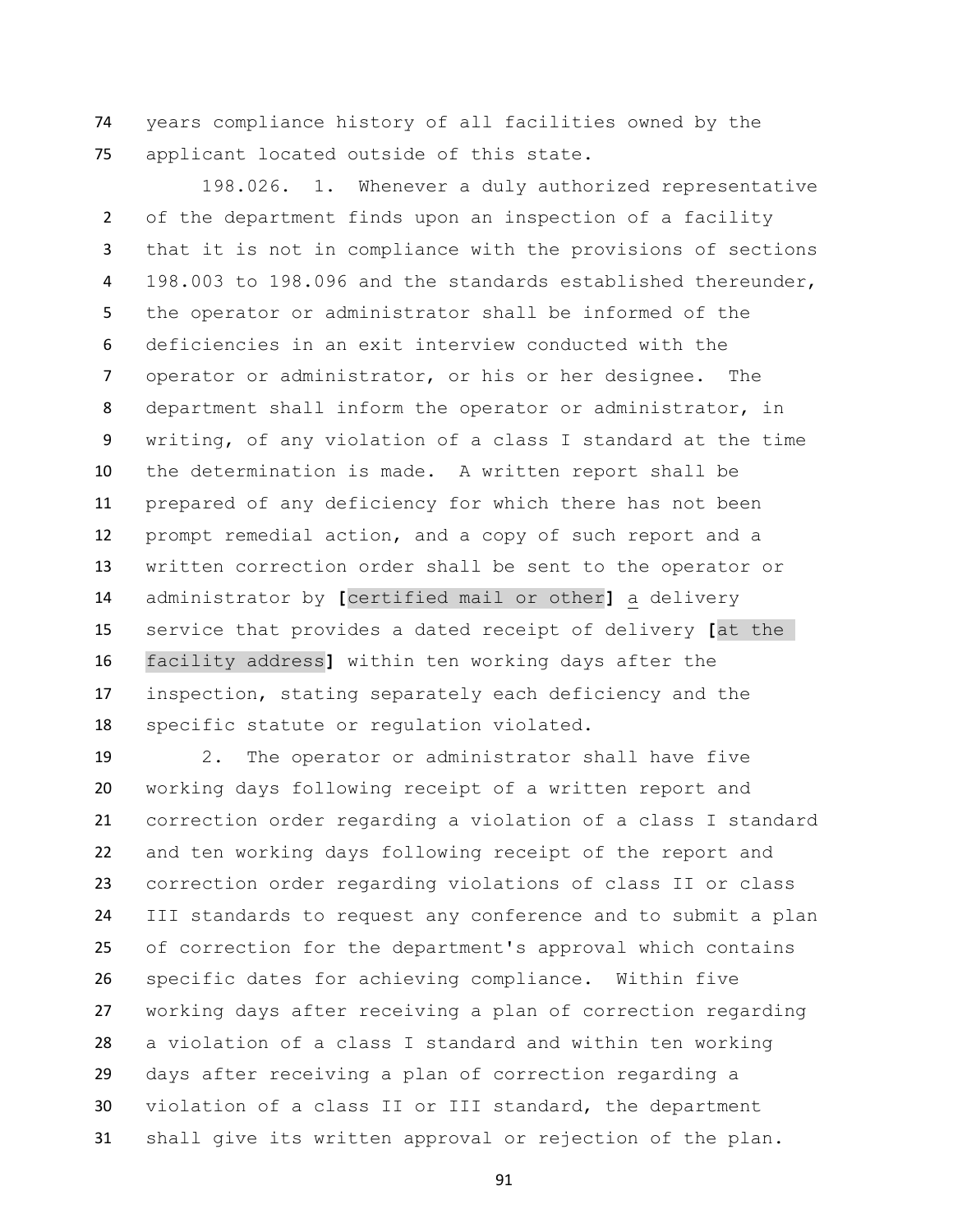years compliance history of all facilities owned by the applicant located outside of this state.

198.026. 1. Whenever a duly authorized representative of the department finds upon an inspection of a facility that it is not in compliance with the provisions of sections 198.003 to 198.096 and the standards established thereunder, the operator or administrator shall be informed of the deficiencies in an exit interview conducted with the operator or administrator, or his or her designee. The department shall inform the operator or administrator, in writing, of any violation of a class I standard at the time the determination is made. A written report shall be prepared of any deficiency for which there has not been prompt remedial action, and a copy of such report and a written correction order shall be sent to the operator or administrator by **[**certified mail or other**]** a delivery service that provides a dated receipt of delivery **[**at the facility address**]** within ten working days after the inspection, stating separately each deficiency and the specific statute or regulation violated.

2. The operator or administrator shall have five working days following receipt of a written report and correction order regarding a violation of a class I standard and ten working days following receipt of the report and correction order regarding violations of class II or class III standards to request any conference and to submit a plan of correction for the department's approval which contains specific dates for achieving compliance. Within five working days after receiving a plan of correction regarding a violation of a class I standard and within ten working days after receiving a plan of correction regarding a violation of a class II or III standard, the department shall give its written approval or rejection of the plan.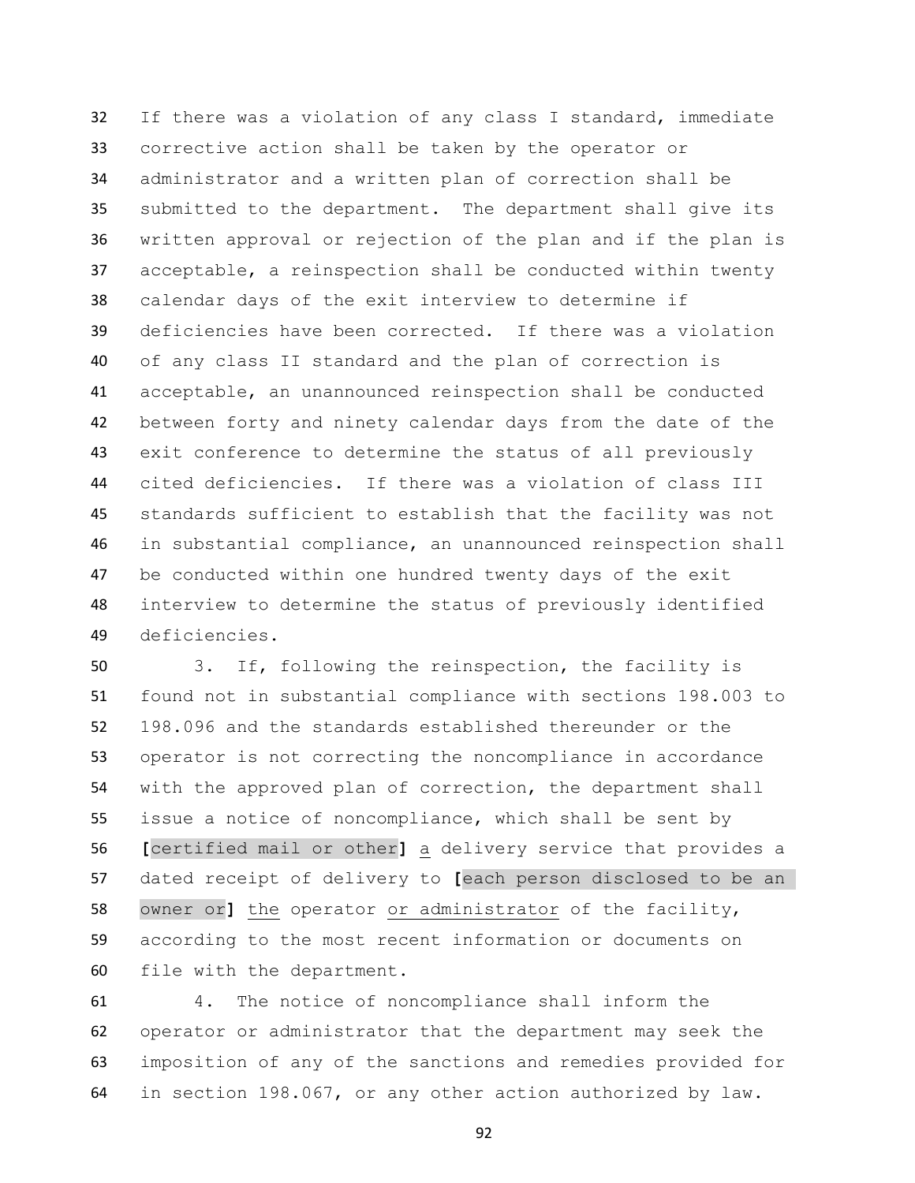If there was a violation of any class I standard, immediate corrective action shall be taken by the operator or administrator and a written plan of correction shall be submitted to the department. The department shall give its written approval or rejection of the plan and if the plan is acceptable, a reinspection shall be conducted within twenty calendar days of the exit interview to determine if deficiencies have been corrected. If there was a violation of any class II standard and the plan of correction is acceptable, an unannounced reinspection shall be conducted between forty and ninety calendar days from the date of the exit conference to determine the status of all previously cited deficiencies. If there was a violation of class III standards sufficient to establish that the facility was not in substantial compliance, an unannounced reinspection shall be conducted within one hundred twenty days of the exit interview to determine the status of previously identified deficiencies.

3. If, following the reinspection, the facility is found not in substantial compliance with sections 198.003 to 198.096 and the standards established thereunder or the operator is not correcting the noncompliance in accordance with the approved plan of correction, the department shall issue a notice of noncompliance, which shall be sent by [certified mail or other] a delivery service that provides a dated receipt of delivery to [each person disclosed to be an owner or] the operator or administrator of the facility, according to the most recent information or documents on file with the department.

4. The notice of noncompliance shall inform the operator or administrator that the department may seek the imposition of any of the sanctions and remedies provided for in section 198.067, or any other action authorized by law.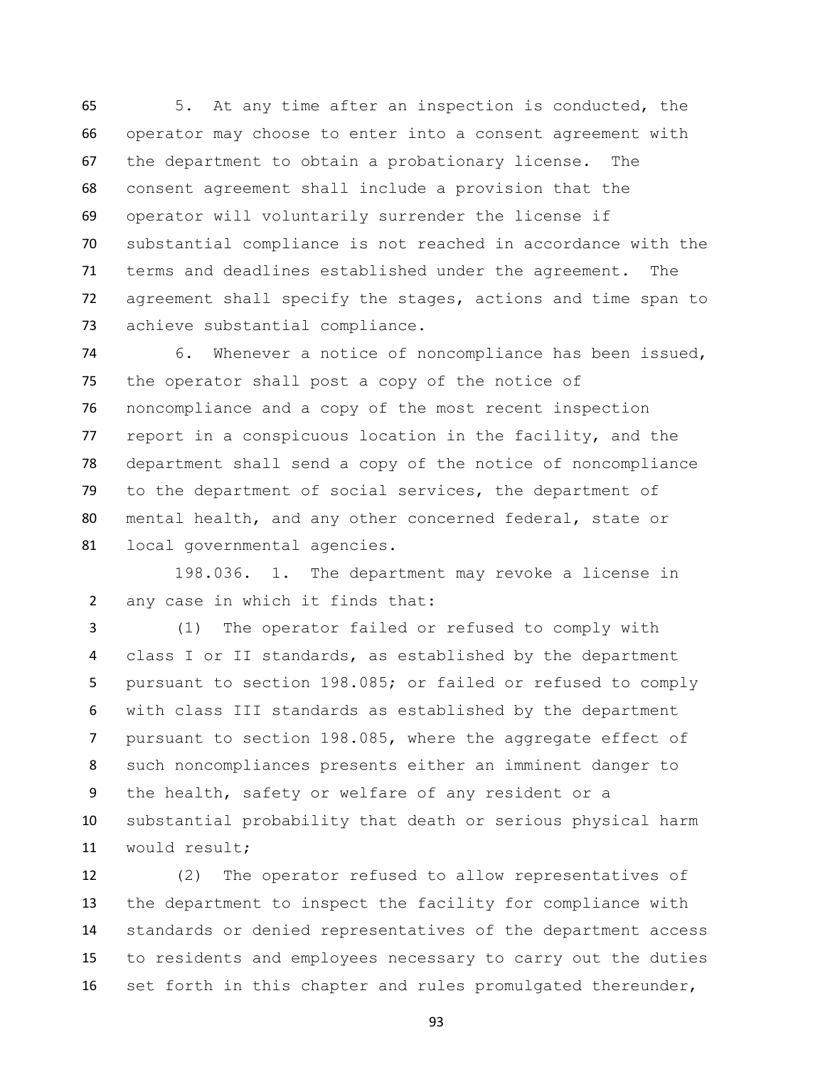5. At any time after an inspection is conducted, the operator may choose to enter into a consent agreement with the department to obtain a probationary license. The consent agreement shall include a provision that the operator will voluntarily surrender the license if substantial compliance is not reached in accordance with the terms and deadlines established under the agreement. The agreement shall specify the stages, actions and time span to achieve substantial compliance.

6. Whenever a notice of noncompliance has been issued, the operator shall post a copy of the notice of noncompliance and a copy of the most recent inspection report in a conspicuous location in the facility, and the department shall send a copy of the notice of noncompliance to the department of social services, the department of mental health, and any other concerned federal, state or local governmental agencies.

198.036. 1. The department may revoke a license in any case in which it finds that:

(1) The operator failed or refused to comply with class I or II standards, as established by the department pursuant to section 198.085; or failed or refused to comply with class III standards as established by the department pursuant to section 198.085, where the aggregate effect of such noncompliances presents either an imminent danger to the health, safety or welfare of any resident or a substantial probability that death or serious physical harm would result;

(2) The operator refused to allow representatives of the department to inspect the facility for compliance with standards or denied representatives of the department access to residents and employees necessary to carry out the duties set forth in this chapter and rules promulgated thereunder,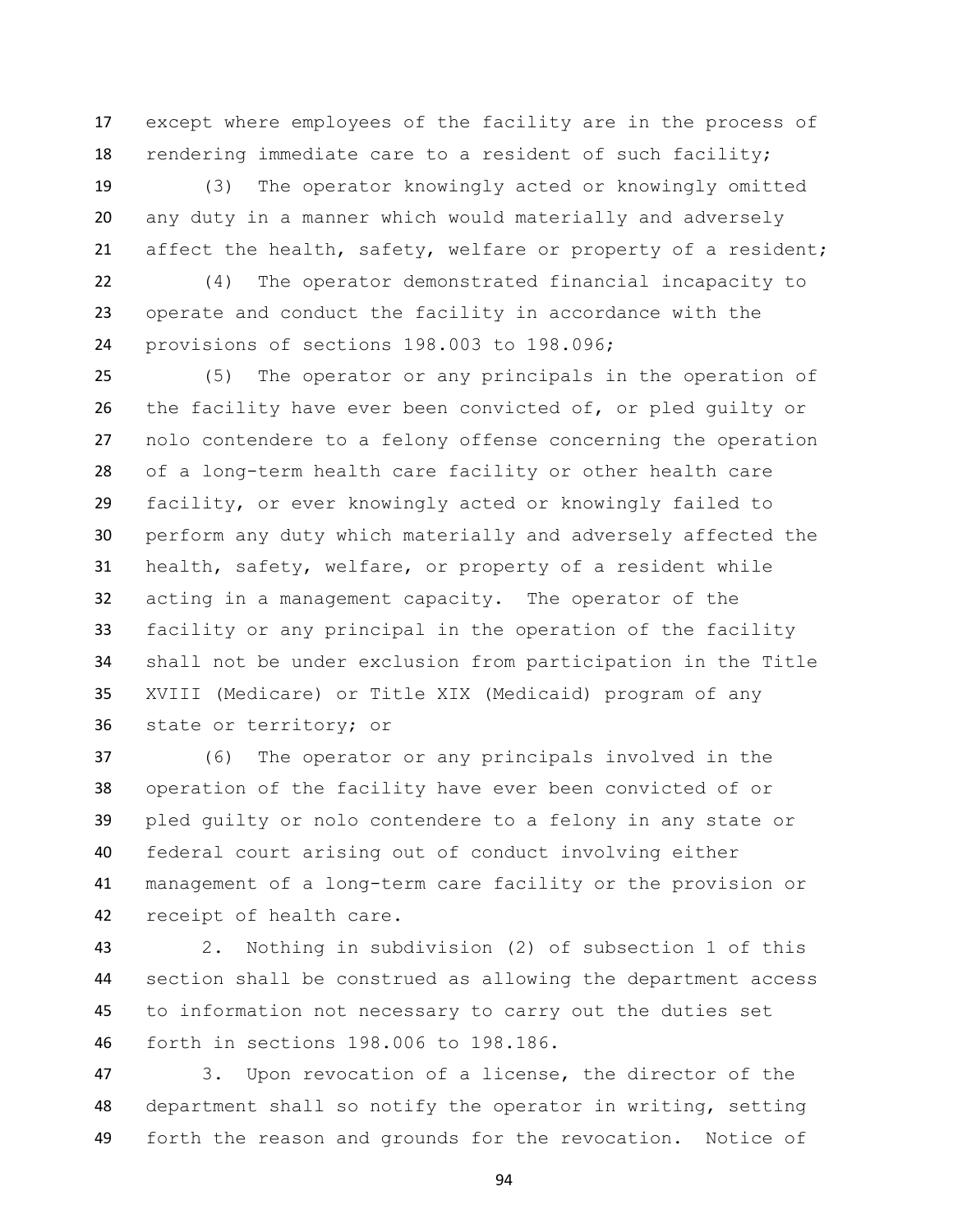except where employees of the facility are in the process of rendering immediate care to a resident of such facility;

(3) The operator knowingly acted or knowingly omitted any duty in a manner which would materially and adversely affect the health, safety, welfare or property of a resident;

(4) The operator demonstrated financial incapacity to operate and conduct the facility in accordance with the provisions of sections 198.003 to 198.096;

(5) The operator or any principals in the operation of the facility have ever been convicted of, or pled guilty or nolo contendere to a felony offense concerning the operation of a long-term health care facility or other health care facility, or ever knowingly acted or knowingly failed to perform any duty which materially and adversely affected the health, safety, welfare, or property of a resident while acting in a management capacity. The operator of the facility or any principal in the operation of the facility shall not be under exclusion from participation in the Title XVIII (Medicare) or Title XIX (Medicaid) program of any state or territory; or

(6) The operator or any principals involved in the operation of the facility have ever been convicted of or pled guilty or nolo contendere to a felony in any state or federal court arising out of conduct involving either management of a long-term care facility or the provision or receipt of health care.

2. Nothing in subdivision (2) of subsection 1 of this section shall be construed as allowing the department access to information not necessary to carry out the duties set forth in sections 198.006 to 198.186.

3. Upon revocation of a license, the director of the department shall so notify the operator in writing, setting forth the reason and grounds for the revocation. Notice of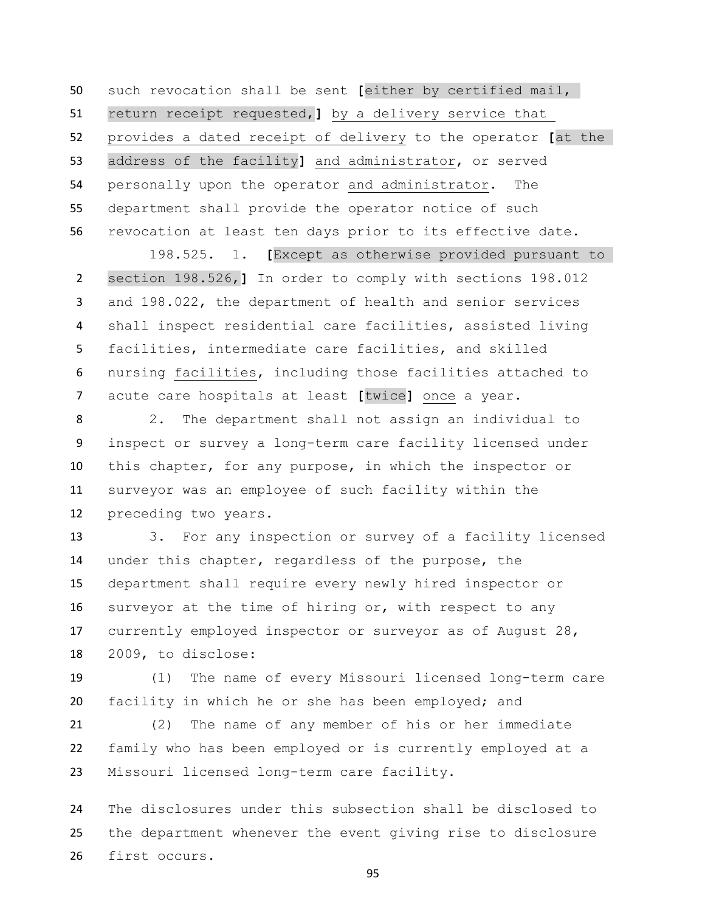such revocation shall be sent [either by certified mail, return receipt requested,] by a delivery service that provides a dated receipt of delivery to the operator [at the address of the facility] and administrator, or served personally upon the operator and administrator. The department shall provide the operator notice of such revocation at least ten days prior to its effective date.

198.525. 1. [Except as otherwise provided pursuant to section 198.526,] In order to comply with sections 198.012 and 198.022, the department of health and senior services shall inspect residential care facilities, assisted living facilities, intermediate care facilities, and skilled nursing facilities, including those facilities attached to acute care hospitals at least [twice] once a year.

2. The department shall not assign an individual to inspect or survey a long-term care facility licensed under this chapter, for any purpose, in which the inspector or surveyor was an employee of such facility within the preceding two years.

3. For any inspection or survey of a facility licensed under this chapter, regardless of the purpose, the department shall require every newly hired inspector or surveyor at the time of hiring or, with respect to any currently employed inspector or surveyor as of August 28, 2009, to disclose:

(1) The name of every Missouri licensed long-term care facility in which he or she has been employed; and

(2) The name of any member of his or her immediate family who has been employed or is currently employed at a Missouri licensed long-term care facility.

The disclosures under this subsection shall be disclosed to the department whenever the event giving rise to disclosure first occurs.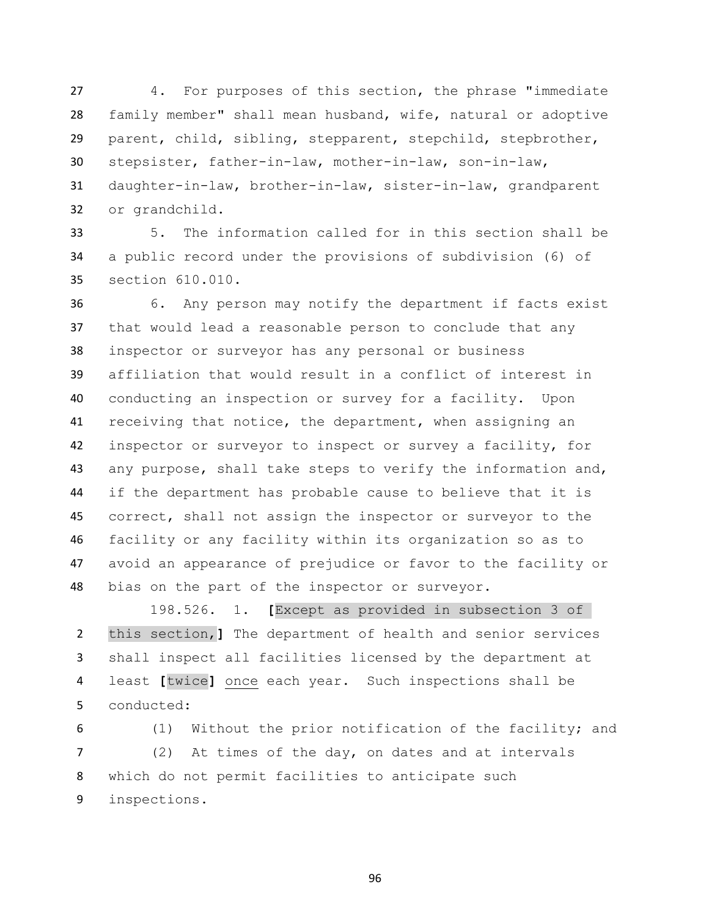4. For purposes of this section, the phrase "immediate family member" shall mean husband, wife, natural or adoptive parent, child, sibling, stepparent, stepchild, stepbrother, stepsister, father-in-law, mother-in-law, son-in-law, daughter-in-law, brother-in-law, sister-in-law, grandparent or grandchild.

5. The information called for in this section shall be a public record under the provisions of subdivision (6) of section 610.010.

6. Any person may notify the department if facts exist that would lead a reasonable person to conclude that any inspector or surveyor has any personal or business affiliation that would result in a conflict of interest in conducting an inspection or survey for a facility. Upon receiving that notice, the department, when assigning an inspector or surveyor to inspect or survey a facility, for any purpose, shall take steps to verify the information and, if the department has probable cause to believe that it is correct, shall not assign the inspector or surveyor to the facility or any facility within its organization so as to avoid an appearance of prejudice or favor to the facility or bias on the part of the inspector or surveyor.

198.526. 1. **[**Except as provided in subsection 3 of this section,**]** The department of health and senior services shall inspect all facilities licensed by the department at least **[**twice**]** <u>once</u> each year. Such inspections shall be conducted:

(1) Without the prior notification of the facility; and

(2) At times of the day, on dates and at intervals which do not permit facilities to anticipate such inspections.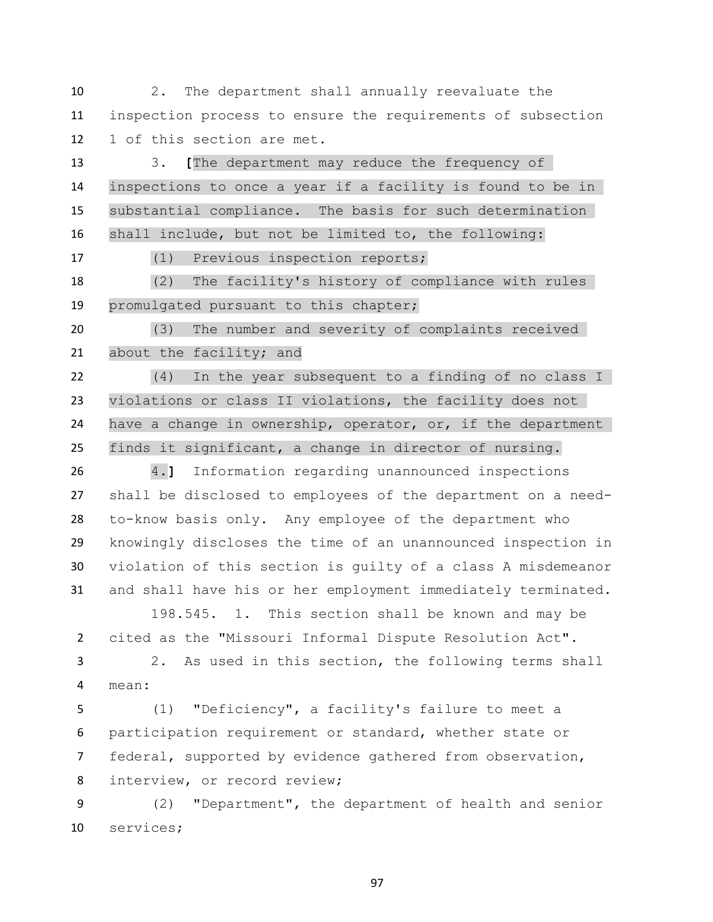2. The department shall annually reevaluate the inspection process to ensure the requirements of subsection 1 of this section are met.

3. [The department may reduce the frequency of inspections to once a year if a facility is found to be in substantial compliance. The basis for such determination shall include, but not be limited to, the following:

(1) Previous inspection reports;

(2) The facility's history of compliance with rules promulgated pursuant to this chapter;

(3) The number and severity of complaints received about the facility; and

(4) In the year subsequent to a finding of no class I violations or class II violations, the facility does not have a change in ownership, operator, or, if the department finds it significant, a change in director of nursing.

4.] Information regarding unannounced inspections shall be disclosed to employees of the department on a need-to-know basis only. Any employee of the department who knowingly discloses the time of an unannounced inspection in violation of this section is guilty of a class A misdemeanor and shall have his or her employment immediately terminated.

198.545. 1. This section shall be known and may be cited as the "Missouri Informal Dispute Resolution Act".

2. As used in this section, the following terms shall mean:

(1) "Deficiency", a facility's failure to meet a participation requirement or standard, whether state or federal, supported by evidence gathered from observation, interview, or record review;

(2) "Department", the department of health and senior services;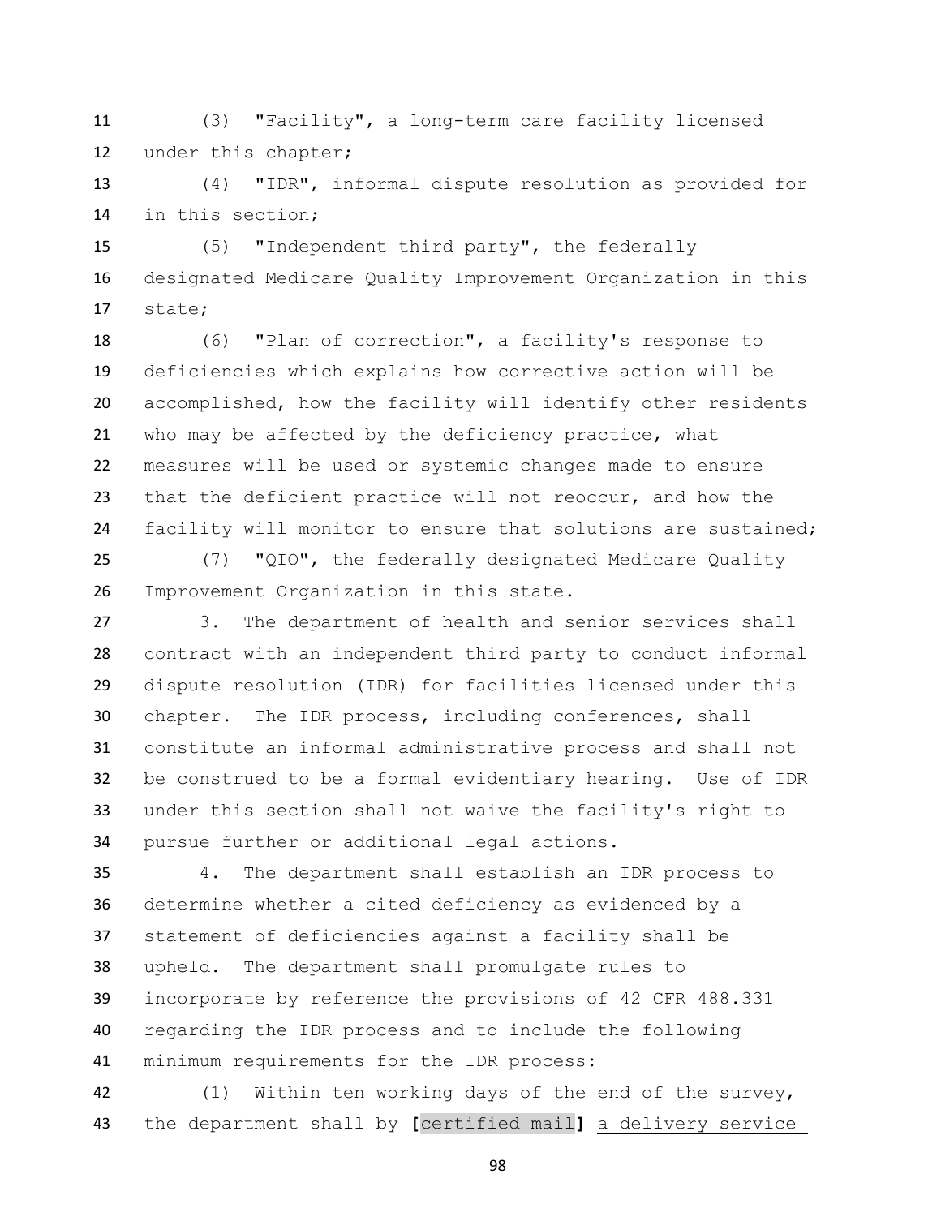(3) "Facility", a long-term care facility licensed under this chapter;

(4) "IDR", informal dispute resolution as provided for in this section;

(5) "Independent third party", the federally designated Medicare Quality Improvement Organization in this state;

(6) "Plan of correction", a facility's response to deficiencies which explains how corrective action will be accomplished, how the facility will identify other residents who may be affected by the deficiency practice, what measures will be used or systemic changes made to ensure that the deficient practice will not reoccur, and how the facility will monitor to ensure that solutions are sustained;

(7) "QIO", the federally designated Medicare Quality Improvement Organization in this state.

3. The department of health and senior services shall contract with an independent third party to conduct informal dispute resolution (IDR) for facilities licensed under this chapter. The IDR process, including conferences, shall constitute an informal administrative process and shall not be construed to be a formal evidentiary hearing. Use of IDR under this section shall not waive the facility's right to pursue further or additional legal actions.

4. The department shall establish an IDR process to determine whether a cited deficiency as evidenced by a statement of deficiencies against a facility shall be upheld. The department shall promulgate rules to incorporate by reference the provisions of 42 CFR 488.331 regarding the IDR process and to include the following minimum requirements for the IDR process:

(1) Within ten working days of the end of the survey, the department shall by **[**certified mail**]** <u>a delivery service</u>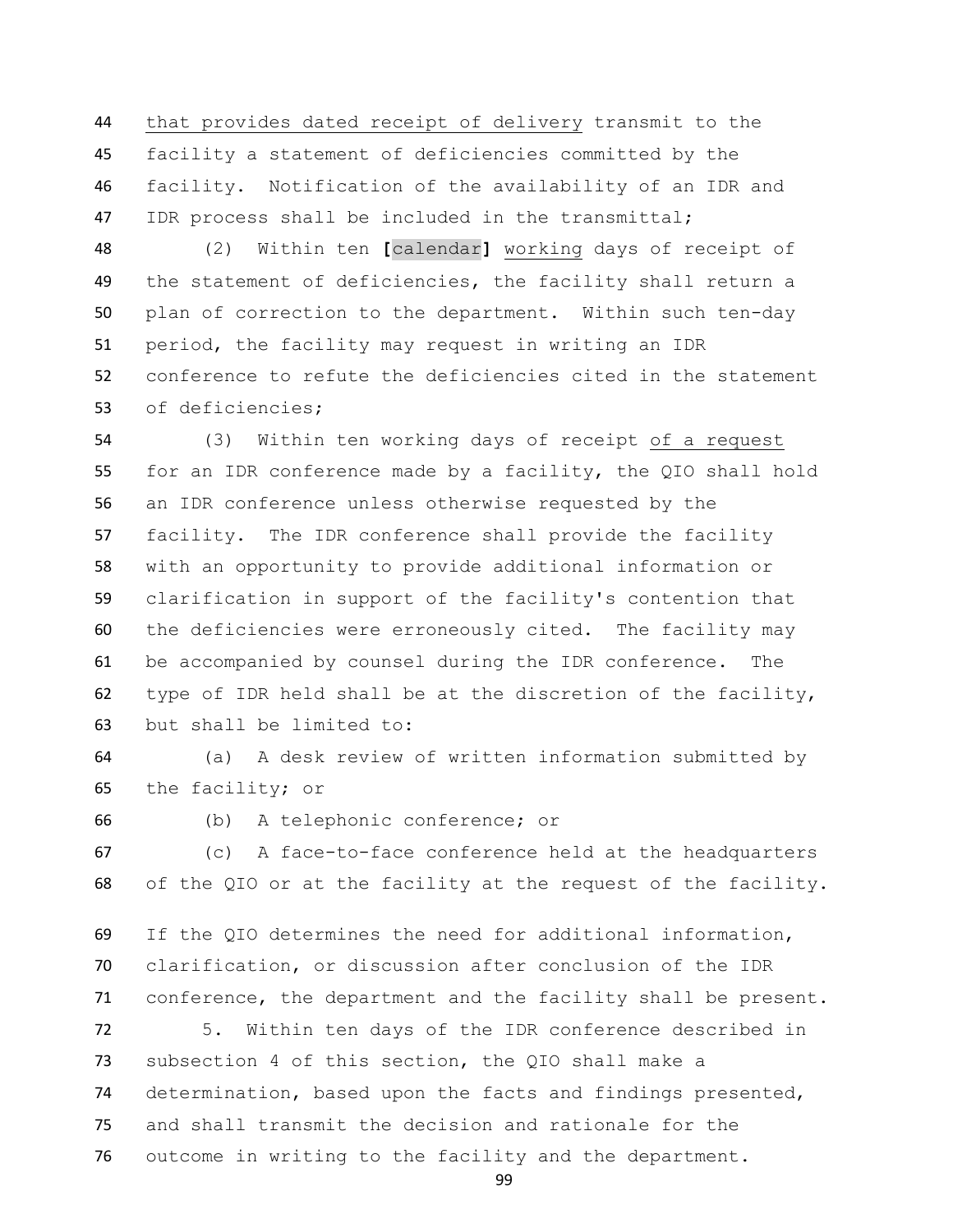that provides dated receipt of delivery transmit to the facility a statement of deficiencies committed by the facility. Notification of the availability of an IDR and IDR process shall be included in the transmittal;

(2) Within ten **[**calendar**]** working days of receipt of the statement of deficiencies, the facility shall return a plan of correction to the department. Within such ten-day period, the facility may request in writing an IDR conference to refute the deficiencies cited in the statement of deficiencies;

(3) Within ten working days of receipt of a request for an IDR conference made by a facility, the QIO shall hold an IDR conference unless otherwise requested by the facility. The IDR conference shall provide the facility with an opportunity to provide additional information or clarification in support of the facility's contention that the deficiencies were erroneously cited. The facility may be accompanied by counsel during the IDR conference. The type of IDR held shall be at the discretion of the facility, but shall be limited to:

(a) A desk review of written information submitted by the facility; or

(b) A telephonic conference; or

(c) A face-to-face conference held at the headquarters of the QIO or at the facility at the request of the facility.

If the QIO determines the need for additional information, clarification, or discussion after conclusion of the IDR conference, the department and the facility shall be present.

5. Within ten days of the IDR conference described in subsection 4 of this section, the QIO shall make a determination, based upon the facts and findings presented, and shall transmit the decision and rationale for the outcome in writing to the facility and the department.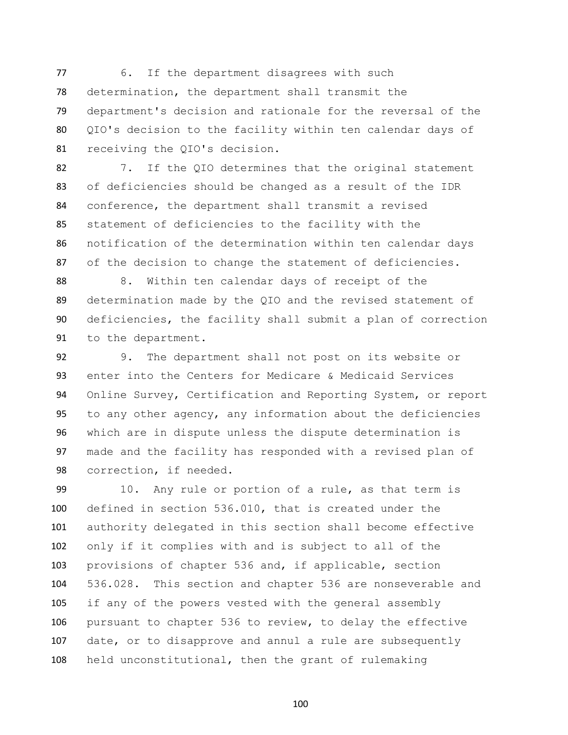6. If the department disagrees with such determination, the department shall transmit the department's decision and rationale for the reversal of the QIO's decision to the facility within ten calendar days of receiving the QIO's decision.

7. If the QIO determines that the original statement of deficiencies should be changed as a result of the IDR conference, the department shall transmit a revised statement of deficiencies to the facility with the notification of the determination within ten calendar days of the decision to change the statement of deficiencies.

8. Within ten calendar days of receipt of the determination made by the QIO and the revised statement of deficiencies, the facility shall submit a plan of correction to the department.

9. The department shall not post on its website or enter into the Centers for Medicare & Medicaid Services Online Survey, Certification and Reporting System, or report to any other agency, any information about the deficiencies which are in dispute unless the dispute determination is made and the facility has responded with a revised plan of correction, if needed.

10. Any rule or portion of a rule, as that term is defined in section 536.010, that is created under the authority delegated in this section shall become effective only if it complies with and is subject to all of the provisions of chapter 536 and, if applicable, section 536.028. This section and chapter 536 are nonseverable and if any of the powers vested with the general assembly pursuant to chapter 536 to review, to delay the effective date, or to disapprove and annul a rule are subsequently held unconstitutional, then the grant of rulemaking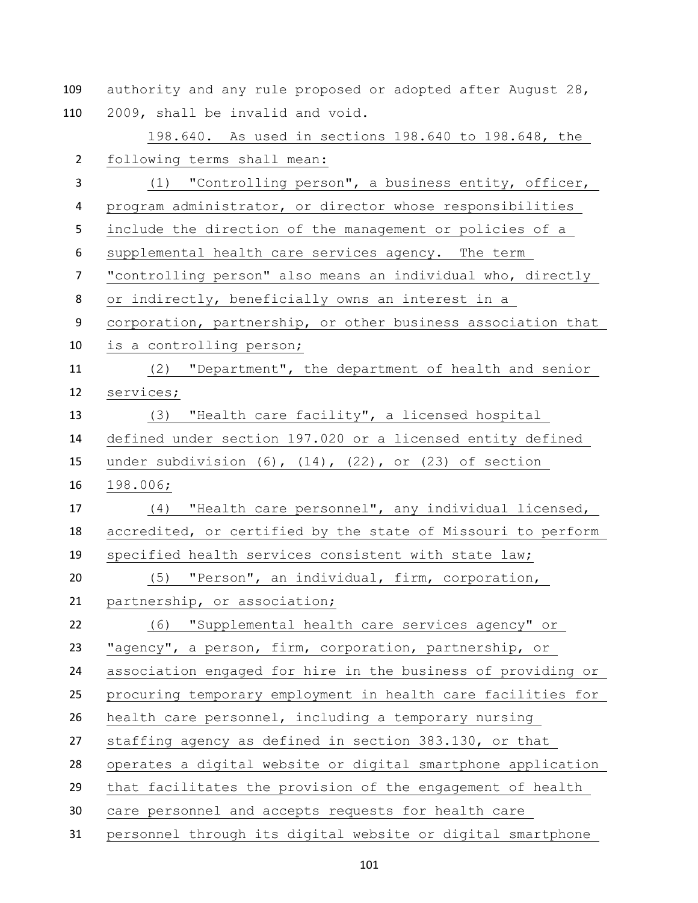authority and any rule proposed or adopted after August 28, 2009, shall be invalid and void.

198.640. As used in sections 198.640 to 198.648, the following terms shall mean:

(1) "Controlling person", a business entity, officer, program administrator, or director whose responsibilities include the direction of the management or policies of a supplemental health care services agency. The term "controlling person" also means an individual who, directly or indirectly, beneficially owns an interest in a corporation, partnership, or other business association that is a controlling person;

(2) "Department", the department of health and senior services;

(3) "Health care facility", a licensed hospital defined under section 197.020 or a licensed entity defined under subdivision (6), (14), (22), or (23) of section 198.006;

(4) "Health care personnel", any individual licensed, accredited, or certified by the state of Missouri to perform specified health services consistent with state law;

(5) "Person", an individual, firm, corporation, partnership, or association;

(6) "Supplemental health care services agency" or "agency", a person, firm, corporation, partnership, or association engaged for hire in the business of providing or procuring temporary employment in health care facilities for health care personnel, including a temporary nursing staffing agency as defined in section 383.130, or that operates a digital website or digital smartphone application that facilitates the provision of the engagement of health care personnel and accepts requests for health care personnel through its digital website or digital smartphone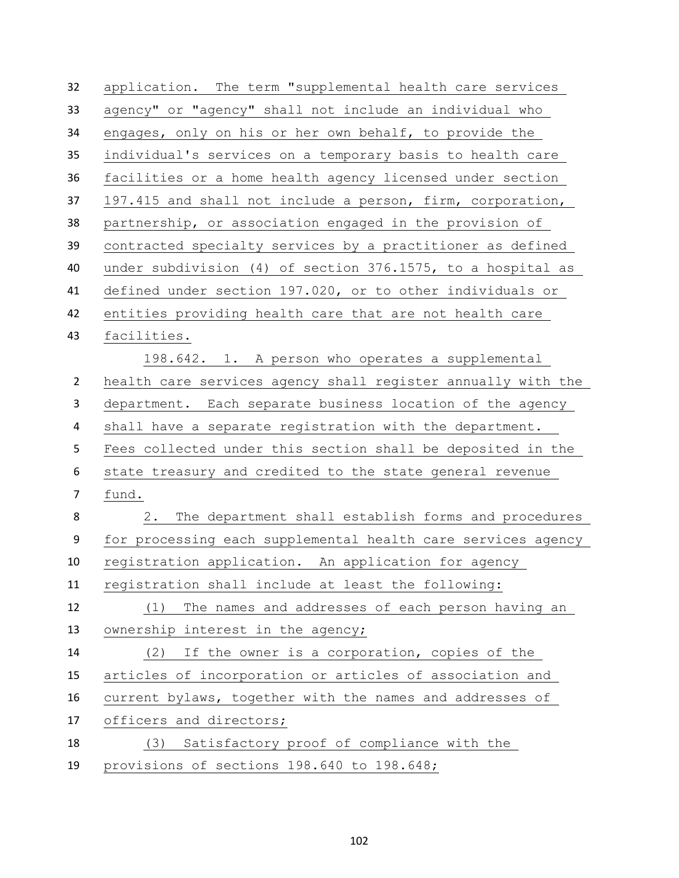application. The term "supplemental health care services agency" or "agency" shall not include an individual who engages, only on his or her own behalf, to provide the individual's services on a temporary basis to health care facilities or a home health agency licensed under section 197.415 and shall not include a person, firm, corporation, partnership, or association engaged in the provision of contracted specialty services by a practitioner as defined under subdivision (4) of section 376.1575, to a hospital as defined under section 197.020, or to other individuals or entities providing health care that are not health care facilities.

198.642. 1. A person who operates a supplemental health care services agency shall register annually with the department. Each separate business location of the agency shall have a separate registration with the department. Fees collected under this section shall be deposited in the state treasury and credited to the state general revenue fund.

2. The department shall establish forms and procedures for processing each supplemental health care services agency registration application. An application for agency registration shall include at least the following:

(1) The names and addresses of each person having an ownership interest in the agency;

(2) If the owner is a corporation, copies of the articles of incorporation or articles of association and current bylaws, together with the names and addresses of officers and directors;

(3) Satisfactory proof of compliance with the provisions of sections 198.640 to 198.648;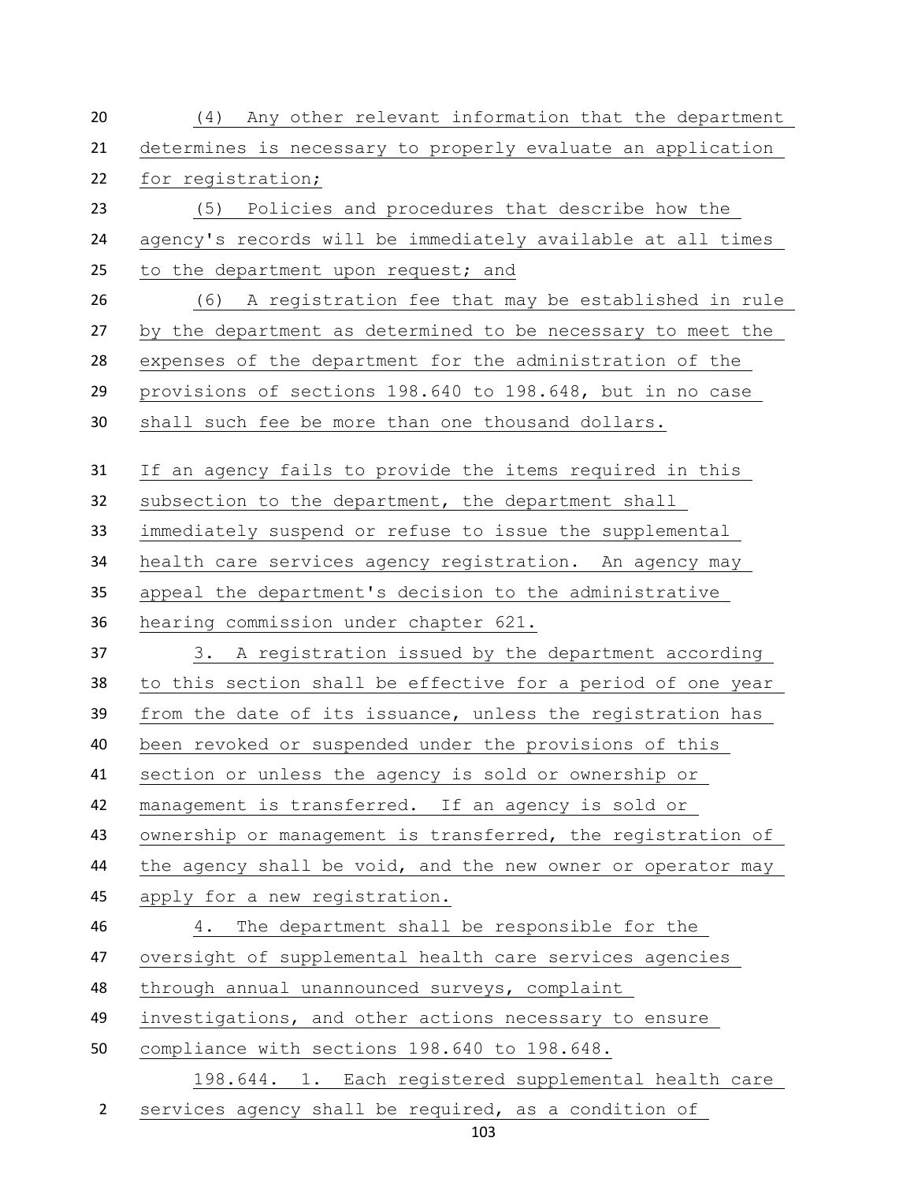(4) Any other relevant information that the department determines is necessary to properly evaluate an application for registration;

(5) Policies and procedures that describe how the agency's records will be immediately available at all times to the department upon request; and

(6) A registration fee that may be established in rule by the department as determined to be necessary to meet the expenses of the department for the administration of the provisions of sections 198.640 to 198.648, but in no case shall such fee be more than one thousand dollars.

If an agency fails to provide the items required in this subsection to the department, the department shall immediately suspend or refuse to issue the supplemental health care services agency registration. An agency may appeal the department's decision to the administrative hearing commission under chapter 621.

3. A registration issued by the department according to this section shall be effective for a period of one year from the date of its issuance, unless the registration has been revoked or suspended under the provisions of this section or unless the agency is sold or ownership or management is transferred. If an agency is sold or ownership or management is transferred, the registration of the agency shall be void, and the new owner or operator may apply for a new registration.

4. The department shall be responsible for the oversight of supplemental health care services agencies through annual unannounced surveys, complaint investigations, and other actions necessary to ensure compliance with sections 198.640 to 198.648.

198.644. 1. Each registered supplemental health care services agency shall be required, as a condition of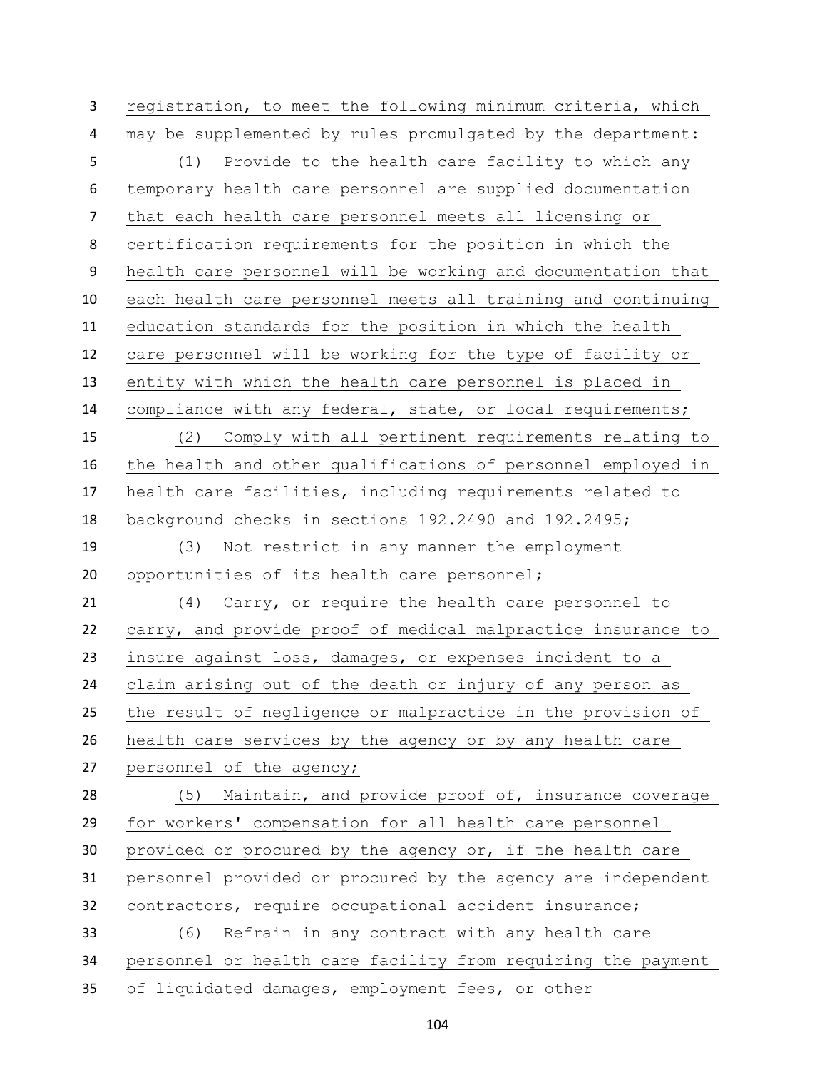registration, to meet the following minimum criteria, which may be supplemented by rules promulgated by the department:

(1) Provide to the health care facility to which any temporary health care personnel are supplied documentation that each health care personnel meets all licensing or certification requirements for the position in which the health care personnel will be working and documentation that each health care personnel meets all training and continuing education standards for the position in which the health care personnel will be working for the type of facility or entity with which the health care personnel is placed in compliance with any federal, state, or local requirements;

(2) Comply with all pertinent requirements relating to the health and other qualifications of personnel employed in health care facilities, including requirements related to background checks in sections 192.2490 and 192.2495;

(3) Not restrict in any manner the employment opportunities of its health care personnel;

(4) Carry, or require the health care personnel to carry, and provide proof of medical malpractice insurance to insure against loss, damages, or expenses incident to a claim arising out of the death or injury of any person as the result of negligence or malpractice in the provision of health care services by the agency or by any health care personnel of the agency;

(5) Maintain, and provide proof of, insurance coverage for workers' compensation for all health care personnel provided or procured by the agency or, if the health care personnel provided or procured by the agency are independent contractors, require occupational accident insurance;

(6) Refrain in any contract with any health care personnel or health care facility from requiring the payment of liquidated damages, employment fees, or other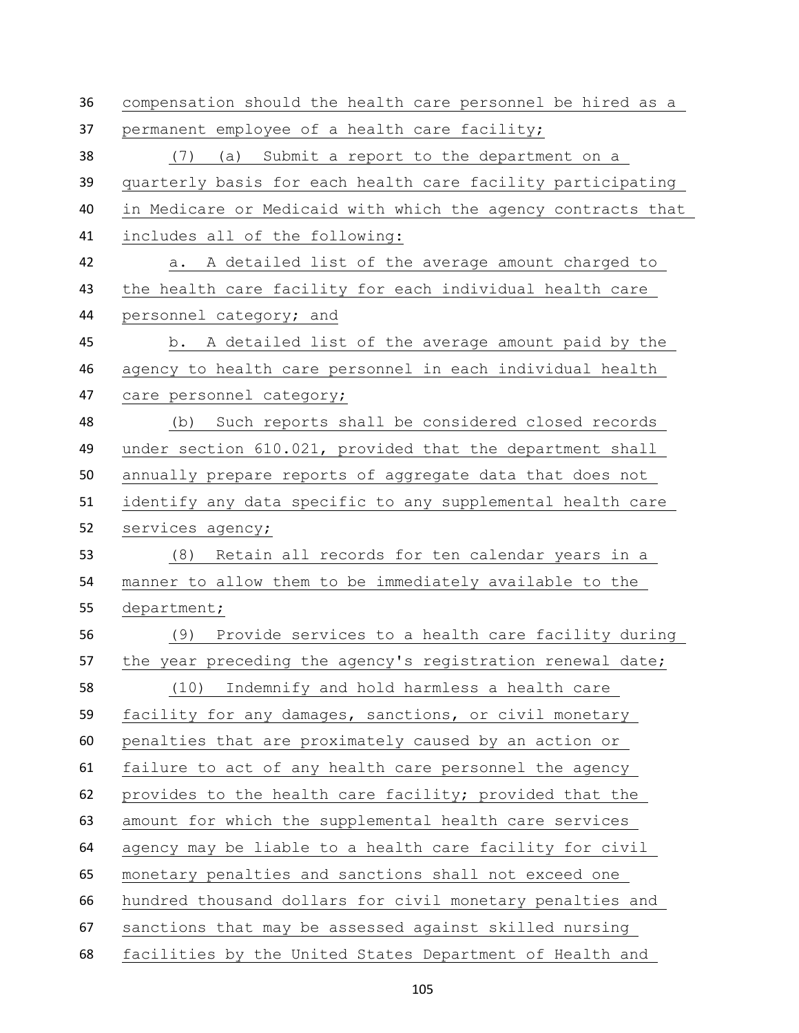compensation should the health care personnel be hired as a permanent employee of a health care facility;

(7) (a) Submit a report to the department on a quarterly basis for each health care facility participating in Medicare or Medicaid with which the agency contracts that includes all of the following:

a. A detailed list of the average amount charged to the health care facility for each individual health care personnel category; and

b. A detailed list of the average amount paid by the agency to health care personnel in each individual health care personnel category;

(b) Such reports shall be considered closed records under section 610.021, provided that the department shall annually prepare reports of aggregate data that does not identify any data specific to any supplemental health care services agency;

(8) Retain all records for ten calendar years in a manner to allow them to be immediately available to the department;

(9) Provide services to a health care facility during the year preceding the agency's registration renewal date;

(10) Indemnify and hold harmless a health care facility for any damages, sanctions, or civil monetary penalties that are proximately caused by an action or failure to act of any health care personnel the agency provides to the health care facility; provided that the amount for which the supplemental health care services agency may be liable to a health care facility for civil monetary penalties and sanctions shall not exceed one hundred thousand dollars for civil monetary penalties and sanctions that may be assessed against skilled nursing facilities by the United States Department of Health and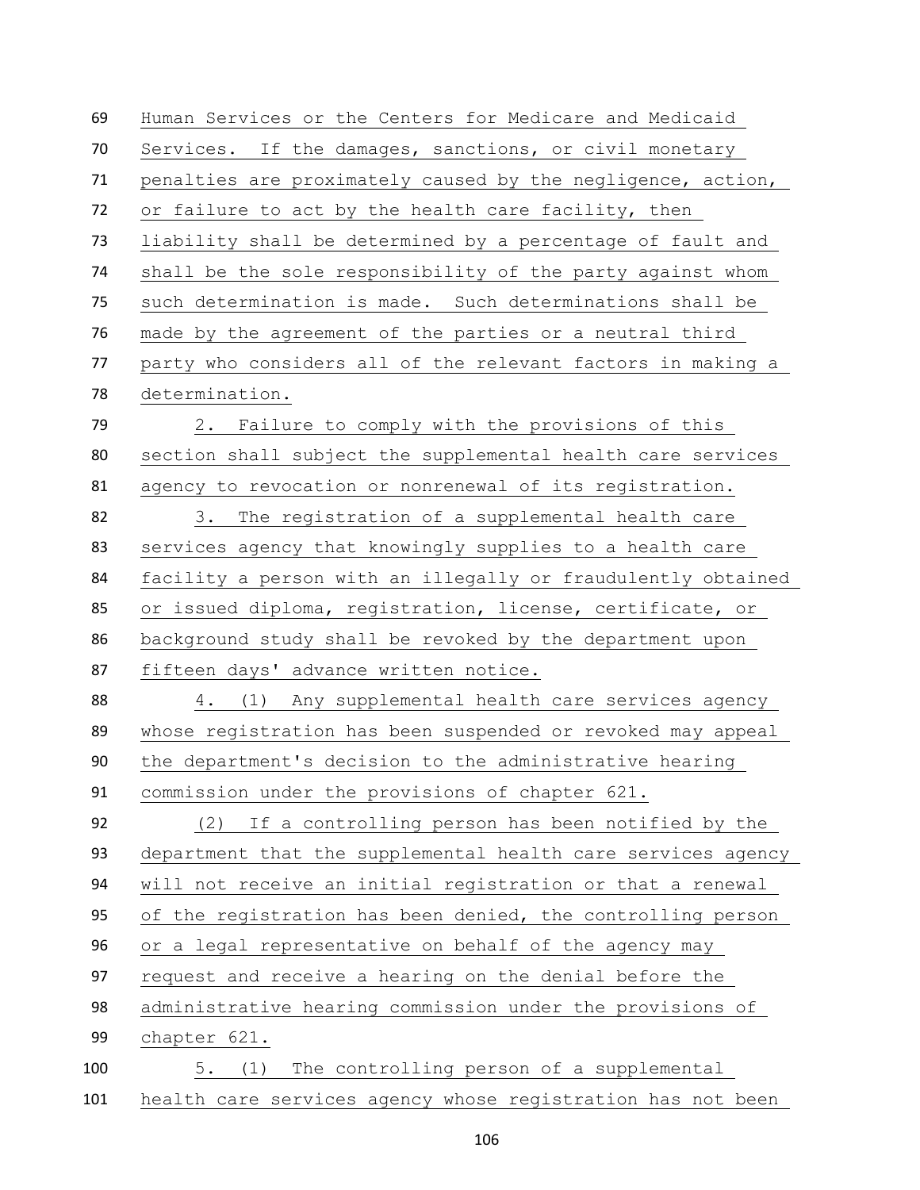Human Services or the Centers for Medicare and Medicaid Services. If the damages, sanctions, or civil monetary penalties are proximately caused by the negligence, action, or failure to act by the health care facility, then liability shall be determined by a percentage of fault and shall be the sole responsibility of the party against whom such determination is made. Such determinations shall be made by the agreement of the parties or a neutral third party who considers all of the relevant factors in making a determination.

2. Failure to comply with the provisions of this section shall subject the supplemental health care services agency to revocation or nonrenewal of its registration.

3. The registration of a supplemental health care services agency that knowingly supplies to a health care facility a person with an illegally or fraudulently obtained or issued diploma, registration, license, certificate, or background study shall be revoked by the department upon fifteen days' advance written notice.

4. (1) Any supplemental health care services agency whose registration has been suspended or revoked may appeal the department's decision to the administrative hearing commission under the provisions of chapter 621.

(2) If a controlling person has been notified by the department that the supplemental health care services agency will not receive an initial registration or that a renewal of the registration has been denied, the controlling person or a legal representative on behalf of the agency may request and receive a hearing on the denial before the administrative hearing commission under the provisions of chapter 621.

5. (1) The controlling person of a supplemental health care services agency whose registration has not been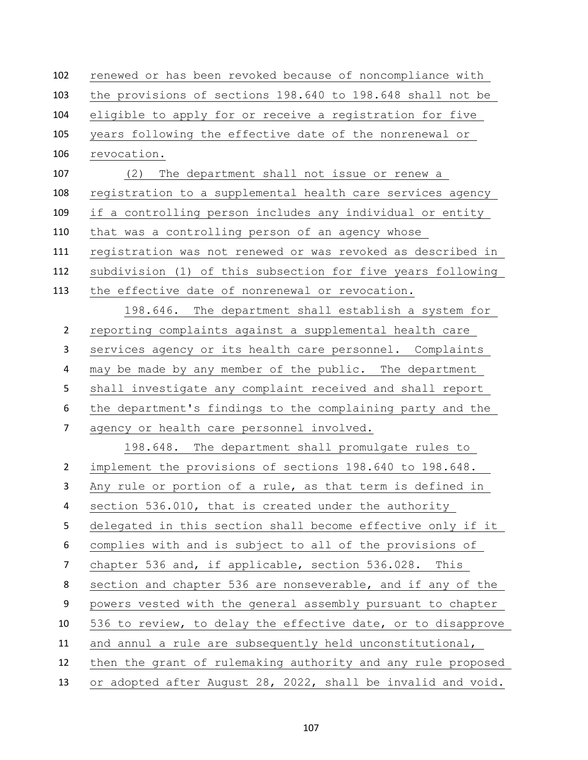renewed or has been revoked because of noncompliance with the provisions of sections 198.640 to 198.648 shall not be eligible to apply for or receive a registration for five years following the effective date of the nonrenewal or revocation.

(2) The department shall not issue or renew a registration to a supplemental health care services agency if a controlling person includes any individual or entity that was a controlling person of an agency whose registration was not renewed or was revoked as described in subdivision (1) of this subsection for five years following the effective date of nonrenewal or revocation.

198.646. The department shall establish a system for reporting complaints against a supplemental health care services agency or its health care personnel. Complaints may be made by any member of the public. The department shall investigate any complaint received and shall report the department's findings to the complaining party and the agency or health care personnel involved.

198.648. The department shall promulgate rules to implement the provisions of sections 198.640 to 198.648. Any rule or portion of a rule, as that term is defined in section 536.010, that is created under the authority delegated in this section shall become effective only if it complies with and is subject to all of the provisions of chapter 536 and, if applicable, section 536.028. This section and chapter 536 are nonseverable, and if any of the powers vested with the general assembly pursuant to chapter 536 to review, to delay the effective date, or to disapprove and annul a rule are subsequently held unconstitutional, then the grant of rulemaking authority and any rule proposed or adopted after August 28, 2022, shall be invalid and void.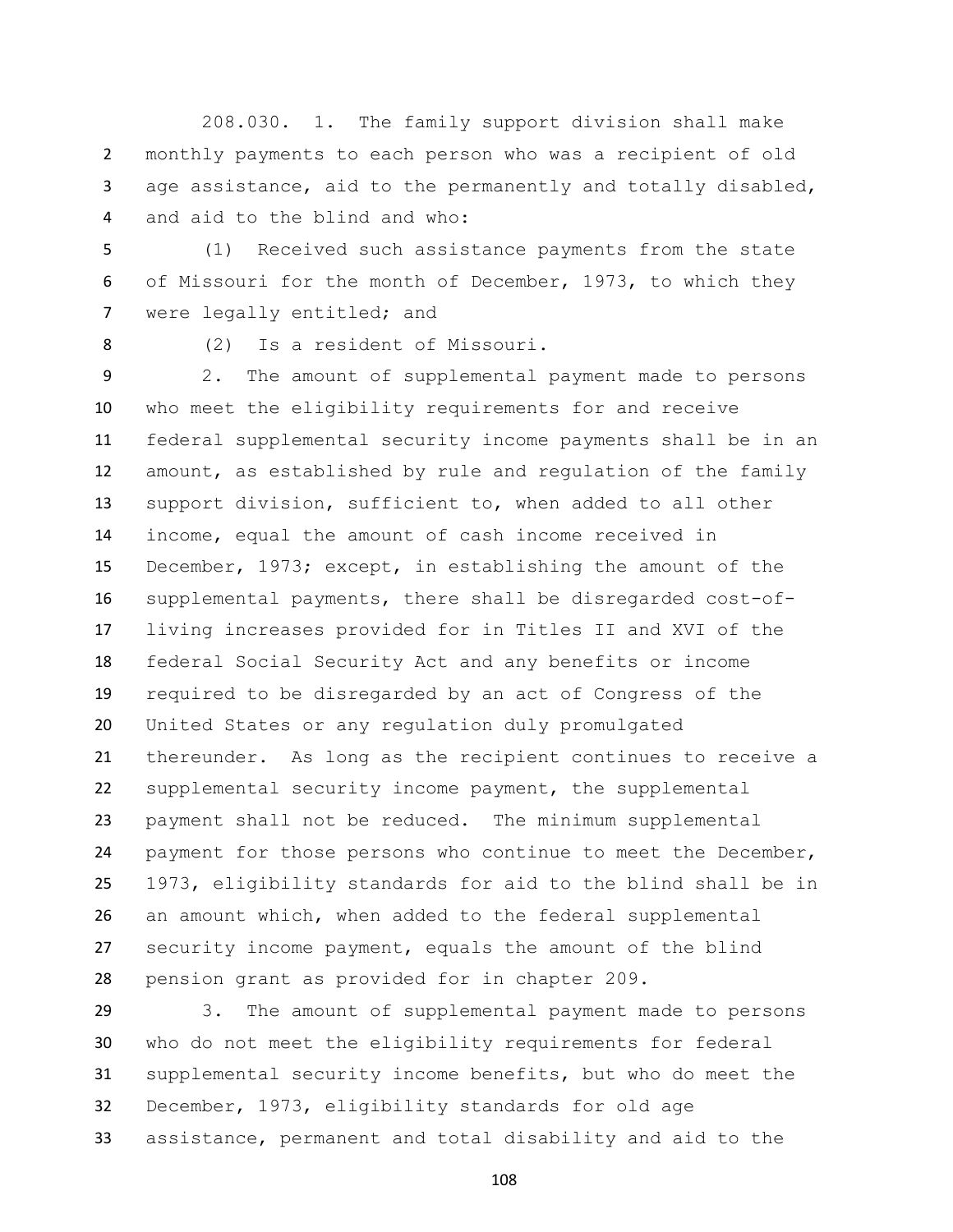208.030. 1. The family support division shall make monthly payments to each person who was a recipient of old age assistance, aid to the permanently and totally disabled, and aid to the blind and who:

(1) Received such assistance payments from the state of Missouri for the month of December, 1973, to which they were legally entitled; and

(2) Is a resident of Missouri.

2. The amount of supplemental payment made to persons who meet the eligibility requirements for and receive federal supplemental security income payments shall be in an amount, as established by rule and regulation of the family support division, sufficient to, when added to all other income, equal the amount of cash income received in December, 1973; except, in establishing the amount of the supplemental payments, there shall be disregarded cost-of-living increases provided for in Titles II and XVI of the federal Social Security Act and any benefits or income required to be disregarded by an act of Congress of the United States or any regulation duly promulgated thereunder. As long as the recipient continues to receive a supplemental security income payment, the supplemental payment shall not be reduced. The minimum supplemental payment for those persons who continue to meet the December, 1973, eligibility standards for aid to the blind shall be in an amount which, when added to the federal supplemental security income payment, equals the amount of the blind pension grant as provided for in chapter 209.

3. The amount of supplemental payment made to persons who do not meet the eligibility requirements for federal supplemental security income benefits, but who do meet the December, 1973, eligibility standards for old age assistance, permanent and total disability and aid to the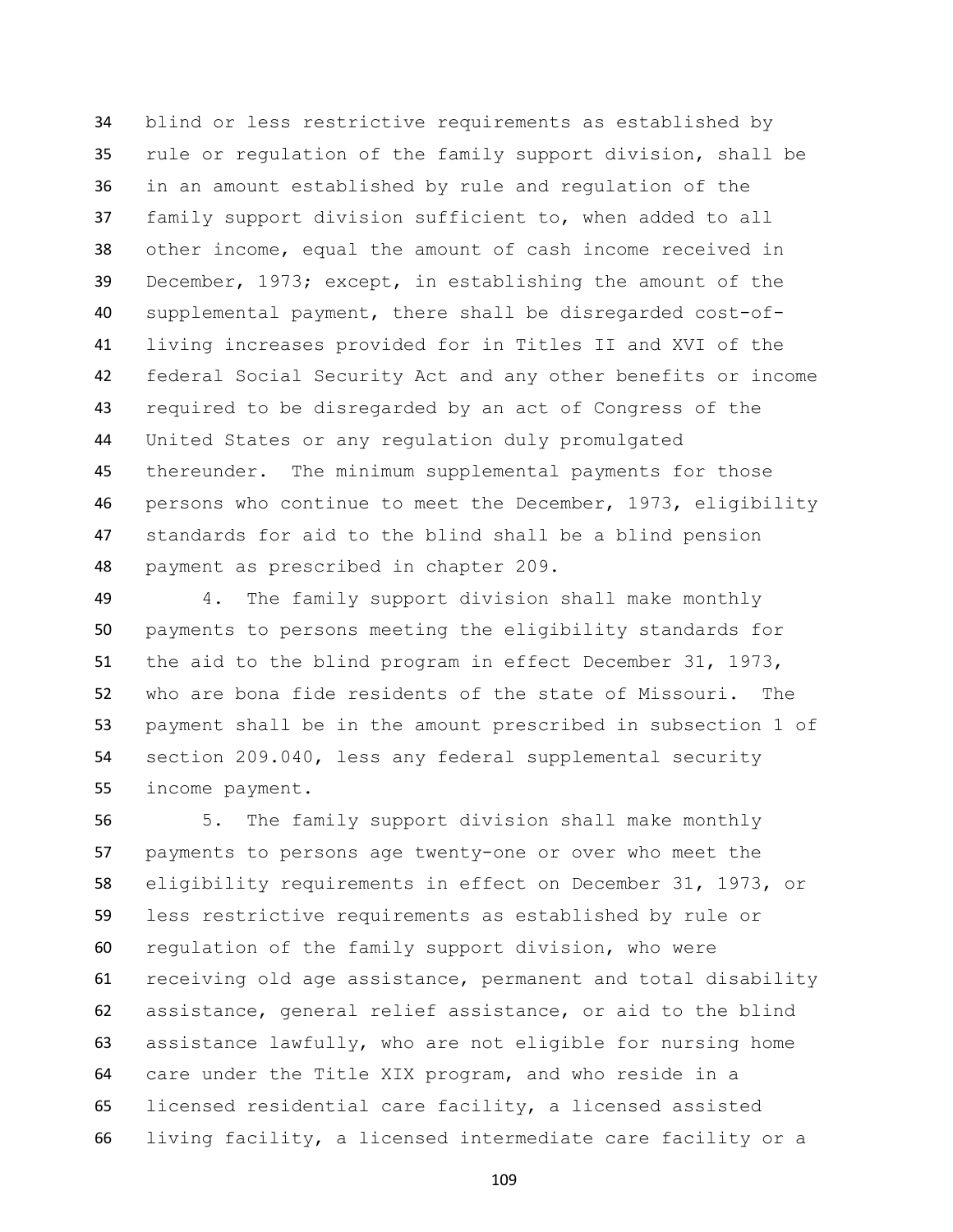blind or less restrictive requirements as established by rule or regulation of the family support division, shall be in an amount established by rule and regulation of the family support division sufficient to, when added to all other income, equal the amount of cash income received in December, 1973; except, in establishing the amount of the supplemental payment, there shall be disregarded cost-of-living increases provided for in Titles II and XVI of the federal Social Security Act and any other benefits or income required to be disregarded by an act of Congress of the United States or any regulation duly promulgated thereunder. The minimum supplemental payments for those persons who continue to meet the December, 1973, eligibility standards for aid to the blind shall be a blind pension payment as prescribed in chapter 209.

4. The family support division shall make monthly payments to persons meeting the eligibility standards for the aid to the blind program in effect December 31, 1973, who are bona fide residents of the state of Missouri. The payment shall be in the amount prescribed in subsection 1 of section 209.040, less any federal supplemental security income payment.

5. The family support division shall make monthly payments to persons age twenty-one or over who meet the eligibility requirements in effect on December 31, 1973, or less restrictive requirements as established by rule or regulation of the family support division, who were receiving old age assistance, permanent and total disability assistance, general relief assistance, or aid to the blind assistance lawfully, who are not eligible for nursing home care under the Title XIX program, and who reside in a licensed residential care facility, a licensed assisted living facility, a licensed intermediate care facility or a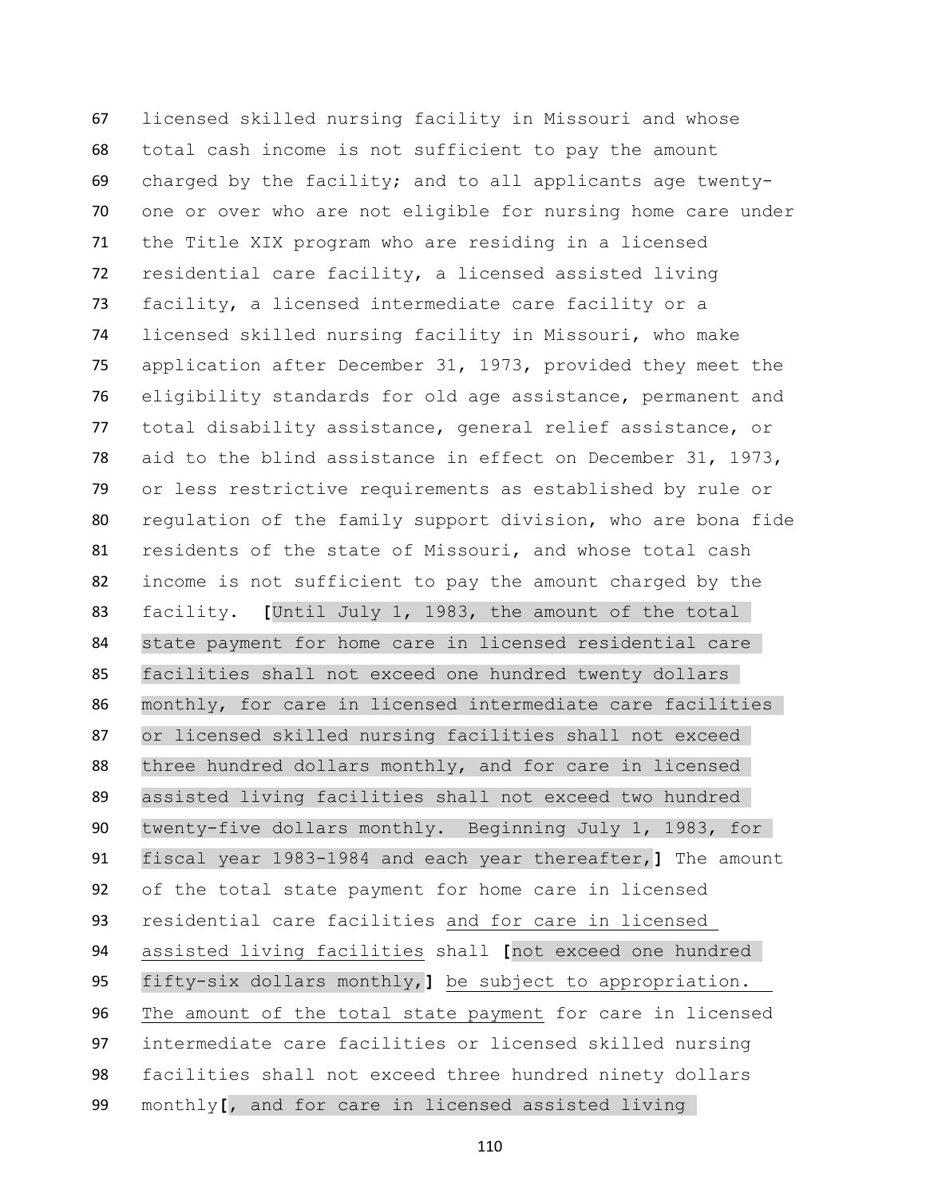licensed skilled nursing facility in Missouri and whose total cash income is not sufficient to pay the amount charged by the facility; and to all applicants age twenty-one or over who are not eligible for nursing home care under the Title XIX program who are residing in a licensed residential care facility, a licensed assisted living facility, a licensed intermediate care facility or a licensed skilled nursing facility in Missouri, who make application after December 31, 1973, provided they meet the eligibility standards for old age assistance, permanent and total disability assistance, general relief assistance, or aid to the blind assistance in effect on December 31, 1973, or less restrictive requirements as established by rule or regulation of the family support division, who are bona fide residents of the state of Missouri, and whose total cash income is not sufficient to pay the amount charged by the facility. **[**Until July 1, 1983, the amount of the total state payment for home care in licensed residential care facilities shall not exceed one hundred twenty dollars monthly, for care in licensed intermediate care facilities or licensed skilled nursing facilities shall not exceed three hundred dollars monthly, and for care in licensed assisted living facilities shall not exceed two hundred twenty-five dollars monthly. Beginning July 1, 1983, for fiscal year 1983-1984 and each year thereafter,**]** The amount of the total state payment for home care in licensed residential care facilities <u>and for care in licensed assisted living facilities</u> shall **[**not exceed one hundred fifty-six dollars monthly,**]** <u>be subject to appropriation. The amount of the total state payment</u> for care in licensed intermediate care facilities or licensed skilled nursing facilities shall not exceed three hundred ninety dollars monthly**[**, and for care in licensed assisted living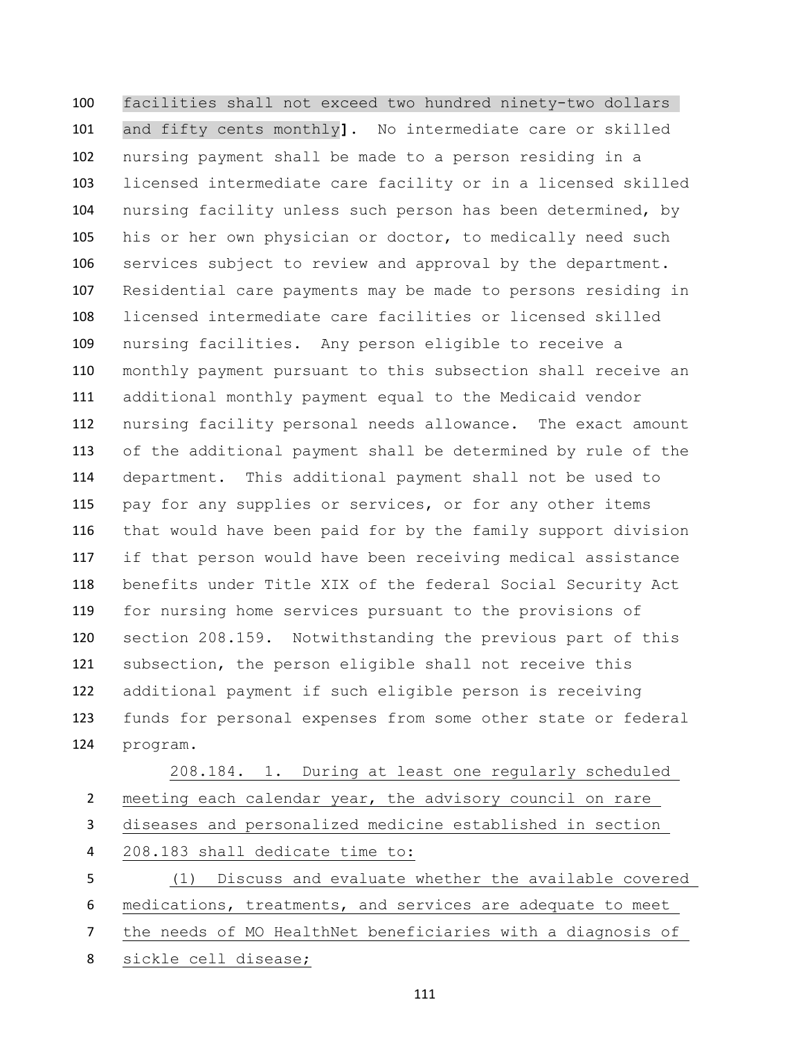facilities shall not exceed two hundred ninety-two dollars and fifty cents monthly]. No intermediate care or skilled nursing payment shall be made to a person residing in a licensed intermediate care facility or in a licensed skilled nursing facility unless such person has been determined, by his or her own physician or doctor, to medically need such services subject to review and approval by the department. Residential care payments may be made to persons residing in licensed intermediate care facilities or licensed skilled nursing facilities. Any person eligible to receive a monthly payment pursuant to this subsection shall receive an additional monthly payment equal to the Medicaid vendor nursing facility personal needs allowance. The exact amount of the additional payment shall be determined by rule of the department. This additional payment shall not be used to pay for any supplies or services, or for any other items that would have been paid for by the family support division if that person would have been receiving medical assistance benefits under Title XIX of the federal Social Security Act for nursing home services pursuant to the provisions of section 208.159. Notwithstanding the previous part of this subsection, the person eligible shall not receive this additional payment if such eligible person is receiving funds for personal expenses from some other state or federal program.

208.184. 1. During at least one regularly scheduled meeting each calendar year, the advisory council on rare diseases and personalized medicine established in section 208.183 shall dedicate time to:

(1) Discuss and evaluate whether the available covered medications, treatments, and services are adequate to meet the needs of MO HealthNet beneficiaries with a diagnosis of sickle cell disease;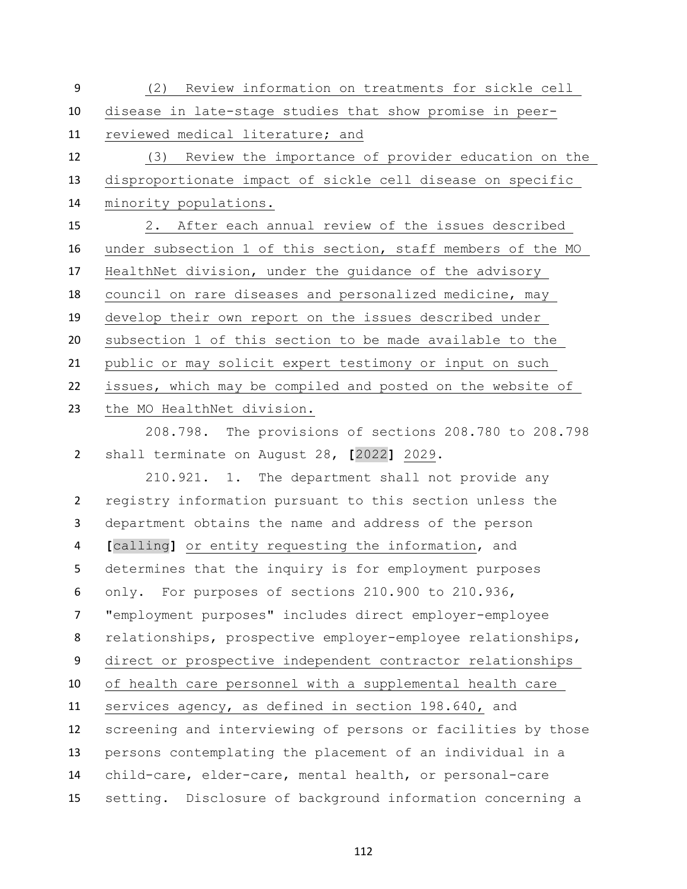(2) Review information on treatments for sickle cell disease in late-stage studies that show promise in peer-reviewed medical literature; and

(3) Review the importance of provider education on the disproportionate impact of sickle cell disease on specific minority populations.

2. After each annual review of the issues described under subsection 1 of this section, staff members of the MO HealthNet division, under the guidance of the advisory council on rare diseases and personalized medicine, may develop their own report on the issues described under subsection 1 of this section to be made available to the public or may solicit expert testimony or input on such issues, which may be compiled and posted on the website of the MO HealthNet division.

208.798. The provisions of sections 208.780 to 208.798 shall terminate on August 28, [2022] 2029.

210.921. 1. The department shall not provide any registry information pursuant to this section unless the department obtains the name and address of the person [calling] or entity requesting the information, and determines that the inquiry is for employment purposes only. For purposes of sections 210.900 to 210.936, "employment purposes" includes direct employer-employee relationships, prospective employer-employee relationships, direct or prospective independent contractor relationships of health care personnel with a supplemental health care services agency, as defined in section 198.640, and screening and interviewing of persons or facilities by those persons contemplating the placement of an individual in a child-care, elder-care, mental health, or personal-care setting. Disclosure of background information concerning a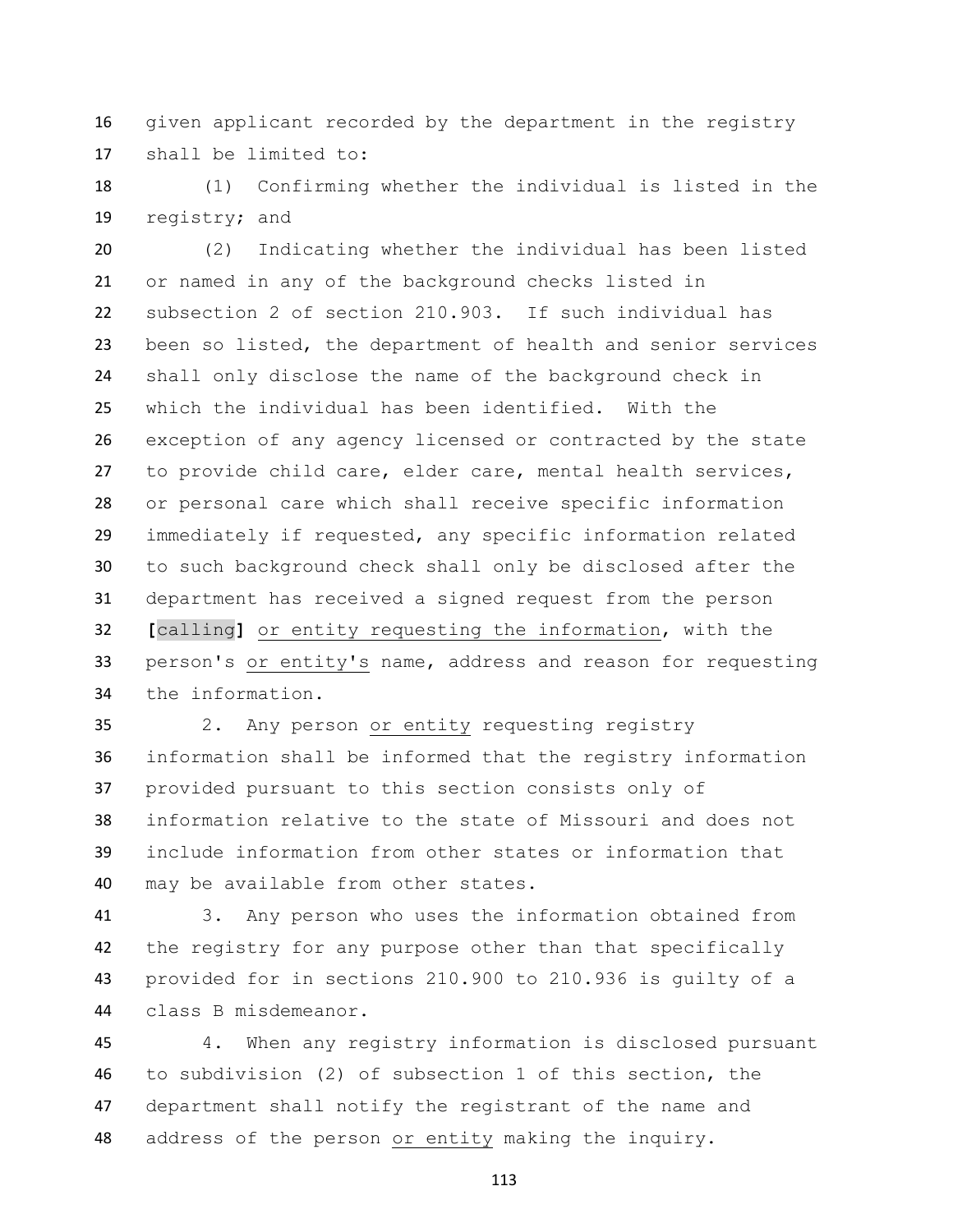given applicant recorded by the department in the registry shall be limited to:

(1) Confirming whether the individual is listed in the registry; and

(2) Indicating whether the individual has been listed or named in any of the background checks listed in subsection 2 of section 210.903. If such individual has been so listed, the department of health and senior services shall only disclose the name of the background check in which the individual has been identified. With the exception of any agency licensed or contracted by the state to provide child care, elder care, mental health services, or personal care which shall receive specific information immediately if requested, any specific information related to such background check shall only be disclosed after the department has received a signed request from the person **[**calling**]** <u>or entity requesting the information</u>, with the person's <u>or entity's</u> name, address and reason for requesting the information.

2. Any person <u>or entity</u> requesting registry information shall be informed that the registry information provided pursuant to this section consists only of information relative to the state of Missouri and does not include information from other states or information that may be available from other states.

3. Any person who uses the information obtained from the registry for any purpose other than that specifically provided for in sections 210.900 to 210.936 is guilty of a class B misdemeanor.

4. When any registry information is disclosed pursuant to subdivision (2) of subsection 1 of this section, the department shall notify the registrant of the name and address of the person <u>or entity</u> making the inquiry.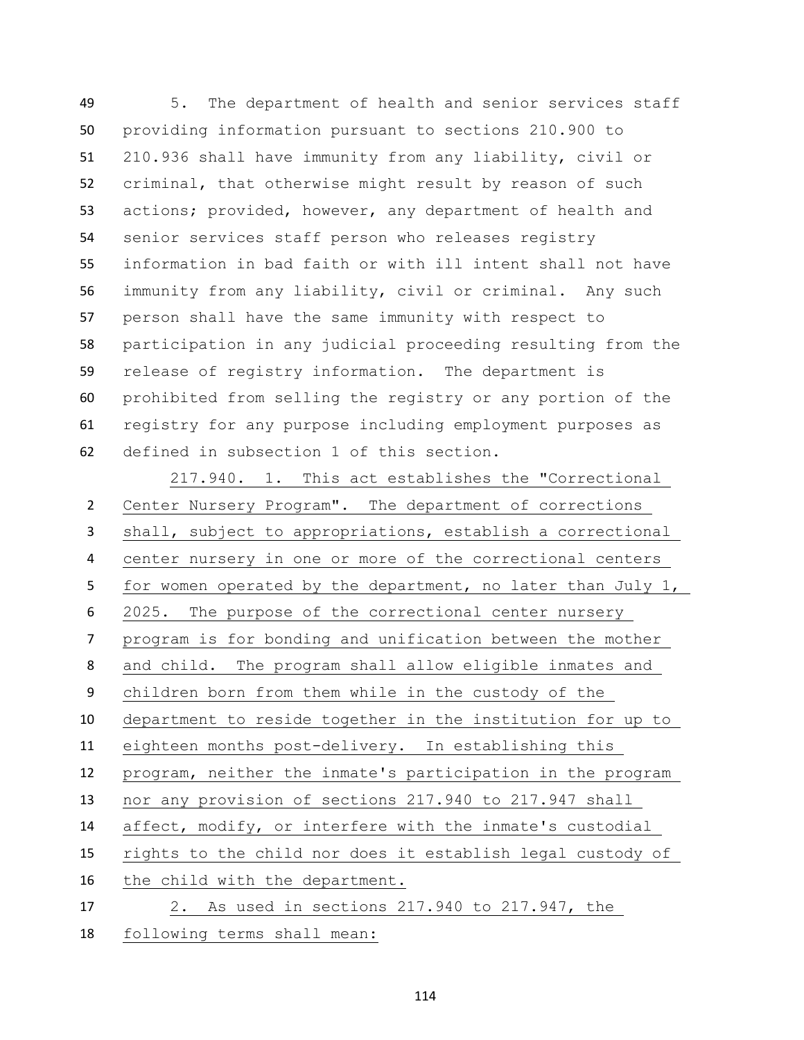5. The department of health and senior services staff providing information pursuant to sections 210.900 to 210.936 shall have immunity from any liability, civil or criminal, that otherwise might result by reason of such actions; provided, however, any department of health and senior services staff person who releases registry information in bad faith or with ill intent shall not have immunity from any liability, civil or criminal. Any such person shall have the same immunity with respect to participation in any judicial proceeding resulting from the release of registry information. The department is prohibited from selling the registry or any portion of the registry for any purpose including employment purposes as defined in subsection 1 of this section.

217.940. 1. This act establishes the "Correctional Center Nursery Program". The department of corrections shall, subject to appropriations, establish a correctional center nursery in one or more of the correctional centers for women operated by the department, no later than July 1, 2025. The purpose of the correctional center nursery program is for bonding and unification between the mother and child. The program shall allow eligible inmates and children born from them while in the custody of the department to reside together in the institution for up to eighteen months post-delivery. In establishing this program, neither the inmate's participation in the program nor any provision of sections 217.940 to 217.947 shall affect, modify, or interfere with the inmate's custodial rights to the child nor does it establish legal custody of the child with the department.

2. As used in sections 217.940 to 217.947, the following terms shall mean: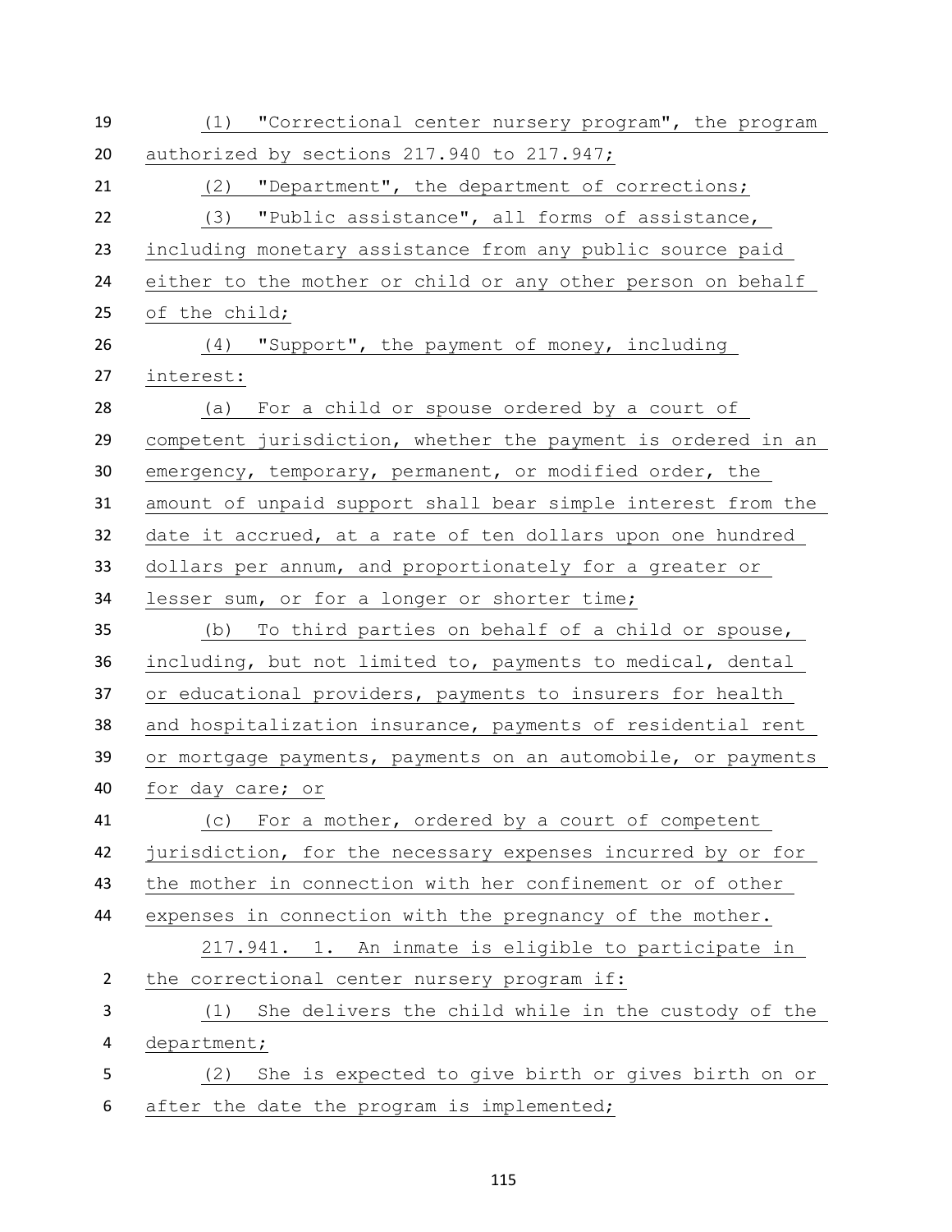(1) "Correctional center nursery program", the program authorized by sections 217.940 to 217.947;

(2) "Department", the department of corrections;

(3) "Public assistance", all forms of assistance, including monetary assistance from any public source paid either to the mother or child or any other person on behalf of the child;

(4) "Support", the payment of money, including interest:

(a) For a child or spouse ordered by a court of competent jurisdiction, whether the payment is ordered in an emergency, temporary, permanent, or modified order, the amount of unpaid support shall bear simple interest from the date it accrued, at a rate of ten dollars upon one hundred dollars per annum, and proportionately for a greater or lesser sum, or for a longer or shorter time;

(b) To third parties on behalf of a child or spouse, including, but not limited to, payments to medical, dental or educational providers, payments to insurers for health and hospitalization insurance, payments of residential rent or mortgage payments, payments on an automobile, or payments for day care; or

(c) For a mother, ordered by a court of competent jurisdiction, for the necessary expenses incurred by or for the mother in connection with her confinement or of other expenses in connection with the pregnancy of the mother.

217.941. 1. An inmate is eligible to participate in the correctional center nursery program if:

(1) She delivers the child while in the custody of the department;

(2) She is expected to give birth or gives birth on or after the date the program is implemented;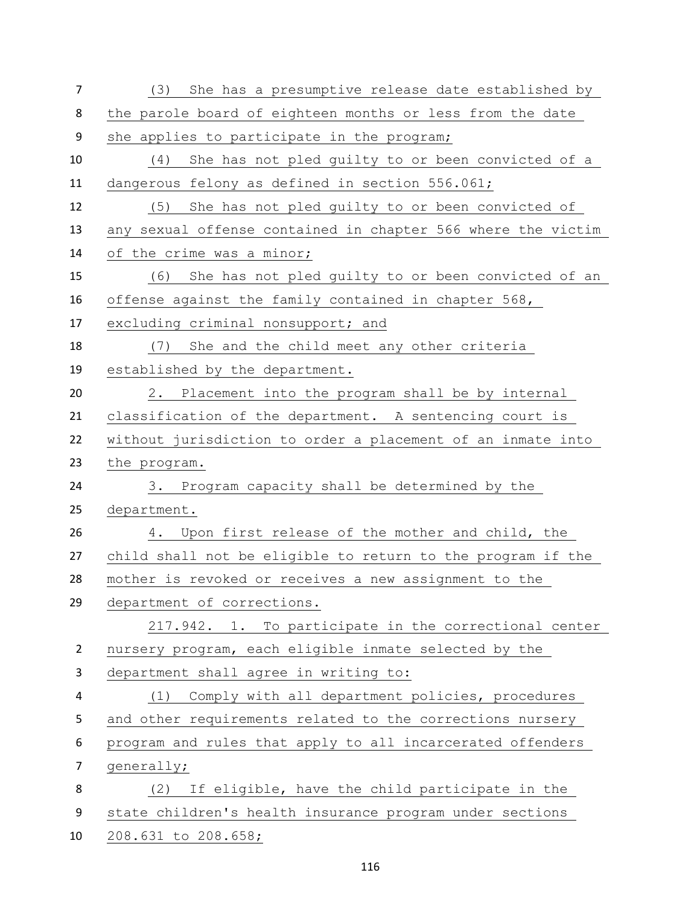(3) She has a presumptive release date established by the parole board of eighteen months or less from the date she applies to participate in the program;

(4) She has not pled guilty to or been convicted of a dangerous felony as defined in section 556.061;

(5) She has not pled guilty to or been convicted of any sexual offense contained in chapter 566 where the victim of the crime was a minor;

(6) She has not pled guilty to or been convicted of an offense against the family contained in chapter 568, excluding criminal nonsupport; and

(7) She and the child meet any other criteria established by the department.

2. Placement into the program shall be by internal classification of the department. A sentencing court is without jurisdiction to order a placement of an inmate into the program.

3. Program capacity shall be determined by the department.

4. Upon first release of the mother and child, the child shall not be eligible to return to the program if the mother is revoked or receives a new assignment to the department of corrections.

217.942. 1. To participate in the correctional center nursery program, each eligible inmate selected by the department shall agree in writing to:

(1) Comply with all department policies, procedures and other requirements related to the corrections nursery program and rules that apply to all incarcerated offenders generally;

(2) If eligible, have the child participate in the state children's health insurance program under sections 208.631 to 208.658;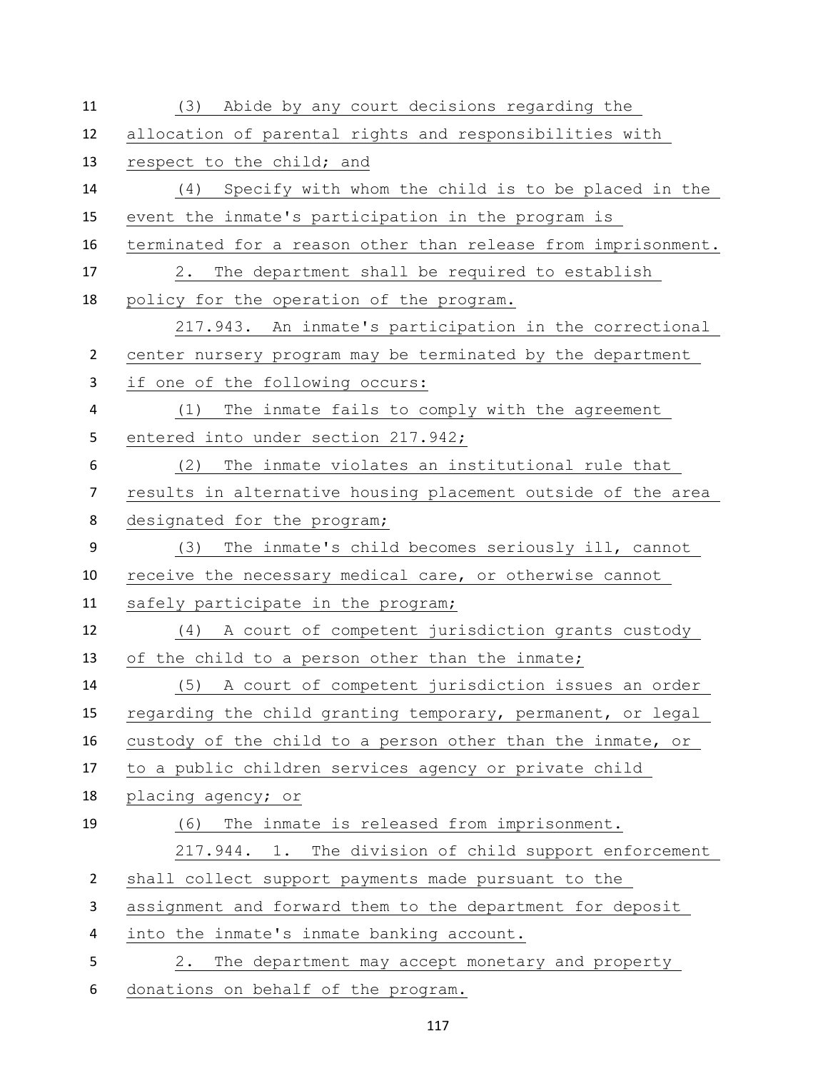(3) Abide by any court decisions regarding the allocation of parental rights and responsibilities with respect to the child; and

(4) Specify with whom the child is to be placed in the event the inmate's participation in the program is terminated for a reason other than release from imprisonment.

2. The department shall be required to establish policy for the operation of the program.

217.943. An inmate's participation in the correctional center nursery program may be terminated by the department if one of the following occurs:

(1) The inmate fails to comply with the agreement entered into under section 217.942;

(2) The inmate violates an institutional rule that results in alternative housing placement outside of the area designated for the program;

(3) The inmate's child becomes seriously ill, cannot receive the necessary medical care, or otherwise cannot safely participate in the program;

(4) A court of competent jurisdiction grants custody of the child to a person other than the inmate;

(5) A court of competent jurisdiction issues an order regarding the child granting temporary, permanent, or legal custody of the child to a person other than the inmate, or to a public children services agency or private child placing agency; or

(6) The inmate is released from imprisonment.

217.944. 1. The division of child support enforcement shall collect support payments made pursuant to the assignment and forward them to the department for deposit into the inmate's inmate banking account.

2. The department may accept monetary and property donations on behalf of the program.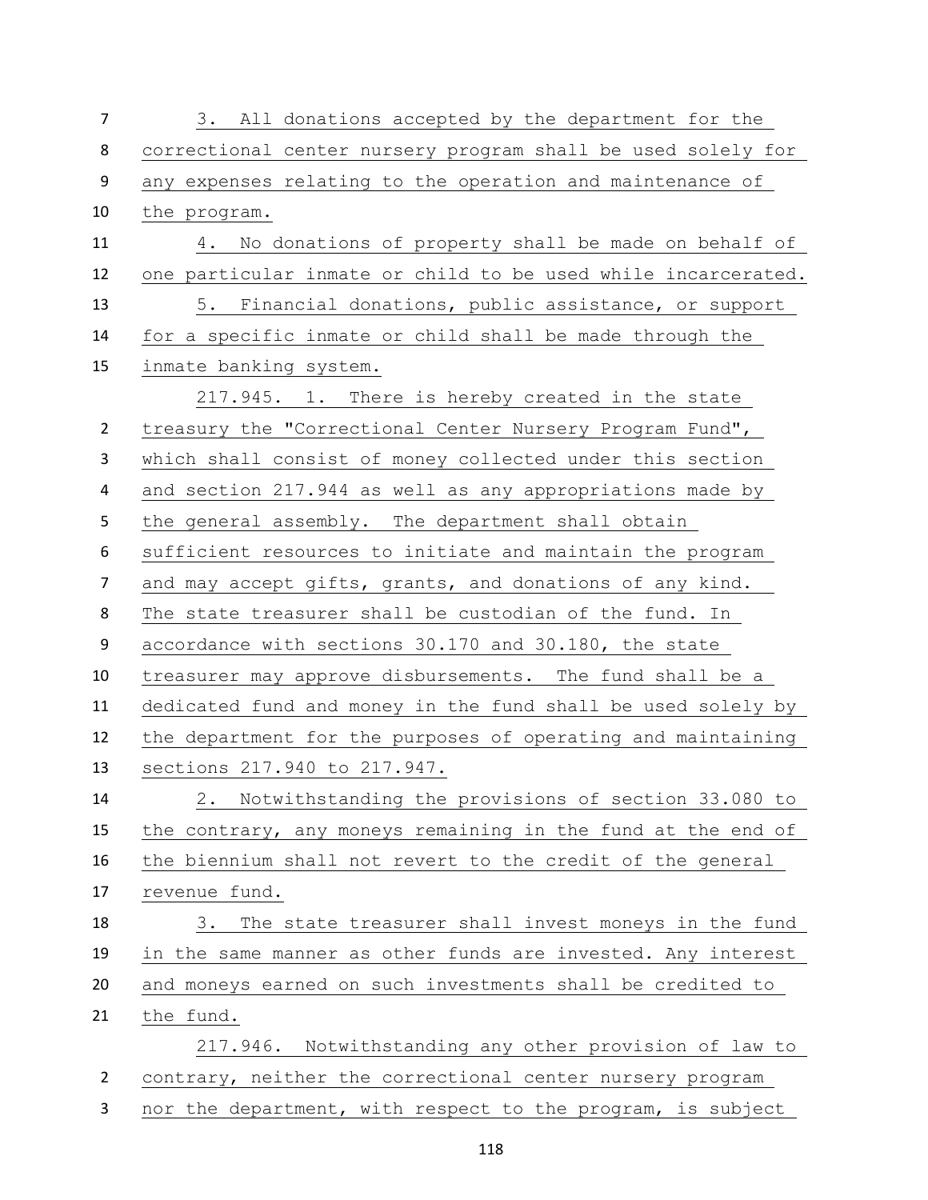3. All donations accepted by the department for the correctional center nursery program shall be used solely for any expenses relating to the operation and maintenance of the program.

4. No donations of property shall be made on behalf of one particular inmate or child to be used while incarcerated.

5. Financial donations, public assistance, or support for a specific inmate or child shall be made through the inmate banking system.

217.945. 1. There is hereby created in the state treasury the "Correctional Center Nursery Program Fund", which shall consist of money collected under this section and section 217.944 as well as any appropriations made by the general assembly. The department shall obtain sufficient resources to initiate and maintain the program and may accept gifts, grants, and donations of any kind. The state treasurer shall be custodian of the fund. In accordance with sections 30.170 and 30.180, the state treasurer may approve disbursements. The fund shall be a dedicated fund and money in the fund shall be used solely by the department for the purposes of operating and maintaining sections 217.940 to 217.947.

2. Notwithstanding the provisions of section 33.080 to the contrary, any moneys remaining in the fund at the end of the biennium shall not revert to the credit of the general revenue fund.

3. The state treasurer shall invest moneys in the fund in the same manner as other funds are invested. Any interest and moneys earned on such investments shall be credited to the fund.

217.946. Notwithstanding any other provision of law to contrary, neither the correctional center nursery program nor the department, with respect to the program, is subject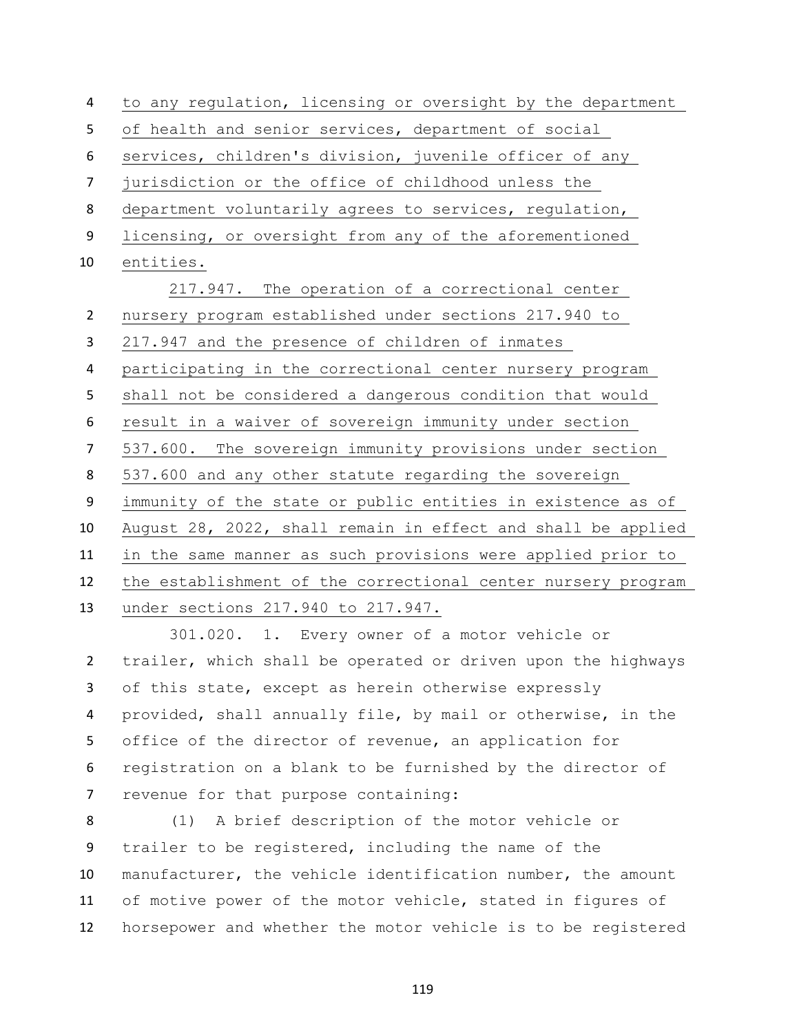to any regulation, licensing or oversight by the department of health and senior services, department of social services, children's division, juvenile officer of any jurisdiction or the office of childhood unless the department voluntarily agrees to services, regulation, licensing, or oversight from any of the aforementioned entities.

217.947. The operation of a correctional center nursery program established under sections 217.940 to 217.947 and the presence of children of inmates participating in the correctional center nursery program shall not be considered a dangerous condition that would result in a waiver of sovereign immunity under section 537.600. The sovereign immunity provisions under section 537.600 and any other statute regarding the sovereign immunity of the state or public entities in existence as of August 28, 2022, shall remain in effect and shall be applied in the same manner as such provisions were applied prior to the establishment of the correctional center nursery program under sections 217.940 to 217.947.

301.020. 1. Every owner of a motor vehicle or trailer, which shall be operated or driven upon the highways of this state, except as herein otherwise expressly provided, shall annually file, by mail or otherwise, in the office of the director of revenue, an application for registration on a blank to be furnished by the director of revenue for that purpose containing:

(1) A brief description of the motor vehicle or trailer to be registered, including the name of the manufacturer, the vehicle identification number, the amount of motive power of the motor vehicle, stated in figures of horsepower and whether the motor vehicle is to be registered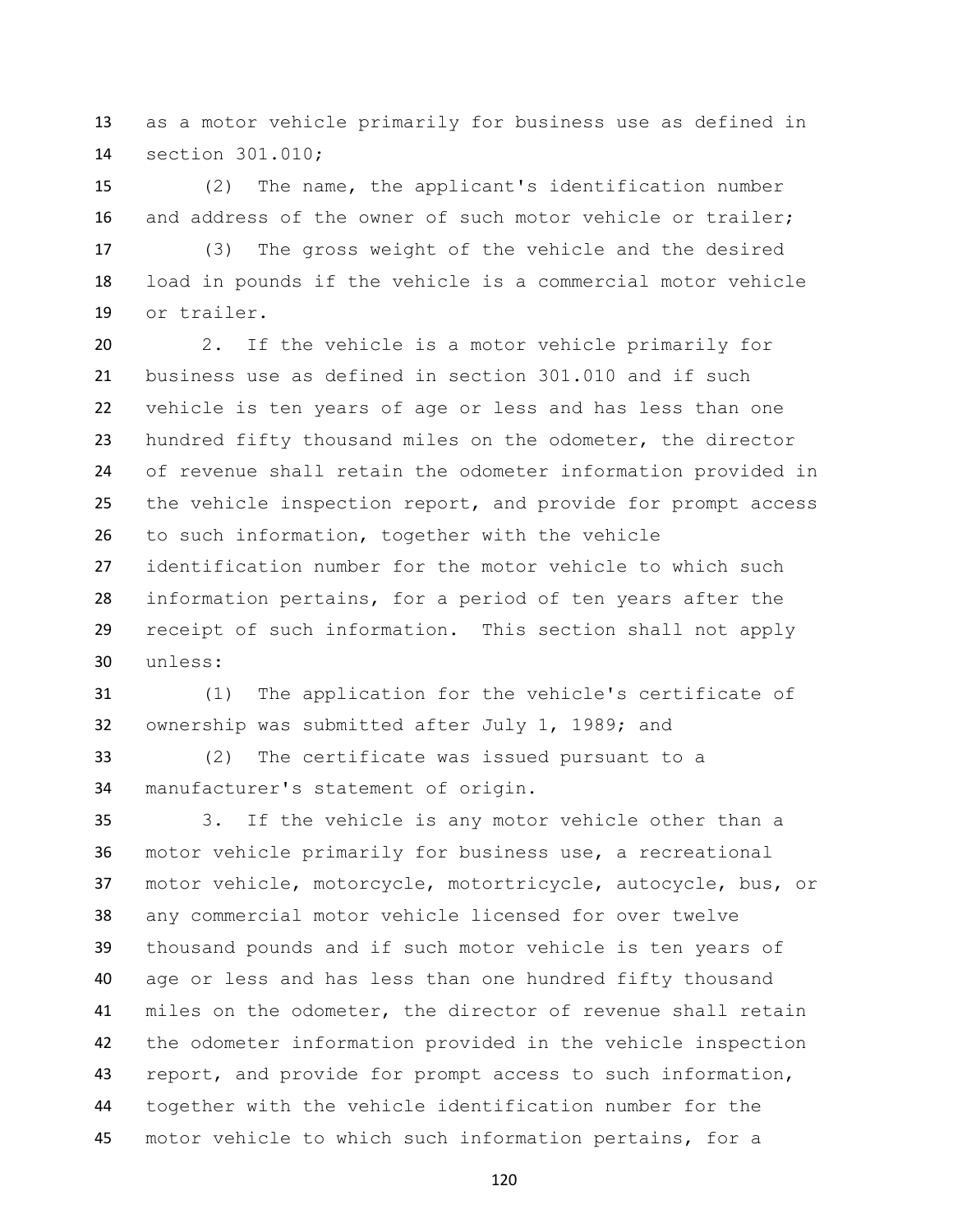as a motor vehicle primarily for business use as defined in section 301.010;

(2) The name, the applicant's identification number and address of the owner of such motor vehicle or trailer;

(3) The gross weight of the vehicle and the desired load in pounds if the vehicle is a commercial motor vehicle or trailer.

2. If the vehicle is a motor vehicle primarily for business use as defined in section 301.010 and if such vehicle is ten years of age or less and has less than one hundred fifty thousand miles on the odometer, the director of revenue shall retain the odometer information provided in the vehicle inspection report, and provide for prompt access to such information, together with the vehicle identification number for the motor vehicle to which such information pertains, for a period of ten years after the receipt of such information. This section shall not apply unless:

(1) The application for the vehicle's certificate of ownership was submitted after July 1, 1989; and

(2) The certificate was issued pursuant to a manufacturer's statement of origin.

3. If the vehicle is any motor vehicle other than a motor vehicle primarily for business use, a recreational motor vehicle, motorcycle, motortricycle, autocycle, bus, or any commercial motor vehicle licensed for over twelve thousand pounds and if such motor vehicle is ten years of age or less and has less than one hundred fifty thousand miles on the odometer, the director of revenue shall retain the odometer information provided in the vehicle inspection report, and provide for prompt access to such information, together with the vehicle identification number for the motor vehicle to which such information pertains, for a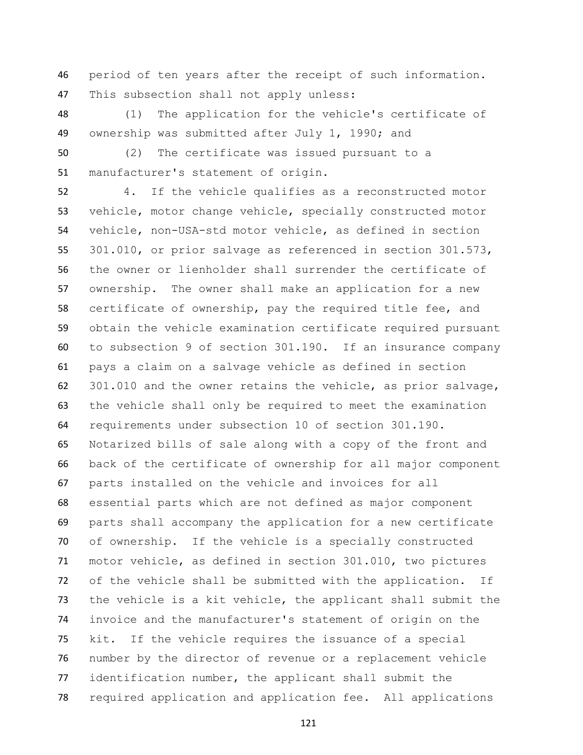period of ten years after the receipt of such information. This subsection shall not apply unless:

(1) The application for the vehicle's certificate of ownership was submitted after July 1, 1990; and

(2) The certificate was issued pursuant to a manufacturer's statement of origin.

4. If the vehicle qualifies as a reconstructed motor vehicle, motor change vehicle, specially constructed motor vehicle, non-USA-std motor vehicle, as defined in section 301.010, or prior salvage as referenced in section 301.573, the owner or lienholder shall surrender the certificate of ownership. The owner shall make an application for a new certificate of ownership, pay the required title fee, and obtain the vehicle examination certificate required pursuant to subsection 9 of section 301.190. If an insurance company pays a claim on a salvage vehicle as defined in section 301.010 and the owner retains the vehicle, as prior salvage, the vehicle shall only be required to meet the examination requirements under subsection 10 of section 301.190. Notarized bills of sale along with a copy of the front and back of the certificate of ownership for all major component parts installed on the vehicle and invoices for all essential parts which are not defined as major component parts shall accompany the application for a new certificate of ownership. If the vehicle is a specially constructed motor vehicle, as defined in section 301.010, two pictures of the vehicle shall be submitted with the application. If the vehicle is a kit vehicle, the applicant shall submit the invoice and the manufacturer's statement of origin on the kit. If the vehicle requires the issuance of a special number by the director of revenue or a replacement vehicle identification number, the applicant shall submit the required application and application fee. All applications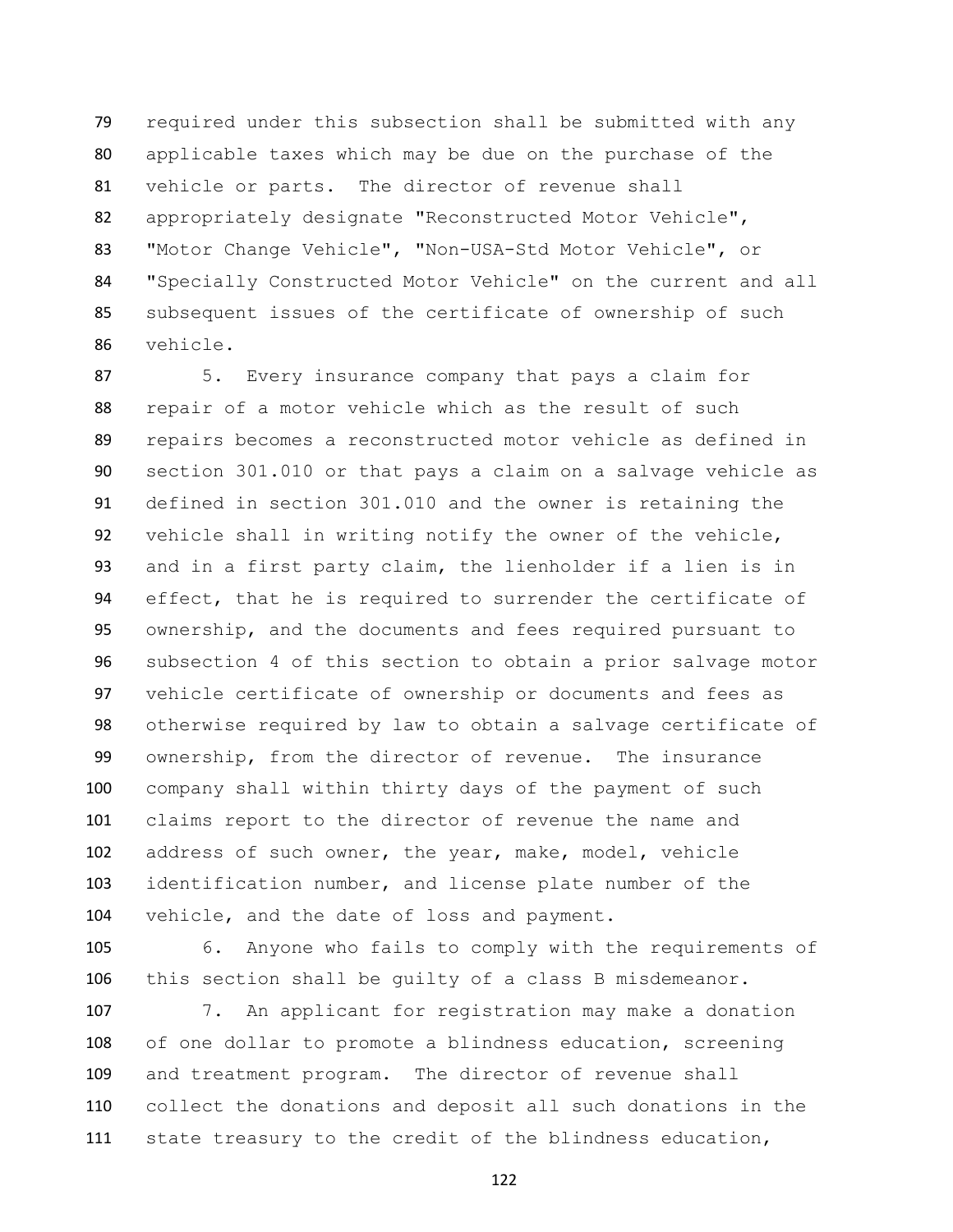required under this subsection shall be submitted with any applicable taxes which may be due on the purchase of the vehicle or parts. The director of revenue shall appropriately designate "Reconstructed Motor Vehicle", "Motor Change Vehicle", "Non-USA-Std Motor Vehicle", or "Specially Constructed Motor Vehicle" on the current and all subsequent issues of the certificate of ownership of such vehicle.

5. Every insurance company that pays a claim for repair of a motor vehicle which as the result of such repairs becomes a reconstructed motor vehicle as defined in section 301.010 or that pays a claim on a salvage vehicle as defined in section 301.010 and the owner is retaining the vehicle shall in writing notify the owner of the vehicle, and in a first party claim, the lienholder if a lien is in effect, that he is required to surrender the certificate of ownership, and the documents and fees required pursuant to subsection 4 of this section to obtain a prior salvage motor vehicle certificate of ownership or documents and fees as otherwise required by law to obtain a salvage certificate of ownership, from the director of revenue. The insurance company shall within thirty days of the payment of such claims report to the director of revenue the name and address of such owner, the year, make, model, vehicle identification number, and license plate number of the vehicle, and the date of loss and payment.

6. Anyone who fails to comply with the requirements of this section shall be guilty of a class B misdemeanor.

7. An applicant for registration may make a donation of one dollar to promote a blindness education, screening and treatment program. The director of revenue shall collect the donations and deposit all such donations in the state treasury to the credit of the blindness education,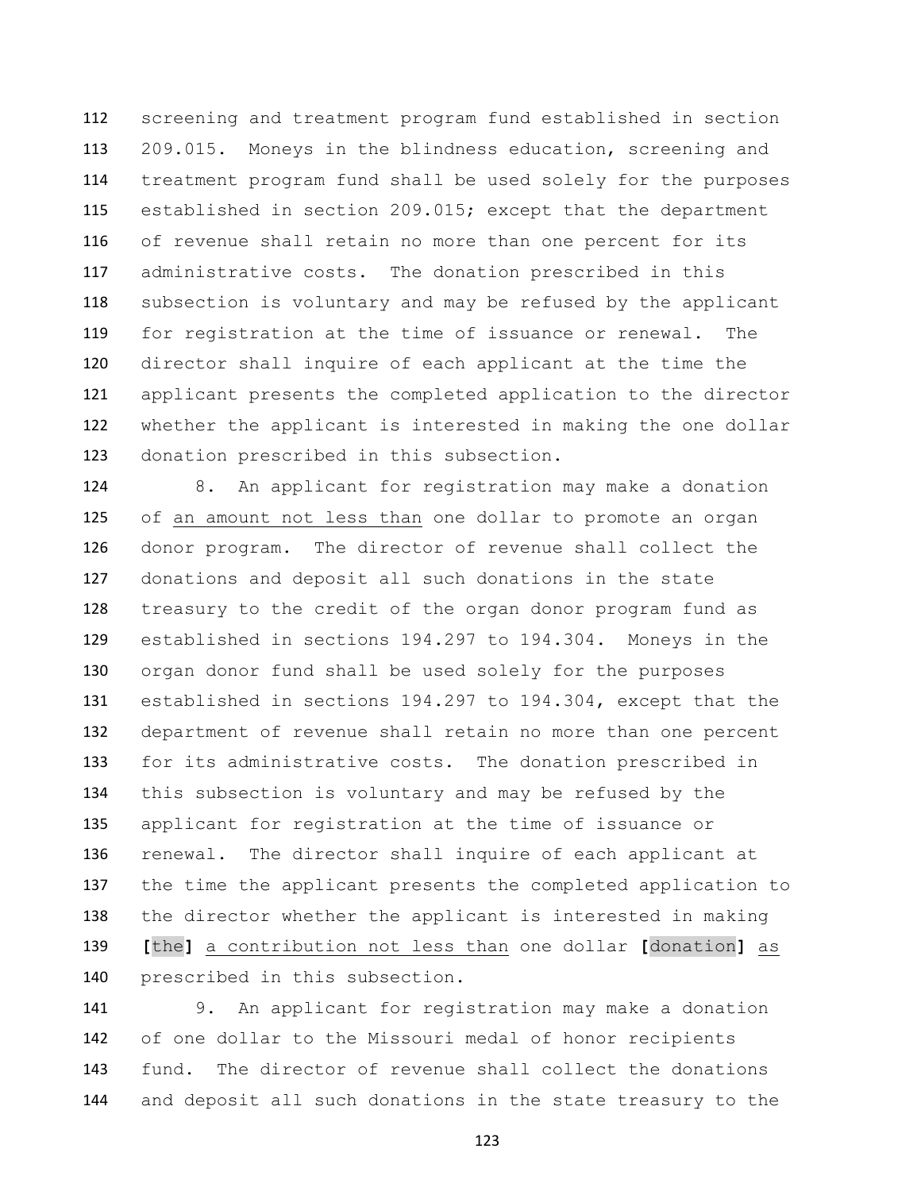screening and treatment program fund established in section 209.015. Moneys in the blindness education, screening and treatment program fund shall be used solely for the purposes established in section 209.015; except that the department of revenue shall retain no more than one percent for its administrative costs. The donation prescribed in this subsection is voluntary and may be refused by the applicant for registration at the time of issuance or renewal. The director shall inquire of each applicant at the time the applicant presents the completed application to the director whether the applicant is interested in making the one dollar donation prescribed in this subsection.

8. An applicant for registration may make a donation of an amount not less than one dollar to promote an organ donor program. The director of revenue shall collect the donations and deposit all such donations in the state treasury to the credit of the organ donor program fund as established in sections 194.297 to 194.304. Moneys in the organ donor fund shall be used solely for the purposes established in sections 194.297 to 194.304, except that the department of revenue shall retain no more than one percent for its administrative costs. The donation prescribed in this subsection is voluntary and may be refused by the applicant for registration at the time of issuance or renewal. The director shall inquire of each applicant at the time the applicant presents the completed application to the director whether the applicant is interested in making [the] a contribution not less than one dollar [donation] as prescribed in this subsection.

9. An applicant for registration may make a donation of one dollar to the Missouri medal of honor recipients fund. The director of revenue shall collect the donations and deposit all such donations in the state treasury to the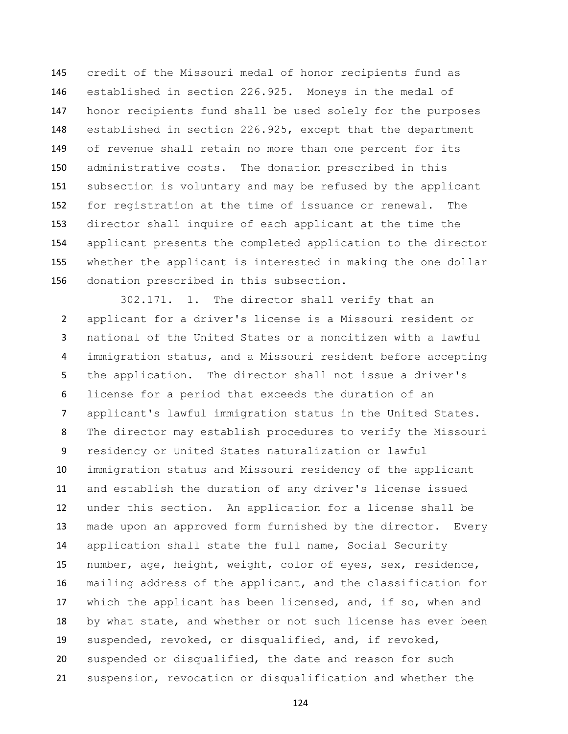credit of the Missouri medal of honor recipients fund as established in section 226.925. Moneys in the medal of honor recipients fund shall be used solely for the purposes established in section 226.925, except that the department of revenue shall retain no more than one percent for its administrative costs. The donation prescribed in this subsection is voluntary and may be refused by the applicant for registration at the time of issuance or renewal. The director shall inquire of each applicant at the time the applicant presents the completed application to the director whether the applicant is interested in making the one dollar donation prescribed in this subsection.

302.171. 1. The director shall verify that an applicant for a driver's license is a Missouri resident or national of the United States or a noncitizen with a lawful immigration status, and a Missouri resident before accepting the application. The director shall not issue a driver's license for a period that exceeds the duration of an applicant's lawful immigration status in the United States. The director may establish procedures to verify the Missouri residency or United States naturalization or lawful immigration status and Missouri residency of the applicant and establish the duration of any driver's license issued under this section. An application for a license shall be made upon an approved form furnished by the director. Every application shall state the full name, Social Security number, age, height, weight, color of eyes, sex, residence, mailing address of the applicant, and the classification for which the applicant has been licensed, and, if so, when and by what state, and whether or not such license has ever been suspended, revoked, or disqualified, and, if revoked, suspended or disqualified, the date and reason for such suspension, revocation or disqualification and whether the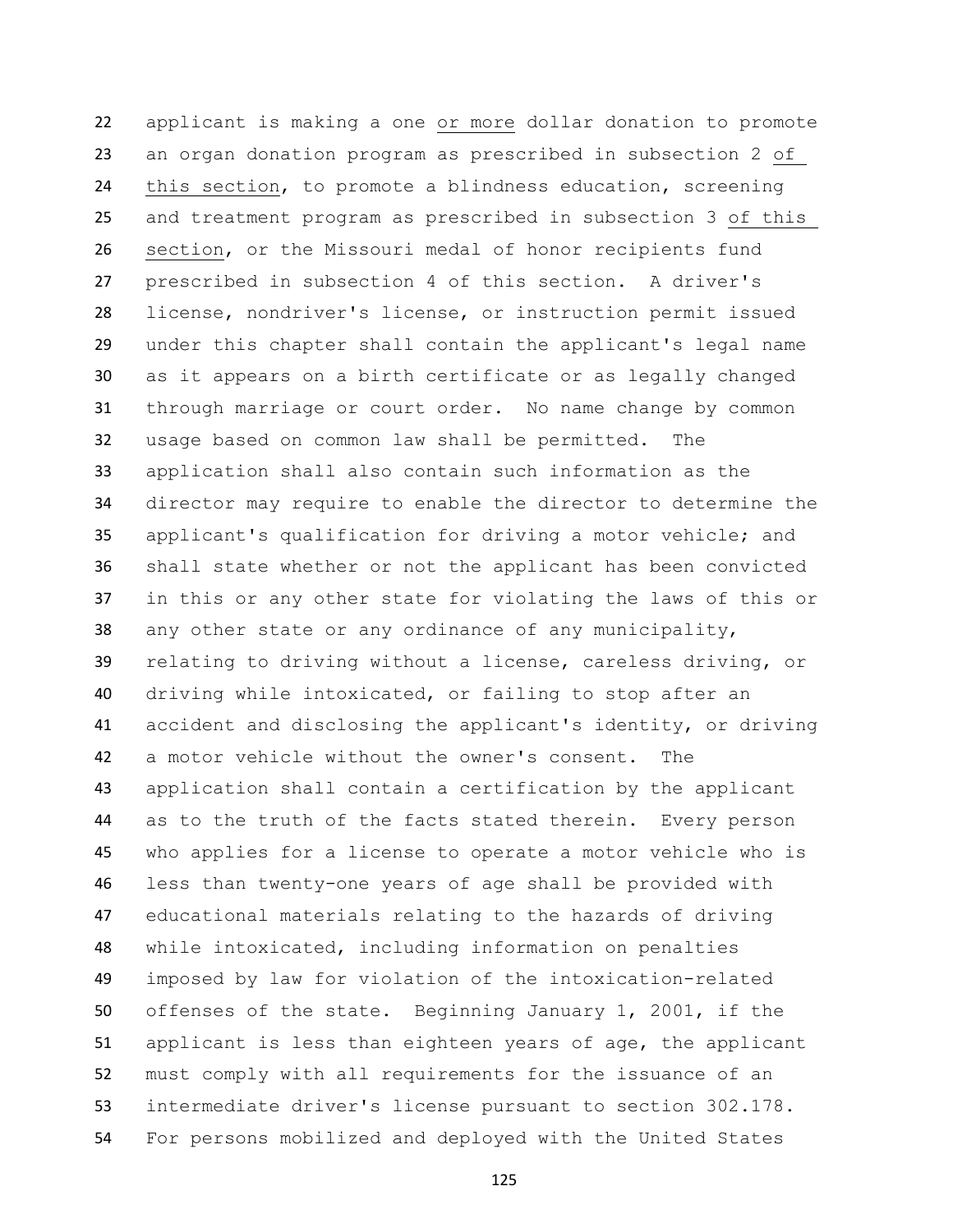applicant is making a one <u>or more</u> dollar donation to promote an organ donation program as prescribed in subsection 2 <u>of this section</u>, to promote a blindness education, screening and treatment program as prescribed in subsection 3 <u>of this section</u>, or the Missouri medal of honor recipients fund prescribed in subsection 4 of this section. A driver's license, nondriver's license, or instruction permit issued under this chapter shall contain the applicant's legal name as it appears on a birth certificate or as legally changed through marriage or court order. No name change by common usage based on common law shall be permitted. The application shall also contain such information as the director may require to enable the director to determine the applicant's qualification for driving a motor vehicle; and shall state whether or not the applicant has been convicted in this or any other state for violating the laws of this or any other state or any ordinance of any municipality, relating to driving without a license, careless driving, or driving while intoxicated, or failing to stop after an accident and disclosing the applicant's identity, or driving a motor vehicle without the owner's consent. The application shall contain a certification by the applicant as to the truth of the facts stated therein. Every person who applies for a license to operate a motor vehicle who is less than twenty-one years of age shall be provided with educational materials relating to the hazards of driving while intoxicated, including information on penalties imposed by law for violation of the intoxication-related offenses of the state. Beginning January 1, 2001, if the applicant is less than eighteen years of age, the applicant must comply with all requirements for the issuance of an intermediate driver's license pursuant to section 302.178. For persons mobilized and deployed with the United States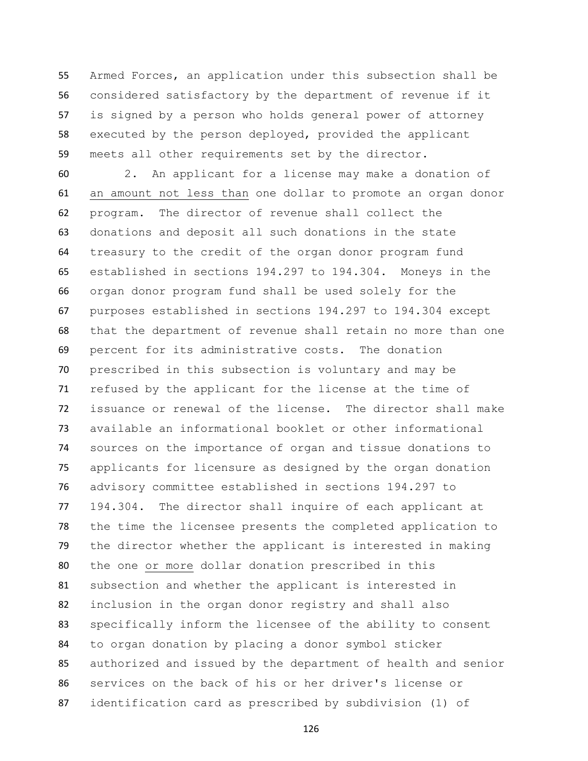Armed Forces, an application under this subsection shall be considered satisfactory by the department of revenue if it is signed by a person who holds general power of attorney executed by the person deployed, provided the applicant meets all other requirements set by the director.

2. An applicant for a license may make a donation of <u>an amount not less than</u> one dollar to promote an organ donor program. The director of revenue shall collect the donations and deposit all such donations in the state treasury to the credit of the organ donor program fund established in sections 194.297 to 194.304. Moneys in the organ donor program fund shall be used solely for the purposes established in sections 194.297 to 194.304 except that the department of revenue shall retain no more than one percent for its administrative costs. The donation prescribed in this subsection is voluntary and may be refused by the applicant for the license at the time of issuance or renewal of the license. The director shall make available an informational booklet or other informational sources on the importance of organ and tissue donations to applicants for licensure as designed by the organ donation advisory committee established in sections 194.297 to 194.304. The director shall inquire of each applicant at the time the licensee presents the completed application to the director whether the applicant is interested in making the one <u>or more</u> dollar donation prescribed in this subsection and whether the applicant is interested in inclusion in the organ donor registry and shall also specifically inform the licensee of the ability to consent to organ donation by placing a donor symbol sticker authorized and issued by the department of health and senior services on the back of his or her driver's license or identification card as prescribed by subdivision (1) of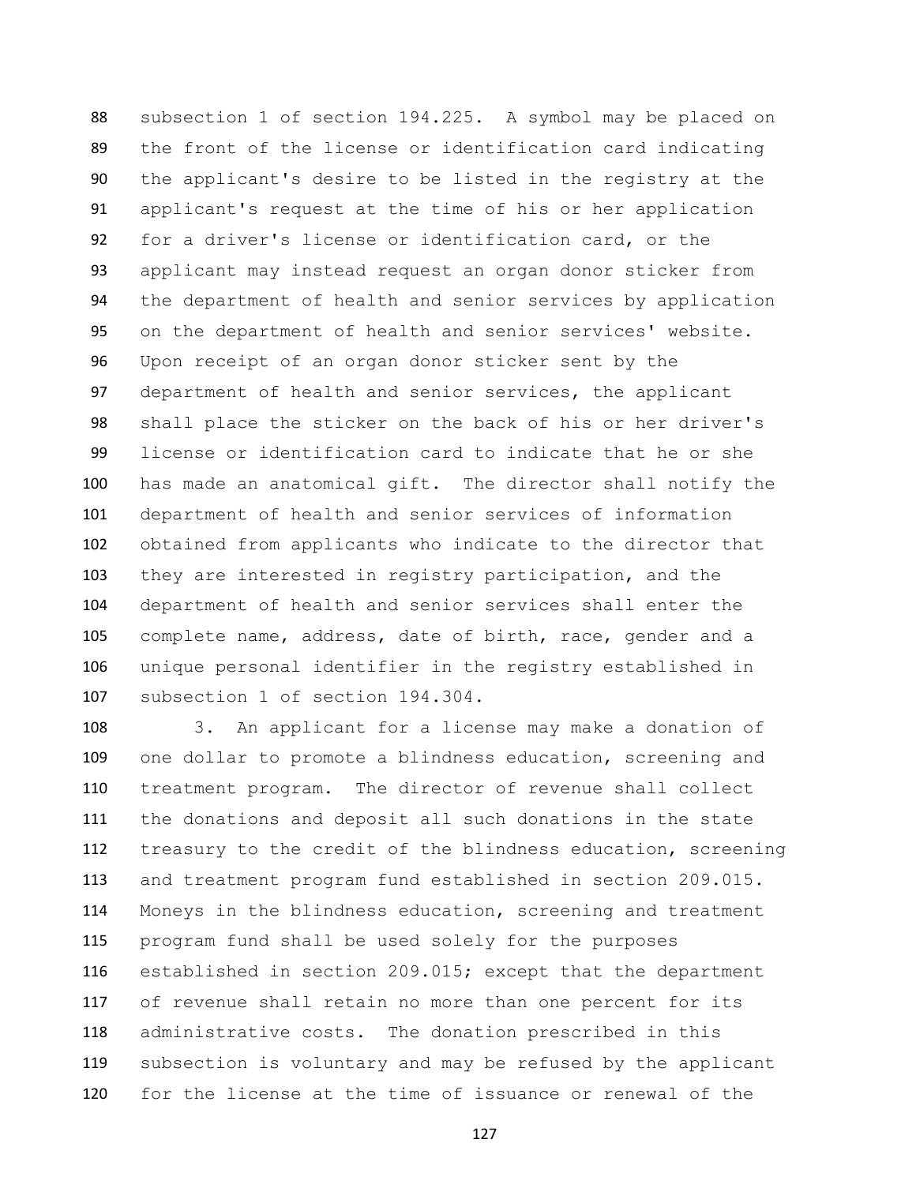subsection 1 of section 194.225. A symbol may be placed on the front of the license or identification card indicating the applicant's desire to be listed in the registry at the applicant's request at the time of his or her application for a driver's license or identification card, or the applicant may instead request an organ donor sticker from the department of health and senior services by application on the department of health and senior services' website. Upon receipt of an organ donor sticker sent by the department of health and senior services, the applicant shall place the sticker on the back of his or her driver's license or identification card to indicate that he or she has made an anatomical gift. The director shall notify the department of health and senior services of information obtained from applicants who indicate to the director that they are interested in registry participation, and the department of health and senior services shall enter the complete name, address, date of birth, race, gender and a unique personal identifier in the registry established in subsection 1 of section 194.304.

3. An applicant for a license may make a donation of one dollar to promote a blindness education, screening and treatment program. The director of revenue shall collect the donations and deposit all such donations in the state treasury to the credit of the blindness education, screening and treatment program fund established in section 209.015. Moneys in the blindness education, screening and treatment program fund shall be used solely for the purposes established in section 209.015; except that the department of revenue shall retain no more than one percent for its administrative costs. The donation prescribed in this subsection is voluntary and may be refused by the applicant for the license at the time of issuance or renewal of the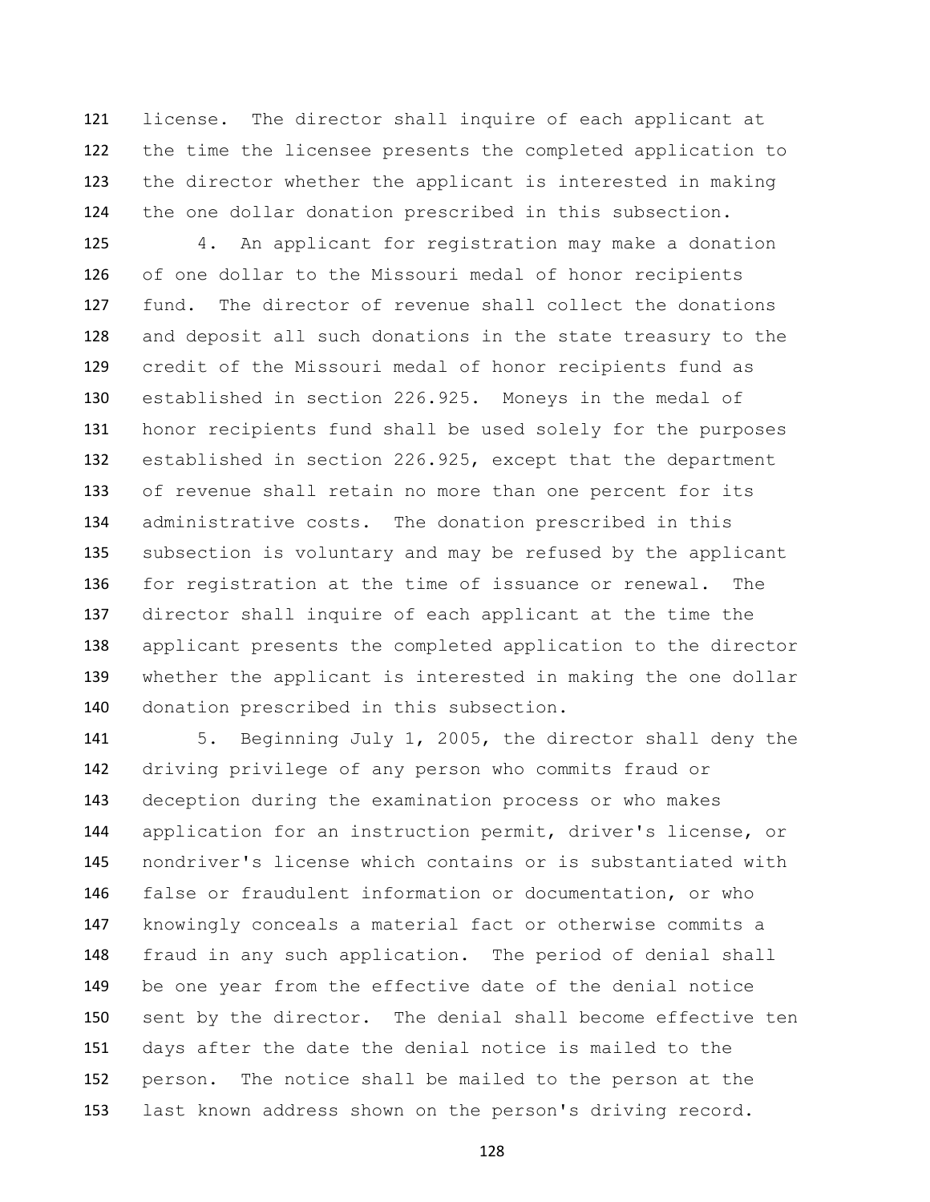license. The director shall inquire of each applicant at the time the licensee presents the completed application to the director whether the applicant is interested in making the one dollar donation prescribed in this subsection.

4. An applicant for registration may make a donation of one dollar to the Missouri medal of honor recipients fund. The director of revenue shall collect the donations and deposit all such donations in the state treasury to the credit of the Missouri medal of honor recipients fund as established in section 226.925. Moneys in the medal of honor recipients fund shall be used solely for the purposes established in section 226.925, except that the department of revenue shall retain no more than one percent for its administrative costs. The donation prescribed in this subsection is voluntary and may be refused by the applicant for registration at the time of issuance or renewal. The director shall inquire of each applicant at the time the applicant presents the completed application to the director whether the applicant is interested in making the one dollar donation prescribed in this subsection.

5. Beginning July 1, 2005, the director shall deny the driving privilege of any person who commits fraud or deception during the examination process or who makes application for an instruction permit, driver's license, or nondriver's license which contains or is substantiated with false or fraudulent information or documentation, or who knowingly conceals a material fact or otherwise commits a fraud in any such application. The period of denial shall be one year from the effective date of the denial notice sent by the director. The denial shall become effective ten days after the date the denial notice is mailed to the person. The notice shall be mailed to the person at the last known address shown on the person's driving record.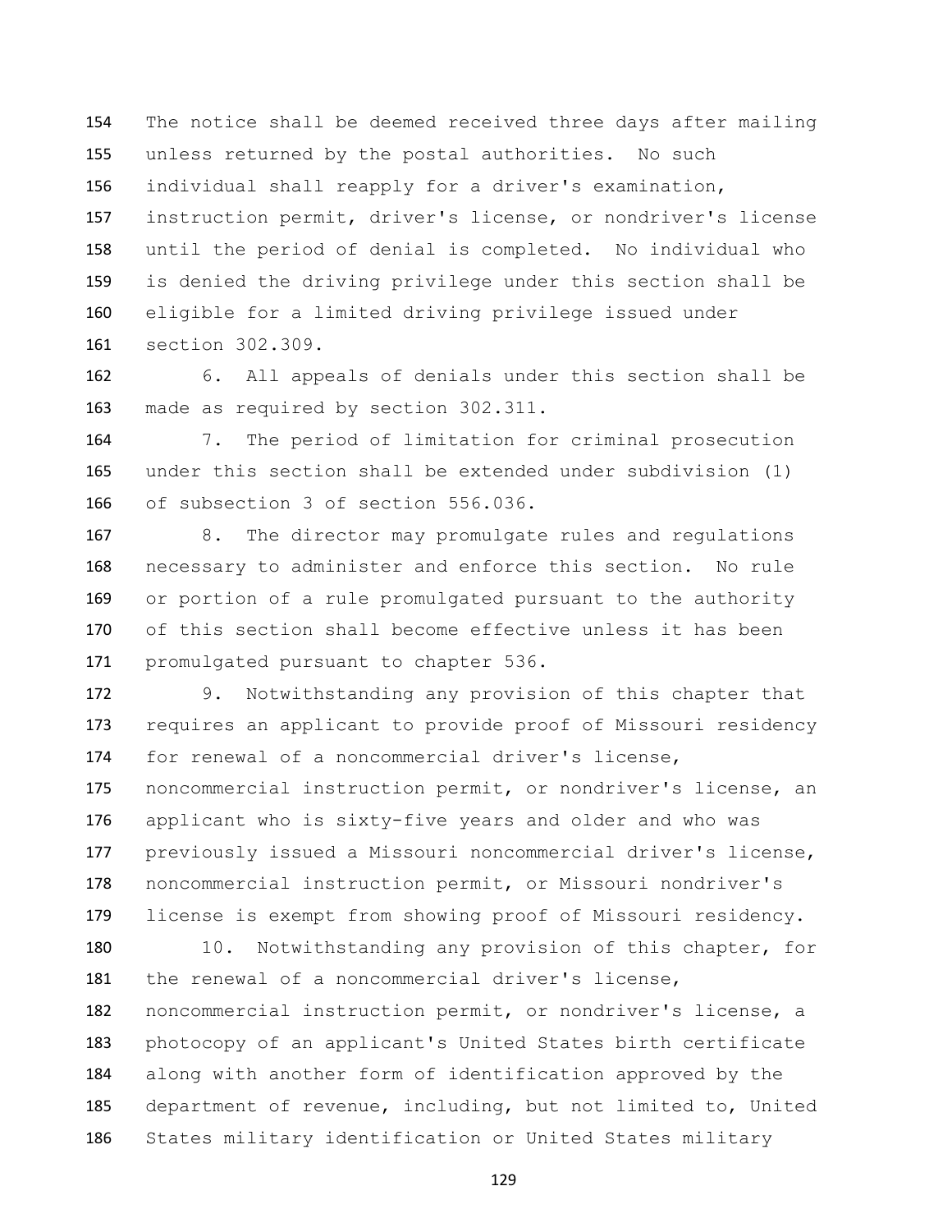The notice shall be deemed received three days after mailing unless returned by the postal authorities. No such individual shall reapply for a driver's examination, instruction permit, driver's license, or nondriver's license until the period of denial is completed. No individual who is denied the driving privilege under this section shall be eligible for a limited driving privilege issued under section 302.309.

6. All appeals of denials under this section shall be made as required by section 302.311.

7. The period of limitation for criminal prosecution under this section shall be extended under subdivision (1) of subsection 3 of section 556.036.

8. The director may promulgate rules and regulations necessary to administer and enforce this section. No rule or portion of a rule promulgated pursuant to the authority of this section shall become effective unless it has been promulgated pursuant to chapter 536.

9. Notwithstanding any provision of this chapter that requires an applicant to provide proof of Missouri residency for renewal of a noncommercial driver's license, noncommercial instruction permit, or nondriver's license, an applicant who is sixty-five years and older and who was previously issued a Missouri noncommercial driver's license, noncommercial instruction permit, or Missouri nondriver's license is exempt from showing proof of Missouri residency.

10. Notwithstanding any provision of this chapter, for the renewal of a noncommercial driver's license, noncommercial instruction permit, or nondriver's license, a photocopy of an applicant's United States birth certificate along with another form of identification approved by the department of revenue, including, but not limited to, United States military identification or United States military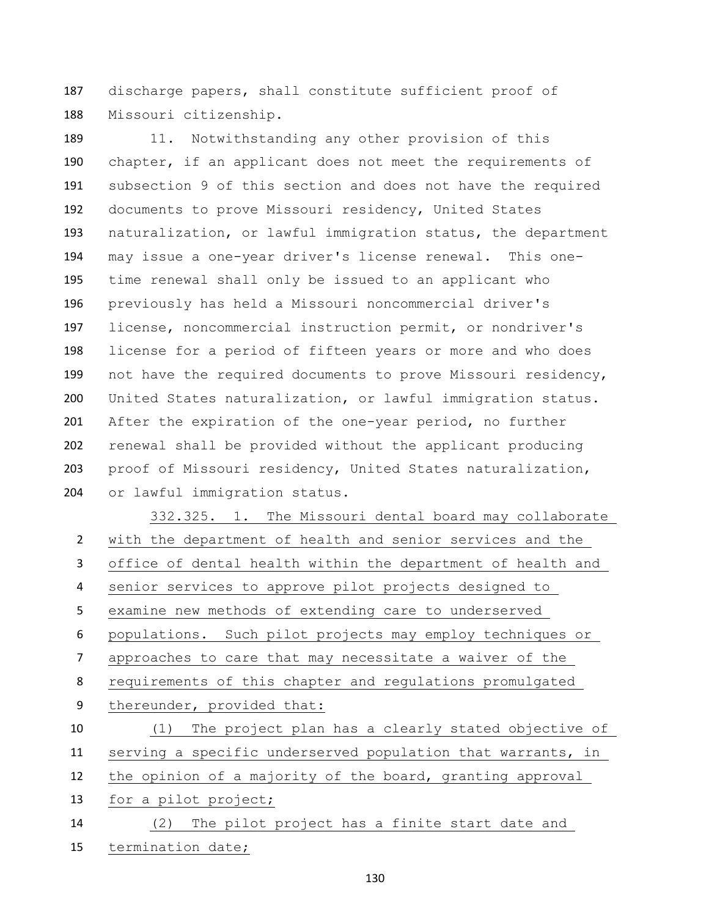discharge papers, shall constitute sufficient proof of Missouri citizenship.

11. Notwithstanding any other provision of this chapter, if an applicant does not meet the requirements of subsection 9 of this section and does not have the required documents to prove Missouri residency, United States naturalization, or lawful immigration status, the department may issue a one-year driver's license renewal. This one-time renewal shall only be issued to an applicant who previously has held a Missouri noncommercial driver's license, noncommercial instruction permit, or nondriver's license for a period of fifteen years or more and who does not have the required documents to prove Missouri residency, United States naturalization, or lawful immigration status. After the expiration of the one-year period, no further renewal shall be provided without the applicant producing proof of Missouri residency, United States naturalization, or lawful immigration status.

332.325. 1. The Missouri dental board may collaborate with the department of health and senior services and the office of dental health within the department of health and senior services to approve pilot projects designed to examine new methods of extending care to underserved populations. Such pilot projects may employ techniques or approaches to care that may necessitate a waiver of the requirements of this chapter and regulations promulgated thereunder, provided that:

(1) The project plan has a clearly stated objective of serving a specific underserved population that warrants, in the opinion of a majority of the board, granting approval for a pilot project;

(2) The pilot project has a finite start date and termination date;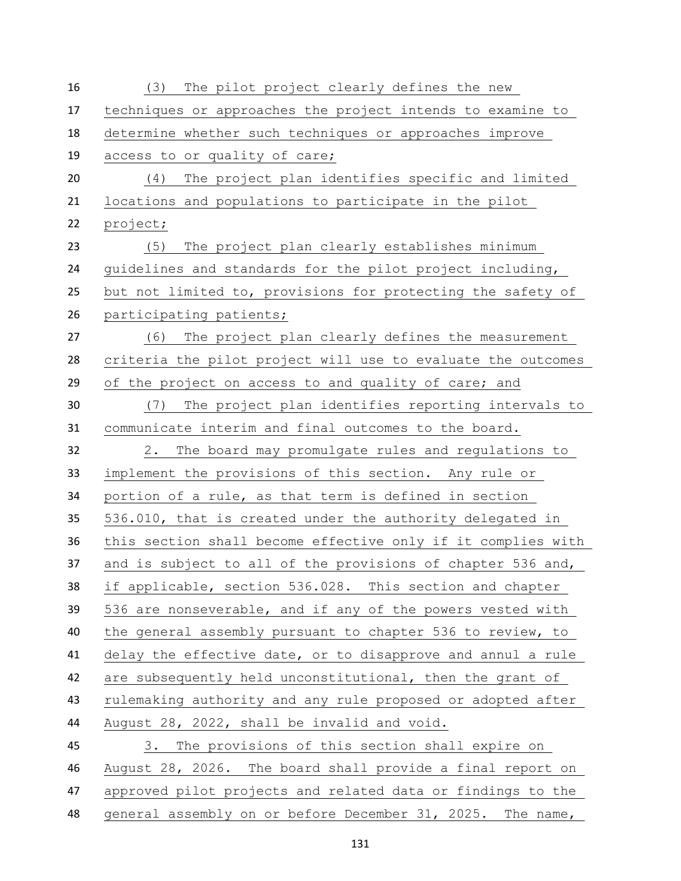(3) The pilot project clearly defines the new techniques or approaches the project intends to examine to determine whether such techniques or approaches improve access to or quality of care;

(4) The project plan identifies specific and limited locations and populations to participate in the pilot project;

(5) The project plan clearly establishes minimum guidelines and standards for the pilot project including, but not limited to, provisions for protecting the safety of participating patients;

(6) The project plan clearly defines the measurement criteria the pilot project will use to evaluate the outcomes of the project on access to and quality of care; and

(7) The project plan identifies reporting intervals to communicate interim and final outcomes to the board.

2. The board may promulgate rules and regulations to implement the provisions of this section. Any rule or portion of a rule, as that term is defined in section 536.010, that is created under the authority delegated in this section shall become effective only if it complies with and is subject to all of the provisions of chapter 536 and, if applicable, section 536.028. This section and chapter 536 are nonseverable, and if any of the powers vested with the general assembly pursuant to chapter 536 to review, to delay the effective date, or to disapprove and annul a rule are subsequently held unconstitutional, then the grant of rulemaking authority and any rule proposed or adopted after August 28, 2022, shall be invalid and void.

3. The provisions of this section shall expire on August 28, 2026. The board shall provide a final report on approved pilot projects and related data or findings to the general assembly on or before December 31, 2025. The name,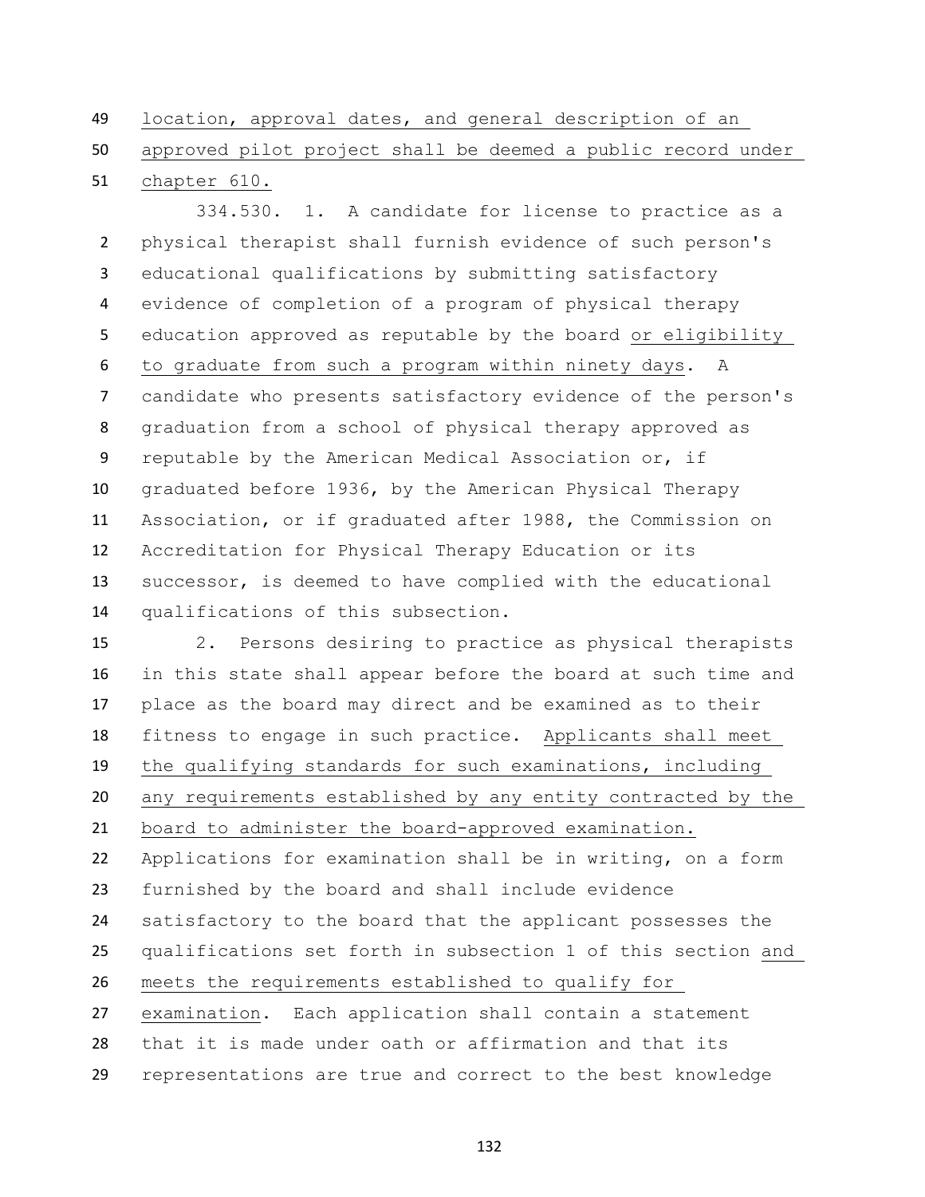location, approval dates, and general description of an approved pilot project shall be deemed a public record under chapter 610.

334.530. 1. A candidate for license to practice as a physical therapist shall furnish evidence of such person's educational qualifications by submitting satisfactory evidence of completion of a program of physical therapy education approved as reputable by the board or eligibility to graduate from such a program within ninety days. A candidate who presents satisfactory evidence of the person's graduation from a school of physical therapy approved as reputable by the American Medical Association or, if graduated before 1936, by the American Physical Therapy Association, or if graduated after 1988, the Commission on Accreditation for Physical Therapy Education or its successor, is deemed to have complied with the educational qualifications of this subsection.

2. Persons desiring to practice as physical therapists in this state shall appear before the board at such time and place as the board may direct and be examined as to their fitness to engage in such practice. Applicants shall meet the qualifying standards for such examinations, including any requirements established by any entity contracted by the board to administer the board-approved examination. Applications for examination shall be in writing, on a form furnished by the board and shall include evidence satisfactory to the board that the applicant possesses the qualifications set forth in subsection 1 of this section and meets the requirements established to qualify for examination. Each application shall contain a statement that it is made under oath or affirmation and that its representations are true and correct to the best knowledge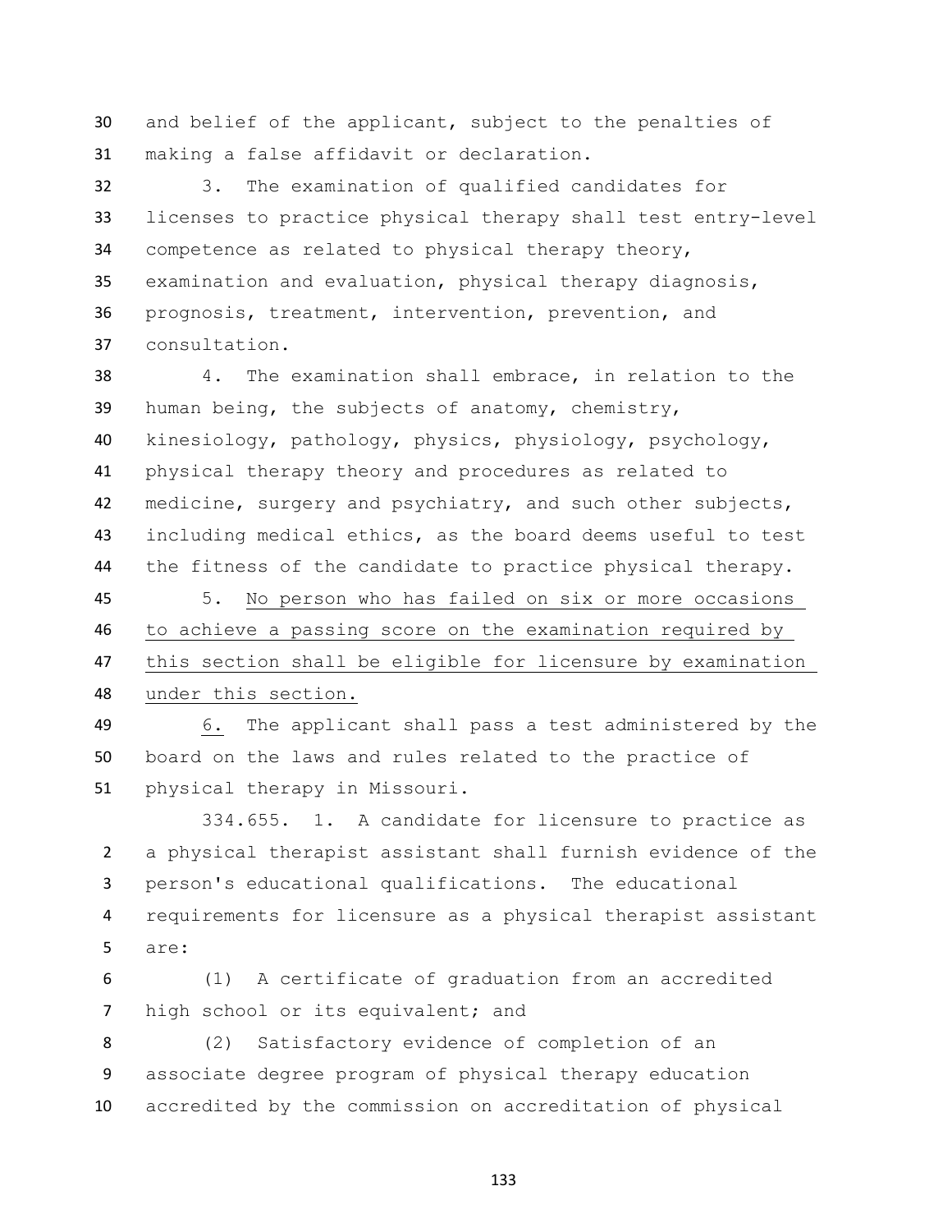and belief of the applicant, subject to the penalties of making a false affidavit or declaration.

3. The examination of qualified candidates for licenses to practice physical therapy shall test entry-level competence as related to physical therapy theory, examination and evaluation, physical therapy diagnosis, prognosis, treatment, intervention, prevention, and consultation.

4. The examination shall embrace, in relation to the human being, the subjects of anatomy, chemistry, kinesiology, pathology, physics, physiology, psychology, physical therapy theory and procedures as related to medicine, surgery and psychiatry, and such other subjects, including medical ethics, as the board deems useful to test the fitness of the candidate to practice physical therapy.

5. <u>No person who has failed on six or more occasions to achieve a passing score on the examination required by this section shall be eligible for licensure by examination under this section.</u>

<u>6.</u> The applicant shall pass a test administered by the board on the laws and rules related to the practice of physical therapy in Missouri.

334.655. 1. A candidate for licensure to practice as a physical therapist assistant shall furnish evidence of the person's educational qualifications. The educational requirements for licensure as a physical therapist assistant are:

(1) A certificate of graduation from an accredited high school or its equivalent; and

(2) Satisfactory evidence of completion of an associate degree program of physical therapy education accredited by the commission on accreditation of physical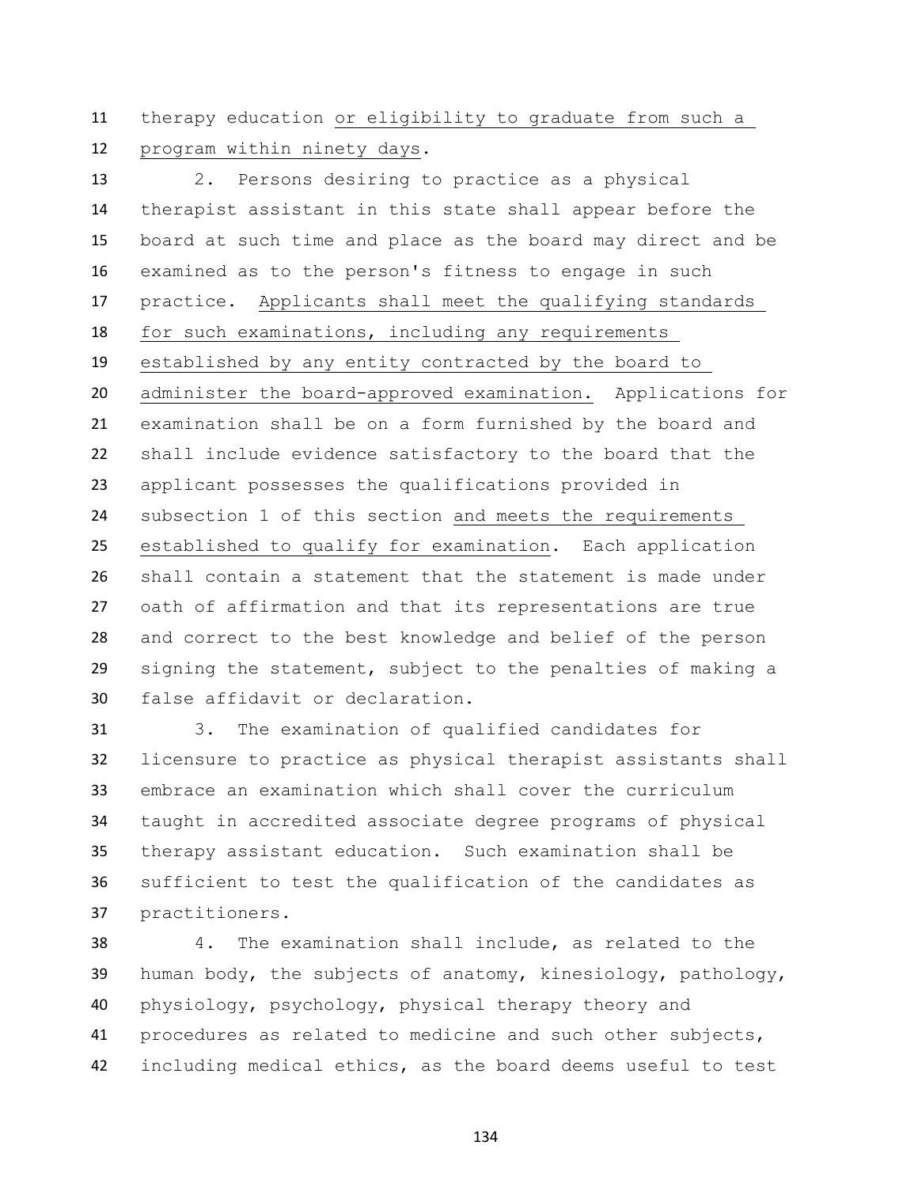therapy education <u>or eligibility to graduate from such a program within ninety days</u>.

2. Persons desiring to practice as a physical therapist assistant in this state shall appear before the board at such time and place as the board may direct and be examined as to the person's fitness to engage in such practice. <u>Applicants shall meet the qualifying standards for such examinations, including any requirements established by any entity contracted by the board to administer the board-approved examination.</u> Applications for examination shall be on a form furnished by the board and shall include evidence satisfactory to the board that the applicant possesses the qualifications provided in subsection 1 of this section <u>and meets the requirements established to qualify for examination</u>. Each application shall contain a statement that the statement is made under oath of affirmation and that its representations are true and correct to the best knowledge and belief of the person signing the statement, subject to the penalties of making a false affidavit or declaration.

3. The examination of qualified candidates for licensure to practice as physical therapist assistants shall embrace an examination which shall cover the curriculum taught in accredited associate degree programs of physical therapy assistant education. Such examination shall be sufficient to test the qualification of the candidates as practitioners.

4. The examination shall include, as related to the human body, the subjects of anatomy, kinesiology, pathology, physiology, psychology, physical therapy theory and procedures as related to medicine and such other subjects, including medical ethics, as the board deems useful to test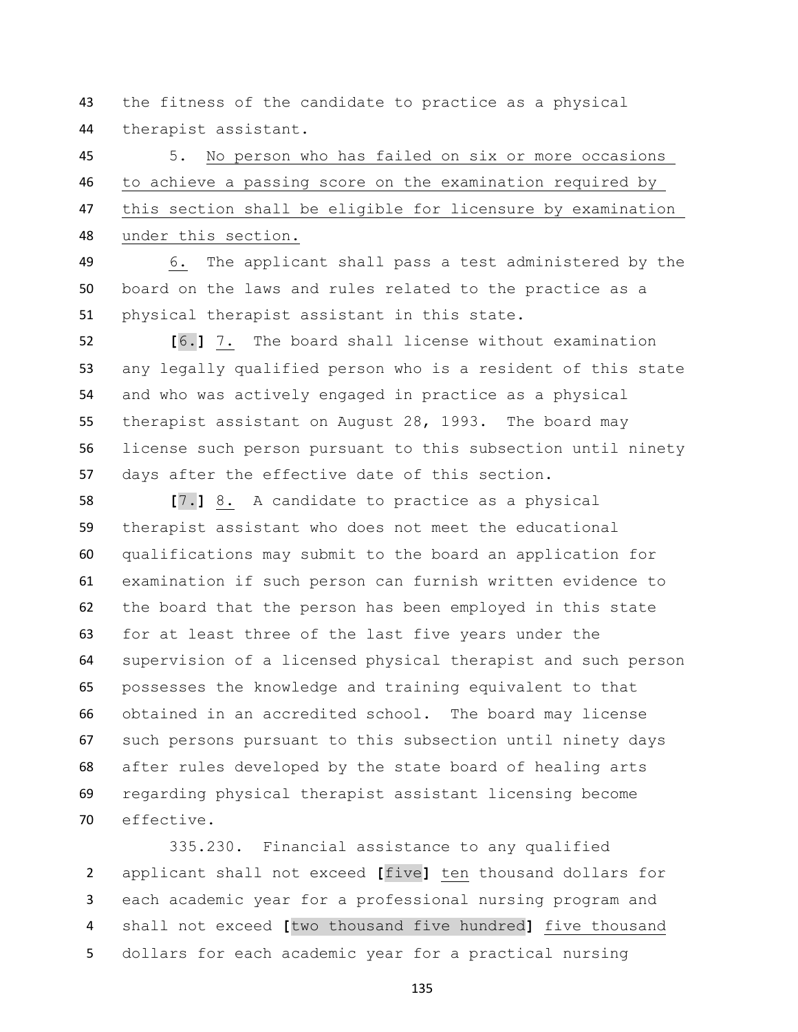43 the fitness of the candidate to practice as a physical
44 therapist assistant.

45 5. <u>No person who has failed on six or more occasions</u>
46 <u>to achieve a passing score on the examination required by</u>
47 <u>this section shall be eligible for licensure by examination</u>
48 <u>under this section.</u>

49 <u>6.</u> The applicant shall pass a test administered by the
50 board on the laws and rules related to the practice as a
51 physical therapist assistant in this state.

52 **[**6.**]** <u>7.</u> The board shall license without examination
53 any legally qualified person who is a resident of this state
54 and who was actively engaged in practice as a physical
55 therapist assistant on August 28, 1993. The board may
56 license such person pursuant to this subsection until ninety
57 days after the effective date of this section.

58 **[**7.**]** <u>8.</u> A candidate to practice as a physical
59 therapist assistant who does not meet the educational
60 qualifications may submit to the board an application for
61 examination if such person can furnish written evidence to
62 the board that the person has been employed in this state
63 for at least three of the last five years under the
64 supervision of a licensed physical therapist and such person
65 possesses the knowledge and training equivalent to that
66 obtained in an accredited school. The board may license
67 such persons pursuant to this subsection until ninety days
68 after rules developed by the state board of healing arts
69 regarding physical therapist assistant licensing become
70 effective.

335.230. Financial assistance to any qualified
2 applicant shall not exceed **[**five**]** <u>ten</u> thousand dollars for
3 each academic year for a professional nursing program and
4 shall not exceed **[**two thousand five hundred**]** <u>five thousand</u>
5 dollars for each academic year for a practical nursing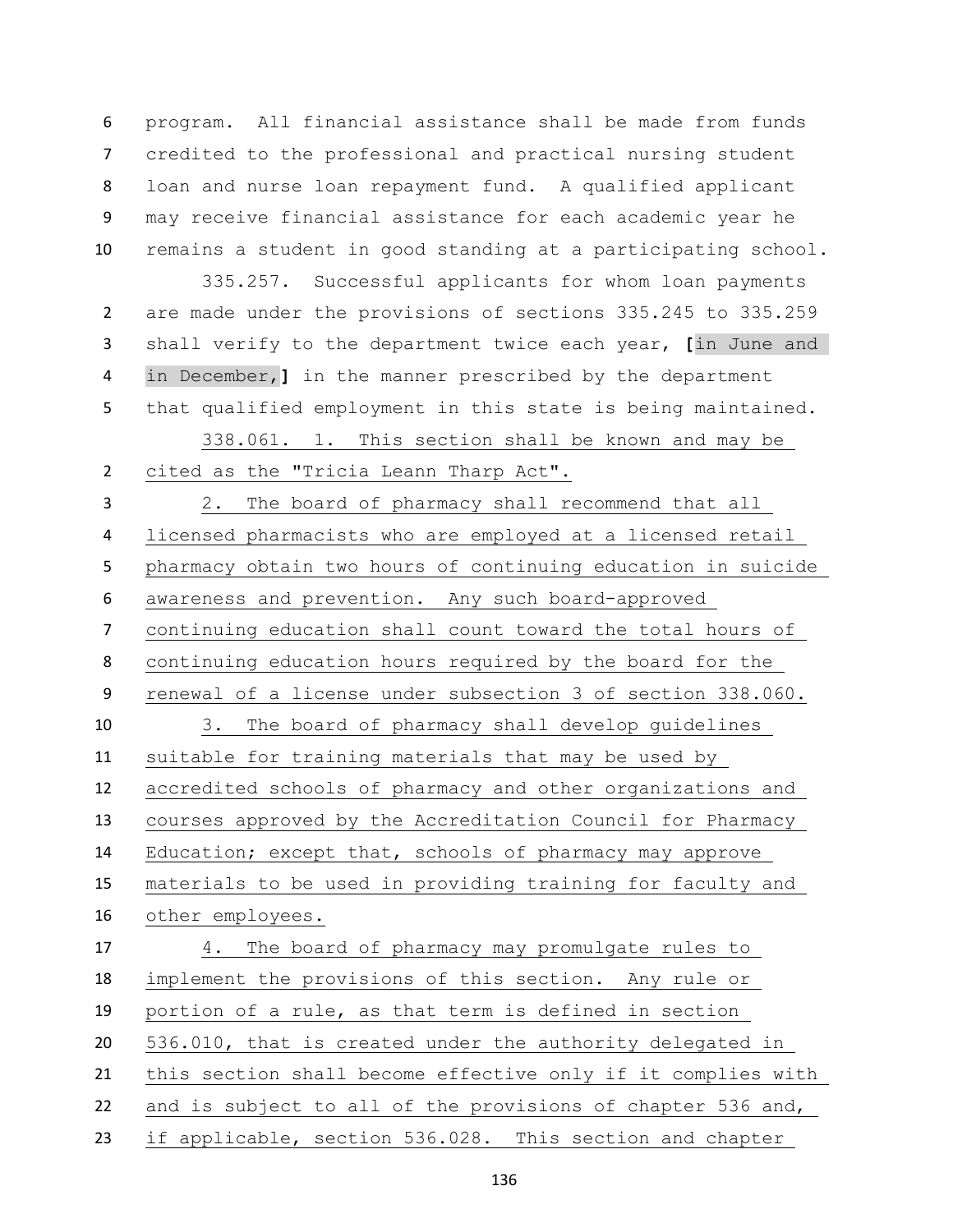program. All financial assistance shall be made from funds credited to the professional and practical nursing student loan and nurse loan repayment fund. A qualified applicant may receive financial assistance for each academic year he remains a student in good standing at a participating school.

335.257. Successful applicants for whom loan payments are made under the provisions of sections 335.245 to 335.259 shall verify to the department twice each year, **[**in June and in December,**]** in the manner prescribed by the department that qualified employment in this state is being maintained.

338.061. 1. This section shall be known and may be cited as the "Tricia Leann Tharp Act".

2. The board of pharmacy shall recommend that all licensed pharmacists who are employed at a licensed retail pharmacy obtain two hours of continuing education in suicide awareness and prevention. Any such board-approved continuing education shall count toward the total hours of continuing education hours required by the board for the renewal of a license under subsection 3 of section 338.060.

3. The board of pharmacy shall develop guidelines suitable for training materials that may be used by accredited schools of pharmacy and other organizations and courses approved by the Accreditation Council for Pharmacy Education; except that, schools of pharmacy may approve materials to be used in providing training for faculty and other employees.

4. The board of pharmacy may promulgate rules to implement the provisions of this section. Any rule or portion of a rule, as that term is defined in section 536.010, that is created under the authority delegated in this section shall become effective only if it complies with and is subject to all of the provisions of chapter 536 and, if applicable, section 536.028. This section and chapter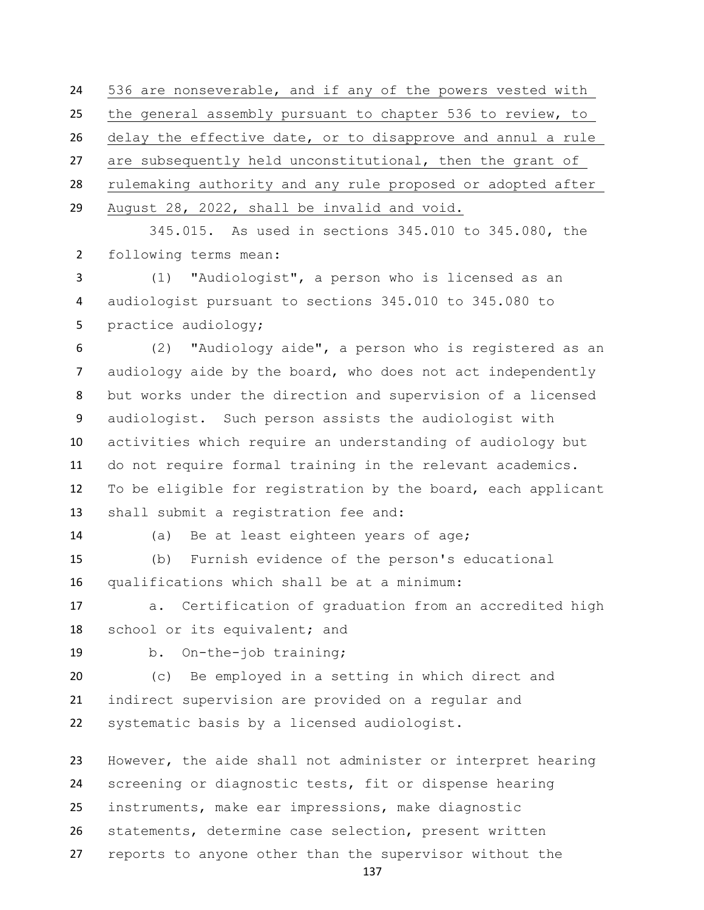536 are nonseverable, and if any of the powers vested with the general assembly pursuant to chapter 536 to review, to delay the effective date, or to disapprove and annul a rule are subsequently held unconstitutional, then the grant of rulemaking authority and any rule proposed or adopted after August 28, 2022, shall be invalid and void.

345.015. As used in sections 345.010 to 345.080, the following terms mean:

(1) "Audiologist", a person who is licensed as an audiologist pursuant to sections 345.010 to 345.080 to practice audiology;

(2) "Audiology aide", a person who is registered as an audiology aide by the board, who does not act independently but works under the direction and supervision of a licensed audiologist. Such person assists the audiologist with activities which require an understanding of audiology but do not require formal training in the relevant academics. To be eligible for registration by the board, each applicant shall submit a registration fee and:

(a) Be at least eighteen years of age;

(b) Furnish evidence of the person's educational qualifications which shall be at a minimum:

a. Certification of graduation from an accredited high school or its equivalent; and

b. On-the-job training;

(c) Be employed in a setting in which direct and indirect supervision are provided on a regular and systematic basis by a licensed audiologist.

However, the aide shall not administer or interpret hearing screening or diagnostic tests, fit or dispense hearing instruments, make ear impressions, make diagnostic statements, determine case selection, present written reports to anyone other than the supervisor without the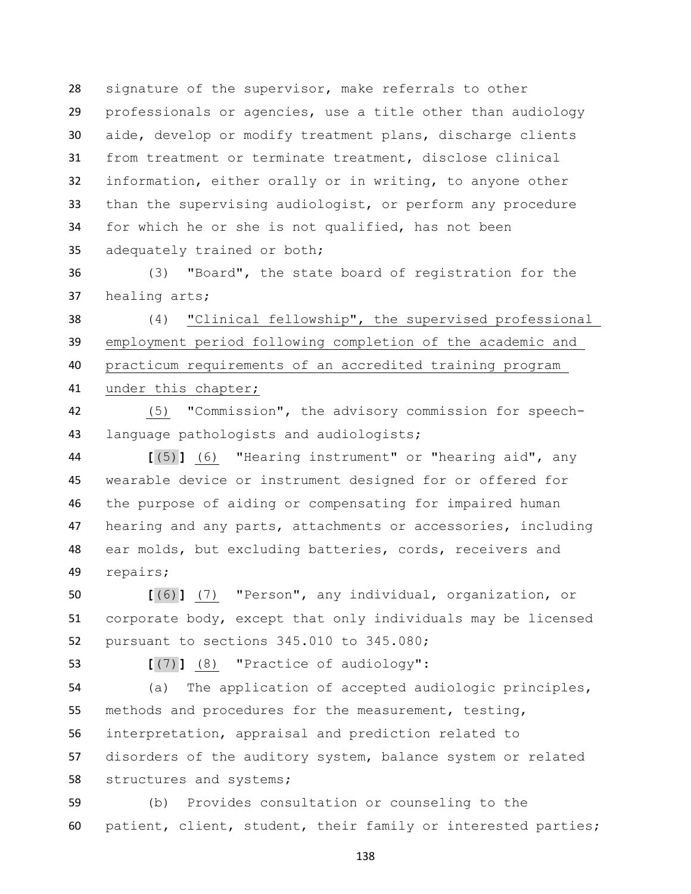signature of the supervisor, make referrals to other professionals or agencies, use a title other than audiology aide, develop or modify treatment plans, discharge clients from treatment or terminate treatment, disclose clinical information, either orally or in writing, to anyone other than the supervising audiologist, or perform any procedure for which he or she is not qualified, has not been adequately trained or both;

(3) "Board", the state board of registration for the healing arts;

(4) "Clinical fellowship", the supervised professional employment period following completion of the academic and practicum requirements of an accredited training program under this chapter;

(5) "Commission", the advisory commission for speech-language pathologists and audiologists;

[(5)] (6) "Hearing instrument" or "hearing aid", any wearable device or instrument designed for or offered for the purpose of aiding or compensating for impaired human hearing and any parts, attachments or accessories, including ear molds, but excluding batteries, cords, receivers and repairs;

[(6)] (7) "Person", any individual, organization, or corporate body, except that only individuals may be licensed pursuant to sections 345.010 to 345.080;

[(7)] (8) "Practice of audiology":

(a) The application of accepted audiologic principles, methods and procedures for the measurement, testing, interpretation, appraisal and prediction related to disorders of the auditory system, balance system or related structures and systems;

(b) Provides consultation or counseling to the patient, client, student, their family or interested parties;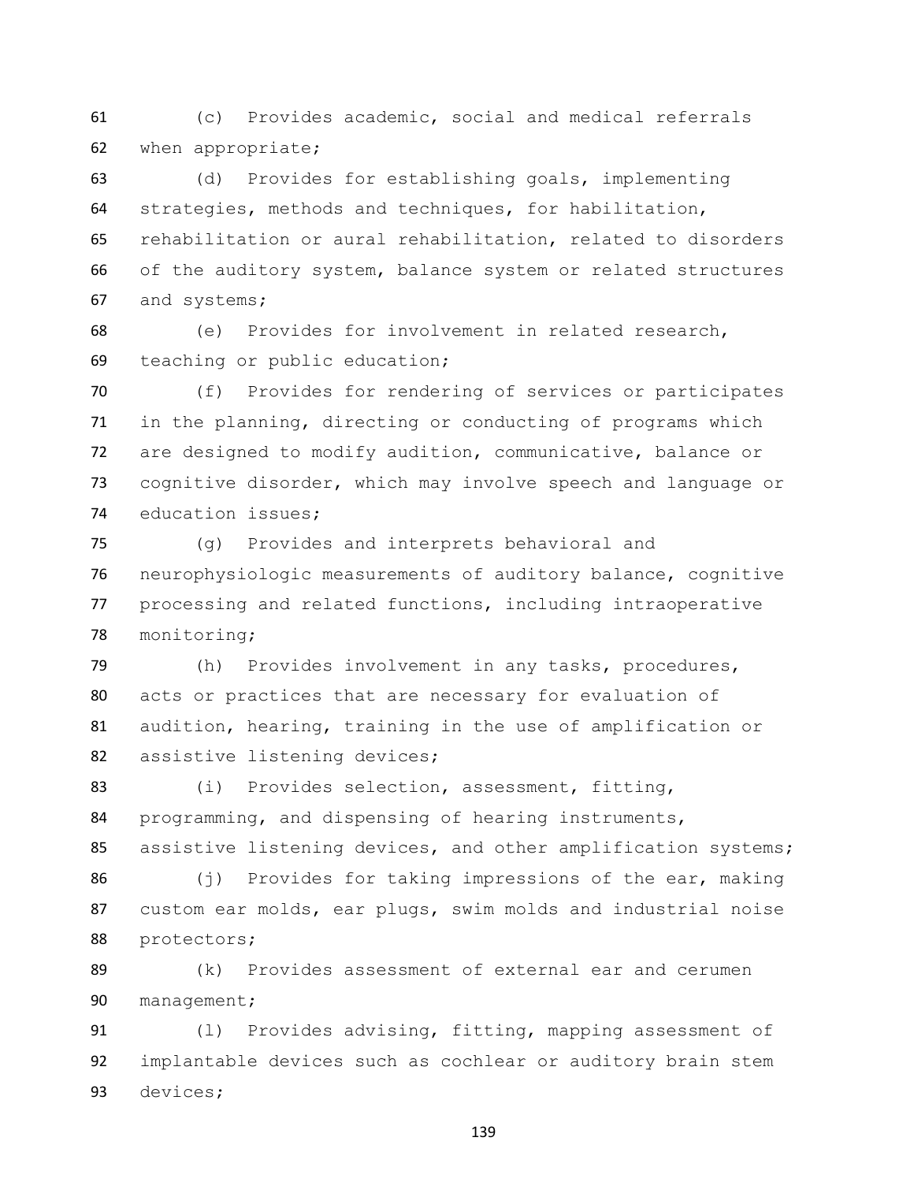(c) Provides academic, social and medical referrals when appropriate;

(d) Provides for establishing goals, implementing strategies, methods and techniques, for habilitation, rehabilitation or aural rehabilitation, related to disorders of the auditory system, balance system or related structures and systems;

(e) Provides for involvement in related research, teaching or public education;

(f) Provides for rendering of services or participates in the planning, directing or conducting of programs which are designed to modify audition, communicative, balance or cognitive disorder, which may involve speech and language or education issues;

(g) Provides and interprets behavioral and neurophysiologic measurements of auditory balance, cognitive processing and related functions, including intraoperative monitoring;

(h) Provides involvement in any tasks, procedures, acts or practices that are necessary for evaluation of audition, hearing, training in the use of amplification or assistive listening devices;

(i) Provides selection, assessment, fitting, programming, and dispensing of hearing instruments, assistive listening devices, and other amplification systems;

(j) Provides for taking impressions of the ear, making custom ear molds, ear plugs, swim molds and industrial noise protectors;

(k) Provides assessment of external ear and cerumen management;

(l) Provides advising, fitting, mapping assessment of implantable devices such as cochlear or auditory brain stem devices;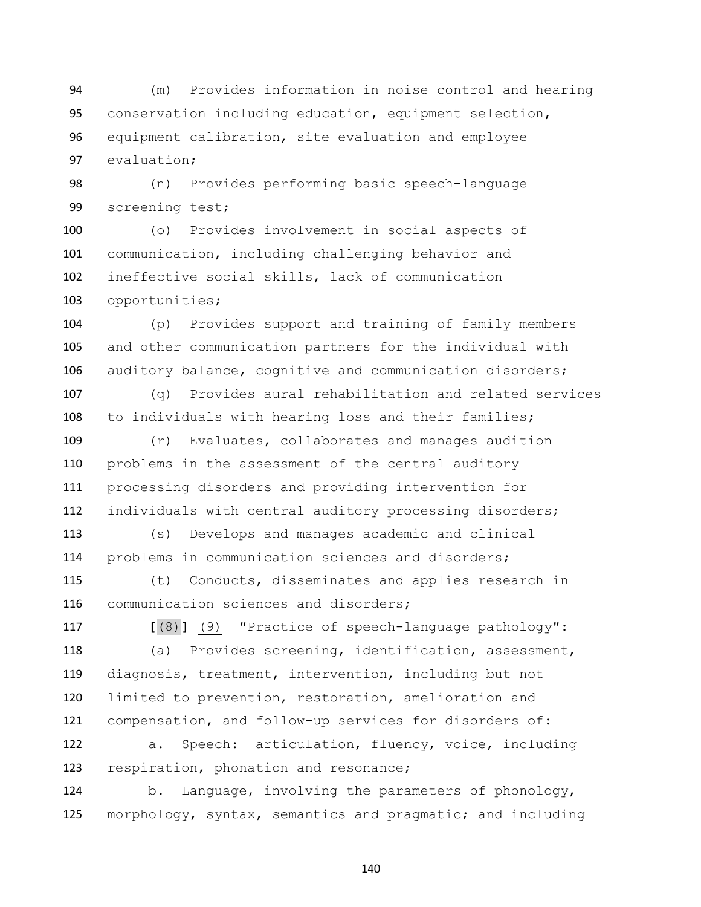(m) Provides information in noise control and hearing conservation including education, equipment selection, equipment calibration, site evaluation and employee evaluation;

(n) Provides performing basic speech-language screening test;

(o) Provides involvement in social aspects of communication, including challenging behavior and ineffective social skills, lack of communication opportunities;

(p) Provides support and training of family members and other communication partners for the individual with auditory balance, cognitive and communication disorders;

(q) Provides aural rehabilitation and related services to individuals with hearing loss and their families;

(r) Evaluates, collaborates and manages audition problems in the assessment of the central auditory processing disorders and providing intervention for individuals with central auditory processing disorders;

(s) Develops and manages academic and clinical problems in communication sciences and disorders;

(t) Conducts, disseminates and applies research in communication sciences and disorders;

[(8)] (9) "Practice of speech-language pathology":

(a) Provides screening, identification, assessment, diagnosis, treatment, intervention, including but not limited to prevention, restoration, amelioration and compensation, and follow-up services for disorders of:

a. Speech: articulation, fluency, voice, including respiration, phonation and resonance;

b. Language, involving the parameters of phonology, morphology, syntax, semantics and pragmatic; and including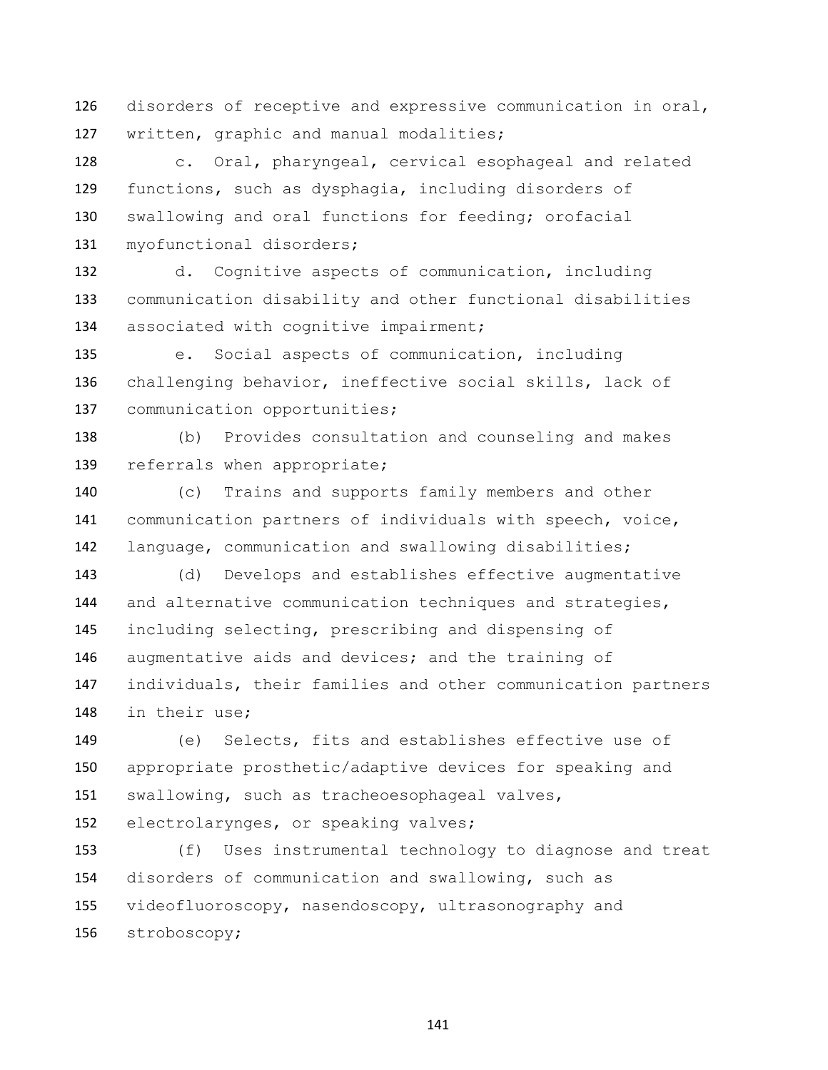disorders of receptive and expressive communication in oral, written, graphic and manual modalities;

c. Oral, pharyngeal, cervical esophageal and related functions, such as dysphagia, including disorders of swallowing and oral functions for feeding; orofacial myofunctional disorders;

d. Cognitive aspects of communication, including communication disability and other functional disabilities associated with cognitive impairment;

e. Social aspects of communication, including challenging behavior, ineffective social skills, lack of communication opportunities;

(b) Provides consultation and counseling and makes referrals when appropriate;

(c) Trains and supports family members and other communication partners of individuals with speech, voice, language, communication and swallowing disabilities;

(d) Develops and establishes effective augmentative and alternative communication techniques and strategies, including selecting, prescribing and dispensing of augmentative aids and devices; and the training of individuals, their families and other communication partners in their use;

(e) Selects, fits and establishes effective use of appropriate prosthetic/adaptive devices for speaking and swallowing, such as tracheoesophageal valves, electrolarynges, or speaking valves;

(f) Uses instrumental technology to diagnose and treat disorders of communication and swallowing, such as videofluoroscopy, nasendoscopy, ultrasonography and stroboscopy;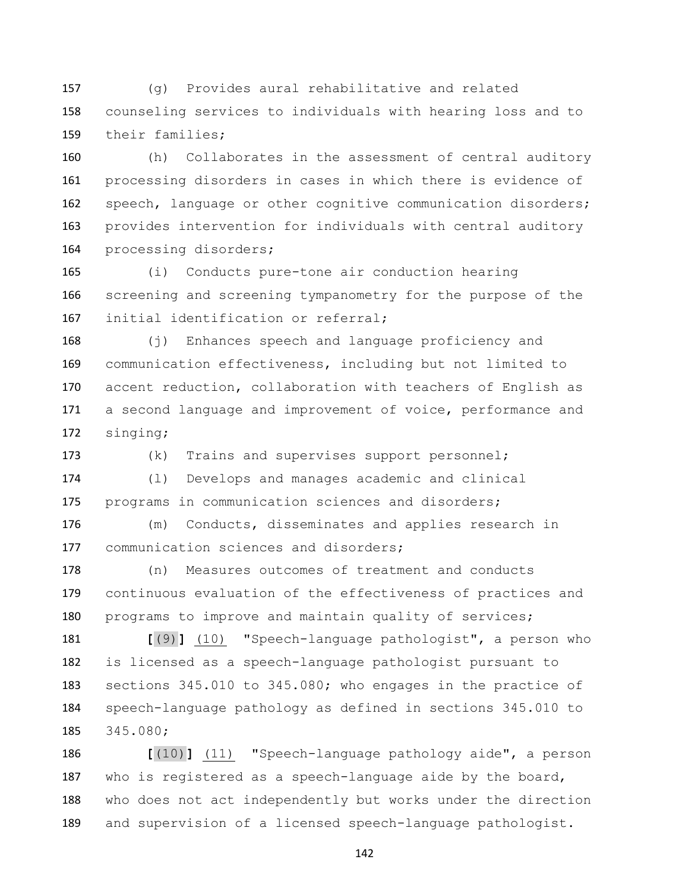157 (g) Provides aural rehabilitative and related
158 counseling services to individuals with hearing loss and to
159 their families;

160 (h) Collaborates in the assessment of central auditory
161 processing disorders in cases in which there is evidence of
162 speech, language or other cognitive communication disorders;
163 provides intervention for individuals with central auditory
164 processing disorders;

165 (i) Conducts pure-tone air conduction hearing
166 screening and screening tympanometry for the purpose of the
167 initial identification or referral;

168 (j) Enhances speech and language proficiency and
169 communication effectiveness, including but not limited to
170 accent reduction, collaboration with teachers of English as
171 a second language and improvement of voice, performance and
172 singing;

173 (k) Trains and supervises support personnel;

174 (l) Develops and manages academic and clinical
175 programs in communication sciences and disorders;

176 (m) Conducts, disseminates and applies research in
177 communication sciences and disorders;

178 (n) Measures outcomes of treatment and conducts
179 continuous evaluation of the effectiveness of practices and
180 programs to improve and maintain quality of services;

181 **[**(9)**]** <u>(10)</u> "Speech-language pathologist", a person who
182 is licensed as a speech-language pathologist pursuant to
183 sections 345.010 to 345.080; who engages in the practice of
184 speech-language pathology as defined in sections 345.010 to
185 345.080;

186 **[**(10)**]** <u>(11)</u> "Speech-language pathology aide", a person
187 who is registered as a speech-language aide by the board,
188 who does not act independently but works under the direction
189 and supervision of a licensed speech-language pathologist.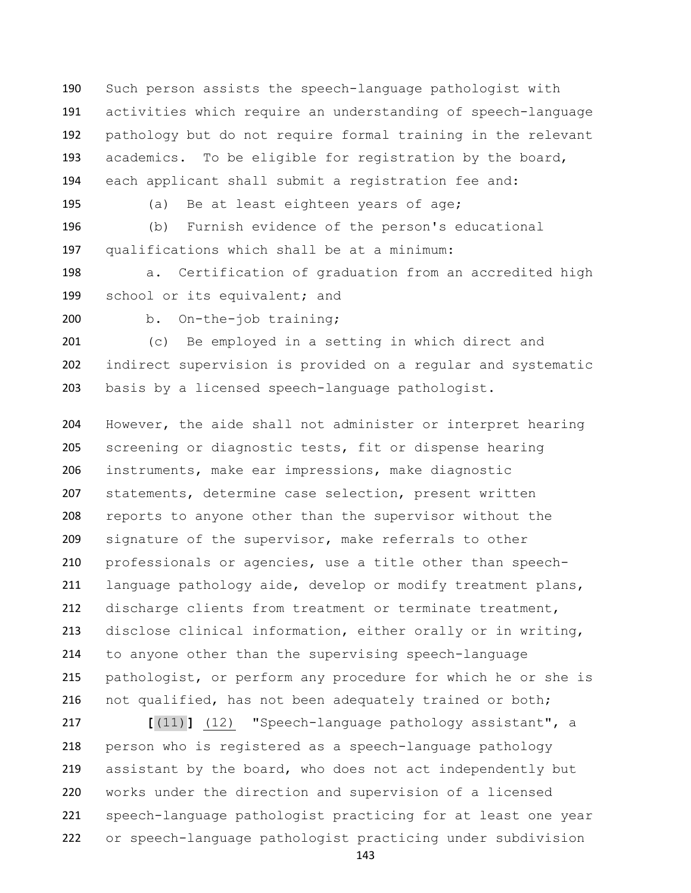Such person assists the speech-language pathologist with activities which require an understanding of speech-language pathology but do not require formal training in the relevant academics. To be eligible for registration by the board, each applicant shall submit a registration fee and:

(a) Be at least eighteen years of age;

(b) Furnish evidence of the person's educational qualifications which shall be at a minimum:

a. Certification of graduation from an accredited high school or its equivalent; and

b. On-the-job training;

(c) Be employed in a setting in which direct and indirect supervision is provided on a regular and systematic basis by a licensed speech-language pathologist.

However, the aide shall not administer or interpret hearing screening or diagnostic tests, fit or dispense hearing instruments, make ear impressions, make diagnostic statements, determine case selection, present written reports to anyone other than the supervisor without the signature of the supervisor, make referrals to other professionals or agencies, use a title other than speech-language pathology aide, develop or modify treatment plans, discharge clients from treatment or terminate treatment, disclose clinical information, either orally or in writing, to anyone other than the supervising speech-language pathologist, or perform any procedure for which he or she is not qualified, has not been adequately trained or both;

**[**(11)**]** (12) "Speech-language pathology assistant", a person who is registered as a speech-language pathology assistant by the board, who does not act independently but works under the direction and supervision of a licensed speech-language pathologist practicing for at least one year or speech-language pathologist practicing under subdivision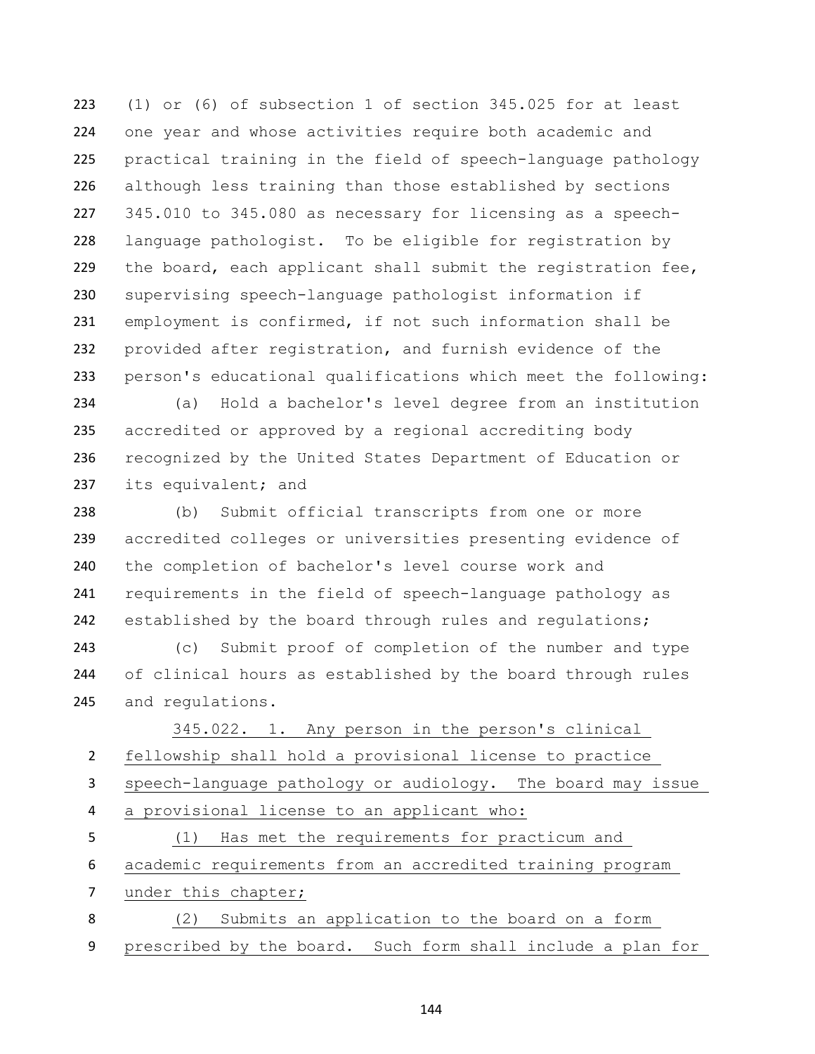(1) or (6) of subsection 1 of section 345.025 for at least one year and whose activities require both academic and practical training in the field of speech-language pathology although less training than those established by sections 345.010 to 345.080 as necessary for licensing as a speech-language pathologist. To be eligible for registration by the board, each applicant shall submit the registration fee, supervising speech-language pathologist information if employment is confirmed, if not such information shall be provided after registration, and furnish evidence of the person's educational qualifications which meet the following:

(a) Hold a bachelor's level degree from an institution accredited or approved by a regional accrediting body recognized by the United States Department of Education or its equivalent; and

(b) Submit official transcripts from one or more accredited colleges or universities presenting evidence of the completion of bachelor's level course work and requirements in the field of speech-language pathology as established by the board through rules and regulations;

(c) Submit proof of completion of the number and type of clinical hours as established by the board through rules and regulations.

345.022. 1. Any person in the person's clinical fellowship shall hold a provisional license to practice speech-language pathology or audiology. The board may issue a provisional license to an applicant who:

(1) Has met the requirements for practicum and academic requirements from an accredited training program under this chapter;

(2) Submits an application to the board on a form prescribed by the board. Such form shall include a plan for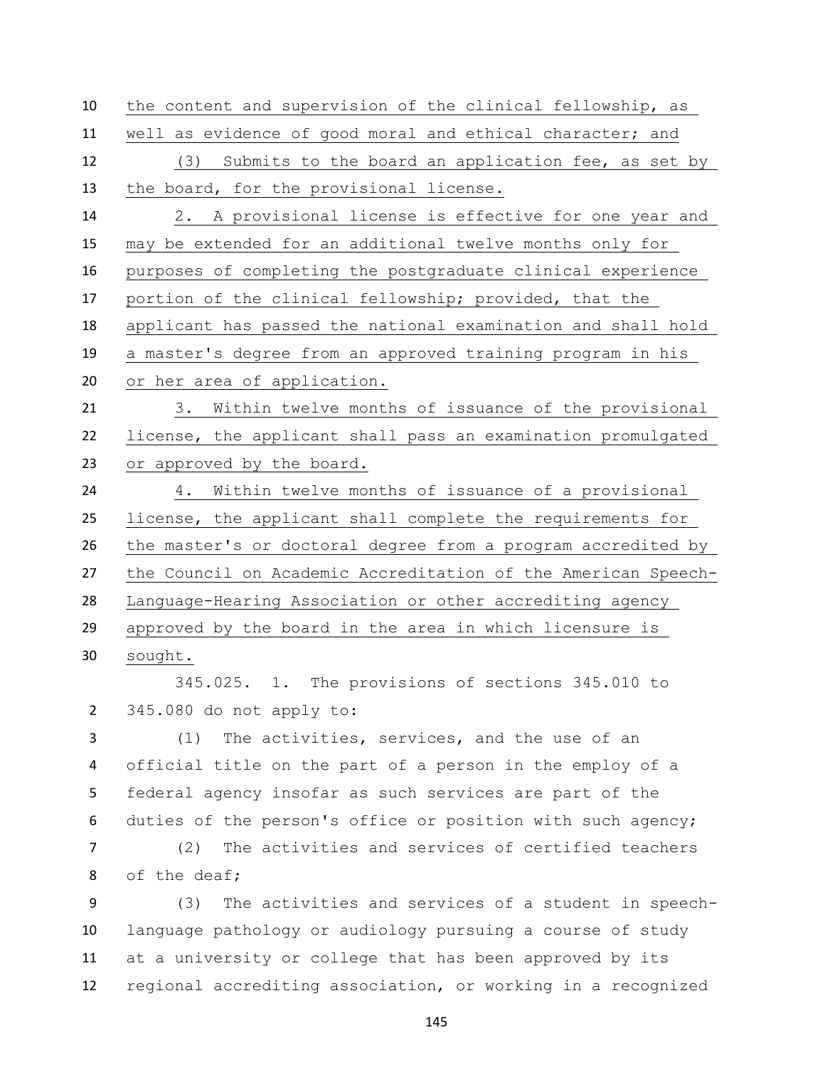the content and supervision of the clinical fellowship, as well as evidence of good moral and ethical character; and

(3) Submits to the board an application fee, as set by the board, for the provisional license.

2. A provisional license is effective for one year and may be extended for an additional twelve months only for purposes of completing the postgraduate clinical experience portion of the clinical fellowship; provided, that the applicant has passed the national examination and shall hold a master's degree from an approved training program in his or her area of application.

3. Within twelve months of issuance of the provisional license, the applicant shall pass an examination promulgated or approved by the board.

4. Within twelve months of issuance of a provisional license, the applicant shall complete the requirements for the master's or doctoral degree from a program accredited by the Council on Academic Accreditation of the American Speech-Language-Hearing Association or other accrediting agency approved by the board in the area in which licensure is sought.

345.025. 1. The provisions of sections 345.010 to 345.080 do not apply to:

(1) The activities, services, and the use of an official title on the part of a person in the employ of a federal agency insofar as such services are part of the duties of the person's office or position with such agency;

(2) The activities and services of certified teachers of the deaf;

(3) The activities and services of a student in speech-language pathology or audiology pursuing a course of study at a university or college that has been approved by its regional accrediting association, or working in a recognized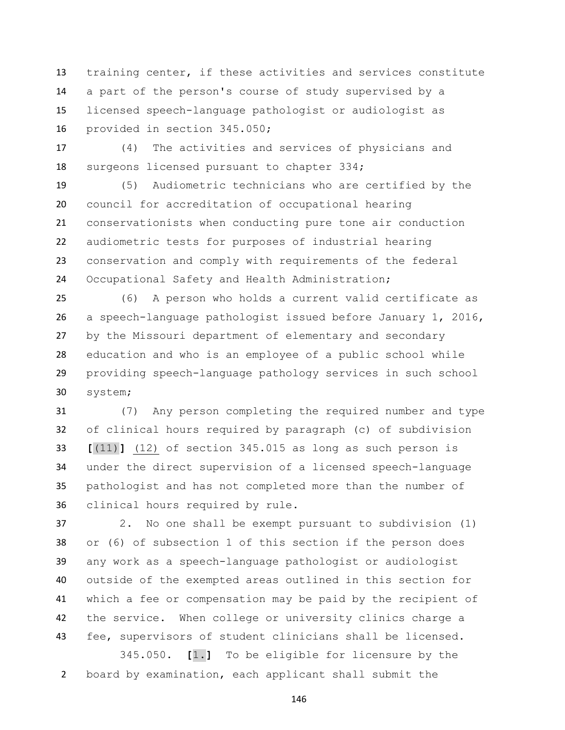training center, if these activities and services constitute a part of the person's course of study supervised by a licensed speech-language pathologist or audiologist as provided in section 345.050;

(4) The activities and services of physicians and surgeons licensed pursuant to chapter 334;

(5) Audiometric technicians who are certified by the council for accreditation of occupational hearing conservationists when conducting pure tone air conduction audiometric tests for purposes of industrial hearing conservation and comply with requirements of the federal Occupational Safety and Health Administration;

(6) A person who holds a current valid certificate as a speech-language pathologist issued before January 1, 2016, by the Missouri department of elementary and secondary education and who is an employee of a public school while providing speech-language pathology services in such school system;

(7) Any person completing the required number and type of clinical hours required by paragraph (c) of subdivision **[**(11)**]** (12) of section 345.015 as long as such person is under the direct supervision of a licensed speech-language pathologist and has not completed more than the number of clinical hours required by rule.

2. No one shall be exempt pursuant to subdivision (1) or (6) of subsection 1 of this section if the person does any work as a speech-language pathologist or audiologist outside of the exempted areas outlined in this section for which a fee or compensation may be paid by the recipient of the service. When college or university clinics charge a fee, supervisors of student clinicians shall be licensed.

345.050. **[**1.**]** To be eligible for licensure by the board by examination, each applicant shall submit the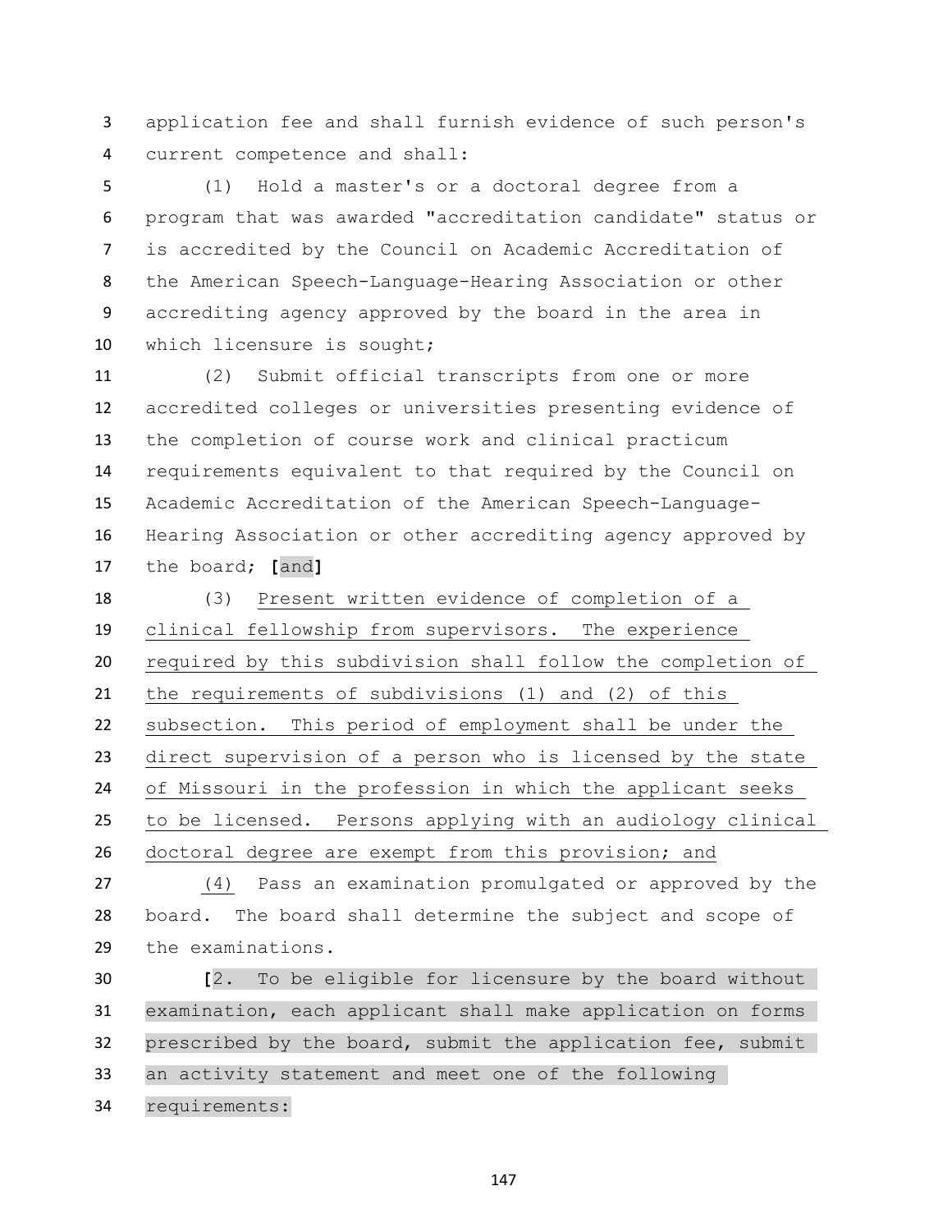application fee and shall furnish evidence of such person's current competence and shall:

(1) Hold a master's or a doctoral degree from a program that was awarded "accreditation candidate" status or is accredited by the Council on Academic Accreditation of the American Speech-Language-Hearing Association or other accrediting agency approved by the board in the area in which licensure is sought;

(2) Submit official transcripts from one or more accredited colleges or universities presenting evidence of the completion of course work and clinical practicum requirements equivalent to that required by the Council on Academic Accreditation of the American Speech-Language-Hearing Association or other accrediting agency approved by the board; **[**and**]**

(3) Present written evidence of completion of a clinical fellowship from supervisors. The experience required by this subdivision shall follow the completion of the requirements of subdivisions (1) and (2) of this subsection. This period of employment shall be under the direct supervision of a person who is licensed by the state of Missouri in the profession in which the applicant seeks to be licensed. Persons applying with an audiology clinical doctoral degree are exempt from this provision; and

(4) Pass an examination promulgated or approved by the board. The board shall determine the subject and scope of the examinations.

**[**2. To be eligible for licensure by the board without examination, each applicant shall make application on forms prescribed by the board, submit the application fee, submit an activity statement and meet one of the following requirements: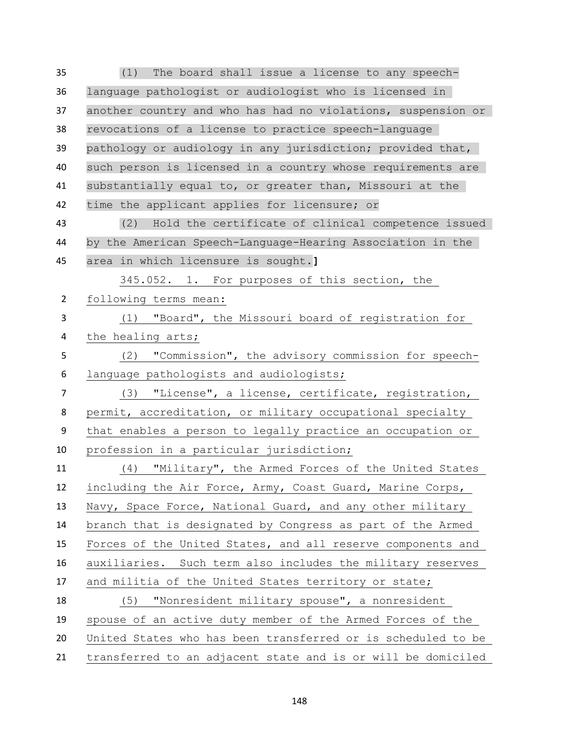(1) The board shall issue a license to any speech-language pathologist or audiologist who is licensed in another country and who has had no violations, suspension or revocations of a license to practice speech-language pathology or audiology in any jurisdiction; provided that, such person is licensed in a country whose requirements are substantially equal to, or greater than, Missouri at the time the applicant applies for licensure; or

(2) Hold the certificate of clinical competence issued by the American Speech-Language-Hearing Association in the area in which licensure is sought.]

345.052. 1. For purposes of this section, the following terms mean:

(1) "Board", the Missouri board of registration for the healing arts;

(2) "Commission", the advisory commission for speech-language pathologists and audiologists;

(3) "License", a license, certificate, registration, permit, accreditation, or military occupational specialty that enables a person to legally practice an occupation or profession in a particular jurisdiction;

(4) "Military", the Armed Forces of the United States including the Air Force, Army, Coast Guard, Marine Corps, Navy, Space Force, National Guard, and any other military branch that is designated by Congress as part of the Armed Forces of the United States, and all reserve components and auxiliaries. Such term also includes the military reserves and militia of the United States territory or state;

(5) "Nonresident military spouse", a nonresident spouse of an active duty member of the Armed Forces of the United States who has been transferred or is scheduled to be transferred to an adjacent state and is or will be domiciled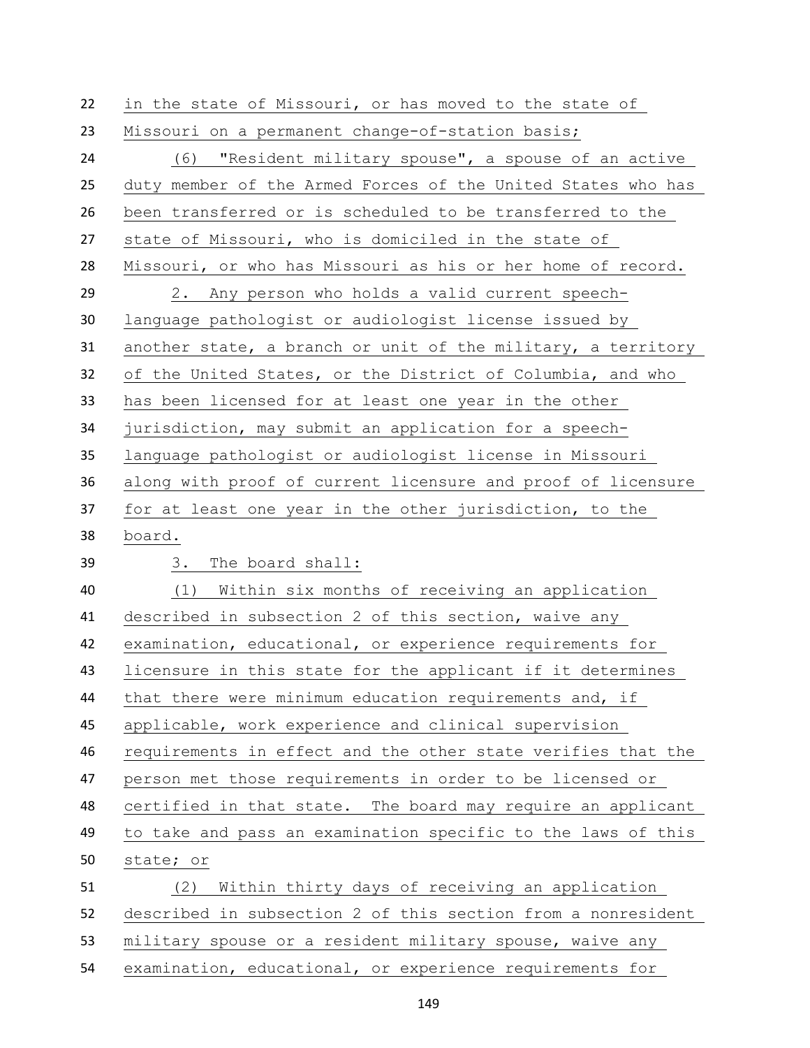in the state of Missouri, or has moved to the state of Missouri on a permanent change-of-station basis;

(6) "Resident military spouse", a spouse of an active duty member of the Armed Forces of the United States who has been transferred or is scheduled to be transferred to the state of Missouri, who is domiciled in the state of Missouri, or who has Missouri as his or her home of record.

2. Any person who holds a valid current speech-language pathologist or audiologist license issued by another state, a branch or unit of the military, a territory of the United States, or the District of Columbia, and who has been licensed for at least one year in the other jurisdiction, may submit an application for a speech-language pathologist or audiologist license in Missouri along with proof of current licensure and proof of licensure for at least one year in the other jurisdiction, to the board.

3. The board shall:

(1) Within six months of receiving an application described in subsection 2 of this section, waive any examination, educational, or experience requirements for licensure in this state for the applicant if it determines that there were minimum education requirements and, if applicable, work experience and clinical supervision requirements in effect and the other state verifies that the person met those requirements in order to be licensed or certified in that state. The board may require an applicant to take and pass an examination specific to the laws of this state; or

(2) Within thirty days of receiving an application described in subsection 2 of this section from a nonresident military spouse or a resident military spouse, waive any examination, educational, or experience requirements for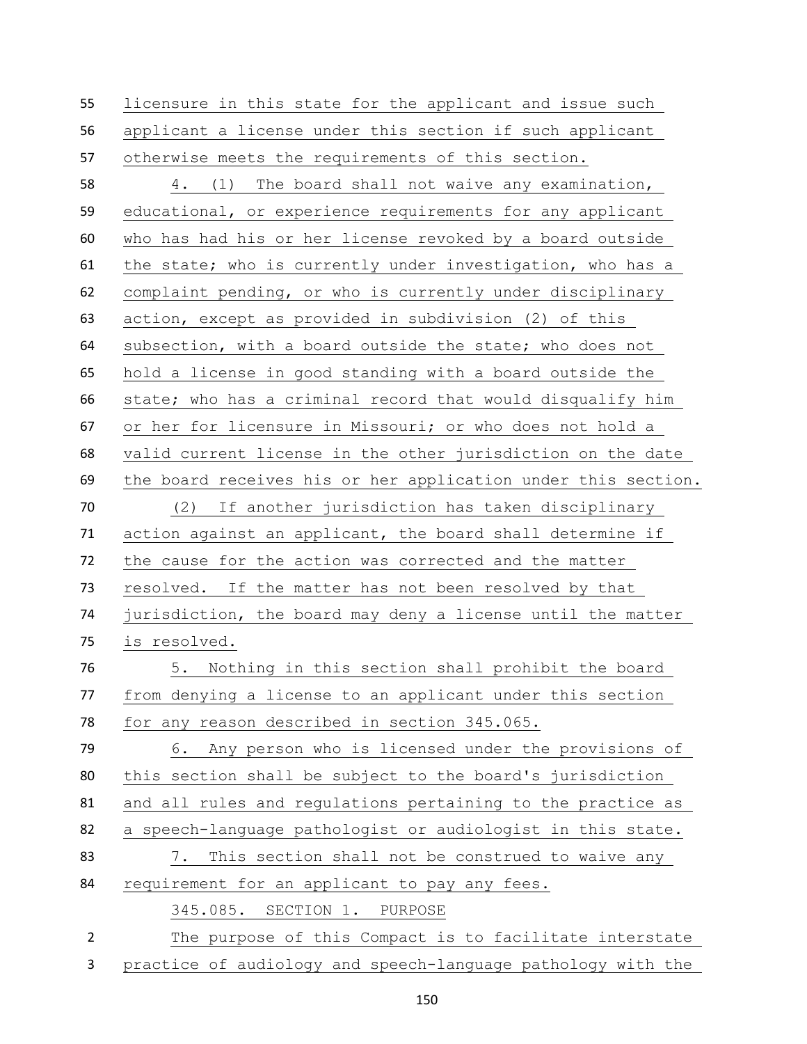licensure in this state for the applicant and issue such applicant a license under this section if such applicant otherwise meets the requirements of this section.

4. (1) The board shall not waive any examination, educational, or experience requirements for any applicant who has had his or her license revoked by a board outside the state; who is currently under investigation, who has a complaint pending, or who is currently under disciplinary action, except as provided in subdivision (2) of this subsection, with a board outside the state; who does not hold a license in good standing with a board outside the state; who has a criminal record that would disqualify him or her for licensure in Missouri; or who does not hold a valid current license in the other jurisdiction on the date the board receives his or her application under this section.

(2) If another jurisdiction has taken disciplinary action against an applicant, the board shall determine if the cause for the action was corrected and the matter resolved. If the matter has not been resolved by that jurisdiction, the board may deny a license until the matter is resolved.

5. Nothing in this section shall prohibit the board from denying a license to an applicant under this section for any reason described in section 345.065.

6. Any person who is licensed under the provisions of this section shall be subject to the board's jurisdiction and all rules and regulations pertaining to the practice as a speech-language pathologist or audiologist in this state.

7. This section shall not be construed to waive any requirement for an applicant to pay any fees.

345.085. SECTION 1. PURPOSE

The purpose of this Compact is to facilitate interstate practice of audiology and speech-language pathology with the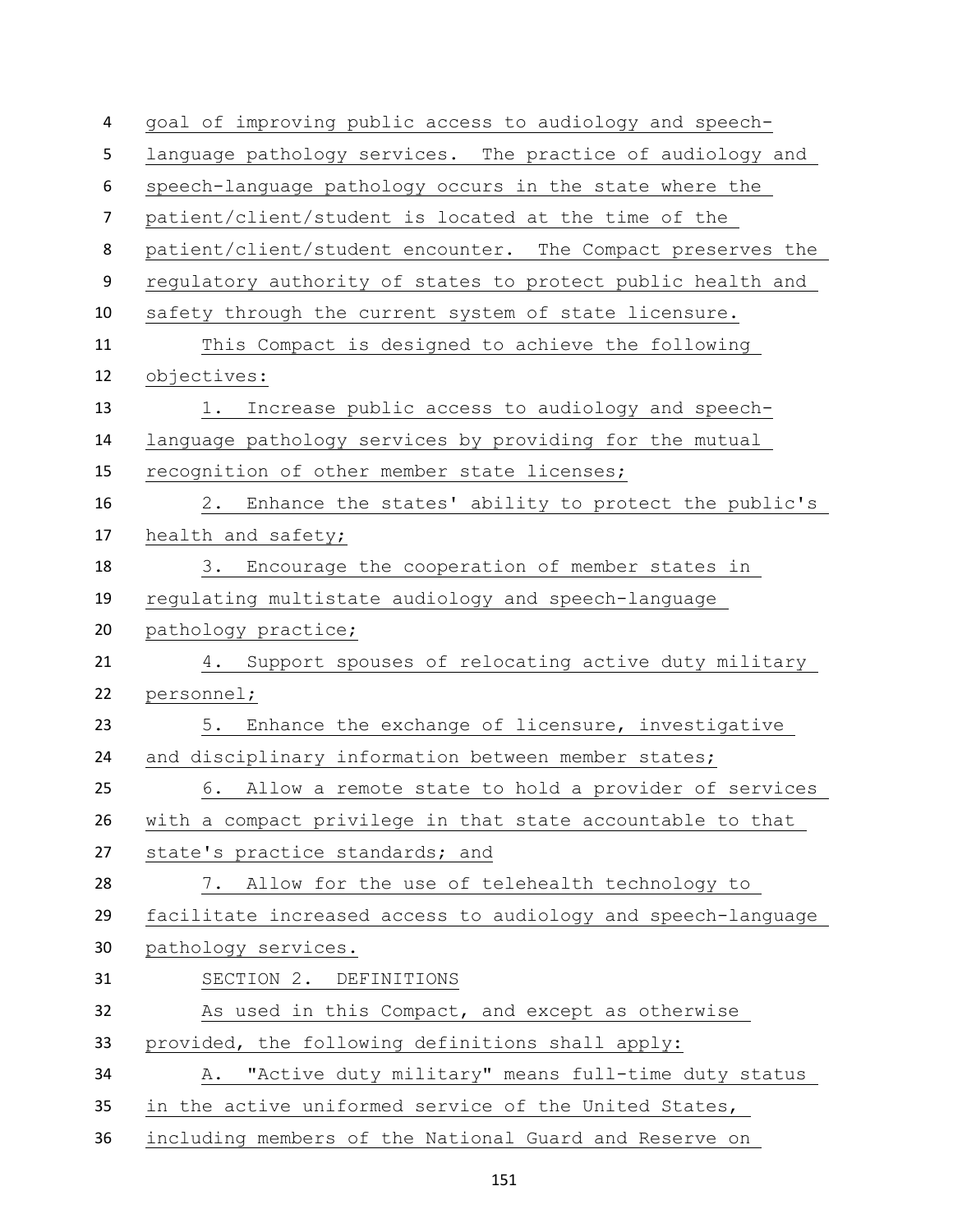goal of improving public access to audiology and speech-language pathology services. The practice of audiology and speech-language pathology occurs in the state where the patient/client/student is located at the time of the patient/client/student encounter. The Compact preserves the regulatory authority of states to protect public health and safety through the current system of state licensure.

This Compact is designed to achieve the following objectives:

1. Increase public access to audiology and speech-language pathology services by providing for the mutual recognition of other member state licenses;
2. Enhance the states' ability to protect the public's health and safety;
3. Encourage the cooperation of member states in regulating multistate audiology and speech-language pathology practice;
4. Support spouses of relocating active duty military personnel;
5. Enhance the exchange of licensure, investigative and disciplinary information between member states;
6. Allow a remote state to hold a provider of services with a compact privilege in that state accountable to that state's practice standards; and
7. Allow for the use of telehealth technology to facilitate increased access to audiology and speech-language pathology services.

SECTION 2. DEFINITIONS

As used in this Compact, and except as otherwise provided, the following definitions shall apply:

A. "Active duty military" means full-time duty status in the active uniformed service of the United States, including members of the National Guard and Reserve on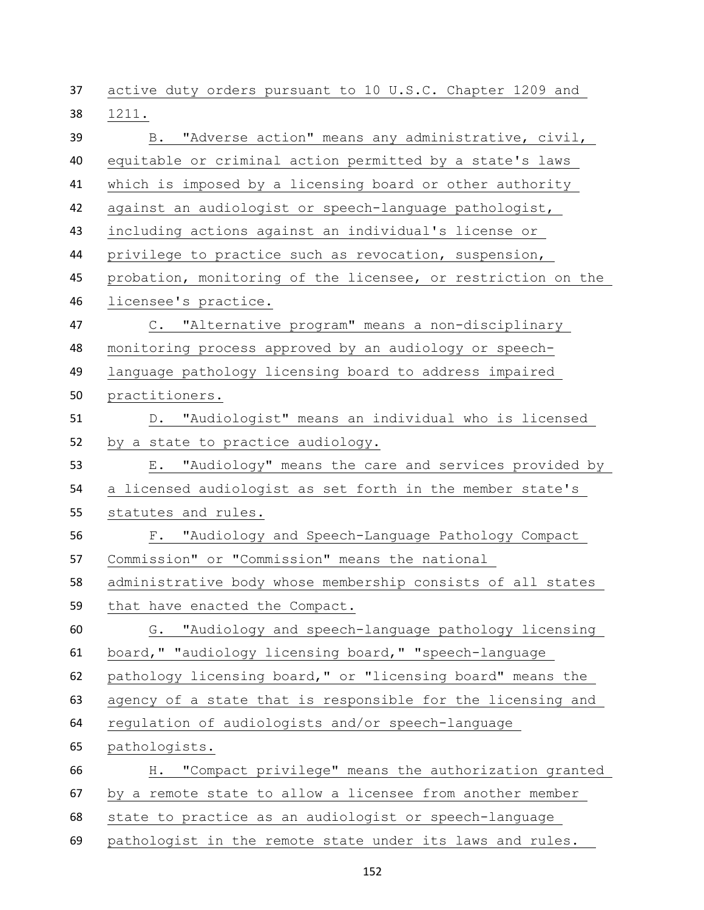active duty orders pursuant to 10 U.S.C. Chapter 1209 and 1211.

B. "Adverse action" means any administrative, civil, equitable or criminal action permitted by a state's laws which is imposed by a licensing board or other authority against an audiologist or speech-language pathologist, including actions against an individual's license or privilege to practice such as revocation, suspension, probation, monitoring of the licensee, or restriction on the licensee's practice.

C. "Alternative program" means a non-disciplinary monitoring process approved by an audiology or speech-language pathology licensing board to address impaired practitioners.

D. "Audiologist" means an individual who is licensed by a state to practice audiology.

E. "Audiology" means the care and services provided by a licensed audiologist as set forth in the member state's statutes and rules.

F. "Audiology and Speech-Language Pathology Compact Commission" or "Commission" means the national administrative body whose membership consists of all states that have enacted the Compact.

G. "Audiology and speech-language pathology licensing board," "audiology licensing board," "speech-language pathology licensing board," or "licensing board" means the agency of a state that is responsible for the licensing and regulation of audiologists and/or speech-language pathologists.

H. "Compact privilege" means the authorization granted by a remote state to allow a licensee from another member state to practice as an audiologist or speech-language pathologist in the remote state under its laws and rules.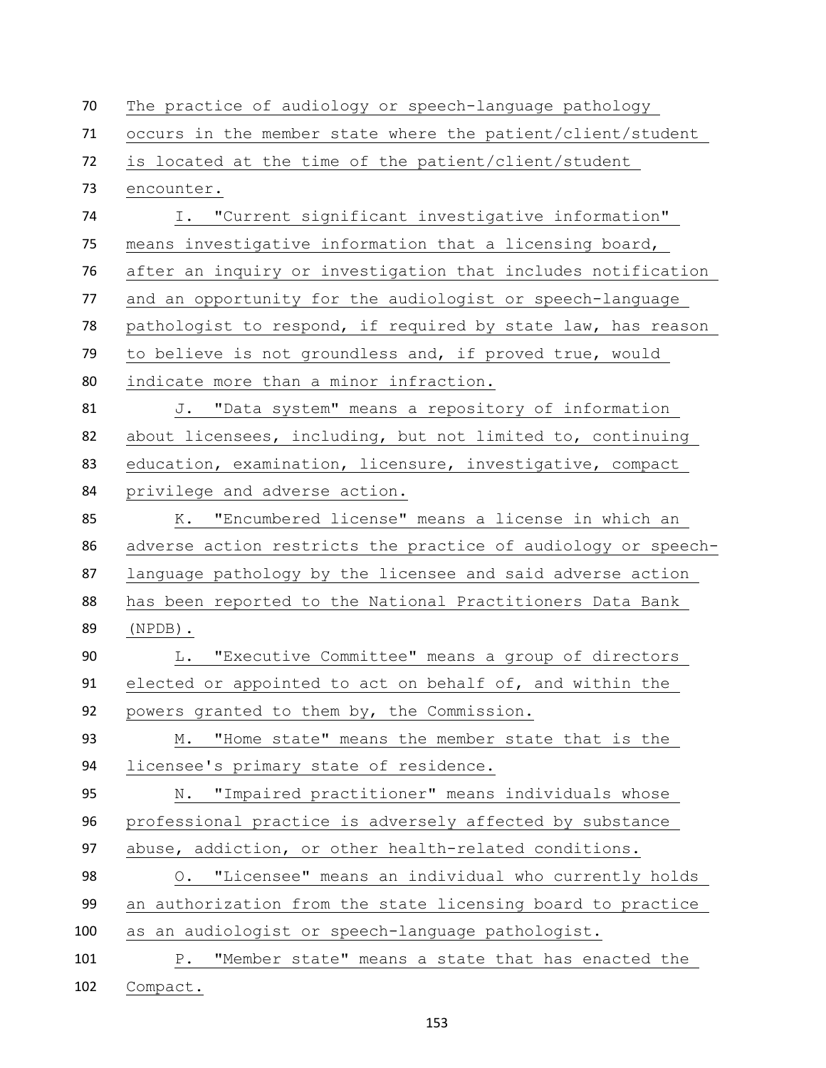The practice of audiology or speech-language pathology occurs in the member state where the patient/client/student is located at the time of the patient/client/student encounter.

I. "Current significant investigative information" means investigative information that a licensing board, after an inquiry or investigation that includes notification and an opportunity for the audiologist or speech-language pathologist to respond, if required by state law, has reason to believe is not groundless and, if proved true, would indicate more than a minor infraction.

J. "Data system" means a repository of information about licensees, including, but not limited to, continuing education, examination, licensure, investigative, compact privilege and adverse action.

K. "Encumbered license" means a license in which an adverse action restricts the practice of audiology or speech-language pathology by the licensee and said adverse action has been reported to the National Practitioners Data Bank (NPDB).

L. "Executive Committee" means a group of directors elected or appointed to act on behalf of, and within the powers granted to them by, the Commission.

M. "Home state" means the member state that is the licensee's primary state of residence.

N. "Impaired practitioner" means individuals whose professional practice is adversely affected by substance abuse, addiction, or other health-related conditions.

O. "Licensee" means an individual who currently holds an authorization from the state licensing board to practice as an audiologist or speech-language pathologist.

P. "Member state" means a state that has enacted the Compact.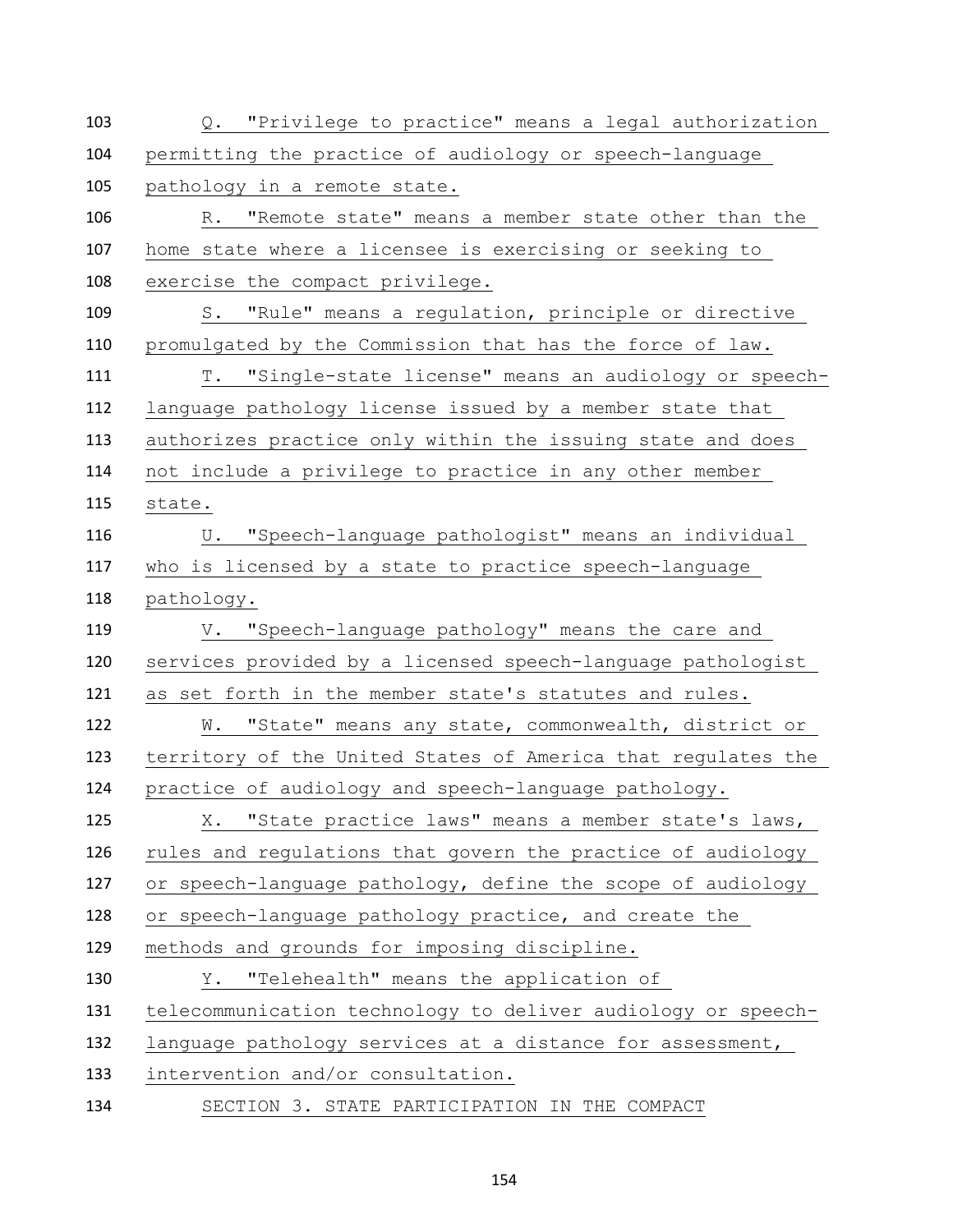Q. "Privilege to practice" means a legal authorization permitting the practice of audiology or speech-language pathology in a remote state.

R. "Remote state" means a member state other than the home state where a licensee is exercising or seeking to exercise the compact privilege.

S. "Rule" means a regulation, principle or directive promulgated by the Commission that has the force of law.

T. "Single-state license" means an audiology or speech-language pathology license issued by a member state that authorizes practice only within the issuing state and does not include a privilege to practice in any other member state.

U. "Speech-language pathologist" means an individual who is licensed by a state to practice speech-language pathology.

V. "Speech-language pathology" means the care and services provided by a licensed speech-language pathologist as set forth in the member state's statutes and rules.

W. "State" means any state, commonwealth, district or territory of the United States of America that regulates the practice of audiology and speech-language pathology.

X. "State practice laws" means a member state's laws, rules and regulations that govern the practice of audiology or speech-language pathology, define the scope of audiology or speech-language pathology practice, and create the methods and grounds for imposing discipline.

Y. "Telehealth" means the application of telecommunication technology to deliver audiology or speech-language pathology services at a distance for assessment, intervention and/or consultation.

SECTION 3. STATE PARTICIPATION IN THE COMPACT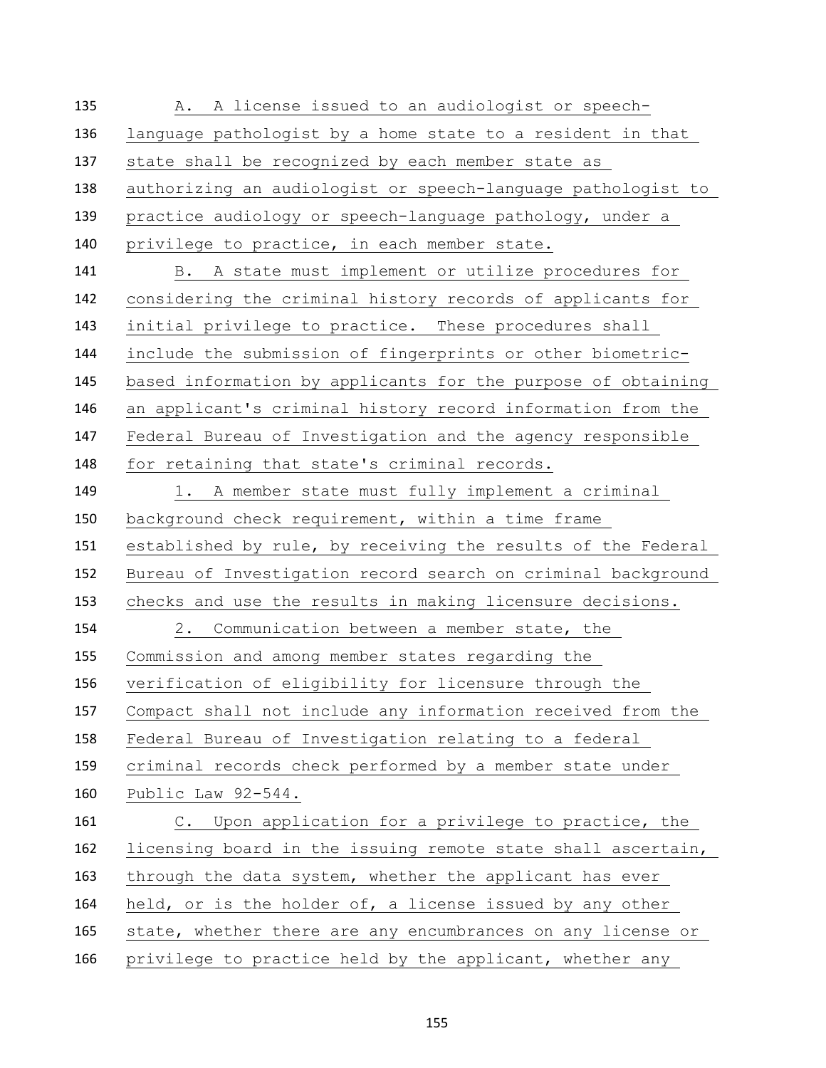A. A license issued to an audiologist or speech-language pathologist by a home state to a resident in that state shall be recognized by each member state as authorizing an audiologist or speech-language pathologist to practice audiology or speech-language pathology, under a privilege to practice, in each member state.

B. A state must implement or utilize procedures for considering the criminal history records of applicants for initial privilege to practice. These procedures shall include the submission of fingerprints or other biometric-based information by applicants for the purpose of obtaining an applicant's criminal history record information from the Federal Bureau of Investigation and the agency responsible for retaining that state's criminal records.

1. A member state must fully implement a criminal background check requirement, within a time frame established by rule, by receiving the results of the Federal Bureau of Investigation record search on criminal background checks and use the results in making licensure decisions.

2. Communication between a member state, the Commission and among member states regarding the verification of eligibility for licensure through the Compact shall not include any information received from the Federal Bureau of Investigation relating to a federal criminal records check performed by a member state under Public Law 92-544.

C. Upon application for a privilege to practice, the licensing board in the issuing remote state shall ascertain, through the data system, whether the applicant has ever held, or is the holder of, a license issued by any other state, whether there are any encumbrances on any license or privilege to practice held by the applicant, whether any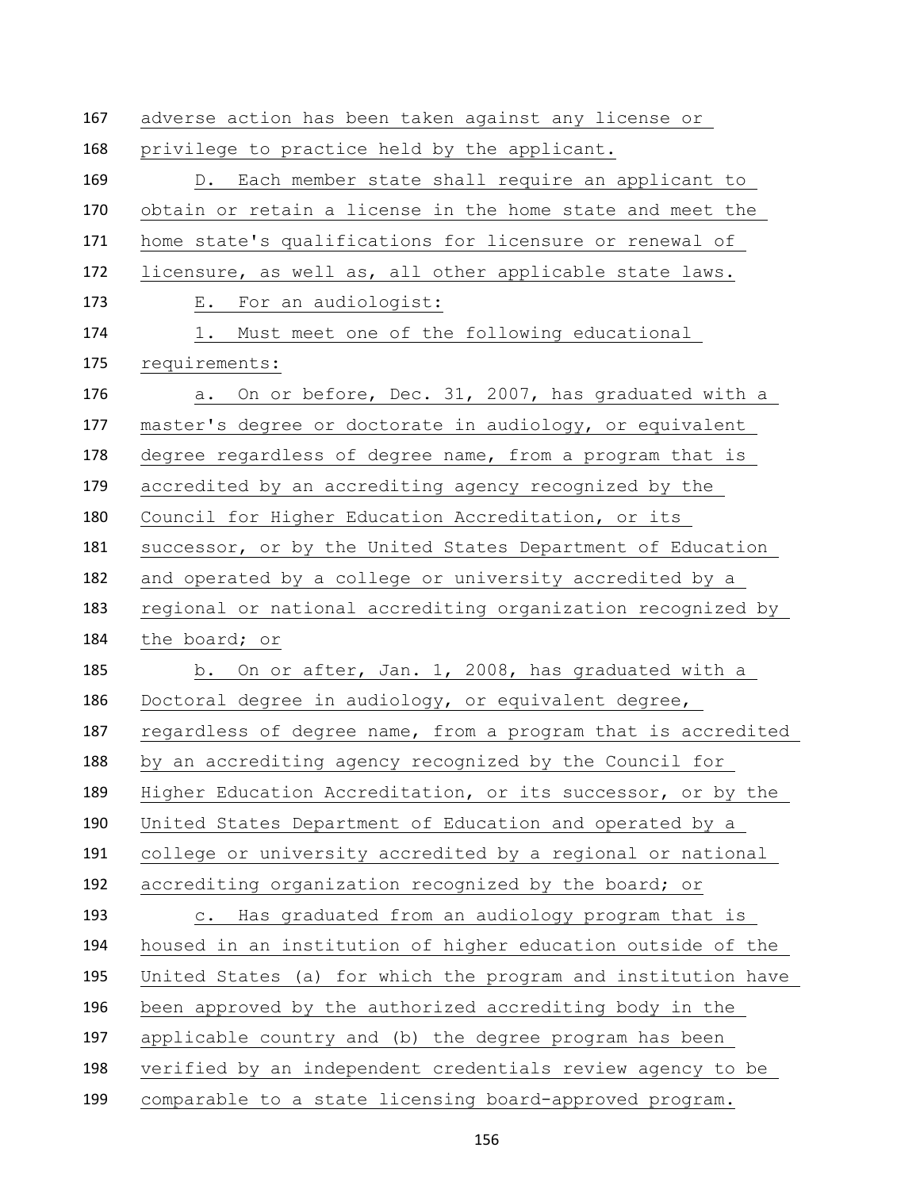adverse action has been taken against any license or privilege to practice held by the applicant.

D. Each member state shall require an applicant to obtain or retain a license in the home state and meet the home state's qualifications for licensure or renewal of licensure, as well as, all other applicable state laws.

E. For an audiologist:

1. Must meet one of the following educational requirements:

a. On or before, Dec. 31, 2007, has graduated with a master's degree or doctorate in audiology, or equivalent degree regardless of degree name, from a program that is accredited by an accrediting agency recognized by the Council for Higher Education Accreditation, or its successor, or by the United States Department of Education and operated by a college or university accredited by a regional or national accrediting organization recognized by the board; or

b. On or after, Jan. 1, 2008, has graduated with a Doctoral degree in audiology, or equivalent degree, regardless of degree name, from a program that is accredited by an accrediting agency recognized by the Council for Higher Education Accreditation, or its successor, or by the United States Department of Education and operated by a college or university accredited by a regional or national accrediting organization recognized by the board; or

c. Has graduated from an audiology program that is housed in an institution of higher education outside of the United States (a) for which the program and institution have been approved by the authorized accrediting body in the applicable country and (b) the degree program has been verified by an independent credentials review agency to be comparable to a state licensing board-approved program.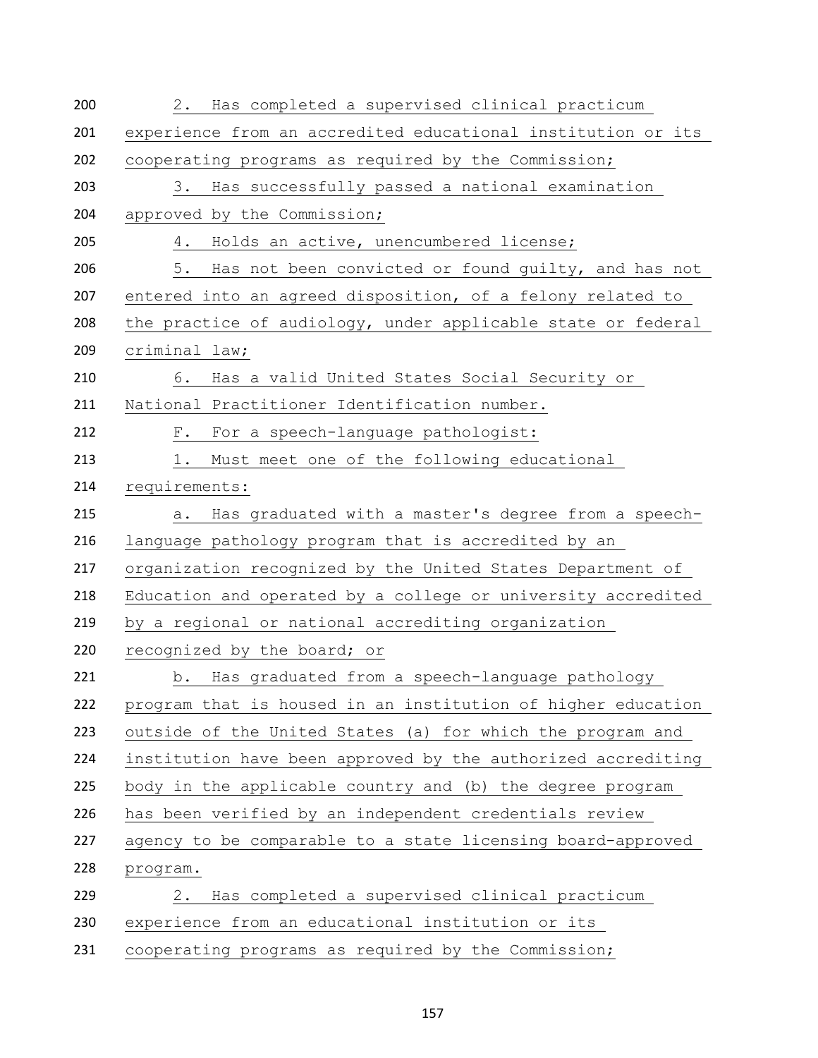2. Has completed a supervised clinical practicum experience from an accredited educational institution or its cooperating programs as required by the Commission;

3. Has successfully passed a national examination approved by the Commission;

4. Holds an active, unencumbered license;

5. Has not been convicted or found guilty, and has not entered into an agreed disposition, of a felony related to the practice of audiology, under applicable state or federal criminal law;

6. Has a valid United States Social Security or National Practitioner Identification number.

F. For a speech-language pathologist:

1. Must meet one of the following educational requirements:

a. Has graduated with a master's degree from a speech-language pathology program that is accredited by an organization recognized by the United States Department of Education and operated by a college or university accredited by a regional or national accrediting organization recognized by the board; or

b. Has graduated from a speech-language pathology program that is housed in an institution of higher education outside of the United States (a) for which the program and institution have been approved by the authorized accrediting body in the applicable country and (b) the degree program has been verified by an independent credentials review agency to be comparable to a state licensing board-approved program.

2. Has completed a supervised clinical practicum experience from an educational institution or its cooperating programs as required by the Commission;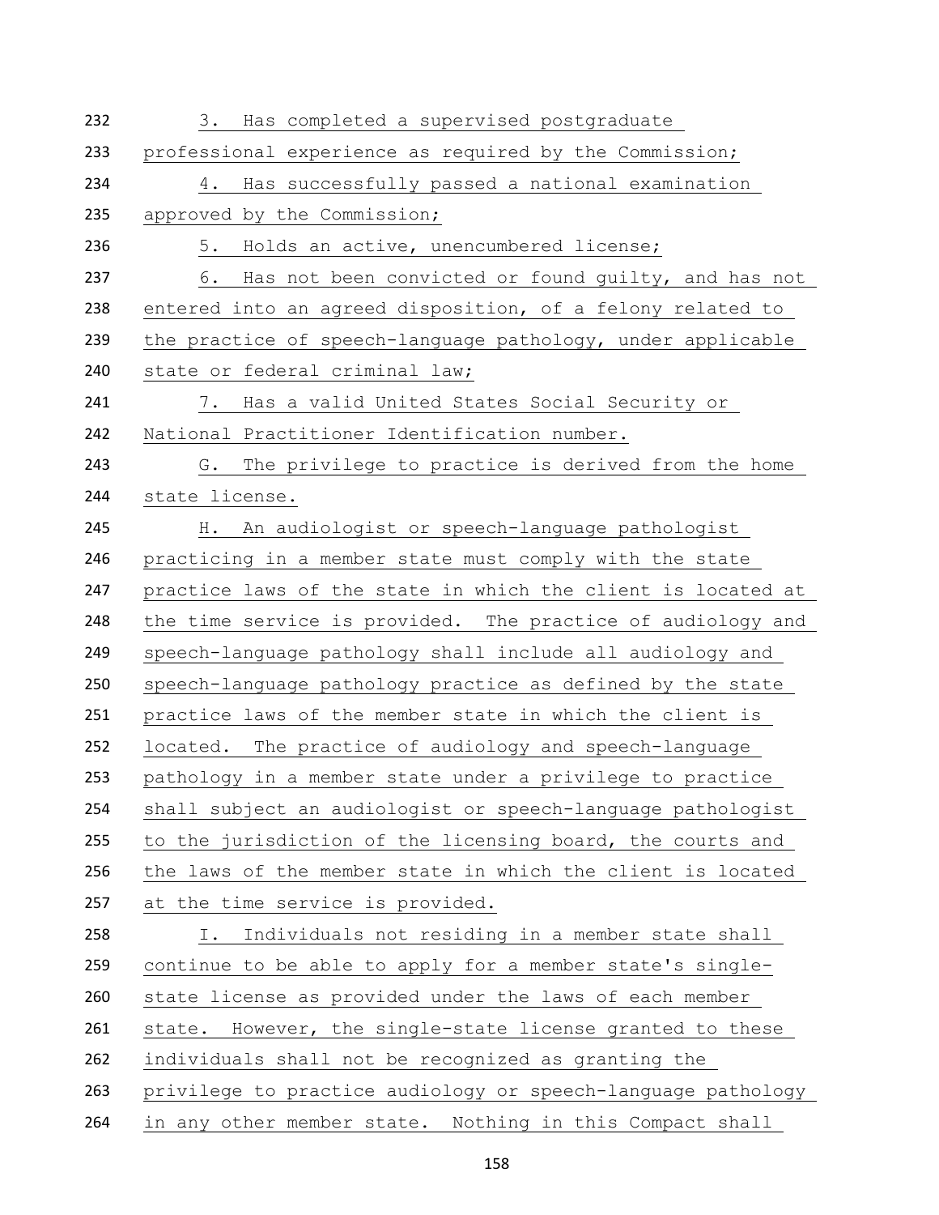3. Has completed a supervised postgraduate professional experience as required by the Commission;

4. Has successfully passed a national examination approved by the Commission;

5. Holds an active, unencumbered license;

6. Has not been convicted or found guilty, and has not entered into an agreed disposition, of a felony related to the practice of speech-language pathology, under applicable state or federal criminal law;

7. Has a valid United States Social Security or National Practitioner Identification number.

G. The privilege to practice is derived from the home state license.

H. An audiologist or speech-language pathologist practicing in a member state must comply with the state practice laws of the state in which the client is located at the time service is provided. The practice of audiology and speech-language pathology shall include all audiology and speech-language pathology practice as defined by the state practice laws of the member state in which the client is located. The practice of audiology and speech-language pathology in a member state under a privilege to practice shall subject an audiologist or speech-language pathologist to the jurisdiction of the licensing board, the courts and the laws of the member state in which the client is located at the time service is provided.

I. Individuals not residing in a member state shall continue to be able to apply for a member state's single-state license as provided under the laws of each member state. However, the single-state license granted to these individuals shall not be recognized as granting the privilege to practice audiology or speech-language pathology in any other member state. Nothing in this Compact shall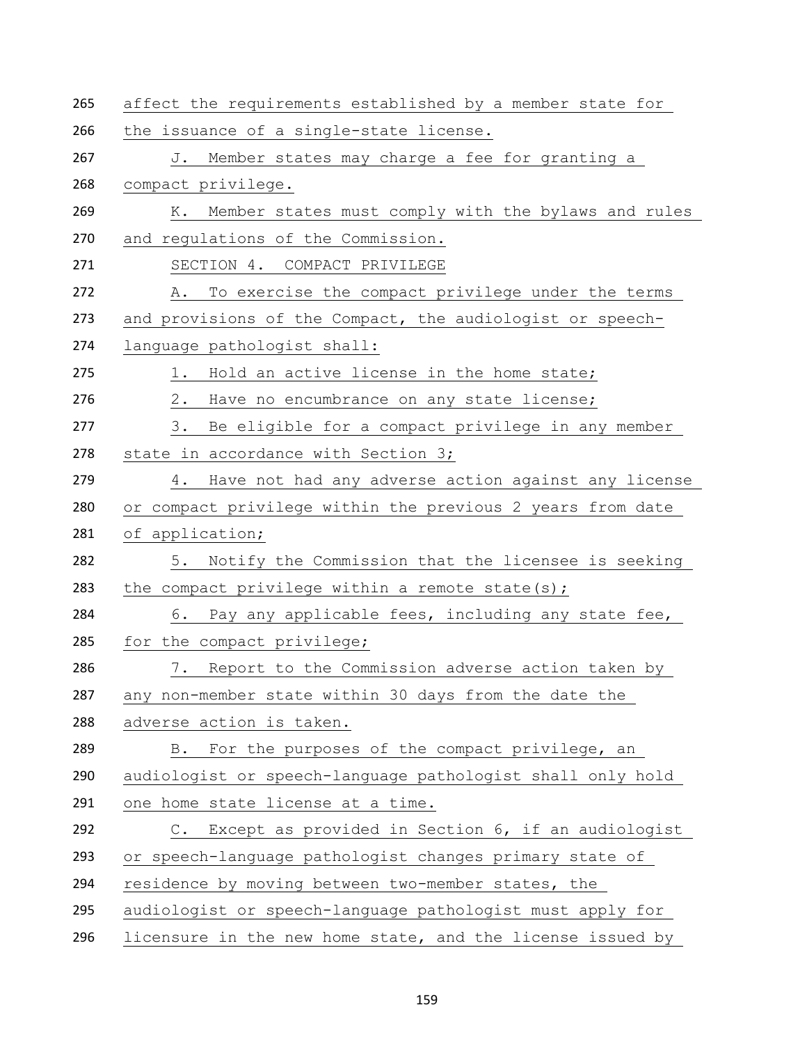affect the requirements established by a member state for the issuance of a single-state license.

J. Member states may charge a fee for granting a compact privilege.

K. Member states must comply with the bylaws and rules and regulations of the Commission.

SECTION 4. COMPACT PRIVILEGE

A. To exercise the compact privilege under the terms and provisions of the Compact, the audiologist or speech-language pathologist shall:

1. Hold an active license in the home state;

2. Have no encumbrance on any state license;

3. Be eligible for a compact privilege in any member state in accordance with Section 3;

4. Have not had any adverse action against any license or compact privilege within the previous 2 years from date of application;

5. Notify the Commission that the licensee is seeking the compact privilege within a remote state(s);

6. Pay any applicable fees, including any state fee, for the compact privilege;

7. Report to the Commission adverse action taken by any non-member state within 30 days from the date the adverse action is taken.

B. For the purposes of the compact privilege, an audiologist or speech-language pathologist shall only hold one home state license at a time.

C. Except as provided in Section 6, if an audiologist or speech-language pathologist changes primary state of residence by moving between two-member states, the audiologist or speech-language pathologist must apply for licensure in the new home state, and the license issued by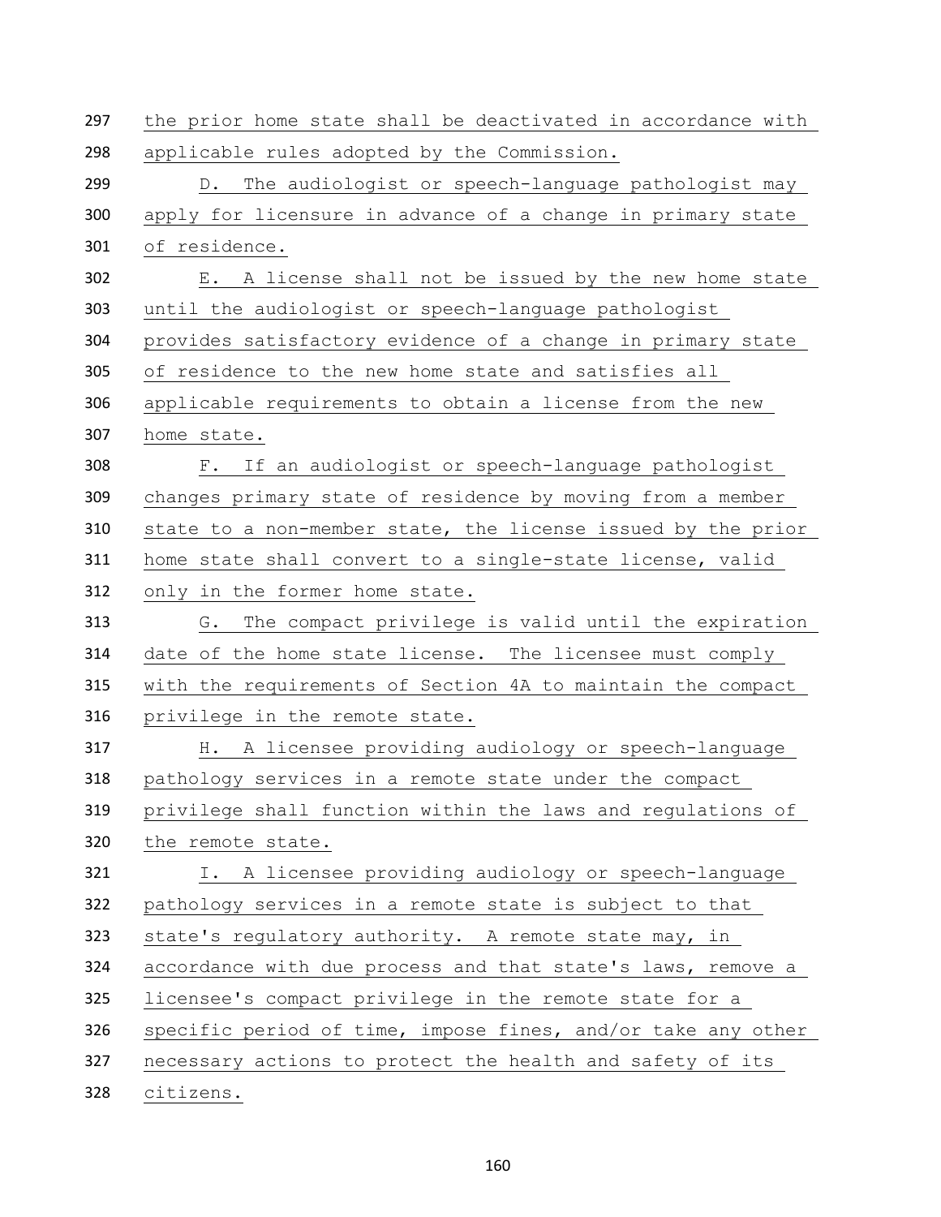the prior home state shall be deactivated in accordance with applicable rules adopted by the Commission.

D. The audiologist or speech-language pathologist may apply for licensure in advance of a change in primary state of residence.

E. A license shall not be issued by the new home state until the audiologist or speech-language pathologist provides satisfactory evidence of a change in primary state of residence to the new home state and satisfies all applicable requirements to obtain a license from the new home state.

F. If an audiologist or speech-language pathologist changes primary state of residence by moving from a member state to a non-member state, the license issued by the prior home state shall convert to a single-state license, valid only in the former home state.

G. The compact privilege is valid until the expiration date of the home state license. The licensee must comply with the requirements of Section 4A to maintain the compact privilege in the remote state.

H. A licensee providing audiology or speech-language pathology services in a remote state under the compact privilege shall function within the laws and regulations of the remote state.

I. A licensee providing audiology or speech-language pathology services in a remote state is subject to that state's regulatory authority. A remote state may, in accordance with due process and that state's laws, remove a licensee's compact privilege in the remote state for a specific period of time, impose fines, and/or take any other necessary actions to protect the health and safety of its citizens.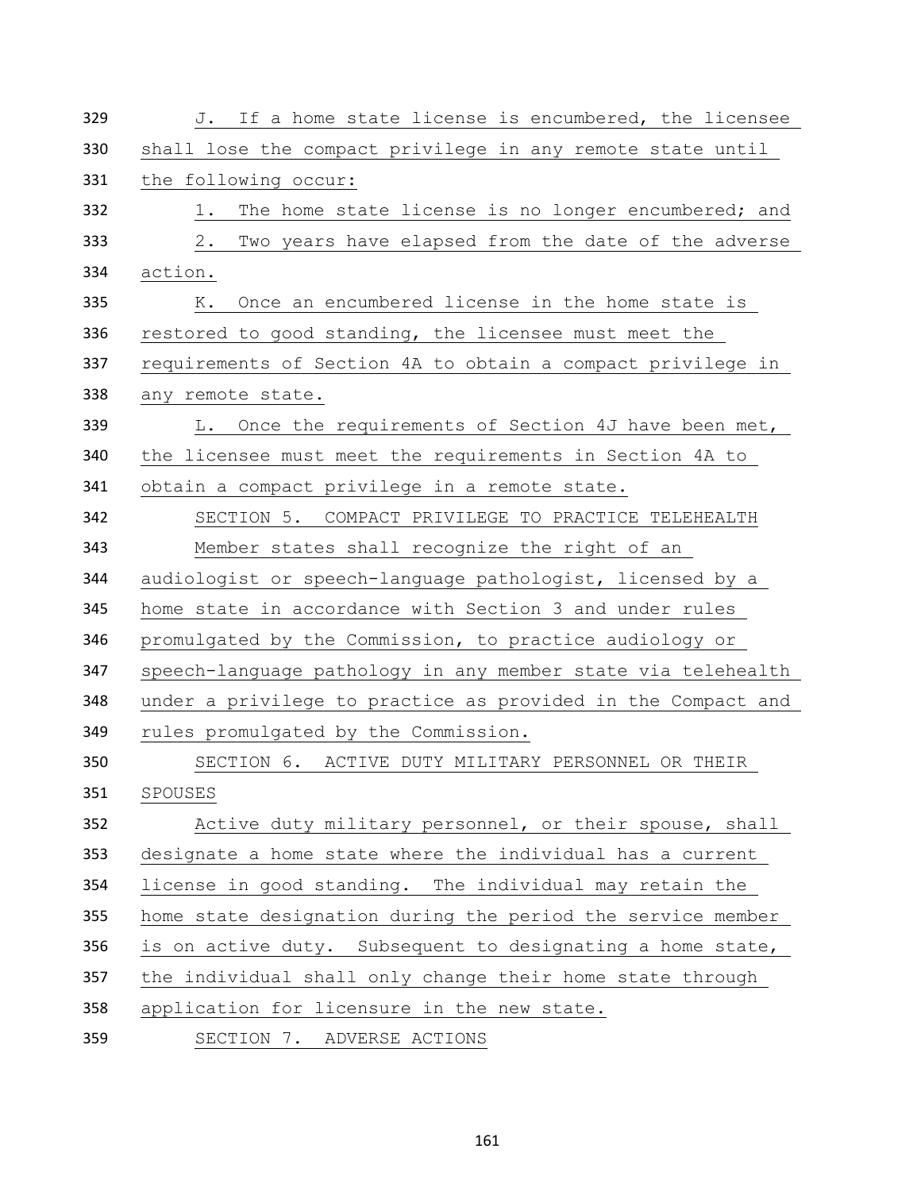J. If a home state license is encumbered, the licensee shall lose the compact privilege in any remote state until the following occur:

1. The home state license is no longer encumbered; and
2. Two years have elapsed from the date of the adverse action.

K. Once an encumbered license in the home state is restored to good standing, the licensee must meet the requirements of Section 4A to obtain a compact privilege in any remote state.

L. Once the requirements of Section 4J have been met, the licensee must meet the requirements in Section 4A to obtain a compact privilege in a remote state.

SECTION 5. COMPACT PRIVILEGE TO PRACTICE TELEHEALTH

Member states shall recognize the right of an audiologist or speech-language pathologist, licensed by a home state in accordance with Section 3 and under rules promulgated by the Commission, to practice audiology or speech-language pathology in any member state via telehealth under a privilege to practice as provided in the Compact and rules promulgated by the Commission.

SECTION 6. ACTIVE DUTY MILITARY PERSONNEL OR THEIR SPOUSES

Active duty military personnel, or their spouse, shall designate a home state where the individual has a current license in good standing. The individual may retain the home state designation during the period the service member is on active duty. Subsequent to designating a home state, the individual shall only change their home state through application for licensure in the new state.

SECTION 7. ADVERSE ACTIONS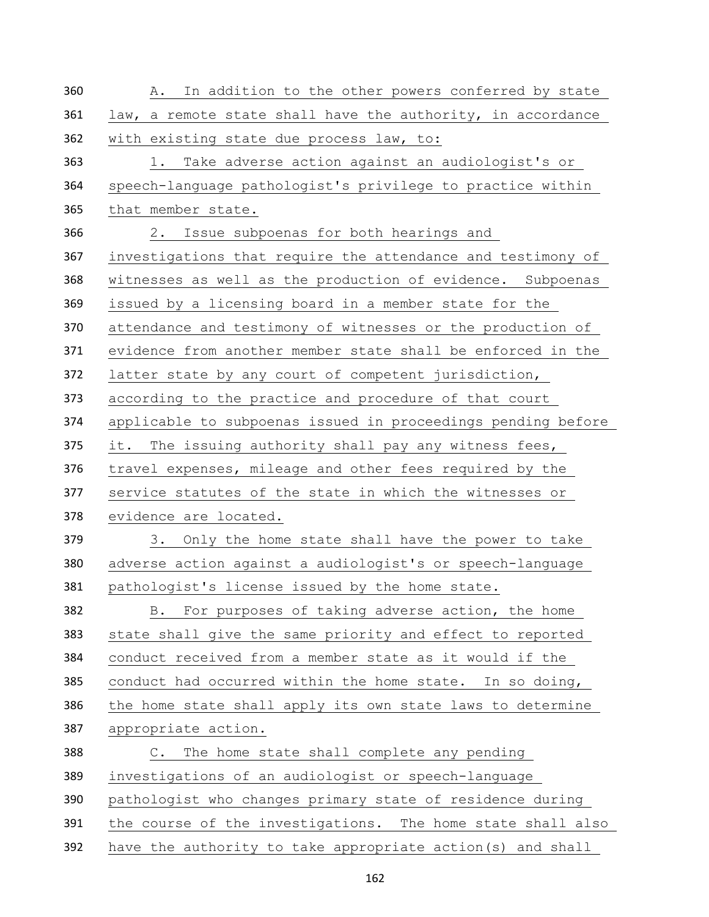A. In addition to the other powers conferred by state law, a remote state shall have the authority, in accordance with existing state due process law, to:

1. Take adverse action against an audiologist's or speech-language pathologist's privilege to practice within that member state.

2. Issue subpoenas for both hearings and investigations that require the attendance and testimony of witnesses as well as the production of evidence. Subpoenas issued by a licensing board in a member state for the attendance and testimony of witnesses or the production of evidence from another member state shall be enforced in the latter state by any court of competent jurisdiction, according to the practice and procedure of that court applicable to subpoenas issued in proceedings pending before it. The issuing authority shall pay any witness fees, travel expenses, mileage and other fees required by the service statutes of the state in which the witnesses or evidence are located.

3. Only the home state shall have the power to take adverse action against a audiologist's or speech-language pathologist's license issued by the home state.

B. For purposes of taking adverse action, the home state shall give the same priority and effect to reported conduct received from a member state as it would if the conduct had occurred within the home state. In so doing, the home state shall apply its own state laws to determine appropriate action.

C. The home state shall complete any pending investigations of an audiologist or speech-language pathologist who changes primary state of residence during the course of the investigations. The home state shall also have the authority to take appropriate action(s) and shall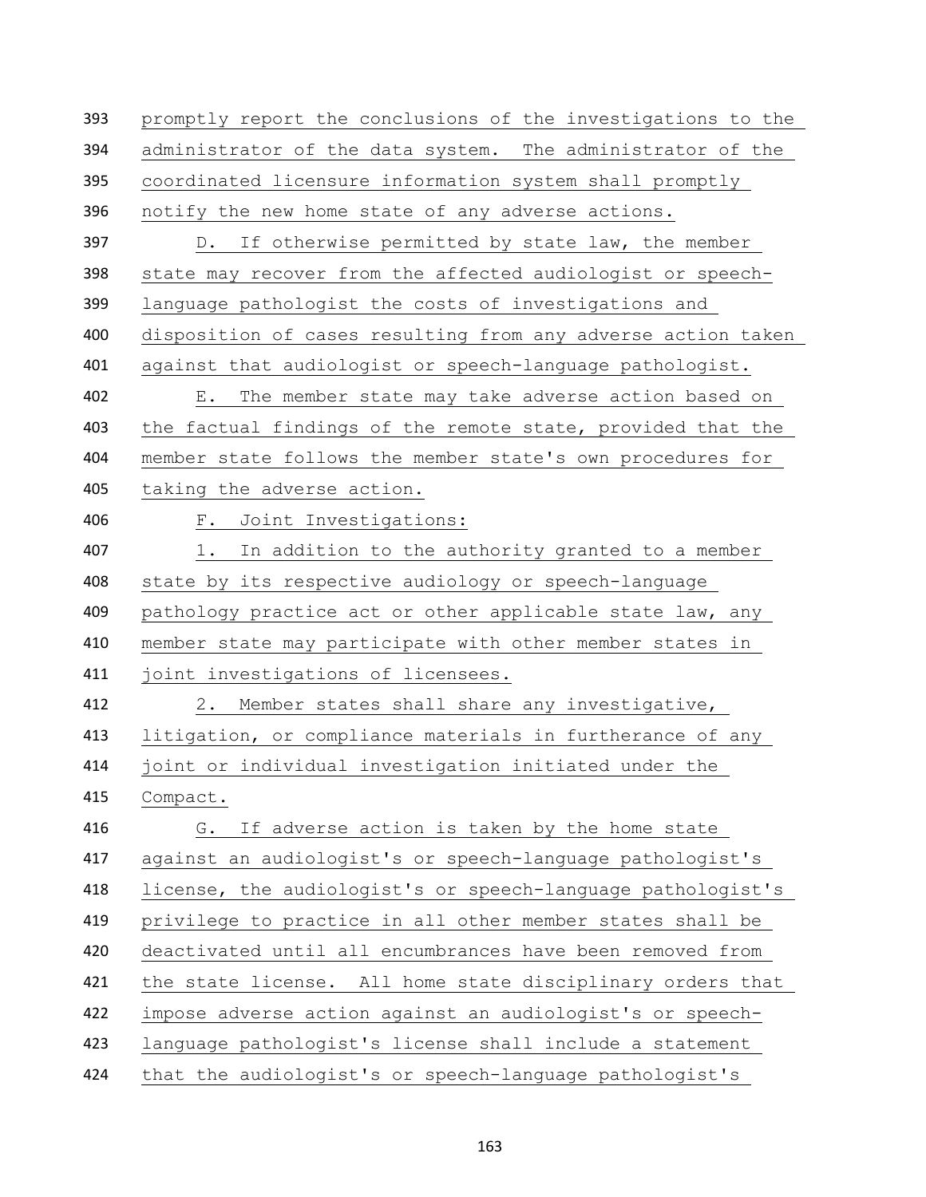promptly report the conclusions of the investigations to the administrator of the data system. The administrator of the coordinated licensure information system shall promptly notify the new home state of any adverse actions.

D. If otherwise permitted by state law, the member state may recover from the affected audiologist or speech-language pathologist the costs of investigations and disposition of cases resulting from any adverse action taken against that audiologist or speech-language pathologist.

E. The member state may take adverse action based on the factual findings of the remote state, provided that the member state follows the member state's own procedures for taking the adverse action.

F. Joint Investigations:

1. In addition to the authority granted to a member state by its respective audiology or speech-language pathology practice act or other applicable state law, any member state may participate with other member states in joint investigations of licensees.

2. Member states shall share any investigative, litigation, or compliance materials in furtherance of any joint or individual investigation initiated under the Compact.

G. If adverse action is taken by the home state against an audiologist's or speech-language pathologist's license, the audiologist's or speech-language pathologist's privilege to practice in all other member states shall be deactivated until all encumbrances have been removed from the state license. All home state disciplinary orders that impose adverse action against an audiologist's or speech-language pathologist's license shall include a statement that the audiologist's or speech-language pathologist's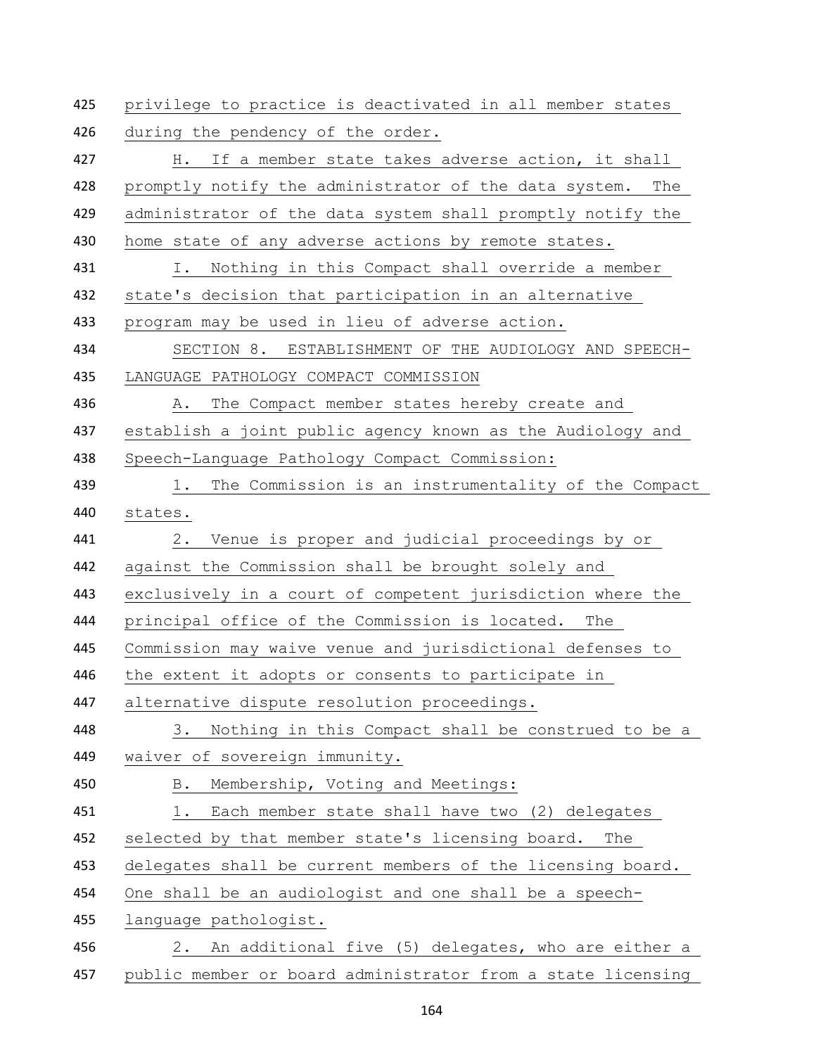privilege to practice is deactivated in all member states during the pendency of the order.

H. If a member state takes adverse action, it shall promptly notify the administrator of the data system. The administrator of the data system shall promptly notify the home state of any adverse actions by remote states.

I. Nothing in this Compact shall override a member state's decision that participation in an alternative program may be used in lieu of adverse action.

SECTION 8. ESTABLISHMENT OF THE AUDIOLOGY AND SPEECH-LANGUAGE PATHOLOGY COMPACT COMMISSION

A. The Compact member states hereby create and establish a joint public agency known as the Audiology and Speech-Language Pathology Compact Commission:

1. The Commission is an instrumentality of the Compact states.

2. Venue is proper and judicial proceedings by or against the Commission shall be brought solely and exclusively in a court of competent jurisdiction where the principal office of the Commission is located. The Commission may waive venue and jurisdictional defenses to the extent it adopts or consents to participate in alternative dispute resolution proceedings.

3. Nothing in this Compact shall be construed to be a waiver of sovereign immunity.

B. Membership, Voting and Meetings:

1. Each member state shall have two (2) delegates selected by that member state's licensing board. The delegates shall be current members of the licensing board. One shall be an audiologist and one shall be a speech-language pathologist.

2. An additional five (5) delegates, who are either a public member or board administrator from a state licensing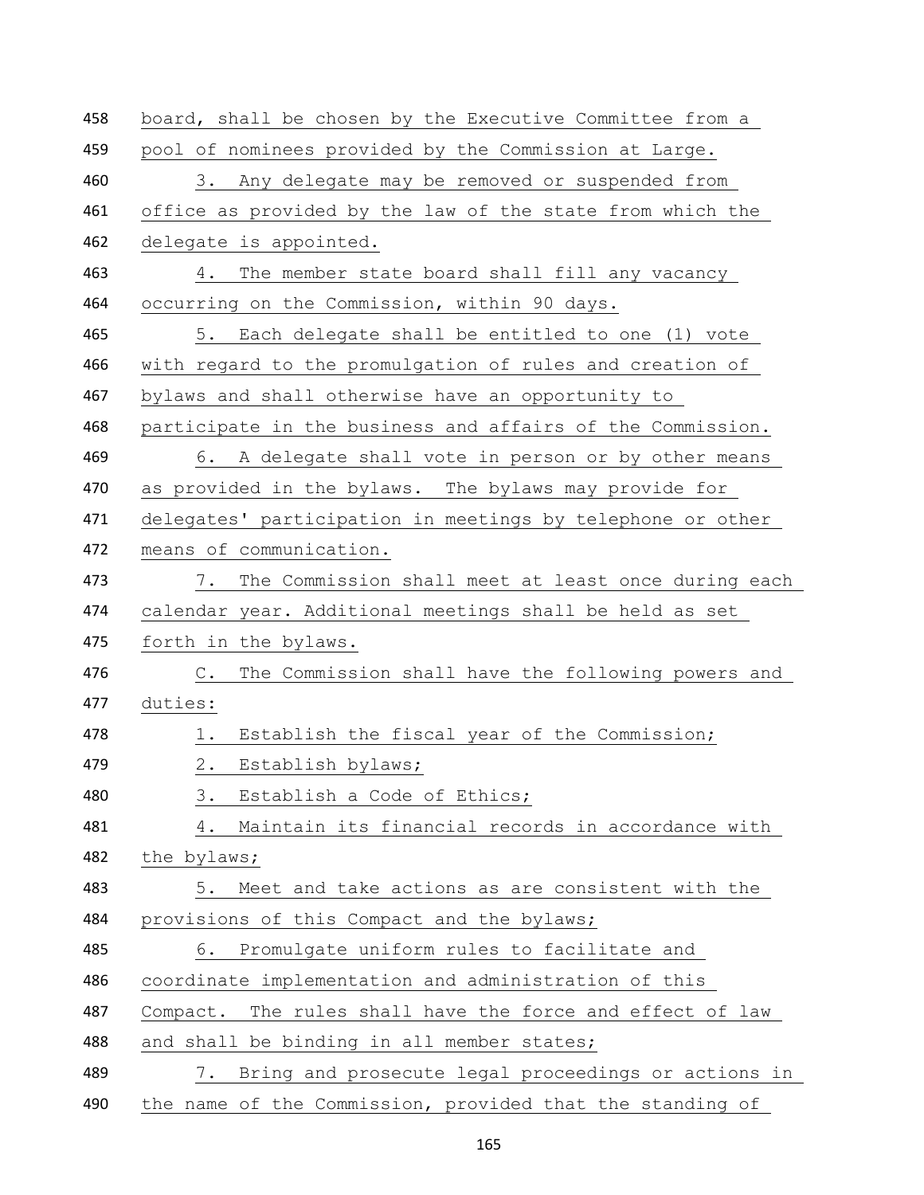board, shall be chosen by the Executive Committee from a pool of nominees provided by the Commission at Large.

3. Any delegate may be removed or suspended from office as provided by the law of the state from which the delegate is appointed.

4. The member state board shall fill any vacancy occurring on the Commission, within 90 days.

5. Each delegate shall be entitled to one (1) vote with regard to the promulgation of rules and creation of bylaws and shall otherwise have an opportunity to participate in the business and affairs of the Commission.

6. A delegate shall vote in person or by other means as provided in the bylaws. The bylaws may provide for delegates' participation in meetings by telephone or other means of communication.

7. The Commission shall meet at least once during each calendar year. Additional meetings shall be held as set forth in the bylaws.

C. The Commission shall have the following powers and duties:

1. Establish the fiscal year of the Commission;

2. Establish bylaws;

3. Establish a Code of Ethics;

4. Maintain its financial records in accordance with the bylaws;

5. Meet and take actions as are consistent with the provisions of this Compact and the bylaws;

6. Promulgate uniform rules to facilitate and coordinate implementation and administration of this Compact. The rules shall have the force and effect of law and shall be binding in all member states;

7. Bring and prosecute legal proceedings or actions in the name of the Commission, provided that the standing of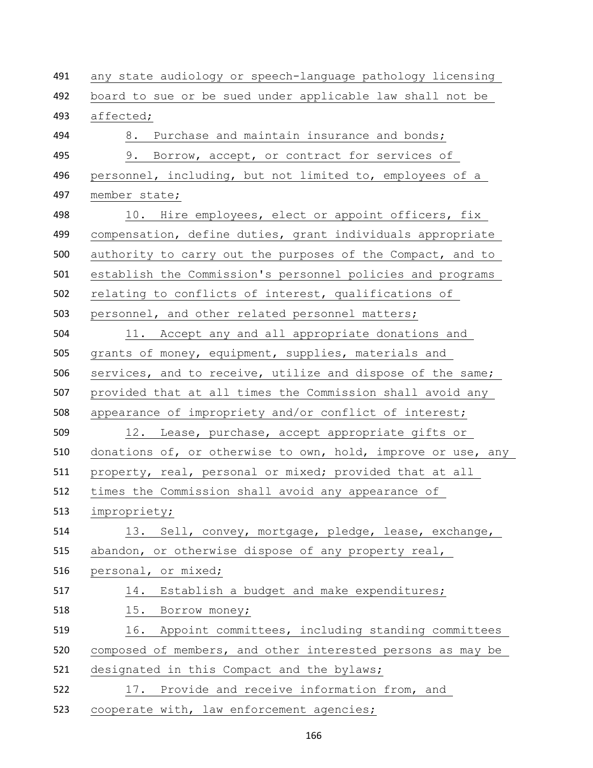any state audiology or speech-language pathology licensing board to sue or be sued under applicable law shall not be affected;

8. Purchase and maintain insurance and bonds;

9. Borrow, accept, or contract for services of personnel, including, but not limited to, employees of a member state;

10. Hire employees, elect or appoint officers, fix compensation, define duties, grant individuals appropriate authority to carry out the purposes of the Compact, and to establish the Commission's personnel policies and programs relating to conflicts of interest, qualifications of personnel, and other related personnel matters;

11. Accept any and all appropriate donations and grants of money, equipment, supplies, materials and services, and to receive, utilize and dispose of the same; provided that at all times the Commission shall avoid any appearance of impropriety and/or conflict of interest;

12. Lease, purchase, accept appropriate gifts or donations of, or otherwise to own, hold, improve or use, any property, real, personal or mixed; provided that at all times the Commission shall avoid any appearance of impropriety;

13. Sell, convey, mortgage, pledge, lease, exchange, abandon, or otherwise dispose of any property real, personal, or mixed;

14. Establish a budget and make expenditures;

15. Borrow money;

16. Appoint committees, including standing committees composed of members, and other interested persons as may be designated in this Compact and the bylaws;

17. Provide and receive information from, and cooperate with, law enforcement agencies;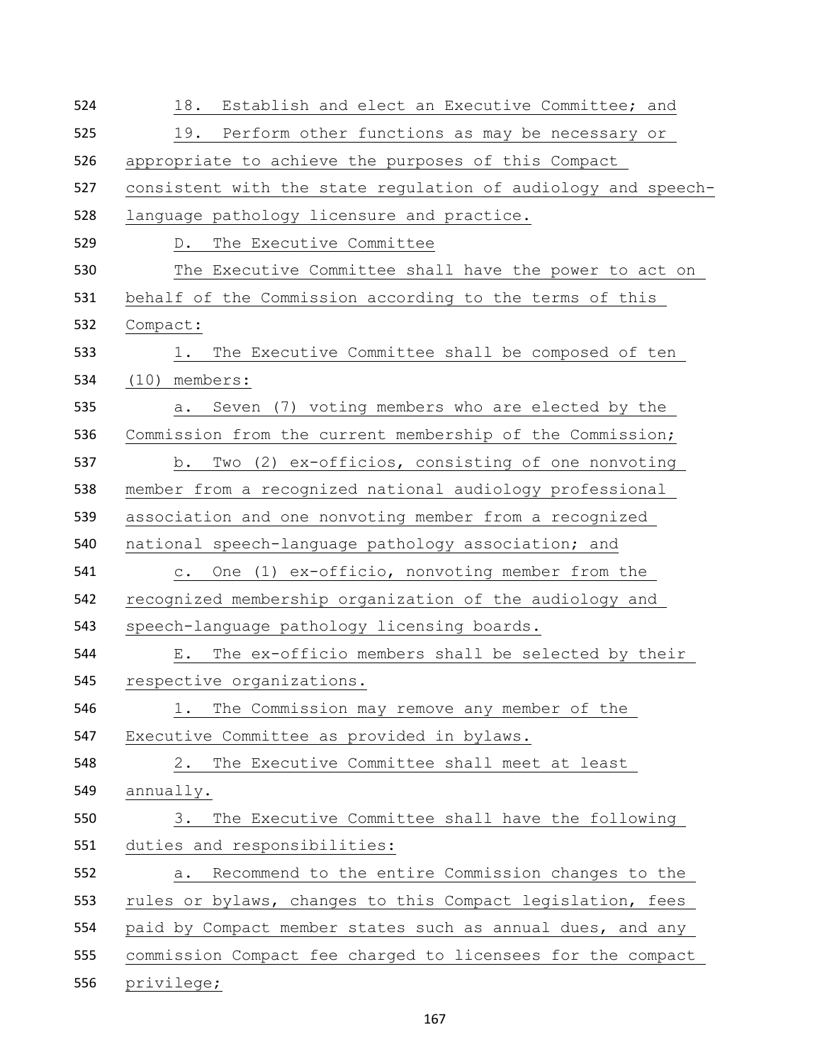18. Establish and elect an Executive Committee; and

19. Perform other functions as may be necessary or appropriate to achieve the purposes of this Compact consistent with the state regulation of audiology and speech-language pathology licensure and practice.

D. The Executive Committee

The Executive Committee shall have the power to act on behalf of the Commission according to the terms of this Compact:

1. The Executive Committee shall be composed of ten (10) members:

a. Seven (7) voting members who are elected by the Commission from the current membership of the Commission;

b. Two (2) ex-officios, consisting of one nonvoting member from a recognized national audiology professional association and one nonvoting member from a recognized national speech-language pathology association; and

c. One (1) ex-officio, nonvoting member from the recognized membership organization of the audiology and speech-language pathology licensing boards.

E. The ex-officio members shall be selected by their respective organizations.

1. The Commission may remove any member of the Executive Committee as provided in bylaws.

2. The Executive Committee shall meet at least annually.

3. The Executive Committee shall have the following duties and responsibilities:

a. Recommend to the entire Commission changes to the rules or bylaws, changes to this Compact legislation, fees paid by Compact member states such as annual dues, and any commission Compact fee charged to licensees for the compact privilege;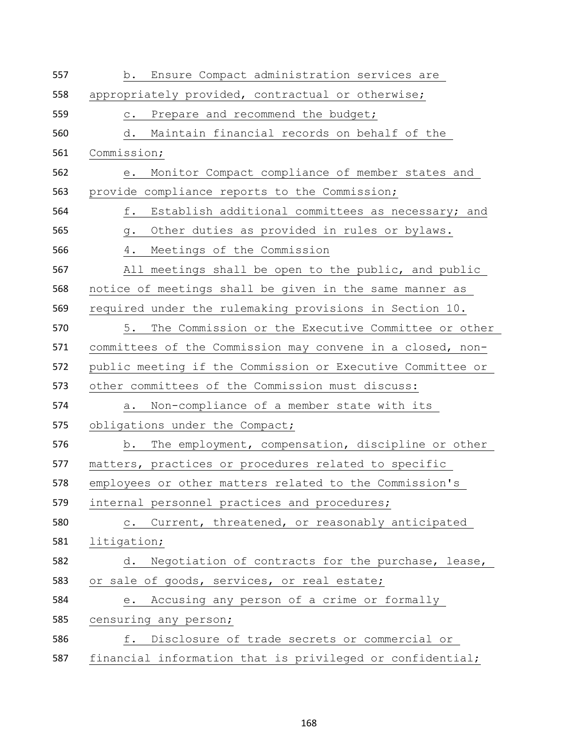b. Ensure Compact administration services are appropriately provided, contractual or otherwise;

c. Prepare and recommend the budget;

d. Maintain financial records on behalf of the Commission;

e. Monitor Compact compliance of member states and provide compliance reports to the Commission;

f. Establish additional committees as necessary; and

g. Other duties as provided in rules or bylaws.

4. Meetings of the Commission

All meetings shall be open to the public, and public notice of meetings shall be given in the same manner as required under the rulemaking provisions in Section 10.

5. The Commission or the Executive Committee or other committees of the Commission may convene in a closed, non-public meeting if the Commission or Executive Committee or other committees of the Commission must discuss:

a. Non-compliance of a member state with its obligations under the Compact;

b. The employment, compensation, discipline or other matters, practices or procedures related to specific employees or other matters related to the Commission's internal personnel practices and procedures;

c. Current, threatened, or reasonably anticipated litigation;

d. Negotiation of contracts for the purchase, lease, or sale of goods, services, or real estate;

e. Accusing any person of a crime or formally censuring any person;

f. Disclosure of trade secrets or commercial or financial information that is privileged or confidential;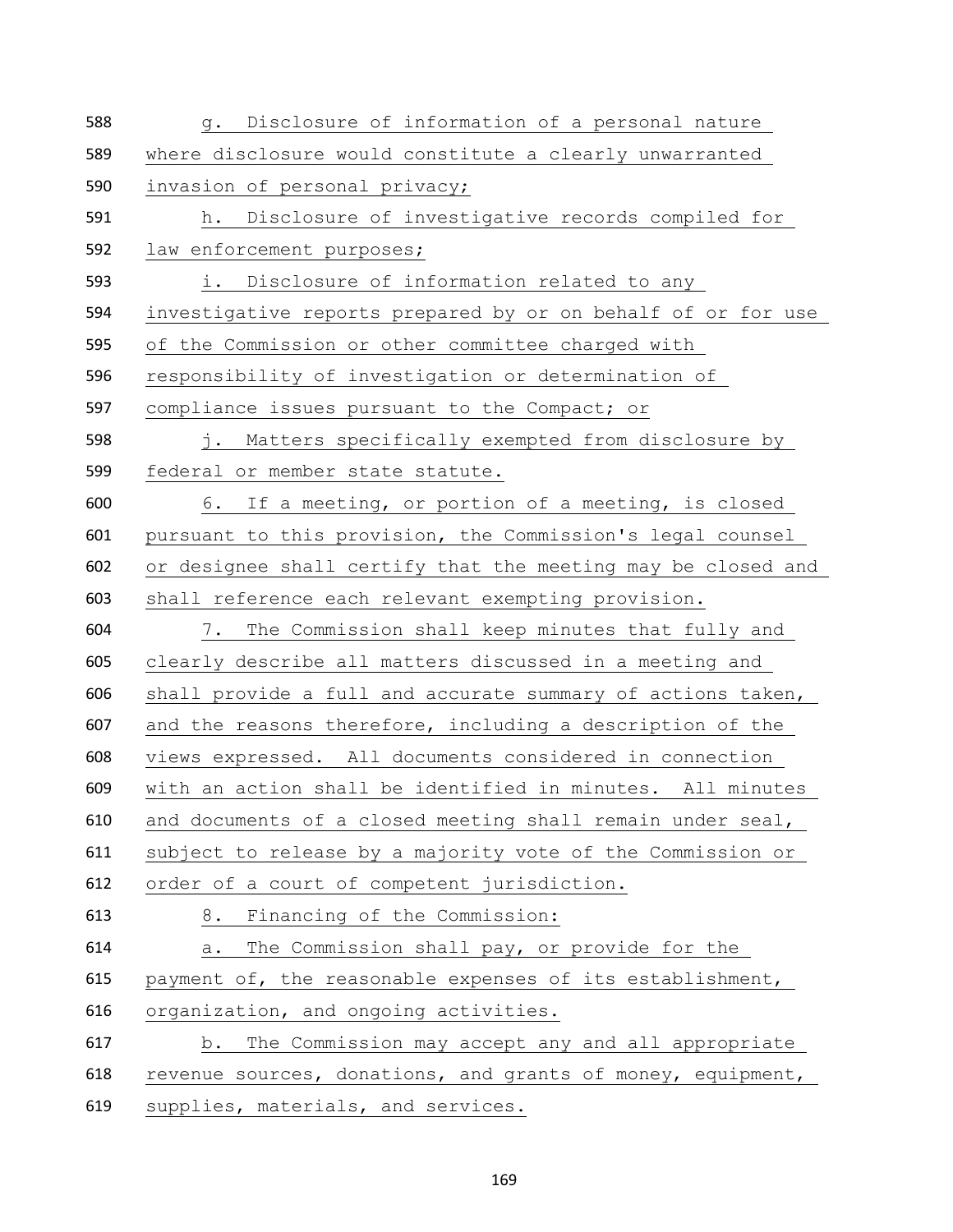g. Disclosure of information of a personal nature where disclosure would constitute a clearly unwarranted invasion of personal privacy;

h. Disclosure of investigative records compiled for law enforcement purposes;

i. Disclosure of information related to any investigative reports prepared by or on behalf of or for use of the Commission or other committee charged with responsibility of investigation or determination of compliance issues pursuant to the Compact; or

j. Matters specifically exempted from disclosure by federal or member state statute.

6. If a meeting, or portion of a meeting, is closed pursuant to this provision, the Commission's legal counsel or designee shall certify that the meeting may be closed and shall reference each relevant exempting provision.

7. The Commission shall keep minutes that fully and clearly describe all matters discussed in a meeting and shall provide a full and accurate summary of actions taken, and the reasons therefore, including a description of the views expressed. All documents considered in connection with an action shall be identified in minutes. All minutes and documents of a closed meeting shall remain under seal, subject to release by a majority vote of the Commission or order of a court of competent jurisdiction.

8. Financing of the Commission:

a. The Commission shall pay, or provide for the payment of, the reasonable expenses of its establishment, organization, and ongoing activities.

b. The Commission may accept any and all appropriate revenue sources, donations, and grants of money, equipment, supplies, materials, and services.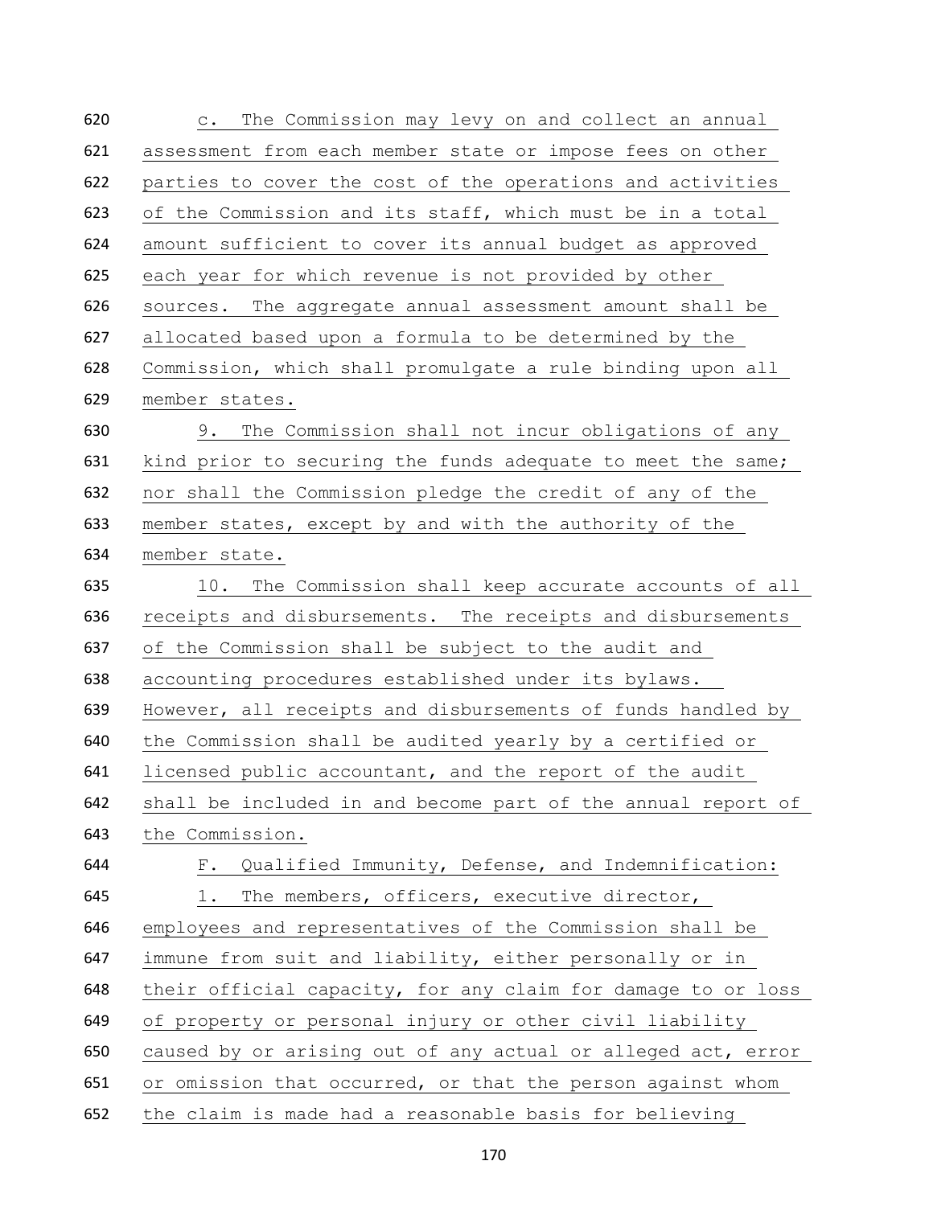c. The Commission may levy on and collect an annual assessment from each member state or impose fees on other parties to cover the cost of the operations and activities of the Commission and its staff, which must be in a total amount sufficient to cover its annual budget as approved each year for which revenue is not provided by other sources. The aggregate annual assessment amount shall be allocated based upon a formula to be determined by the Commission, which shall promulgate a rule binding upon all member states.

9. The Commission shall not incur obligations of any kind prior to securing the funds adequate to meet the same; nor shall the Commission pledge the credit of any of the member states, except by and with the authority of the member state.

10. The Commission shall keep accurate accounts of all receipts and disbursements. The receipts and disbursements of the Commission shall be subject to the audit and accounting procedures established under its bylaws. However, all receipts and disbursements of funds handled by the Commission shall be audited yearly by a certified or licensed public accountant, and the report of the audit shall be included in and become part of the annual report of the Commission.

F. Qualified Immunity, Defense, and Indemnification:

1. The members, officers, executive director, employees and representatives of the Commission shall be immune from suit and liability, either personally or in their official capacity, for any claim for damage to or loss of property or personal injury or other civil liability caused by or arising out of any actual or alleged act, error or omission that occurred, or that the person against whom the claim is made had a reasonable basis for believing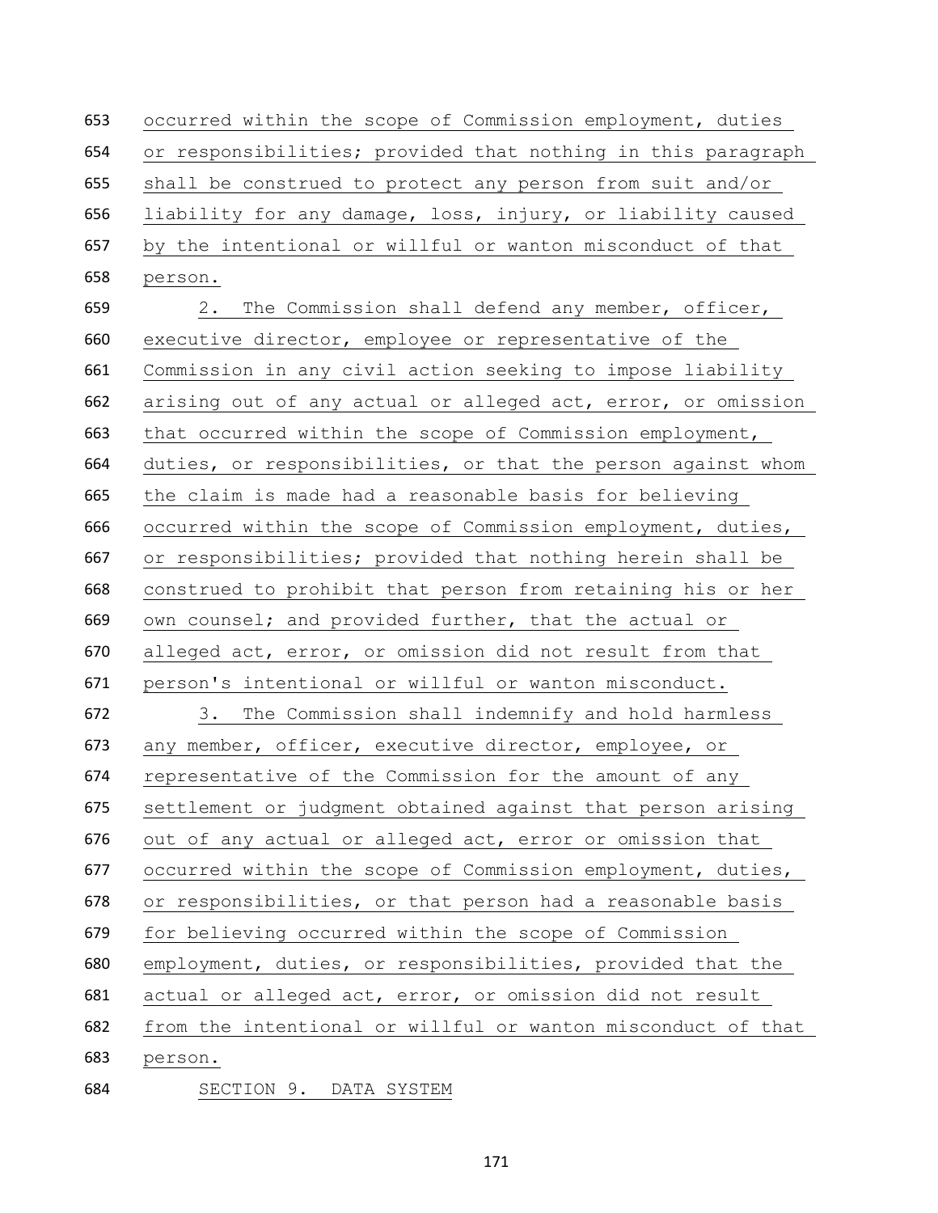occurred within the scope of Commission employment, duties or responsibilities; provided that nothing in this paragraph shall be construed to protect any person from suit and/or liability for any damage, loss, injury, or liability caused by the intentional or willful or wanton misconduct of that person.

2. The Commission shall defend any member, officer, executive director, employee or representative of the Commission in any civil action seeking to impose liability arising out of any actual or alleged act, error, or omission that occurred within the scope of Commission employment, duties, or responsibilities, or that the person against whom the claim is made had a reasonable basis for believing occurred within the scope of Commission employment, duties, or responsibilities; provided that nothing herein shall be construed to prohibit that person from retaining his or her own counsel; and provided further, that the actual or alleged act, error, or omission did not result from that person's intentional or willful or wanton misconduct.

3. The Commission shall indemnify and hold harmless any member, officer, executive director, employee, or representative of the Commission for the amount of any settlement or judgment obtained against that person arising out of any actual or alleged act, error or omission that occurred within the scope of Commission employment, duties, or responsibilities, or that person had a reasonable basis for believing occurred within the scope of Commission employment, duties, or responsibilities, provided that the actual or alleged act, error, or omission did not result from the intentional or willful or wanton misconduct of that person.

SECTION 9. DATA SYSTEM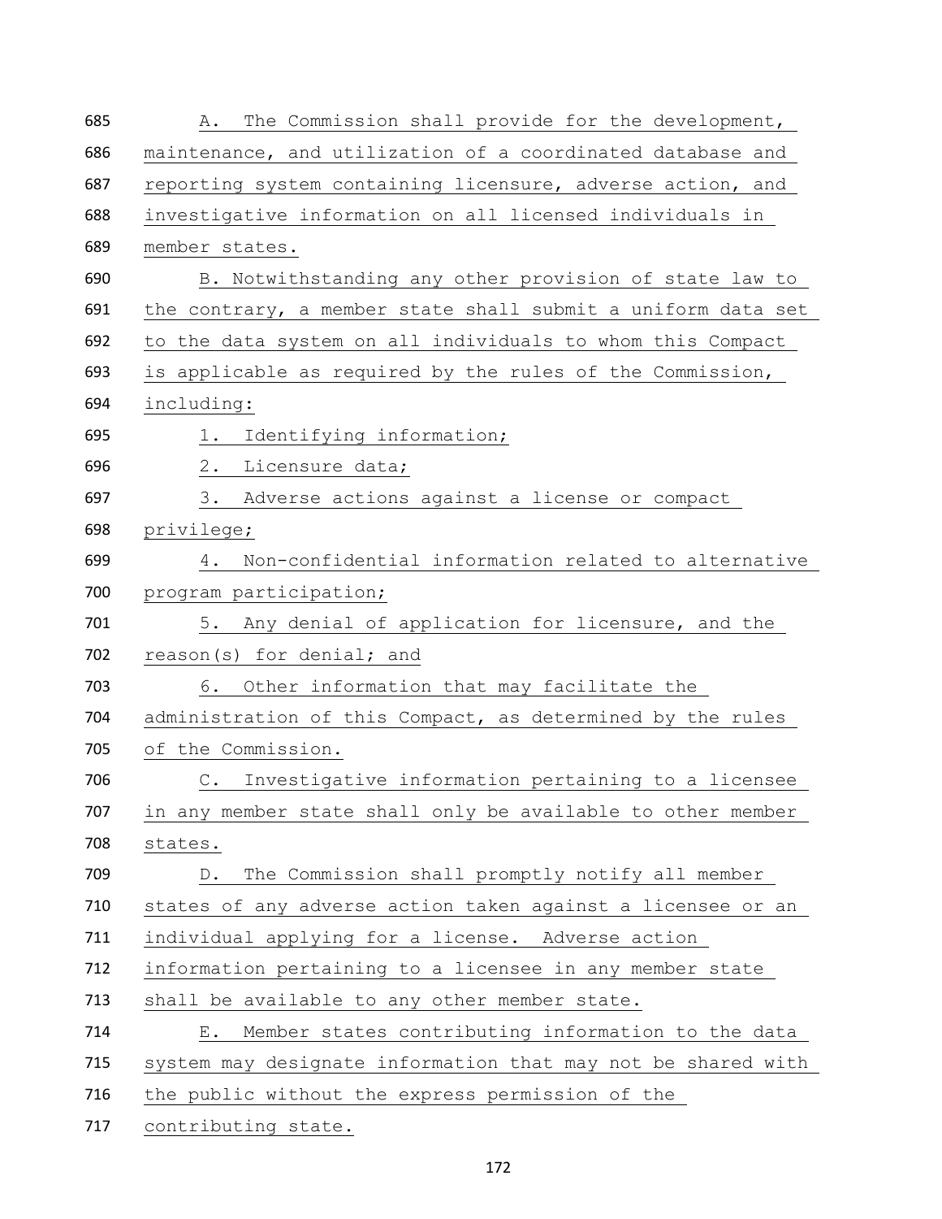A. The Commission shall provide for the development, maintenance, and utilization of a coordinated database and reporting system containing licensure, adverse action, and investigative information on all licensed individuals in member states.

B. Notwithstanding any other provision of state law to the contrary, a member state shall submit a uniform data set to the data system on all individuals to whom this Compact is applicable as required by the rules of the Commission, including:

1. Identifying information;
2. Licensure data;
3. Adverse actions against a license or compact privilege;
4. Non-confidential information related to alternative program participation;
5. Any denial of application for licensure, and the reason(s) for denial; and
6. Other information that may facilitate the administration of this Compact, as determined by the rules of the Commission.

C. Investigative information pertaining to a licensee in any member state shall only be available to other member states.

D. The Commission shall promptly notify all member states of any adverse action taken against a licensee or an individual applying for a license. Adverse action information pertaining to a licensee in any member state shall be available to any other member state.

E. Member states contributing information to the data system may designate information that may not be shared with the public without the express permission of the contributing state.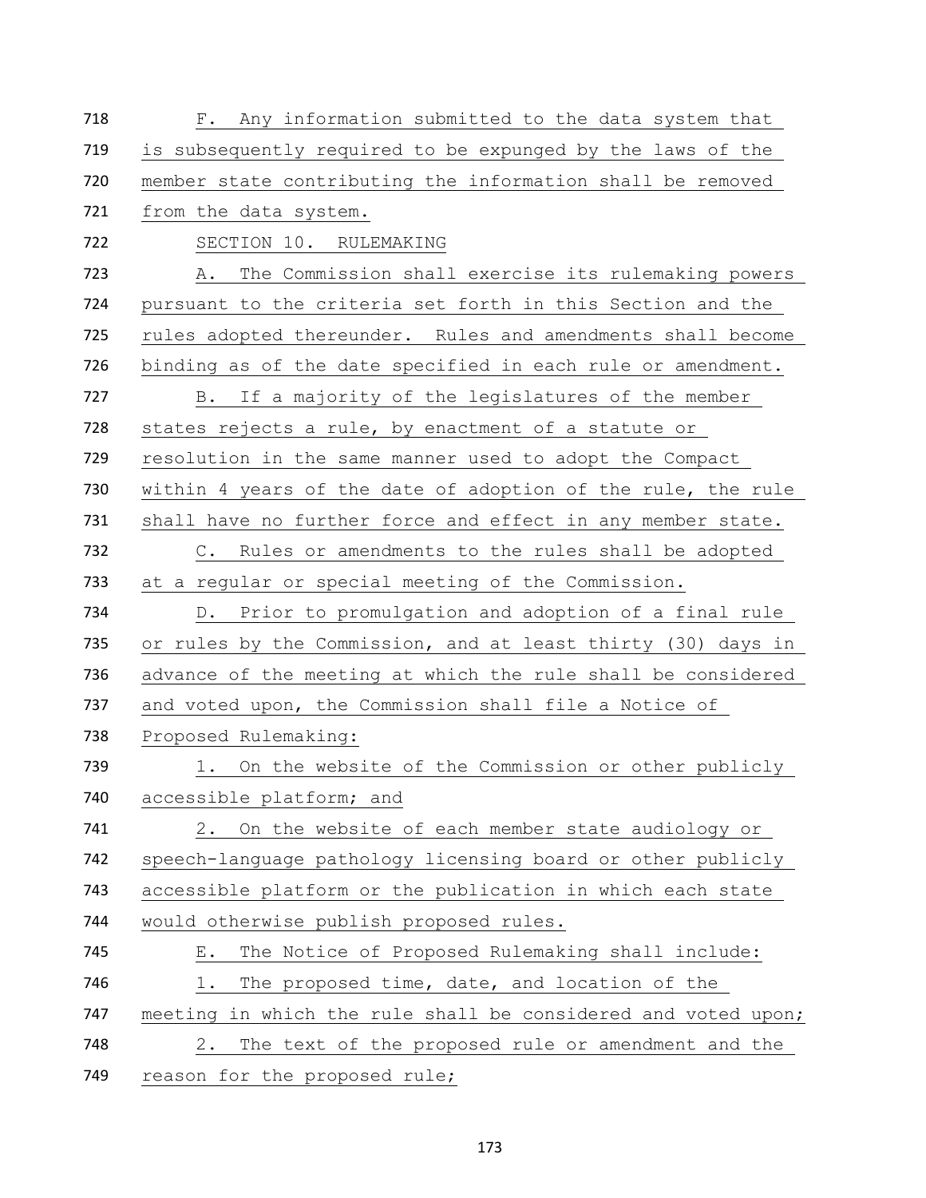F. Any information submitted to the data system that is subsequently required to be expunged by the laws of the member state contributing the information shall be removed from the data system.

SECTION 10. RULEMAKING

A. The Commission shall exercise its rulemaking powers pursuant to the criteria set forth in this Section and the rules adopted thereunder. Rules and amendments shall become binding as of the date specified in each rule or amendment.

B. If a majority of the legislatures of the member states rejects a rule, by enactment of a statute or resolution in the same manner used to adopt the Compact within 4 years of the date of adoption of the rule, the rule shall have no further force and effect in any member state.

C. Rules or amendments to the rules shall be adopted at a regular or special meeting of the Commission.

D. Prior to promulgation and adoption of a final rule or rules by the Commission, and at least thirty (30) days in advance of the meeting at which the rule shall be considered and voted upon, the Commission shall file a Notice of Proposed Rulemaking:

1. On the website of the Commission or other publicly accessible platform; and

2. On the website of each member state audiology or speech-language pathology licensing board or other publicly accessible platform or the publication in which each state would otherwise publish proposed rules.

E. The Notice of Proposed Rulemaking shall include:

1. The proposed time, date, and location of the meeting in which the rule shall be considered and voted upon;

2. The text of the proposed rule or amendment and the reason for the proposed rule;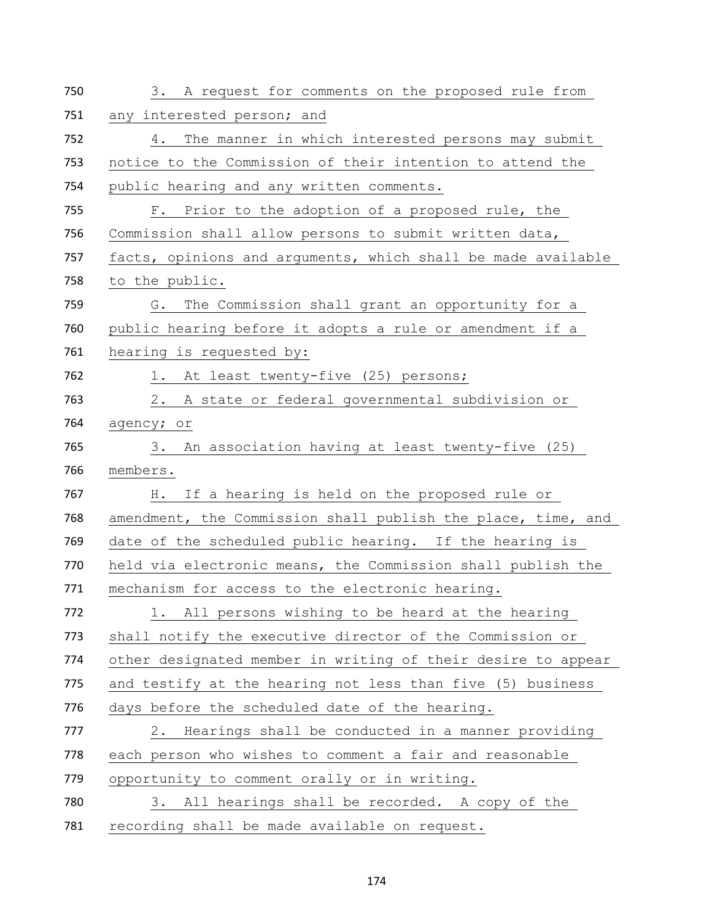3. A request for comments on the proposed rule from any interested person; and

4. The manner in which interested persons may submit notice to the Commission of their intention to attend the public hearing and any written comments.

F. Prior to the adoption of a proposed rule, the Commission shall allow persons to submit written data, facts, opinions and arguments, which shall be made available to the public.

G. The Commission shall grant an opportunity for a public hearing before it adopts a rule or amendment if a hearing is requested by:

1. At least twenty-five (25) persons;

2. A state or federal governmental subdivision or agency; or

3. An association having at least twenty-five (25) members.

H. If a hearing is held on the proposed rule or amendment, the Commission shall publish the place, time, and date of the scheduled public hearing. If the hearing is held via electronic means, the Commission shall publish the mechanism for access to the electronic hearing.

1. All persons wishing to be heard at the hearing shall notify the executive director of the Commission or other designated member in writing of their desire to appear and testify at the hearing not less than five (5) business days before the scheduled date of the hearing.

2. Hearings shall be conducted in a manner providing each person who wishes to comment a fair and reasonable opportunity to comment orally or in writing.

3. All hearings shall be recorded. A copy of the recording shall be made available on request.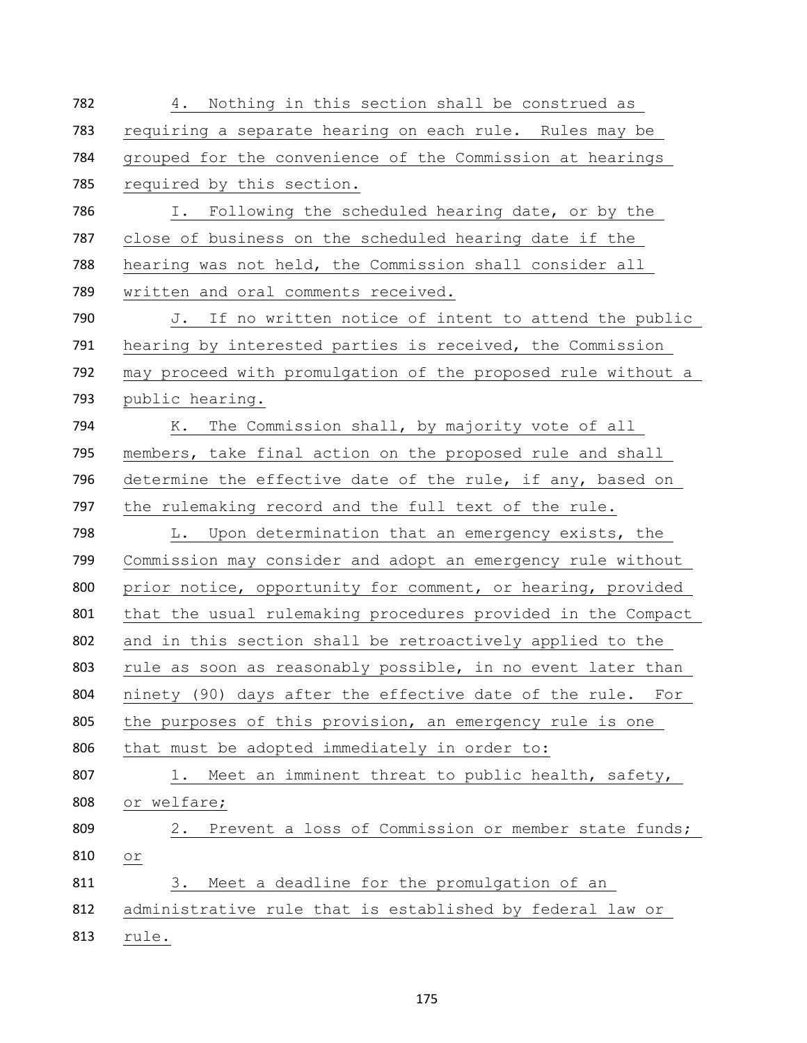4. Nothing in this section shall be construed as requiring a separate hearing on each rule. Rules may be grouped for the convenience of the Commission at hearings required by this section.

I. Following the scheduled hearing date, or by the close of business on the scheduled hearing date if the hearing was not held, the Commission shall consider all written and oral comments received.

J. If no written notice of intent to attend the public hearing by interested parties is received, the Commission may proceed with promulgation of the proposed rule without a public hearing.

K. The Commission shall, by majority vote of all members, take final action on the proposed rule and shall determine the effective date of the rule, if any, based on the rulemaking record and the full text of the rule.

L. Upon determination that an emergency exists, the Commission may consider and adopt an emergency rule without prior notice, opportunity for comment, or hearing, provided that the usual rulemaking procedures provided in the Compact and in this section shall be retroactively applied to the rule as soon as reasonably possible, in no event later than ninety (90) days after the effective date of the rule. For the purposes of this provision, an emergency rule is one that must be adopted immediately in order to:

1. Meet an imminent threat to public health, safety, or welfare;

2. Prevent a loss of Commission or member state funds; or

3. Meet a deadline for the promulgation of an administrative rule that is established by federal law or rule.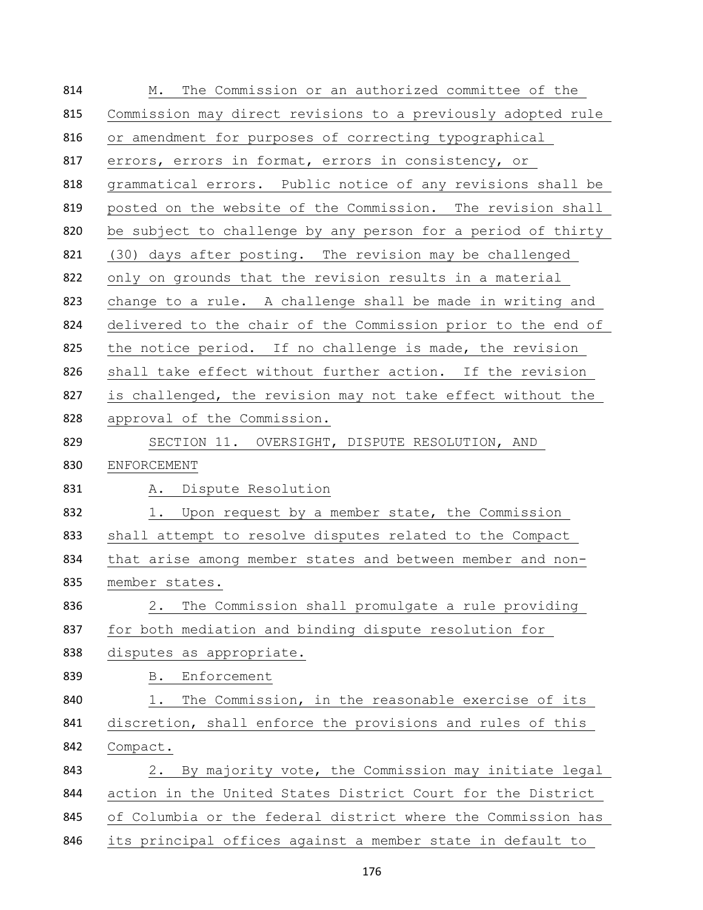M. The Commission or an authorized committee of the Commission may direct revisions to a previously adopted rule or amendment for purposes of correcting typographical errors, errors in format, errors in consistency, or grammatical errors. Public notice of any revisions shall be posted on the website of the Commission. The revision shall be subject to challenge by any person for a period of thirty (30) days after posting. The revision may be challenged only on grounds that the revision results in a material change to a rule. A challenge shall be made in writing and delivered to the chair of the Commission prior to the end of the notice period. If no challenge is made, the revision shall take effect without further action. If the revision is challenged, the revision may not take effect without the approval of the Commission.

SECTION 11. OVERSIGHT, DISPUTE RESOLUTION, AND ENFORCEMENT

A. Dispute Resolution

1. Upon request by a member state, the Commission shall attempt to resolve disputes related to the Compact that arise among member states and between member and non-member states.

2. The Commission shall promulgate a rule providing for both mediation and binding dispute resolution for disputes as appropriate.

B. Enforcement

1. The Commission, in the reasonable exercise of its discretion, shall enforce the provisions and rules of this Compact.

2. By majority vote, the Commission may initiate legal action in the United States District Court for the District of Columbia or the federal district where the Commission has its principal offices against a member state in default to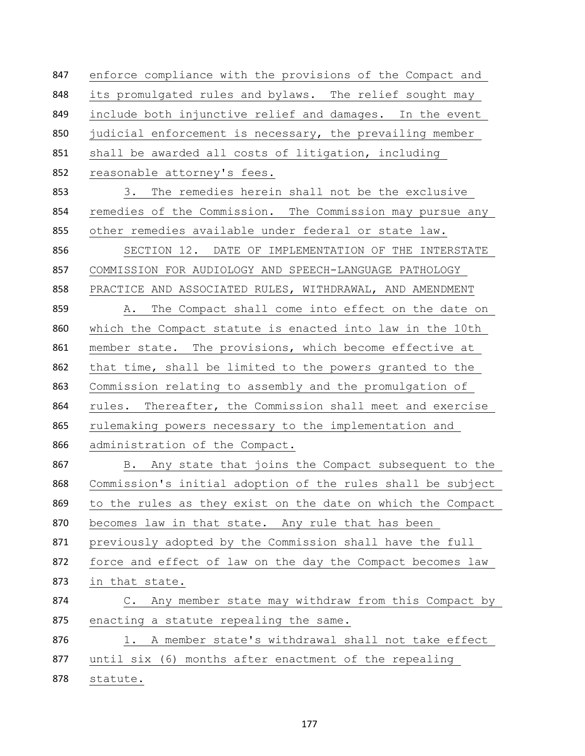enforce compliance with the provisions of the Compact and its promulgated rules and bylaws. The relief sought may include both injunctive relief and damages. In the event judicial enforcement is necessary, the prevailing member shall be awarded all costs of litigation, including reasonable attorney's fees.

3. The remedies herein shall not be the exclusive remedies of the Commission. The Commission may pursue any other remedies available under federal or state law.

SECTION 12. DATE OF IMPLEMENTATION OF THE INTERSTATE COMMISSION FOR AUDIOLOGY AND SPEECH-LANGUAGE PATHOLOGY PRACTICE AND ASSOCIATED RULES, WITHDRAWAL, AND AMENDMENT

A. The Compact shall come into effect on the date on which the Compact statute is enacted into law in the 10th member state. The provisions, which become effective at that time, shall be limited to the powers granted to the Commission relating to assembly and the promulgation of rules. Thereafter, the Commission shall meet and exercise rulemaking powers necessary to the implementation and administration of the Compact.

B. Any state that joins the Compact subsequent to the Commission's initial adoption of the rules shall be subject to the rules as they exist on the date on which the Compact becomes law in that state. Any rule that has been previously adopted by the Commission shall have the full force and effect of law on the day the Compact becomes law in that state.

C. Any member state may withdraw from this Compact by enacting a statute repealing the same.

1. A member state's withdrawal shall not take effect until six (6) months after enactment of the repealing statute.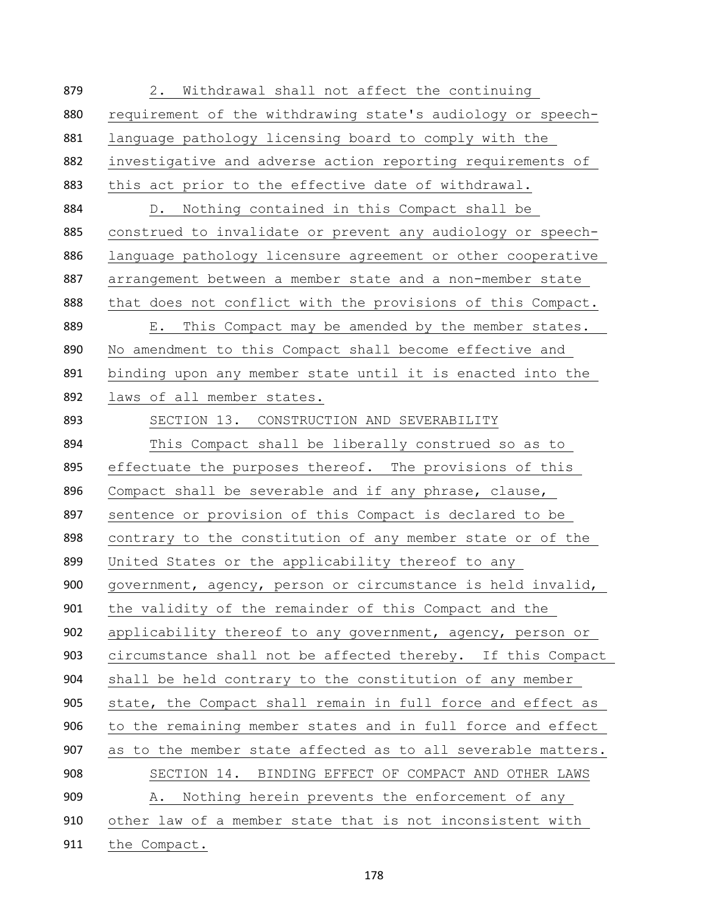2. Withdrawal shall not affect the continuing requirement of the withdrawing state's audiology or speech-language pathology licensing board to comply with the investigative and adverse action reporting requirements of this act prior to the effective date of withdrawal.

D. Nothing contained in this Compact shall be construed to invalidate or prevent any audiology or speech-language pathology licensure agreement or other cooperative arrangement between a member state and a non-member state that does not conflict with the provisions of this Compact.

E. This Compact may be amended by the member states. No amendment to this Compact shall become effective and binding upon any member state until it is enacted into the laws of all member states.

SECTION 13. CONSTRUCTION AND SEVERABILITY

This Compact shall be liberally construed so as to effectuate the purposes thereof. The provisions of this Compact shall be severable and if any phrase, clause, sentence or provision of this Compact is declared to be contrary to the constitution of any member state or of the United States or the applicability thereof to any government, agency, person or circumstance is held invalid, the validity of the remainder of this Compact and the applicability thereof to any government, agency, person or circumstance shall not be affected thereby. If this Compact shall be held contrary to the constitution of any member state, the Compact shall remain in full force and effect as to the remaining member states and in full force and effect as to the member state affected as to all severable matters.

SECTION 14. BINDING EFFECT OF COMPACT AND OTHER LAWS

A. Nothing herein prevents the enforcement of any other law of a member state that is not inconsistent with the Compact.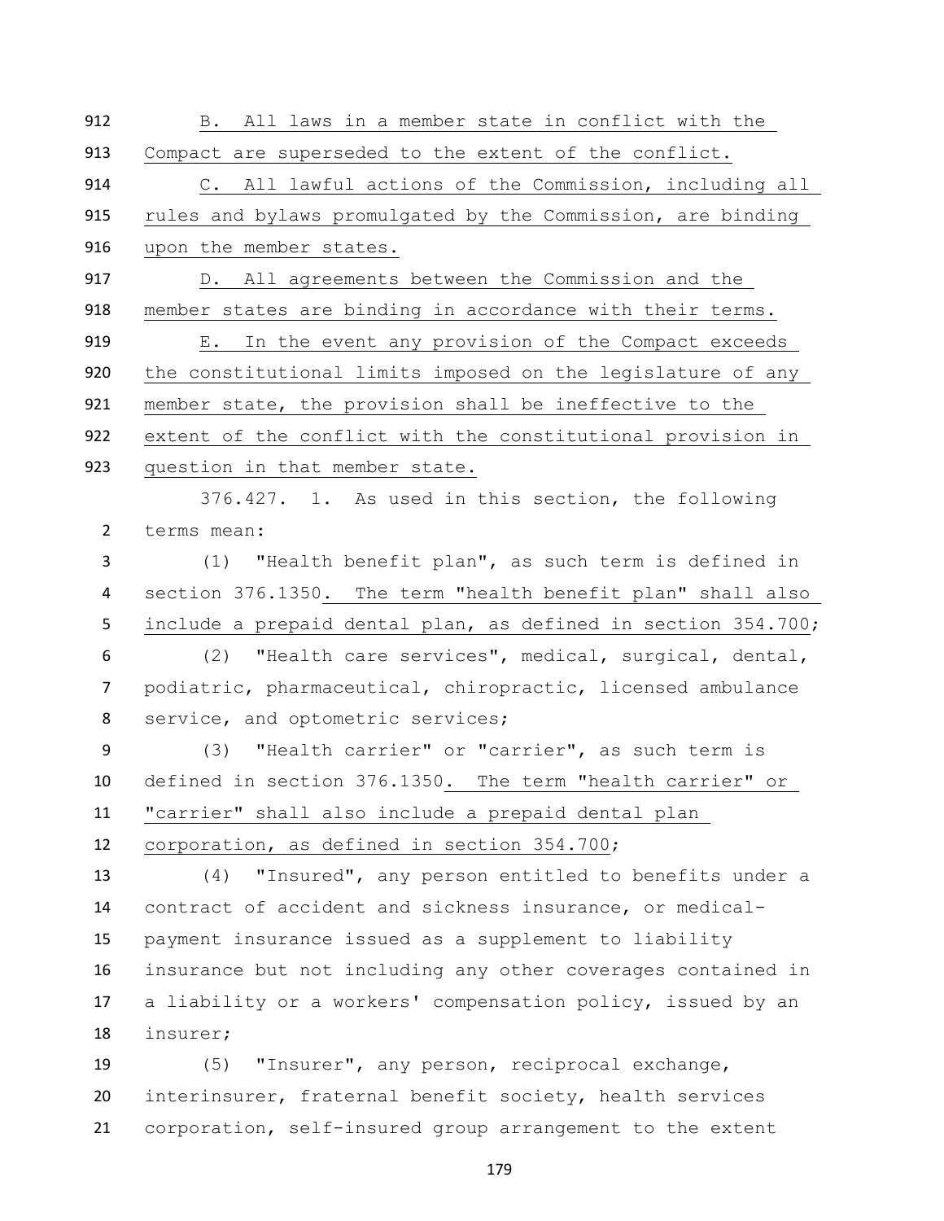B. All laws in a member state in conflict with the Compact are superseded to the extent of the conflict.

C. All lawful actions of the Commission, including all rules and bylaws promulgated by the Commission, are binding upon the member states.

D. All agreements between the Commission and the member states are binding in accordance with their terms.

E. In the event any provision of the Compact exceeds the constitutional limits imposed on the legislature of any member state, the provision shall be ineffective to the extent of the conflict with the constitutional provision in question in that member state.

376.427. 1. As used in this section, the following terms mean:

(1) "Health benefit plan", as such term is defined in section 376.1350. The term "health benefit plan" shall also include a prepaid dental plan, as defined in section 354.700;

(2) "Health care services", medical, surgical, dental, podiatric, pharmaceutical, chiropractic, licensed ambulance service, and optometric services;

(3) "Health carrier" or "carrier", as such term is defined in section 376.1350. The term "health carrier" or "carrier" shall also include a prepaid dental plan corporation, as defined in section 354.700;

(4) "Insured", any person entitled to benefits under a contract of accident and sickness insurance, or medical-payment insurance issued as a supplement to liability insurance but not including any other coverages contained in a liability or a workers' compensation policy, issued by an insurer;

(5) "Insurer", any person, reciprocal exchange, interinsurer, fraternal benefit society, health services corporation, self-insured group arrangement to the extent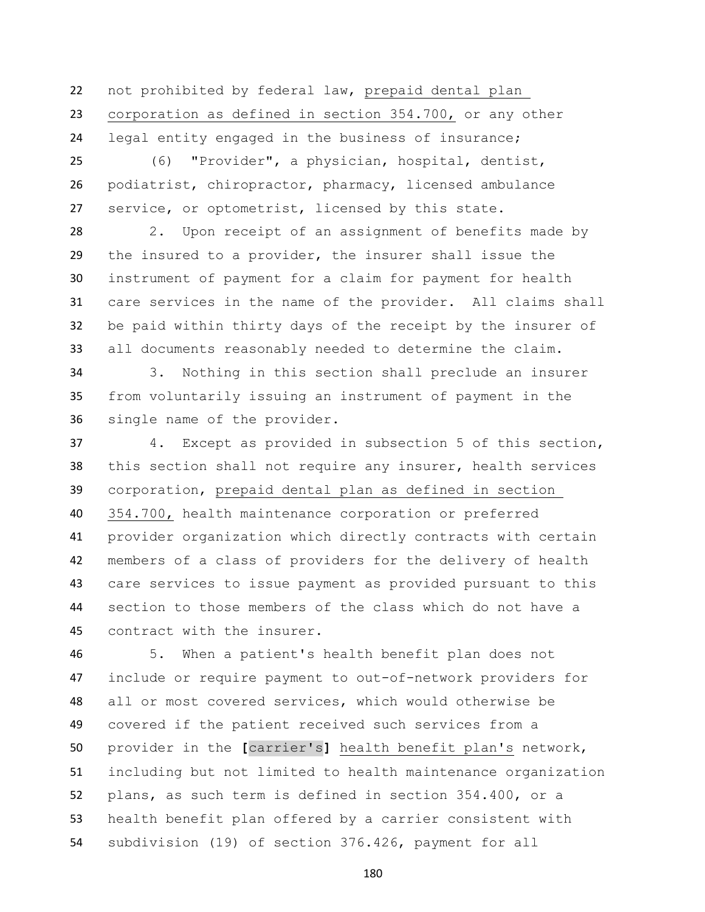not prohibited by federal law, prepaid dental plan corporation as defined in section 354.700, or any other legal entity engaged in the business of insurance;

(6) "Provider", a physician, hospital, dentist, podiatrist, chiropractor, pharmacy, licensed ambulance service, or optometrist, licensed by this state.

2. Upon receipt of an assignment of benefits made by the insured to a provider, the insurer shall issue the instrument of payment for a claim for payment for health care services in the name of the provider. All claims shall be paid within thirty days of the receipt by the insurer of all documents reasonably needed to determine the claim.

3. Nothing in this section shall preclude an insurer from voluntarily issuing an instrument of payment in the single name of the provider.

4. Except as provided in subsection 5 of this section, this section shall not require any insurer, health services corporation, prepaid dental plan as defined in section 354.700, health maintenance corporation or preferred provider organization which directly contracts with certain members of a class of providers for the delivery of health care services to issue payment as provided pursuant to this section to those members of the class which do not have a contract with the insurer.

5. When a patient's health benefit plan does not include or require payment to out-of-network providers for all or most covered services, which would otherwise be covered if the patient received such services from a provider in the **[**carrier's**]** health benefit plan's network, including but not limited to health maintenance organization plans, as such term is defined in section 354.400, or a health benefit plan offered by a carrier consistent with subdivision (19) of section 376.426, payment for all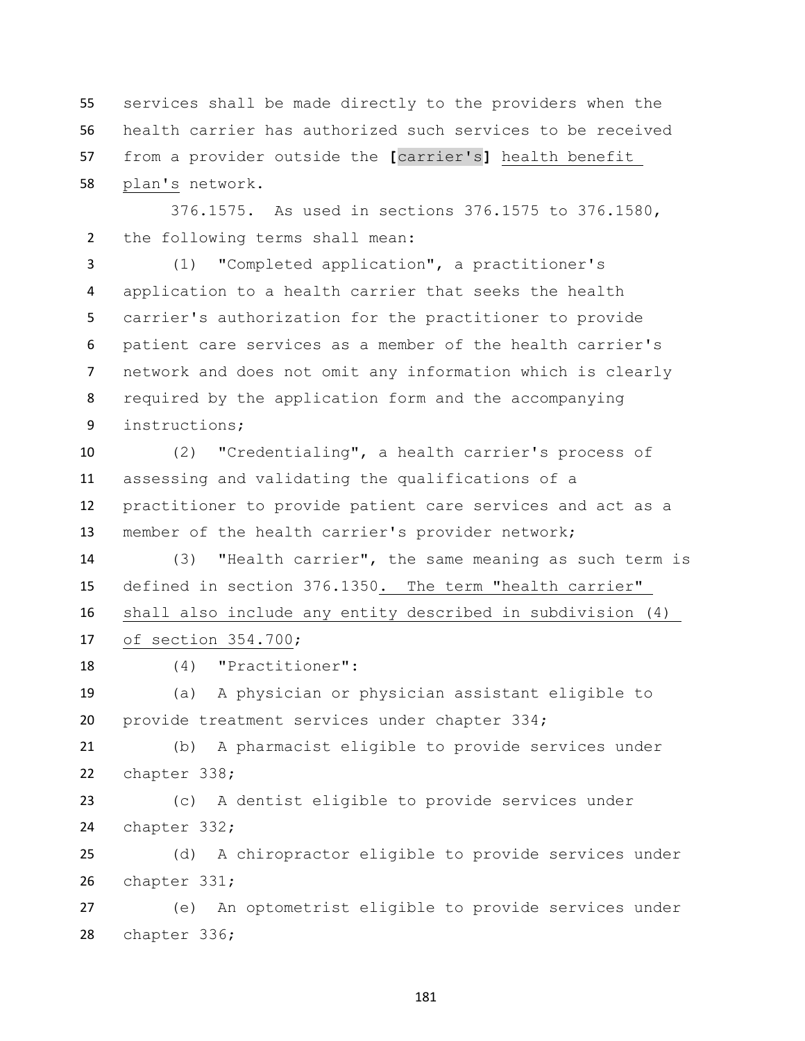55 services shall be made directly to the providers when the
56 health carrier has authorized such services to be received
57 from a provider outside the [carrier's] <u>health benefit</u>
58 <u>plan's</u> network.

376.1575. As used in sections 376.1575 to 376.1580,
2 the following terms shall mean:

3 (1) "Completed application", a practitioner's
4 application to a health carrier that seeks the health
5 carrier's authorization for the practitioner to provide
6 patient care services as a member of the health carrier's
7 network and does not omit any information which is clearly
8 required by the application form and the accompanying
9 instructions;

10 (2) "Credentialing", a health carrier's process of
11 assessing and validating the qualifications of a
12 practitioner to provide patient care services and act as a
13 member of the health carrier's provider network;

14 (3) "Health carrier", the same meaning as such term is
15 defined in section 376.1350<u>. The term "health carrier"</u>
16 <u>shall also include any entity described in subdivision (4)</u>
17 <u>of section 354.700</u>;

18 (4) "Practitioner":

19 (a) A physician or physician assistant eligible to
20 provide treatment services under chapter 334;

21 (b) A pharmacist eligible to provide services under
22 chapter 338;

23 (c) A dentist eligible to provide services under
24 chapter 332;

25 (d) A chiropractor eligible to provide services under
26 chapter 331;

27 (e) An optometrist eligible to provide services under
28 chapter 336;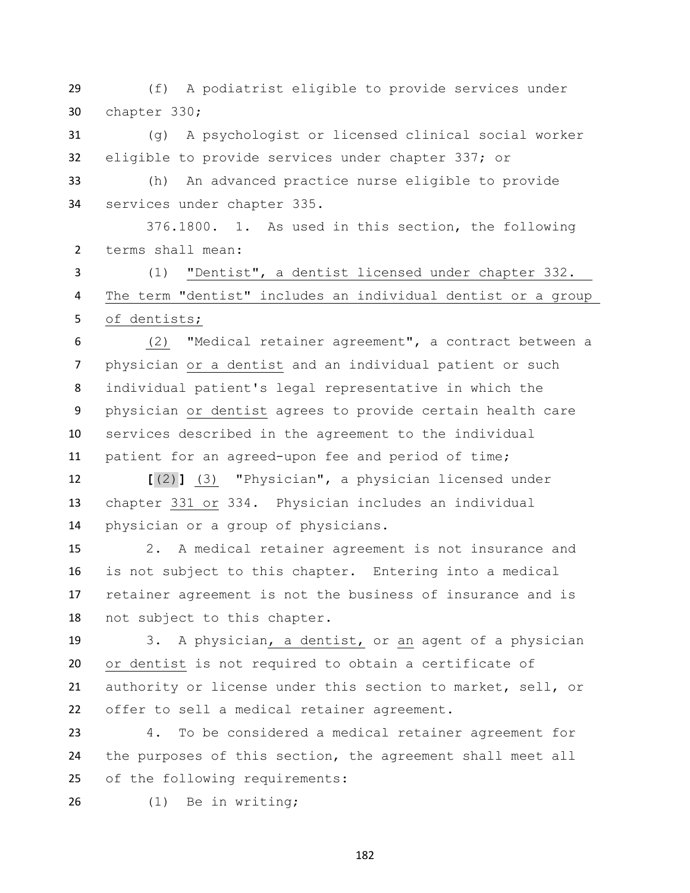(f) A podiatrist eligible to provide services under chapter 330;

(g) A psychologist or licensed clinical social worker eligible to provide services under chapter 337; or

(h) An advanced practice nurse eligible to provide services under chapter 335.

376.1800. 1. As used in this section, the following terms shall mean:

(1) "Dentist", a dentist licensed under chapter 332. The term "dentist" includes an individual dentist or a group of dentists;

(2) "Medical retainer agreement", a contract between a physician or a dentist and an individual patient or such individual patient's legal representative in which the physician or dentist agrees to provide certain health care services described in the agreement to the individual patient for an agreed-upon fee and period of time;

**[**(2)**]** (3) "Physician", a physician licensed under chapter 331 or 334. Physician includes an individual physician or a group of physicians.

2. A medical retainer agreement is not insurance and is not subject to this chapter. Entering into a medical retainer agreement is not the business of insurance and is not subject to this chapter.

3. A physician, a dentist, or an agent of a physician or dentist is not required to obtain a certificate of authority or license under this section to market, sell, or offer to sell a medical retainer agreement.

4. To be considered a medical retainer agreement for the purposes of this section, the agreement shall meet all of the following requirements:

(1) Be in writing;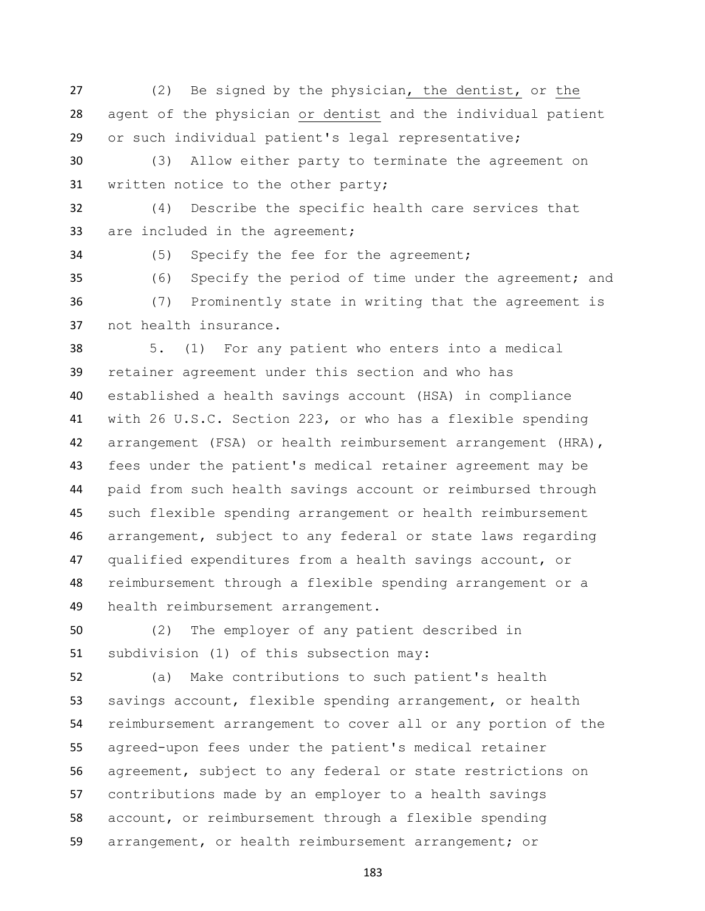(2) Be signed by the physician, the dentist, or the agent of the physician or dentist and the individual patient or such individual patient's legal representative;

(3) Allow either party to terminate the agreement on written notice to the other party;

(4) Describe the specific health care services that are included in the agreement;

(5) Specify the fee for the agreement;

(6) Specify the period of time under the agreement; and

(7) Prominently state in writing that the agreement is not health insurance.

5. (1) For any patient who enters into a medical retainer agreement under this section and who has established a health savings account (HSA) in compliance with 26 U.S.C. Section 223, or who has a flexible spending arrangement (FSA) or health reimbursement arrangement (HRA), fees under the patient's medical retainer agreement may be paid from such health savings account or reimbursed through such flexible spending arrangement or health reimbursement arrangement, subject to any federal or state laws regarding qualified expenditures from a health savings account, or reimbursement through a flexible spending arrangement or a health reimbursement arrangement.

(2) The employer of any patient described in subdivision (1) of this subsection may:

(a) Make contributions to such patient's health savings account, flexible spending arrangement, or health reimbursement arrangement to cover all or any portion of the agreed-upon fees under the patient's medical retainer agreement, subject to any federal or state restrictions on contributions made by an employer to a health savings account, or reimbursement through a flexible spending arrangement, or health reimbursement arrangement; or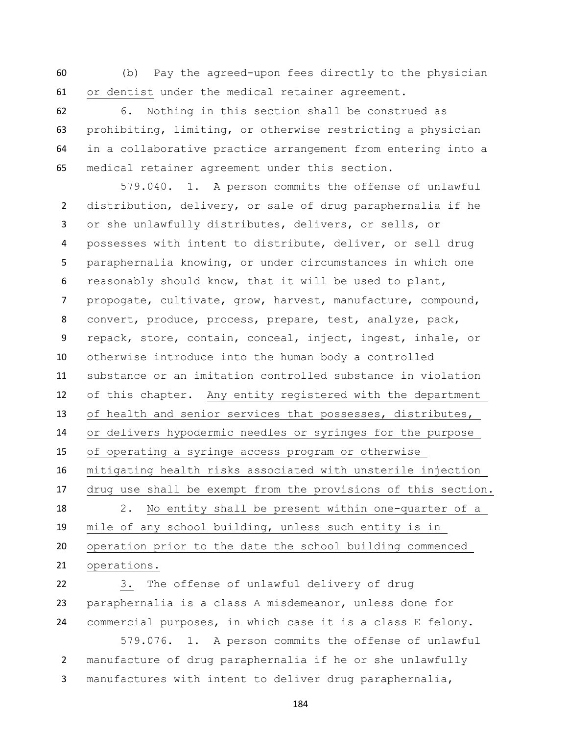(b) Pay the agreed-upon fees directly to the physician or dentist under the medical retainer agreement.

6. Nothing in this section shall be construed as prohibiting, limiting, or otherwise restricting a physician in a collaborative practice arrangement from entering into a medical retainer agreement under this section.

579.040. 1. A person commits the offense of unlawful distribution, delivery, or sale of drug paraphernalia if he or she unlawfully distributes, delivers, or sells, or possesses with intent to distribute, deliver, or sell drug paraphernalia knowing, or under circumstances in which one reasonably should know, that it will be used to plant, propogate, cultivate, grow, harvest, manufacture, compound, convert, produce, process, prepare, test, analyze, pack, repack, store, contain, conceal, inject, ingest, inhale, or otherwise introduce into the human body a controlled substance or an imitation controlled substance in violation of this chapter. Any entity registered with the department of health and senior services that possesses, distributes, or delivers hypodermic needles or syringes for the purpose of operating a syringe access program or otherwise mitigating health risks associated with unsterile injection drug use shall be exempt from the provisions of this section.

2. No entity shall be present within one-quarter of a mile of any school building, unless such entity is in operation prior to the date the school building commenced operations.

3. The offense of unlawful delivery of drug paraphernalia is a class A misdemeanor, unless done for commercial purposes, in which case it is a class E felony.

579.076. 1. A person commits the offense of unlawful manufacture of drug paraphernalia if he or she unlawfully manufactures with intent to deliver drug paraphernalia,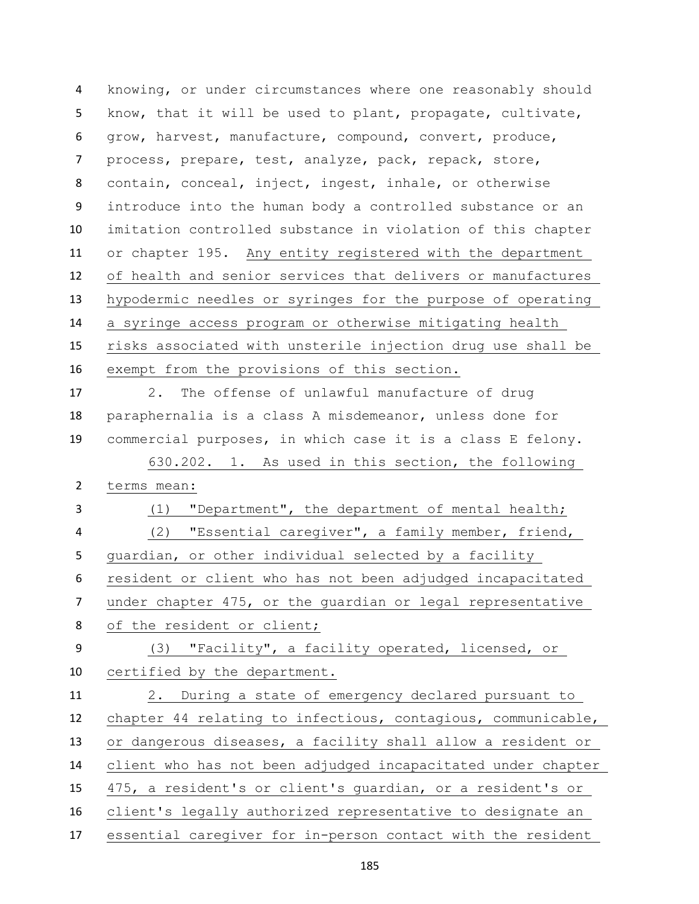knowing, or under circumstances where one reasonably should know, that it will be used to plant, propagate, cultivate, grow, harvest, manufacture, compound, convert, produce, process, prepare, test, analyze, pack, repack, store, contain, conceal, inject, ingest, inhale, or otherwise introduce into the human body a controlled substance or an imitation controlled substance in violation of this chapter or chapter 195. Any entity registered with the department of health and senior services that delivers or manufactures hypodermic needles or syringes for the purpose of operating a syringe access program or otherwise mitigating health risks associated with unsterile injection drug use shall be exempt from the provisions of this section.

2. The offense of unlawful manufacture of drug paraphernalia is a class A misdemeanor, unless done for commercial purposes, in which case it is a class E felony.

630.202. 1. As used in this section, the following terms mean:

(1) "Department", the department of mental health;

(2) "Essential caregiver", a family member, friend, guardian, or other individual selected by a facility resident or client who has not been adjudged incapacitated under chapter 475, or the guardian or legal representative of the resident or client;

(3) "Facility", a facility operated, licensed, or certified by the department.

2. During a state of emergency declared pursuant to chapter 44 relating to infectious, contagious, communicable, or dangerous diseases, a facility shall allow a resident or client who has not been adjudged incapacitated under chapter 475, a resident's or client's guardian, or a resident's or client's legally authorized representative to designate an essential caregiver for in-person contact with the resident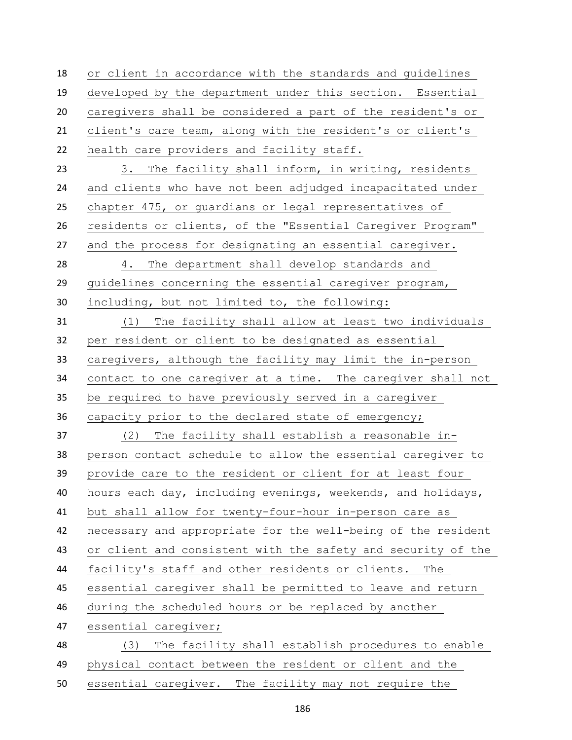or client in accordance with the standards and guidelines developed by the department under this section. Essential caregivers shall be considered a part of the resident's or client's care team, along with the resident's or client's health care providers and facility staff.

3. The facility shall inform, in writing, residents and clients who have not been adjudged incapacitated under chapter 475, or guardians or legal representatives of residents or clients, of the "Essential Caregiver Program" and the process for designating an essential caregiver.

4. The department shall develop standards and guidelines concerning the essential caregiver program, including, but not limited to, the following:

(1) The facility shall allow at least two individuals per resident or client to be designated as essential caregivers, although the facility may limit the in-person contact to one caregiver at a time. The caregiver shall not be required to have previously served in a caregiver capacity prior to the declared state of emergency;

(2) The facility shall establish a reasonable in-person contact schedule to allow the essential caregiver to provide care to the resident or client for at least four hours each day, including evenings, weekends, and holidays, but shall allow for twenty-four-hour in-person care as necessary and appropriate for the well-being of the resident or client and consistent with the safety and security of the facility's staff and other residents or clients. The essential caregiver shall be permitted to leave and return during the scheduled hours or be replaced by another essential caregiver;

(3) The facility shall establish procedures to enable physical contact between the resident or client and the essential caregiver. The facility may not require the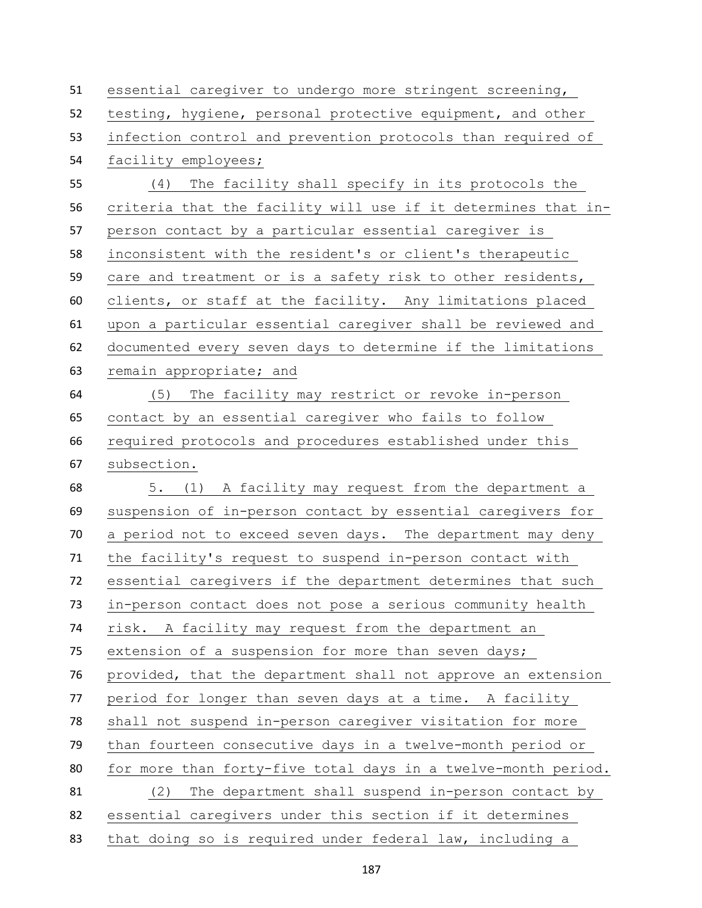essential caregiver to undergo more stringent screening, testing, hygiene, personal protective equipment, and other infection control and prevention protocols than required of facility employees;

(4) The facility shall specify in its protocols the criteria that the facility will use if it determines that in-person contact by a particular essential caregiver is inconsistent with the resident's or client's therapeutic care and treatment or is a safety risk to other residents, clients, or staff at the facility. Any limitations placed upon a particular essential caregiver shall be reviewed and documented every seven days to determine if the limitations remain appropriate; and

(5) The facility may restrict or revoke in-person contact by an essential caregiver who fails to follow required protocols and procedures established under this subsection.

5. (1) A facility may request from the department a suspension of in-person contact by essential caregivers for a period not to exceed seven days. The department may deny the facility's request to suspend in-person contact with essential caregivers if the department determines that such in-person contact does not pose a serious community health risk. A facility may request from the department an extension of a suspension for more than seven days; provided, that the department shall not approve an extension period for longer than seven days at a time. A facility shall not suspend in-person caregiver visitation for more than fourteen consecutive days in a twelve-month period or for more than forty-five total days in a twelve-month period.

(2) The department shall suspend in-person contact by essential caregivers under this section if it determines that doing so is required under federal law, including a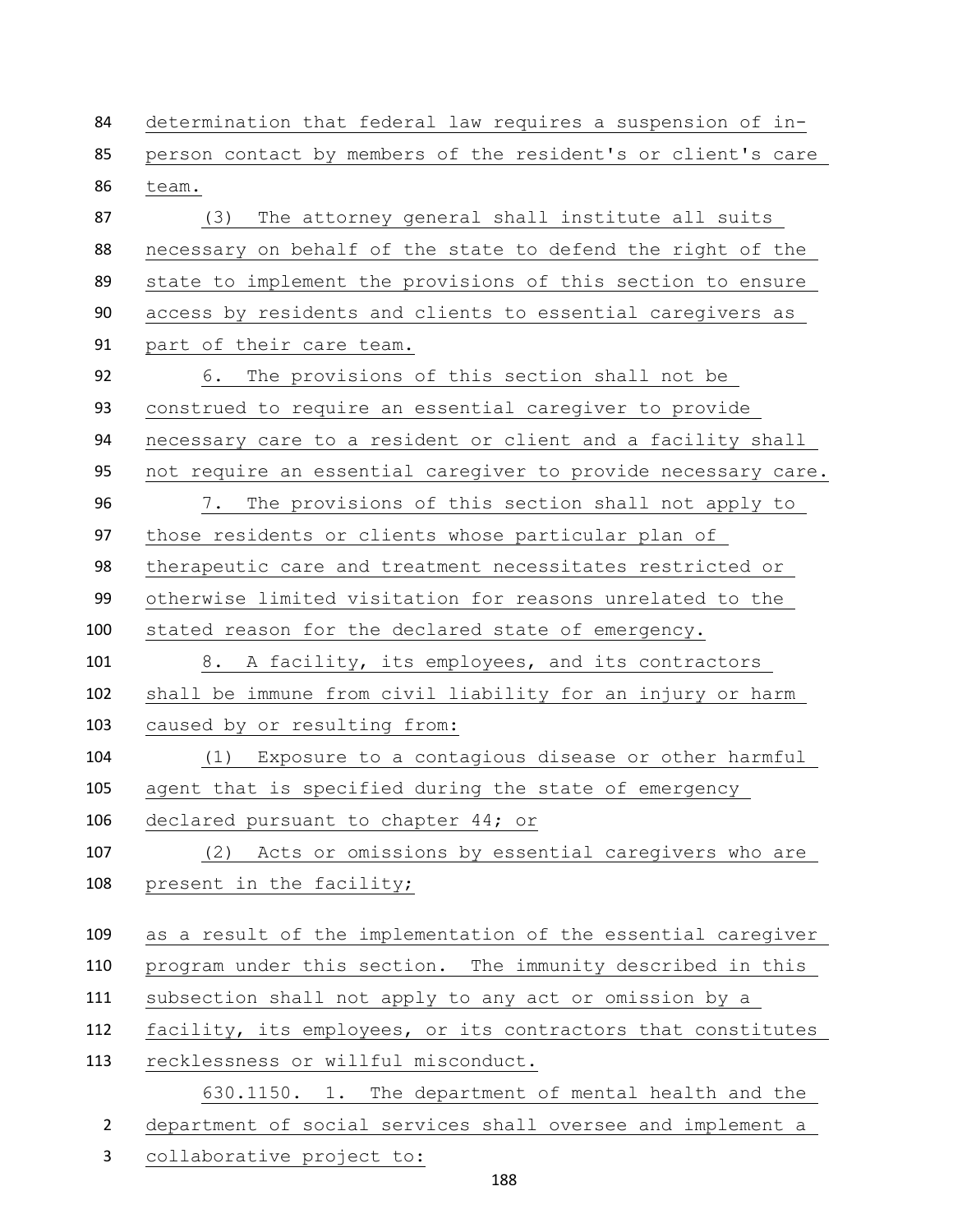determination that federal law requires a suspension of in-person contact by members of the resident's or client's care team.

(3) The attorney general shall institute all suits necessary on behalf of the state to defend the right of the state to implement the provisions of this section to ensure access by residents and clients to essential caregivers as part of their care team.

6. The provisions of this section shall not be construed to require an essential caregiver to provide necessary care to a resident or client and a facility shall not require an essential caregiver to provide necessary care.

7. The provisions of this section shall not apply to those residents or clients whose particular plan of therapeutic care and treatment necessitates restricted or otherwise limited visitation for reasons unrelated to the stated reason for the declared state of emergency.

8. A facility, its employees, and its contractors shall be immune from civil liability for an injury or harm caused by or resulting from:

(1) Exposure to a contagious disease or other harmful agent that is specified during the state of emergency declared pursuant to chapter 44; or

(2) Acts or omissions by essential caregivers who are present in the facility;

as a result of the implementation of the essential caregiver program under this section. The immunity described in this subsection shall not apply to any act or omission by a facility, its employees, or its contractors that constitutes recklessness or willful misconduct.

630.1150. 1. The department of mental health and the department of social services shall oversee and implement a collaborative project to: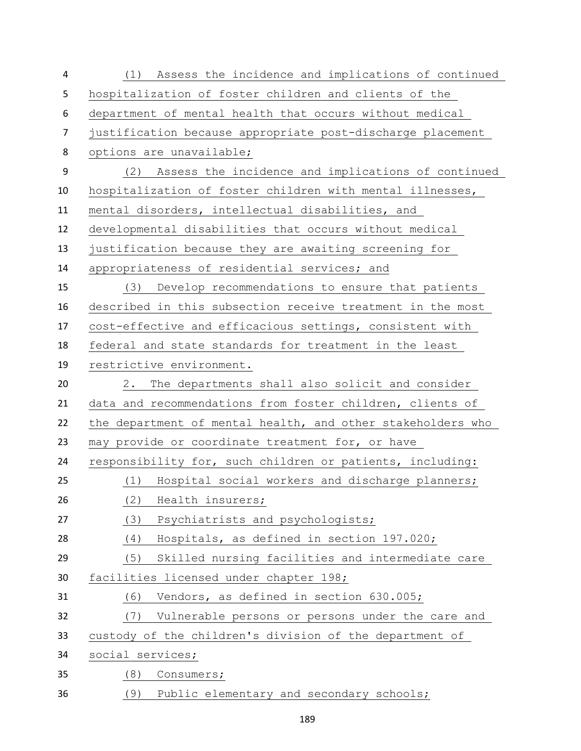(1) Assess the incidence and implications of continued hospitalization of foster children and clients of the department of mental health that occurs without medical justification because appropriate post-discharge placement options are unavailable;

(2) Assess the incidence and implications of continued hospitalization of foster children with mental illnesses, mental disorders, intellectual disabilities, and developmental disabilities that occurs without medical justification because they are awaiting screening for appropriateness of residential services; and

(3) Develop recommendations to ensure that patients described in this subsection receive treatment in the most cost-effective and efficacious settings, consistent with federal and state standards for treatment in the least restrictive environment.

2. The departments shall also solicit and consider data and recommendations from foster children, clients of the department of mental health, and other stakeholders who may provide or coordinate treatment for, or have responsibility for, such children or patients, including:

(1) Hospital social workers and discharge planners;

(2) Health insurers;

(3) Psychiatrists and psychologists;

(4) Hospitals, as defined in section 197.020;

(5) Skilled nursing facilities and intermediate care facilities licensed under chapter 198;

(6) Vendors, as defined in section 630.005;

(7) Vulnerable persons or persons under the care and custody of the children's division of the department of social services;

(8) Consumers;

(9) Public elementary and secondary schools;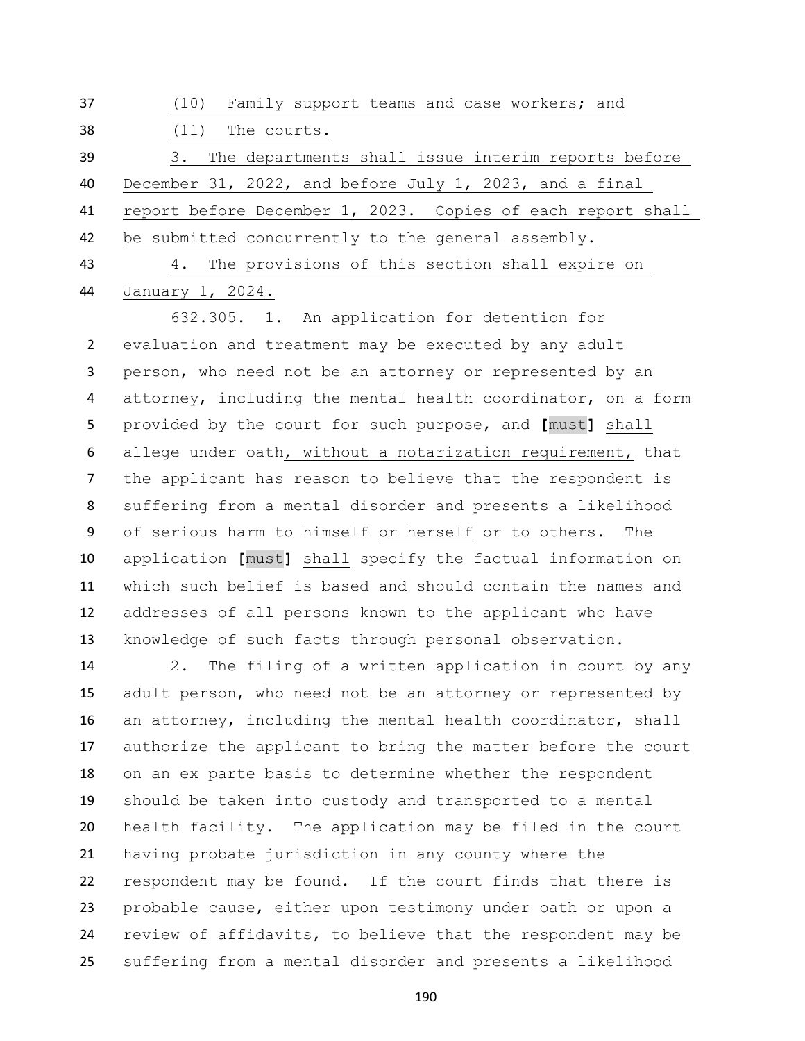(10) Family support teams and case workers; and

(11) The courts.

3. The departments shall issue interim reports before December 31, 2022, and before July 1, 2023, and a final report before December 1, 2023. Copies of each report shall be submitted concurrently to the general assembly.

4. The provisions of this section shall expire on January 1, 2024.

632.305. 1. An application for detention for evaluation and treatment may be executed by any adult person, who need not be an attorney or represented by an attorney, including the mental health coordinator, on a form provided by the court for such purpose, and **[**must**]** shall allege under oath, without a notarization requirement, that the applicant has reason to believe that the respondent is suffering from a mental disorder and presents a likelihood of serious harm to himself or herself or to others. The application **[**must**]** shall specify the factual information on which such belief is based and should contain the names and addresses of all persons known to the applicant who have knowledge of such facts through personal observation.

2. The filing of a written application in court by any adult person, who need not be an attorney or represented by an attorney, including the mental health coordinator, shall authorize the applicant to bring the matter before the court on an ex parte basis to determine whether the respondent should be taken into custody and transported to a mental health facility. The application may be filed in the court having probate jurisdiction in any county where the respondent may be found. If the court finds that there is probable cause, either upon testimony under oath or upon a review of affidavits, to believe that the respondent may be suffering from a mental disorder and presents a likelihood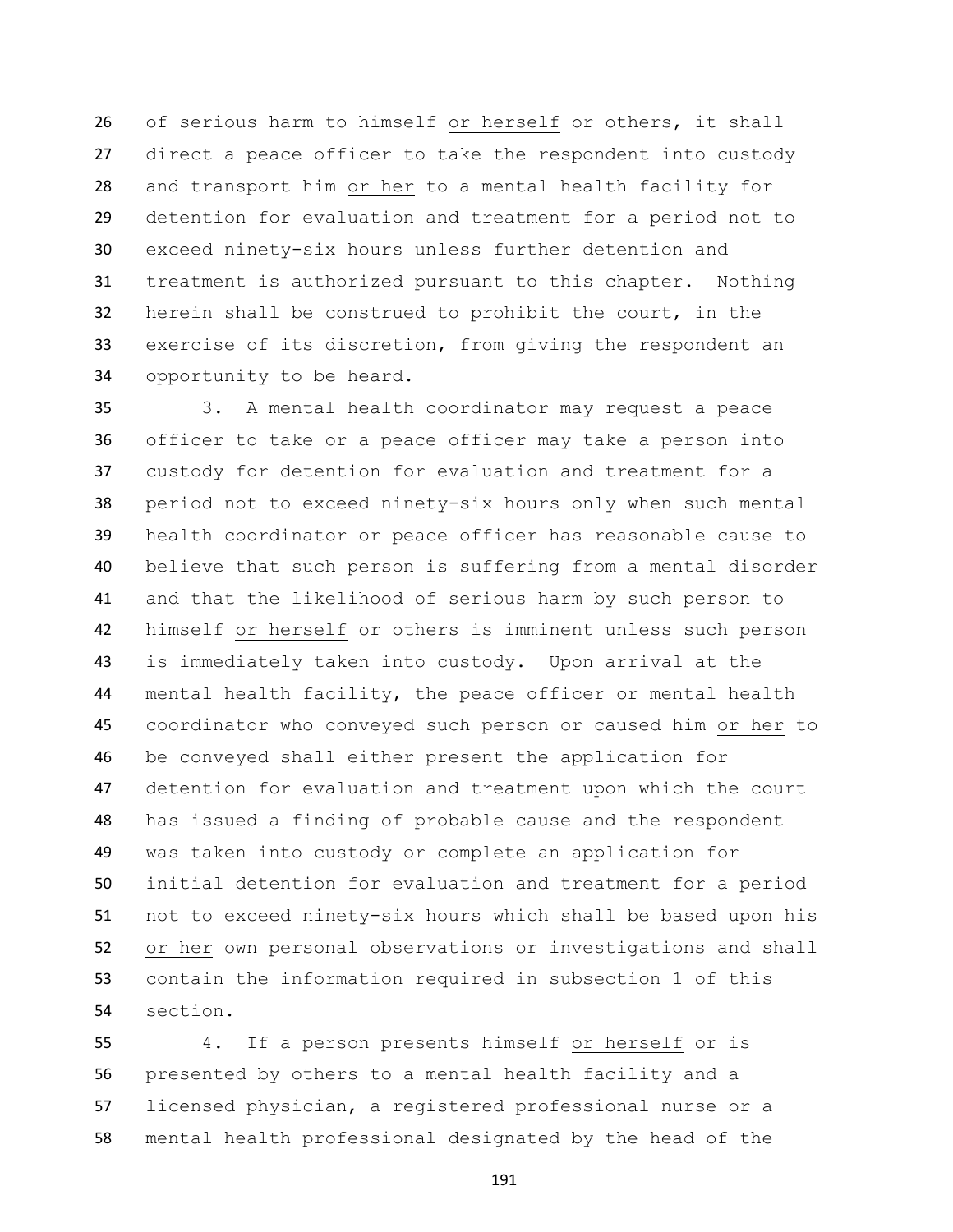of serious harm to himself <u>or herself</u> or others, it shall direct a peace officer to take the respondent into custody and transport him <u>or her</u> to a mental health facility for detention for evaluation and treatment for a period not to exceed ninety-six hours unless further detention and treatment is authorized pursuant to this chapter. Nothing herein shall be construed to prohibit the court, in the exercise of its discretion, from giving the respondent an opportunity to be heard.

3. A mental health coordinator may request a peace officer to take or a peace officer may take a person into custody for detention for evaluation and treatment for a period not to exceed ninety-six hours only when such mental health coordinator or peace officer has reasonable cause to believe that such person is suffering from a mental disorder and that the likelihood of serious harm by such person to himself <u>or herself</u> or others is imminent unless such person is immediately taken into custody. Upon arrival at the mental health facility, the peace officer or mental health coordinator who conveyed such person or caused him <u>or her</u> to be conveyed shall either present the application for detention for evaluation and treatment upon which the court has issued a finding of probable cause and the respondent was taken into custody or complete an application for initial detention for evaluation and treatment for a period not to exceed ninety-six hours which shall be based upon his <u>or her</u> own personal observations or investigations and shall contain the information required in subsection 1 of this section.

4. If a person presents himself <u>or herself</u> or is presented by others to a mental health facility and a licensed physician, a registered professional nurse or a mental health professional designated by the head of the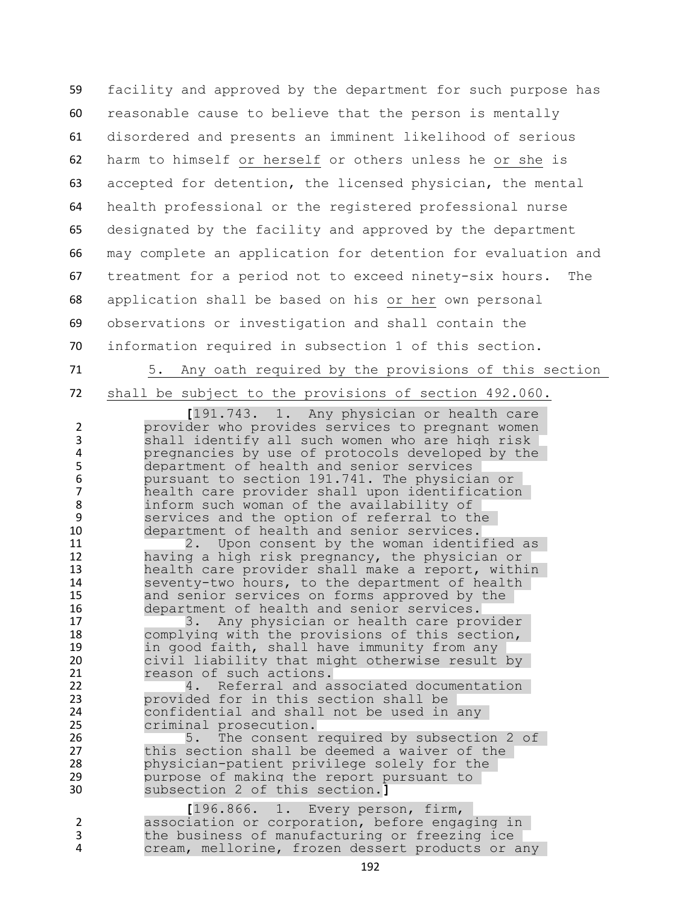facility and approved by the department for such purpose has reasonable cause to believe that the person is mentally disordered and presents an imminent likelihood of serious harm to himself <u>or herself</u> or others unless he <u>or she</u> is accepted for detention, the licensed physician, the mental health professional or the registered professional nurse designated by the facility and approved by the department may complete an application for detention for evaluation and treatment for a period not to exceed ninety-six hours. The application shall be based on his <u>or her</u> own personal observations or investigation and shall contain the information required in subsection 1 of this section.

<u>5. Any oath required by the provisions of this section shall be subject to the provisions of section 492.060.</u>

[191.743. 1. Any physician or health care provider who provides services to pregnant women shall identify all such women who are high risk pregnancies by use of protocols developed by the department of health and senior services pursuant to section 191.741. The physician or health care provider shall upon identification inform such woman of the availability of services and the option of referral to the department of health and senior services.

2. Upon consent by the woman identified as having a high risk pregnancy, the physician or health care provider shall make a report, within seventy-two hours, to the department of health and senior services on forms approved by the department of health and senior services.

3. Any physician or health care provider complying with the provisions of this section, in good faith, shall have immunity from any civil liability that might otherwise result by reason of such actions.

4. Referral and associated documentation provided for in this section shall be confidential and shall not be used in any criminal prosecution.

5. The consent required by subsection 2 of this section shall be deemed a waiver of the physician-patient privilege solely for the purpose of making the report pursuant to subsection 2 of this section.]

[196.866. 1. Every person, firm, association or corporation, before engaging in the business of manufacturing or freezing ice cream, mellorine, frozen dessert products or any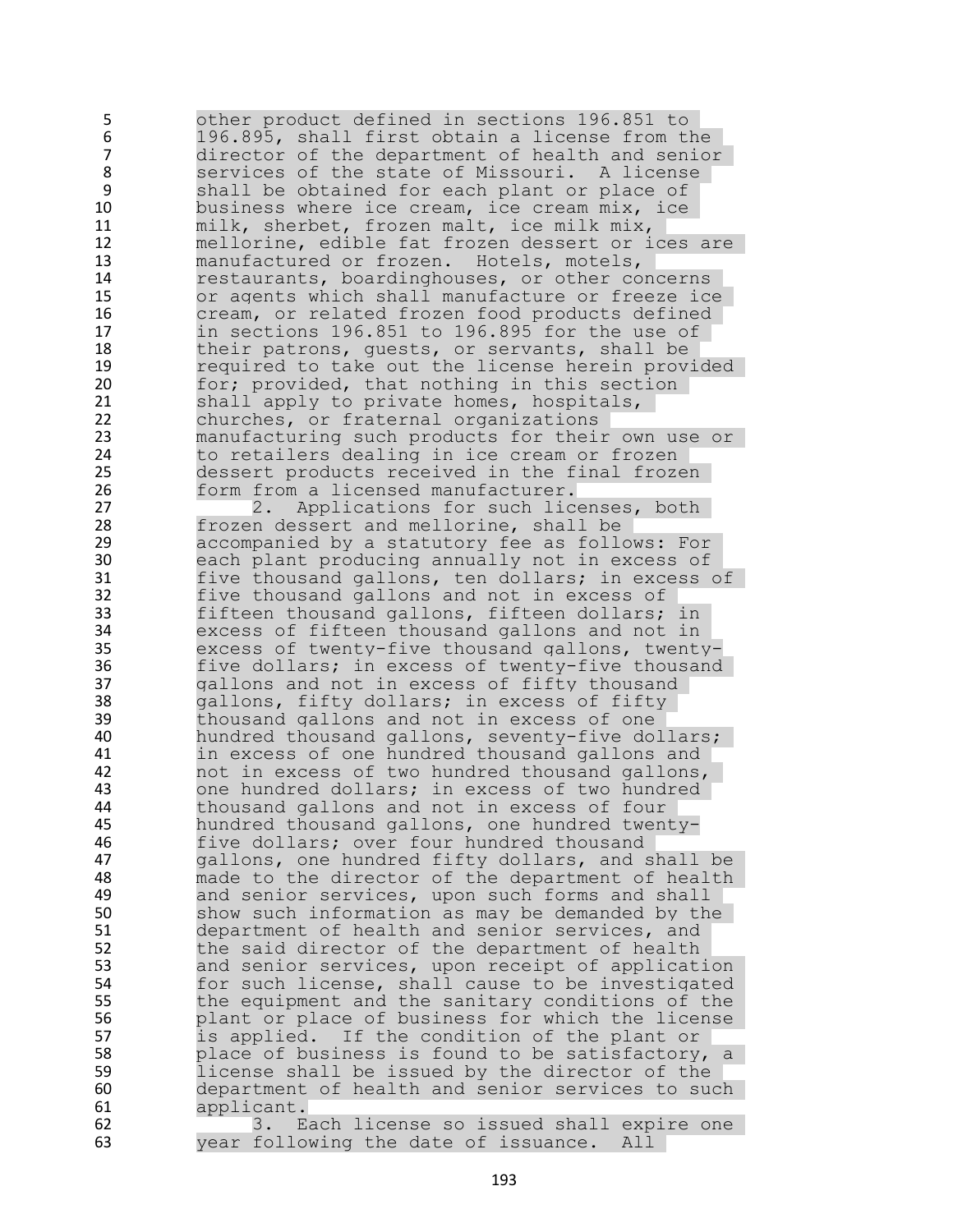other product defined in sections 196.851 to 196.895, shall first obtain a license from the director of the department of health and senior services of the state of Missouri. A license shall be obtained for each plant or place of business where ice cream, ice cream mix, ice milk, sherbet, frozen malt, ice milk mix, mellorine, edible fat frozen dessert or ices are manufactured or frozen. Hotels, motels, restaurants, boardinghouses, or other concerns or agents which shall manufacture or freeze ice cream, or related frozen food products defined in sections 196.851 to 196.895 for the use of their patrons, guests, or servants, shall be required to take out the license herein provided for; provided, that nothing in this section shall apply to private homes, hospitals, churches, or fraternal organizations manufacturing such products for their own use or to retailers dealing in ice cream or frozen dessert products received in the final frozen form from a licensed manufacturer.

2. Applications for such licenses, both frozen dessert and mellorine, shall be accompanied by a statutory fee as follows: For each plant producing annually not in excess of five thousand gallons, ten dollars; in excess of five thousand gallons and not in excess of fifteen thousand gallons, fifteen dollars; in excess of fifteen thousand gallons and not in excess of twenty-five thousand gallons, twenty-five dollars; in excess of twenty-five thousand gallons and not in excess of fifty thousand gallons, fifty dollars; in excess of fifty thousand gallons and not in excess of one hundred thousand gallons, seventy-five dollars; in excess of one hundred thousand gallons and not in excess of two hundred thousand gallons, one hundred dollars; in excess of two hundred thousand gallons and not in excess of four hundred thousand gallons, one hundred twenty-five dollars; over four hundred thousand gallons, one hundred fifty dollars, and shall be made to the director of the department of health and senior services, upon such forms and shall show such information as may be demanded by the department of health and senior services, and the said director of the department of health and senior services, upon receipt of application for such license, shall cause to be investigated the equipment and the sanitary conditions of the plant or place of business for which the license is applied. If the condition of the plant or place of business is found to be satisfactory, a license shall be issued by the director of the department of health and senior services to such applicant.

3. Each license so issued shall expire one year following the date of issuance. All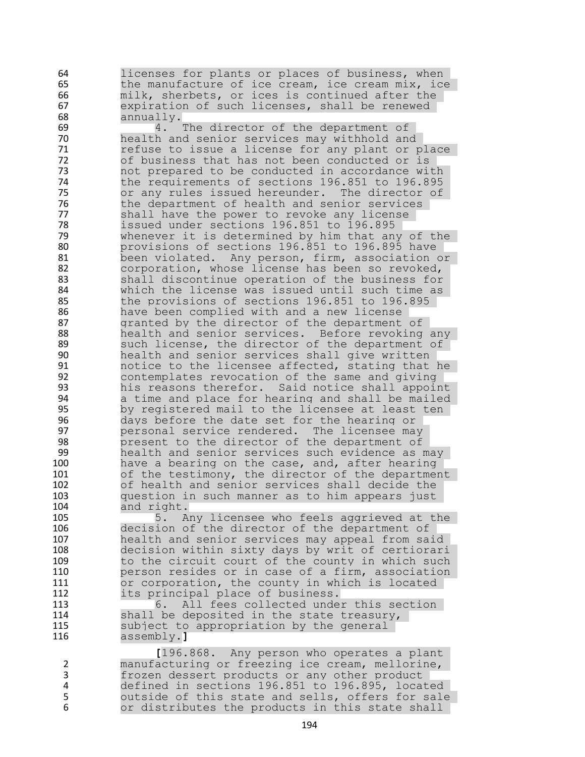licenses for plants or places of business, when the manufacture of ice cream, ice cream mix, ice milk, sherbets, or ices is continued after the expiration of such licenses, shall be renewed annually.

4. The director of the department of health and senior services may withhold and refuse to issue a license for any plant or place of business that has not been conducted or is not prepared to be conducted in accordance with the requirements of sections 196.851 to 196.895 or any rules issued hereunder. The director of the department of health and senior services shall have the power to revoke any license issued under sections 196.851 to 196.895 whenever it is determined by him that any of the provisions of sections 196.851 to 196.895 have been violated. Any person, firm, association or corporation, whose license has been so revoked, shall discontinue operation of the business for which the license was issued until such time as the provisions of sections 196.851 to 196.895 have been complied with and a new license granted by the director of the department of health and senior services. Before revoking any such license, the director of the department of health and senior services shall give written notice to the licensee affected, stating that he contemplates revocation of the same and giving his reasons therefor. Said notice shall appoint a time and place for hearing and shall be mailed by registered mail to the licensee at least ten days before the date set for the hearing or personal service rendered. The licensee may present to the director of the department of health and senior services such evidence as may have a bearing on the case, and, after hearing of the testimony, the director of the department of health and senior services shall decide the question in such manner as to him appears just and right.

5. Any licensee who feels aggrieved at the decision of the director of the department of health and senior services may appeal from said decision within sixty days by writ of certiorari to the circuit court of the county in which such person resides or in case of a firm, association or corporation, the county in which is located its principal place of business.

6. All fees collected under this section shall be deposited in the state treasury, subject to appropriation by the general assembly.]

[196.868. Any person who operates a plant manufacturing or freezing ice cream, mellorine, frozen dessert products or any other product defined in sections 196.851 to 196.895, located outside of this state and sells, offers for sale or distributes the products in this state shall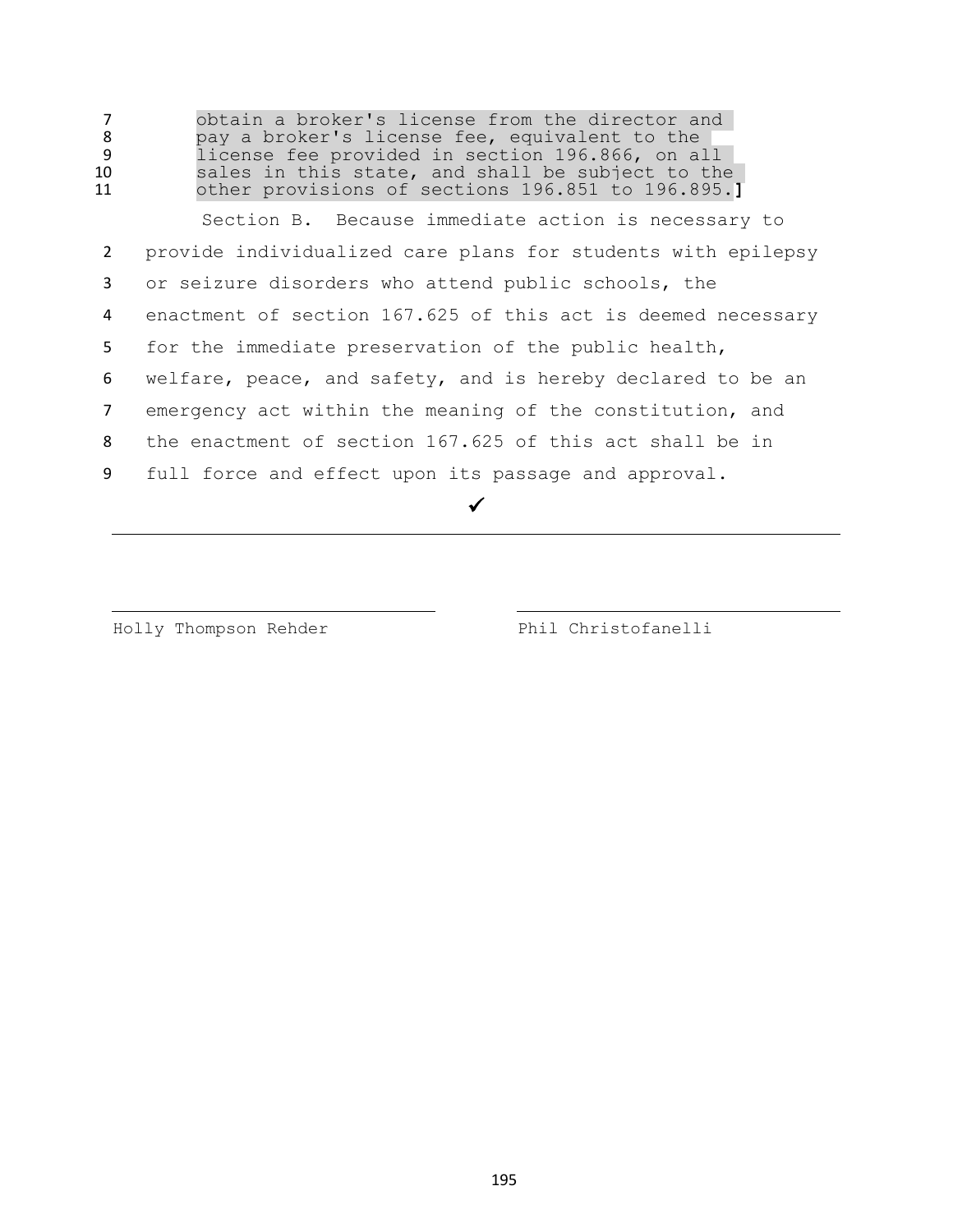7 obtain a broker's license from the director and
8 pay a broker's license fee, equivalent to the
9 license fee provided in section 196.866, on all
10 sales in this state, and shall be subject to the
11 other provisions of sections 196.851 to 196.895.]

Section B. Because immediate action is necessary to
2 provide individualized care plans for students with epilepsy
3 or seizure disorders who attend public schools, the
4 enactment of section 167.625 of this act is deemed necessary
5 for the immediate preservation of the public health,
6 welfare, peace, and safety, and is hereby declared to be an
7 emergency act within the meaning of the constitution, and
8 the enactment of section 167.625 of this act shall be in
9 full force and effect upon its passage and approval.

✓

---

Holly Thompson Rehder

Phil Christofanelli